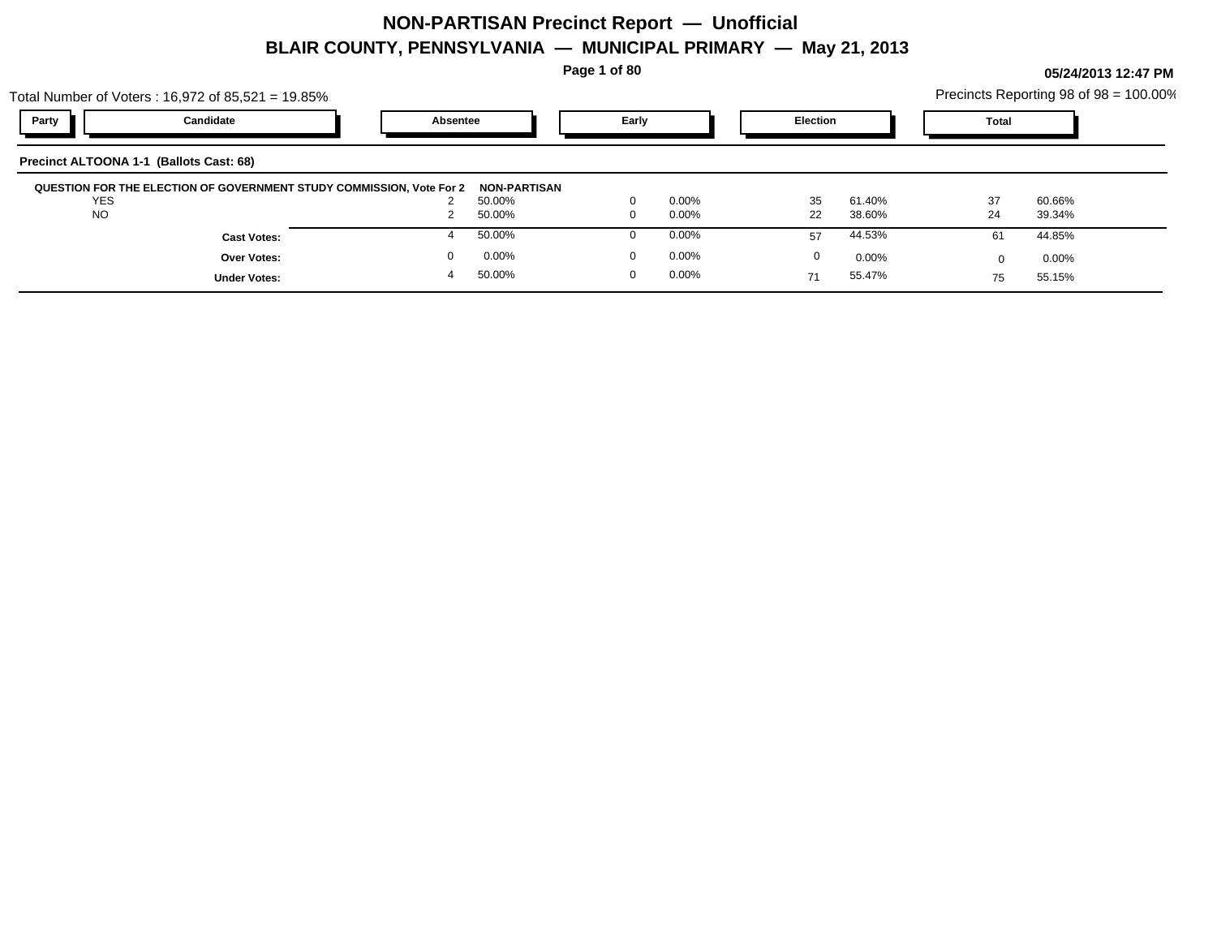# NON-PARTISAN Precinct Report — Unofficial

## BLAIR COUNTY, PENNSYLVANIA — MUNICIPAL PRIMARY — May 21, 2013

05/24/2013 12:47 PM

Total Number of Voters : 16,972 of 85,521 = 19.85%

Precincts Reporting 98 of 98 = 100.00%

| Party | Candidate | Absentee | | Early | | Election | | Total | |
|---|---|---|---|---|---|---|---|---|---|
| **Precinct ALTOONA 1-1 (Ballots Cast: 68)** | | | | | | | | | |
| **QUESTION FOR THE ELECTION OF GOVERNMENT STUDY COMMISSION, Vote For 2** | | **NON-PARTISAN** | | | | | | | |
| | YES | 2 | 50.00% | 0 | 0.00% | 35 | 61.40% | 37 | 60.66% |
| | NO | 2 | 50.00% | 0 | 0.00% | 22 | 38.60% | 24 | 39.34% |
| | **Cast Votes:** | 4 | 50.00% | 0 | 0.00% | 57 | 44.53% | 61 | 44.85% |
| | **Over Votes:** | 0 | 0.00% | 0 | 0.00% | 0 | 0.00% | 0 | 0.00% |
| | **Under Votes:** | 4 | 50.00% | 0 | 0.00% | 71 | 55.47% | 75 | 55.15% |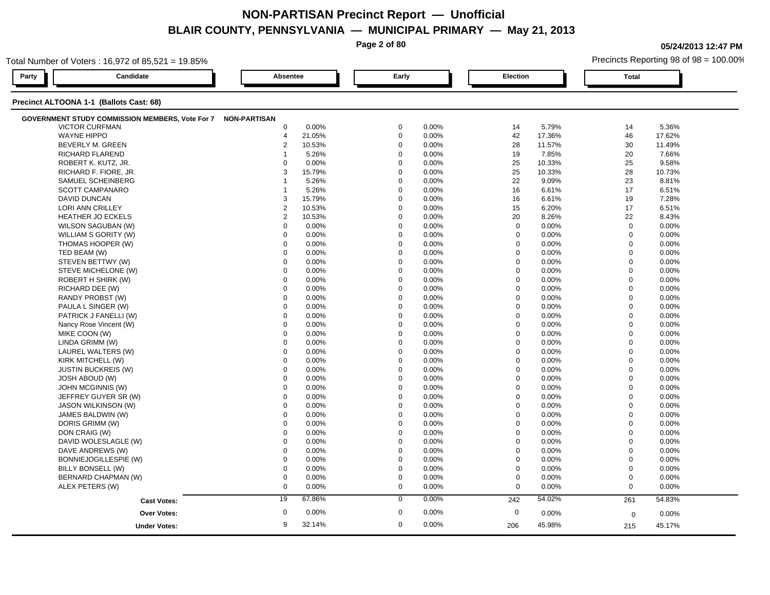# NON-PARTISAN Precinct Report — Unofficial

## BLAIR COUNTY, PENNSYLVANIA — MUNICIPAL PRIMARY — May 21, 2013

05/24/2013 12:47 PM

Total Number of Voters : 16,972 of 85,521 = 19.85%

Precincts Reporting 98 of 98 = 100.00%

### Precinct ALTOONA 1-1 (Ballots Cast: 68)

**GOVERNMENT STUDY COMMISSION MEMBERS, Vote For 7** — NON-PARTISAN

| Party | Candidate | Absentee | | Early | | Election | | Total | |
|---|---|---|---|---|---|---|---|---|---|
| | VICTOR CURFMAN | 0 | 0.00% | 0 | 0.00% | 14 | 5.79% | 14 | 5.36% |
| | WAYNE HIPPO | 4 | 21.05% | 0 | 0.00% | 42 | 17.36% | 46 | 17.62% |
| | BEVERLY M. GREEN | 2 | 10.53% | 0 | 0.00% | 28 | 11.57% | 30 | 11.49% |
| | RICHARD FLAREND | 1 | 5.26% | 0 | 0.00% | 19 | 7.85% | 20 | 7.66% |
| | ROBERT K. KUTZ, JR. | 0 | 0.00% | 0 | 0.00% | 25 | 10.33% | 25 | 9.58% |
| | RICHARD F. FIORE, JR. | 3 | 15.79% | 0 | 0.00% | 25 | 10.33% | 28 | 10.73% |
| | SAMUEL SCHEINBERG | 1 | 5.26% | 0 | 0.00% | 22 | 9.09% | 23 | 8.81% |
| | SCOTT CAMPANARO | 1 | 5.26% | 0 | 0.00% | 16 | 6.61% | 17 | 6.51% |
| | DAVID DUNCAN | 3 | 15.79% | 0 | 0.00% | 16 | 6.61% | 19 | 7.28% |
| | LORI ANN CRILLEY | 2 | 10.53% | 0 | 0.00% | 15 | 6.20% | 17 | 6.51% |
| | HEATHER JO ECKELS | 2 | 10.53% | 0 | 0.00% | 20 | 8.26% | 22 | 8.43% |
| | WILSON SAGUBAN (W) | 0 | 0.00% | 0 | 0.00% | 0 | 0.00% | 0 | 0.00% |
| | WILLIAM S GORITY (W) | 0 | 0.00% | 0 | 0.00% | 0 | 0.00% | 0 | 0.00% |
| | THOMAS HOOPER (W) | 0 | 0.00% | 0 | 0.00% | 0 | 0.00% | 0 | 0.00% |
| | TED BEAM (W) | 0 | 0.00% | 0 | 0.00% | 0 | 0.00% | 0 | 0.00% |
| | STEVEN BETTWY (W) | 0 | 0.00% | 0 | 0.00% | 0 | 0.00% | 0 | 0.00% |
| | STEVE MICHELONE (W) | 0 | 0.00% | 0 | 0.00% | 0 | 0.00% | 0 | 0.00% |
| | ROBERT H SHIRK (W) | 0 | 0.00% | 0 | 0.00% | 0 | 0.00% | 0 | 0.00% |
| | RICHARD DEE (W) | 0 | 0.00% | 0 | 0.00% | 0 | 0.00% | 0 | 0.00% |
| | RANDY PROBST (W) | 0 | 0.00% | 0 | 0.00% | 0 | 0.00% | 0 | 0.00% |
| | PAULA L SINGER (W) | 0 | 0.00% | 0 | 0.00% | 0 | 0.00% | 0 | 0.00% |
| | PATRICK J FANELLI (W) | 0 | 0.00% | 0 | 0.00% | 0 | 0.00% | 0 | 0.00% |
| | Nancy Rose Vincent (W) | 0 | 0.00% | 0 | 0.00% | 0 | 0.00% | 0 | 0.00% |
| | MIKE COON (W) | 0 | 0.00% | 0 | 0.00% | 0 | 0.00% | 0 | 0.00% |
| | LINDA GRIMM (W) | 0 | 0.00% | 0 | 0.00% | 0 | 0.00% | 0 | 0.00% |
| | LAUREL WALTERS (W) | 0 | 0.00% | 0 | 0.00% | 0 | 0.00% | 0 | 0.00% |
| | KIRK MITCHELL (W) | 0 | 0.00% | 0 | 0.00% | 0 | 0.00% | 0 | 0.00% |
| | JUSTIN BUCKREIS (W) | 0 | 0.00% | 0 | 0.00% | 0 | 0.00% | 0 | 0.00% |
| | JOSH ABOUD (W) | 0 | 0.00% | 0 | 0.00% | 0 | 0.00% | 0 | 0.00% |
| | JOHN MCGINNIS (W) | 0 | 0.00% | 0 | 0.00% | 0 | 0.00% | 0 | 0.00% |
| | JEFFREY GUYER SR (W) | 0 | 0.00% | 0 | 0.00% | 0 | 0.00% | 0 | 0.00% |
| | JASON WILKINSON (W) | 0 | 0.00% | 0 | 0.00% | 0 | 0.00% | 0 | 0.00% |
| | JAMES BALDWIN (W) | 0 | 0.00% | 0 | 0.00% | 0 | 0.00% | 0 | 0.00% |
| | DORIS GRIMM (W) | 0 | 0.00% | 0 | 0.00% | 0 | 0.00% | 0 | 0.00% |
| | DON CRAIG (W) | 0 | 0.00% | 0 | 0.00% | 0 | 0.00% | 0 | 0.00% |
| | DAVID WOLESLAGLE (W) | 0 | 0.00% | 0 | 0.00% | 0 | 0.00% | 0 | 0.00% |
| | DAVE ANDREWS (W) | 0 | 0.00% | 0 | 0.00% | 0 | 0.00% | 0 | 0.00% |
| | BONNIEJOGILLESPIE (W) | 0 | 0.00% | 0 | 0.00% | 0 | 0.00% | 0 | 0.00% |
| | BILLY BONSELL (W) | 0 | 0.00% | 0 | 0.00% | 0 | 0.00% | 0 | 0.00% |
| | BERNARD CHAPMAN (W) | 0 | 0.00% | 0 | 0.00% | 0 | 0.00% | 0 | 0.00% |
| | ALEX PETERS (W) | 0 | 0.00% | 0 | 0.00% | 0 | 0.00% | 0 | 0.00% |
| | **Cast Votes:** | 19 | 67.86% | 0 | 0.00% | 242 | 54.02% | 261 | 54.83% |
| | **Over Votes:** | 0 | 0.00% | 0 | 0.00% | 0 | 0.00% | 0 | 0.00% |
| | **Under Votes:** | 9 | 32.14% | 0 | 0.00% | 206 | 45.98% | 215 | 45.17% |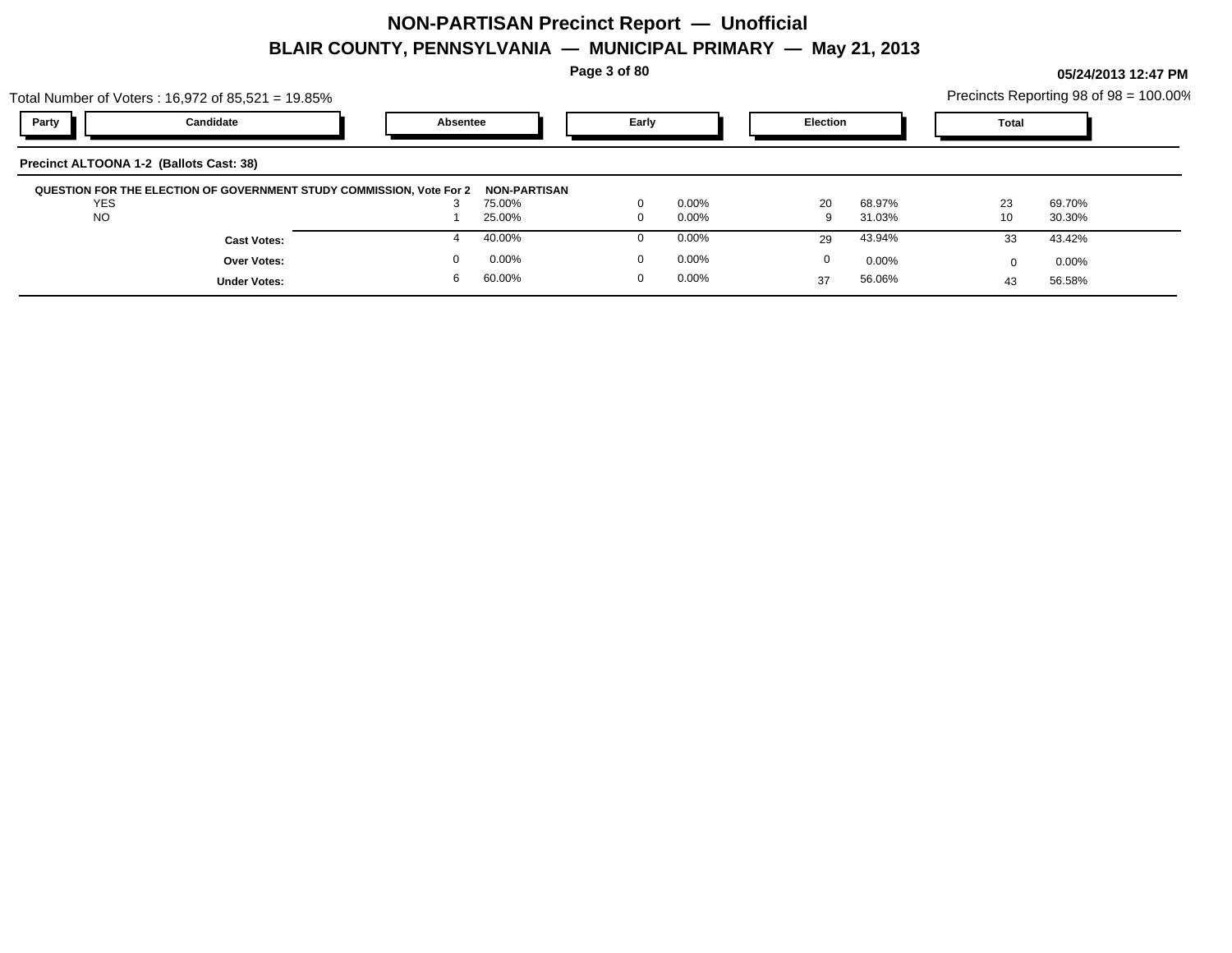# NON-PARTISAN Precinct Report — Unofficial

## BLAIR COUNTY, PENNSYLVANIA — MUNICIPAL PRIMARY — May 21, 2013

05/24/2013 12:47 PM

Total Number of Voters : 16,972 of 85,521 = 19.85%

Precincts Reporting 98 of 98 = 100.00%

### Precinct ALTOONA 1-2 (Ballots Cast: 38)

| Party | Candidate | Absentee | | Early | | Election | | Total | |
|---|---|---|---|---|---|---|---|---|---|
| **QUESTION FOR THE ELECTION OF GOVERNMENT STUDY COMMISSION, Vote For 2** | | **NON-PARTISAN** | | | | | | | |
| | YES | 3 | 75.00% | 0 | 0.00% | 20 | 68.97% | 23 | 69.70% |
| | NO | 1 | 25.00% | 0 | 0.00% | 9 | 31.03% | 10 | 30.30% |
| | **Cast Votes:** | 4 | 40.00% | 0 | 0.00% | 29 | 43.94% | 33 | 43.42% |
| | **Over Votes:** | 0 | 0.00% | 0 | 0.00% | 0 | 0.00% | 0 | 0.00% |
| | **Under Votes:** | 6 | 60.00% | 0 | 0.00% | 37 | 56.06% | 43 | 56.58% |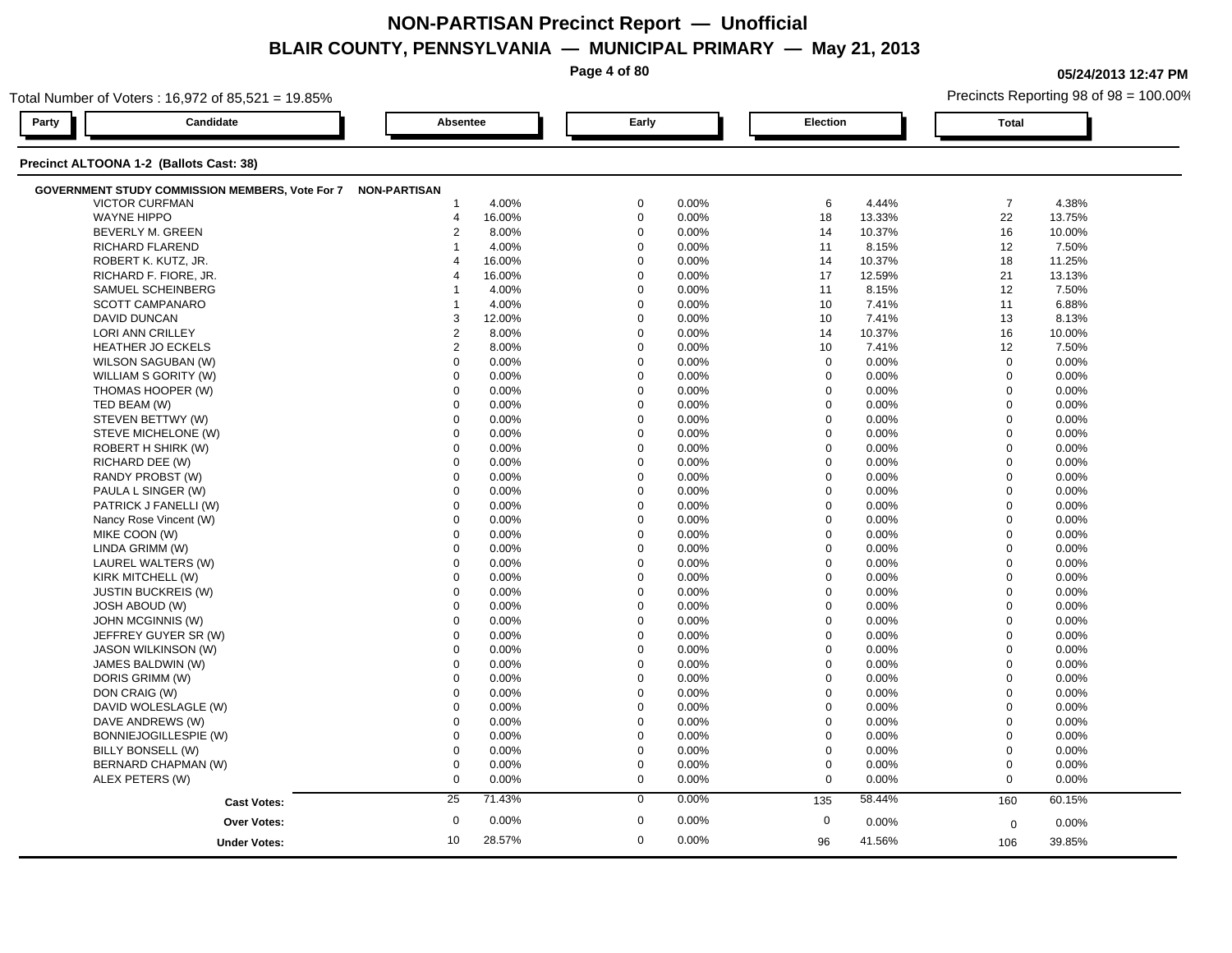# NON-PARTISAN Precinct Report — Unofficial

## BLAIR COUNTY, PENNSYLVANIA — MUNICIPAL PRIMARY — May 21, 2013

05/24/2013 12:47 PM

Total Number of Voters : 16,972 of 85,521 = 19.85%

Precincts Reporting 98 of 98 = 100.00%

### Precinct ALTOONA 1-2 (Ballots Cast: 38)

**GOVERNMENT STUDY COMMISSION MEMBERS, Vote For 7** — NON-PARTISAN

| Party | Candidate | Absentee | | Early | | Election | | Total | |
|---|---|---|---|---|---|---|---|---|---|
| | VICTOR CURFMAN | 1 | 4.00% | 0 | 0.00% | 6 | 4.44% | 7 | 4.38% |
| | WAYNE HIPPO | 4 | 16.00% | 0 | 0.00% | 18 | 13.33% | 22 | 13.75% |
| | BEVERLY M. GREEN | 2 | 8.00% | 0 | 0.00% | 14 | 10.37% | 16 | 10.00% |
| | RICHARD FLAREND | 1 | 4.00% | 0 | 0.00% | 11 | 8.15% | 12 | 7.50% |
| | ROBERT K. KUTZ, JR. | 4 | 16.00% | 0 | 0.00% | 14 | 10.37% | 18 | 11.25% |
| | RICHARD F. FIORE, JR. | 4 | 16.00% | 0 | 0.00% | 17 | 12.59% | 21 | 13.13% |
| | SAMUEL SCHEINBERG | 1 | 4.00% | 0 | 0.00% | 11 | 8.15% | 12 | 7.50% |
| | SCOTT CAMPANARO | 1 | 4.00% | 0 | 0.00% | 10 | 7.41% | 11 | 6.88% |
| | DAVID DUNCAN | 3 | 12.00% | 0 | 0.00% | 10 | 7.41% | 13 | 8.13% |
| | LORI ANN CRILLEY | 2 | 8.00% | 0 | 0.00% | 14 | 10.37% | 16 | 10.00% |
| | HEATHER JO ECKELS | 2 | 8.00% | 0 | 0.00% | 10 | 7.41% | 12 | 7.50% |
| | WILSON SAGUBAN (W) | 0 | 0.00% | 0 | 0.00% | 0 | 0.00% | 0 | 0.00% |
| | WILLIAM S GORITY (W) | 0 | 0.00% | 0 | 0.00% | 0 | 0.00% | 0 | 0.00% |
| | THOMAS HOOPER (W) | 0 | 0.00% | 0 | 0.00% | 0 | 0.00% | 0 | 0.00% |
| | TED BEAM (W) | 0 | 0.00% | 0 | 0.00% | 0 | 0.00% | 0 | 0.00% |
| | STEVEN BETTWY (W) | 0 | 0.00% | 0 | 0.00% | 0 | 0.00% | 0 | 0.00% |
| | STEVE MICHELONE (W) | 0 | 0.00% | 0 | 0.00% | 0 | 0.00% | 0 | 0.00% |
| | ROBERT H SHIRK (W) | 0 | 0.00% | 0 | 0.00% | 0 | 0.00% | 0 | 0.00% |
| | RICHARD DEE (W) | 0 | 0.00% | 0 | 0.00% | 0 | 0.00% | 0 | 0.00% |
| | RANDY PROBST (W) | 0 | 0.00% | 0 | 0.00% | 0 | 0.00% | 0 | 0.00% |
| | PAULA L SINGER (W) | 0 | 0.00% | 0 | 0.00% | 0 | 0.00% | 0 | 0.00% |
| | PATRICK J FANELLI (W) | 0 | 0.00% | 0 | 0.00% | 0 | 0.00% | 0 | 0.00% |
| | Nancy Rose Vincent (W) | 0 | 0.00% | 0 | 0.00% | 0 | 0.00% | 0 | 0.00% |
| | MIKE COON (W) | 0 | 0.00% | 0 | 0.00% | 0 | 0.00% | 0 | 0.00% |
| | LINDA GRIMM (W) | 0 | 0.00% | 0 | 0.00% | 0 | 0.00% | 0 | 0.00% |
| | LAUREL WALTERS (W) | 0 | 0.00% | 0 | 0.00% | 0 | 0.00% | 0 | 0.00% |
| | KIRK MITCHELL (W) | 0 | 0.00% | 0 | 0.00% | 0 | 0.00% | 0 | 0.00% |
| | JUSTIN BUCKREIS (W) | 0 | 0.00% | 0 | 0.00% | 0 | 0.00% | 0 | 0.00% |
| | JOSH ABOUD (W) | 0 | 0.00% | 0 | 0.00% | 0 | 0.00% | 0 | 0.00% |
| | JOHN MCGINNIS (W) | 0 | 0.00% | 0 | 0.00% | 0 | 0.00% | 0 | 0.00% |
| | JEFFREY GUYER SR (W) | 0 | 0.00% | 0 | 0.00% | 0 | 0.00% | 0 | 0.00% |
| | JASON WILKINSON (W) | 0 | 0.00% | 0 | 0.00% | 0 | 0.00% | 0 | 0.00% |
| | JAMES BALDWIN (W) | 0 | 0.00% | 0 | 0.00% | 0 | 0.00% | 0 | 0.00% |
| | DORIS GRIMM (W) | 0 | 0.00% | 0 | 0.00% | 0 | 0.00% | 0 | 0.00% |
| | DON CRAIG (W) | 0 | 0.00% | 0 | 0.00% | 0 | 0.00% | 0 | 0.00% |
| | DAVID WOLESLAGLE (W) | 0 | 0.00% | 0 | 0.00% | 0 | 0.00% | 0 | 0.00% |
| | DAVE ANDREWS (W) | 0 | 0.00% | 0 | 0.00% | 0 | 0.00% | 0 | 0.00% |
| | BONNIEJOGILLESPIE (W) | 0 | 0.00% | 0 | 0.00% | 0 | 0.00% | 0 | 0.00% |
| | BILLY BONSELL (W) | 0 | 0.00% | 0 | 0.00% | 0 | 0.00% | 0 | 0.00% |
| | BERNARD CHAPMAN (W) | 0 | 0.00% | 0 | 0.00% | 0 | 0.00% | 0 | 0.00% |
| | ALEX PETERS (W) | 0 | 0.00% | 0 | 0.00% | 0 | 0.00% | 0 | 0.00% |
| | **Cast Votes:** | 25 | 71.43% | 0 | 0.00% | 135 | 58.44% | 160 | 60.15% |
| | **Over Votes:** | 0 | 0.00% | 0 | 0.00% | 0 | 0.00% | 0 | 0.00% |
| | **Under Votes:** | 10 | 28.57% | 0 | 0.00% | 96 | 41.56% | 106 | 39.85% |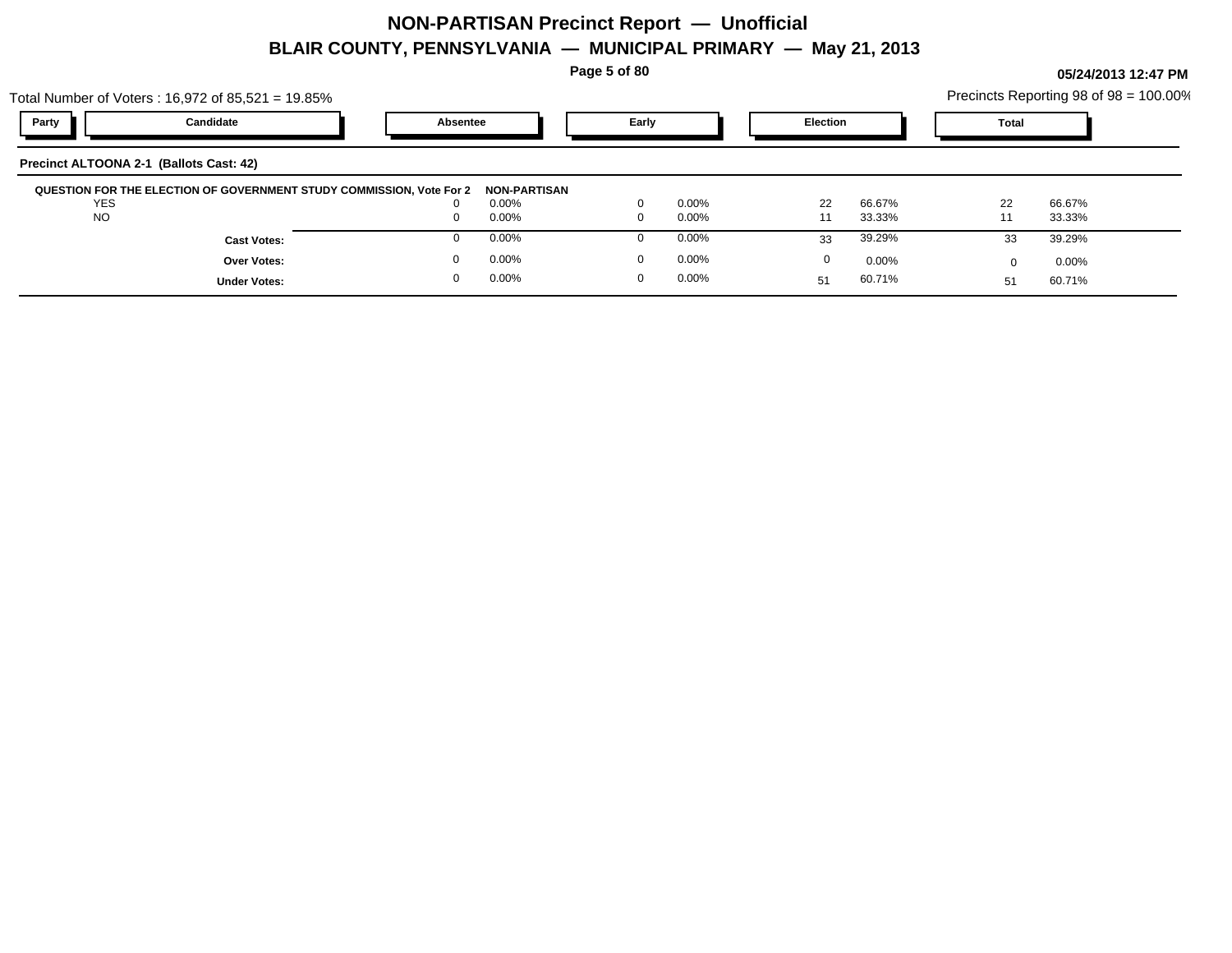# NON-PARTISAN Precinct Report — Unofficial

## BLAIR COUNTY, PENNSYLVANIA — MUNICIPAL PRIMARY — May 21, 2013

05/24/2013 12:47 PM

Total Number of Voters : 16,972 of 85,521 = 19.85%

Precincts Reporting 98 of 98 = 100.00%

| Party | Candidate | Absentee | | Early | | Election | | Total | |
|---|---|---|---|---|---|---|---|---|---|
| **Precinct ALTOONA 2-1 (Ballots Cast: 42)** | | | | | | | | | |
| **QUESTION FOR THE ELECTION OF GOVERNMENT STUDY COMMISSION, Vote For 2** | | | **NON-PARTISAN** | | | | | | |
| | YES | 0 | 0.00% | 0 | 0.00% | 22 | 66.67% | 22 | 66.67% |
| | NO | 0 | 0.00% | 0 | 0.00% | 11 | 33.33% | 11 | 33.33% |
| | **Cast Votes:** | 0 | 0.00% | 0 | 0.00% | 33 | 39.29% | 33 | 39.29% |
| | **Over Votes:** | 0 | 0.00% | 0 | 0.00% | 0 | 0.00% | 0 | 0.00% |
| | **Under Votes:** | 0 | 0.00% | 0 | 0.00% | 51 | 60.71% | 51 | 60.71% |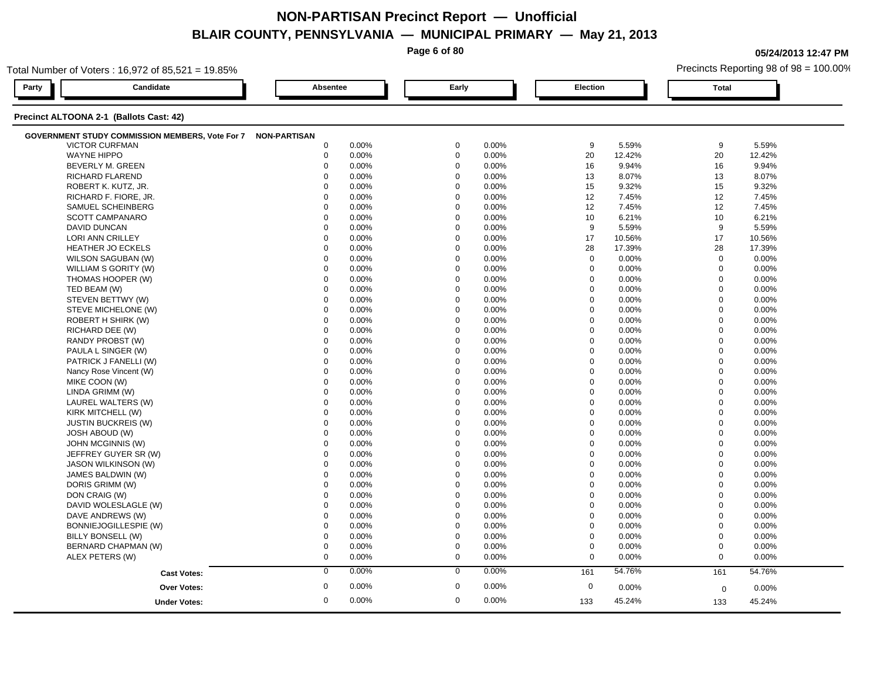# NON-PARTISAN Precinct Report — Unofficial

## BLAIR COUNTY, PENNSYLVANIA — MUNICIPAL PRIMARY — May 21, 2013

05/24/2013 12:47 PM

Total Number of Voters : 16,972 of 85,521 = 19.85%

Precincts Reporting 98 of 98 = 100.00%

### Precinct ALTOONA 2-1 (Ballots Cast: 42)

**GOVERNMENT STUDY COMMISSION MEMBERS, Vote For 7** — **NON-PARTISAN**

| Party | Candidate | Absentee | | Early | | Election | | Total | |
|---|---|---|---|---|---|---|---|---|---|
| | VICTOR CURFMAN | 0 | 0.00% | 0 | 0.00% | 9 | 5.59% | 9 | 5.59% |
| | WAYNE HIPPO | 0 | 0.00% | 0 | 0.00% | 20 | 12.42% | 20 | 12.42% |
| | BEVERLY M. GREEN | 0 | 0.00% | 0 | 0.00% | 16 | 9.94% | 16 | 9.94% |
| | RICHARD FLAREND | 0 | 0.00% | 0 | 0.00% | 13 | 8.07% | 13 | 8.07% |
| | ROBERT K. KUTZ, JR. | 0 | 0.00% | 0 | 0.00% | 15 | 9.32% | 15 | 9.32% |
| | RICHARD F. FIORE, JR. | 0 | 0.00% | 0 | 0.00% | 12 | 7.45% | 12 | 7.45% |
| | SAMUEL SCHEINBERG | 0 | 0.00% | 0 | 0.00% | 12 | 7.45% | 12 | 7.45% |
| | SCOTT CAMPANARO | 0 | 0.00% | 0 | 0.00% | 10 | 6.21% | 10 | 6.21% |
| | DAVID DUNCAN | 0 | 0.00% | 0 | 0.00% | 9 | 5.59% | 9 | 5.59% |
| | LORI ANN CRILLEY | 0 | 0.00% | 0 | 0.00% | 17 | 10.56% | 17 | 10.56% |
| | HEATHER JO ECKELS | 0 | 0.00% | 0 | 0.00% | 28 | 17.39% | 28 | 17.39% |
| | WILSON SAGUBAN (W) | 0 | 0.00% | 0 | 0.00% | 0 | 0.00% | 0 | 0.00% |
| | WILLIAM S GORITY (W) | 0 | 0.00% | 0 | 0.00% | 0 | 0.00% | 0 | 0.00% |
| | THOMAS HOOPER (W) | 0 | 0.00% | 0 | 0.00% | 0 | 0.00% | 0 | 0.00% |
| | TED BEAM (W) | 0 | 0.00% | 0 | 0.00% | 0 | 0.00% | 0 | 0.00% |
| | STEVEN BETTWY (W) | 0 | 0.00% | 0 | 0.00% | 0 | 0.00% | 0 | 0.00% |
| | STEVE MICHELONE (W) | 0 | 0.00% | 0 | 0.00% | 0 | 0.00% | 0 | 0.00% |
| | ROBERT H SHIRK (W) | 0 | 0.00% | 0 | 0.00% | 0 | 0.00% | 0 | 0.00% |
| | RICHARD DEE (W) | 0 | 0.00% | 0 | 0.00% | 0 | 0.00% | 0 | 0.00% |
| | RANDY PROBST (W) | 0 | 0.00% | 0 | 0.00% | 0 | 0.00% | 0 | 0.00% |
| | PAULA L SINGER (W) | 0 | 0.00% | 0 | 0.00% | 0 | 0.00% | 0 | 0.00% |
| | PATRICK J FANELLI (W) | 0 | 0.00% | 0 | 0.00% | 0 | 0.00% | 0 | 0.00% |
| | Nancy Rose Vincent (W) | 0 | 0.00% | 0 | 0.00% | 0 | 0.00% | 0 | 0.00% |
| | MIKE COON (W) | 0 | 0.00% | 0 | 0.00% | 0 | 0.00% | 0 | 0.00% |
| | LINDA GRIMM (W) | 0 | 0.00% | 0 | 0.00% | 0 | 0.00% | 0 | 0.00% |
| | LAUREL WALTERS (W) | 0 | 0.00% | 0 | 0.00% | 0 | 0.00% | 0 | 0.00% |
| | KIRK MITCHELL (W) | 0 | 0.00% | 0 | 0.00% | 0 | 0.00% | 0 | 0.00% |
| | JUSTIN BUCKREIS (W) | 0 | 0.00% | 0 | 0.00% | 0 | 0.00% | 0 | 0.00% |
| | JOSH ABOUD (W) | 0 | 0.00% | 0 | 0.00% | 0 | 0.00% | 0 | 0.00% |
| | JOHN MCGINNIS (W) | 0 | 0.00% | 0 | 0.00% | 0 | 0.00% | 0 | 0.00% |
| | JEFFREY GUYER SR (W) | 0 | 0.00% | 0 | 0.00% | 0 | 0.00% | 0 | 0.00% |
| | JASON WILKINSON (W) | 0 | 0.00% | 0 | 0.00% | 0 | 0.00% | 0 | 0.00% |
| | JAMES BALDWIN (W) | 0 | 0.00% | 0 | 0.00% | 0 | 0.00% | 0 | 0.00% |
| | DORIS GRIMM (W) | 0 | 0.00% | 0 | 0.00% | 0 | 0.00% | 0 | 0.00% |
| | DON CRAIG (W) | 0 | 0.00% | 0 | 0.00% | 0 | 0.00% | 0 | 0.00% |
| | DAVID WOLESLAGLE (W) | 0 | 0.00% | 0 | 0.00% | 0 | 0.00% | 0 | 0.00% |
| | DAVE ANDREWS (W) | 0 | 0.00% | 0 | 0.00% | 0 | 0.00% | 0 | 0.00% |
| | BONNIEJOGILLESPIE (W) | 0 | 0.00% | 0 | 0.00% | 0 | 0.00% | 0 | 0.00% |
| | BILLY BONSELL (W) | 0 | 0.00% | 0 | 0.00% | 0 | 0.00% | 0 | 0.00% |
| | BERNARD CHAPMAN (W) | 0 | 0.00% | 0 | 0.00% | 0 | 0.00% | 0 | 0.00% |
| | ALEX PETERS (W) | 0 | 0.00% | 0 | 0.00% | 0 | 0.00% | 0 | 0.00% |
| | **Cast Votes:** | 0 | 0.00% | 0 | 0.00% | 161 | 54.76% | 161 | 54.76% |
| | **Over Votes:** | 0 | 0.00% | 0 | 0.00% | 0 | 0.00% | 0 | 0.00% |
| | **Under Votes:** | 0 | 0.00% | 0 | 0.00% | 133 | 45.24% | 133 | 45.24% |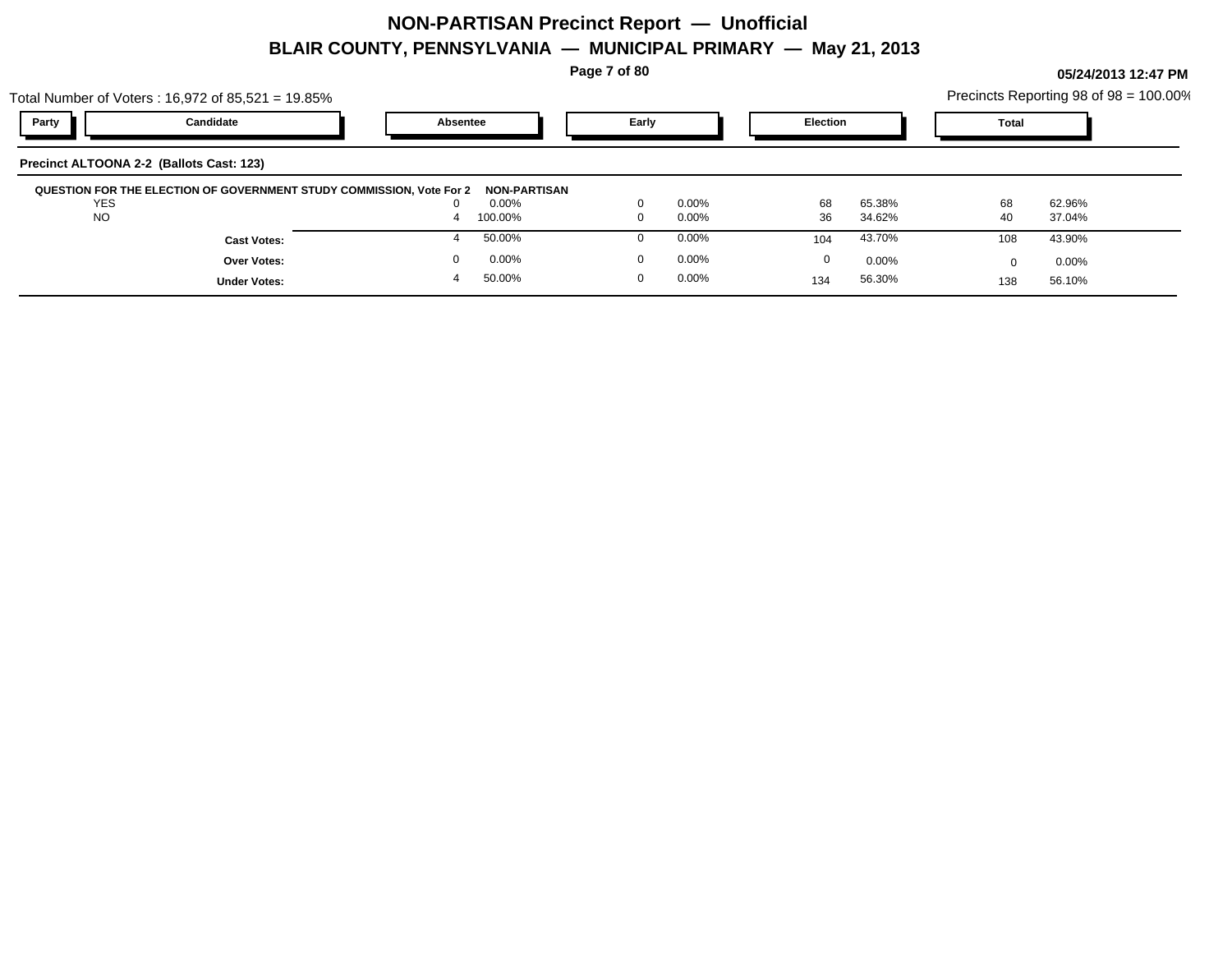# NON-PARTISAN Precinct Report — Unofficial

## BLAIR COUNTY, PENNSYLVANIA — MUNICIPAL PRIMARY — May 21, 2013

05/24/2013 12:47 PM

Total Number of Voters : 16,972 of 85,521 = 19.85%

Precincts Reporting 98 of 98 = 100.00%

### Precinct ALTOONA 2-2 (Ballots Cast: 123)

**QUESTION FOR THE ELECTION OF GOVERNMENT STUDY COMMISSION, Vote For 2** **NON-PARTISAN**

| Party | Candidate | Absentee | | Early | | Election | | Total | |
|---|---|---|---|---|---|---|---|---|---|
| | YES | 0 | 0.00% | 0 | 0.00% | 68 | 65.38% | 68 | 62.96% |
| | NO | 4 | 100.00% | 0 | 0.00% | 36 | 34.62% | 40 | 37.04% |
| | **Cast Votes:** | 4 | 50.00% | 0 | 0.00% | 104 | 43.70% | 108 | 43.90% |
| | **Over Votes:** | 0 | 0.00% | 0 | 0.00% | 0 | 0.00% | 0 | 0.00% |
| | **Under Votes:** | 4 | 50.00% | 0 | 0.00% | 134 | 56.30% | 138 | 56.10% |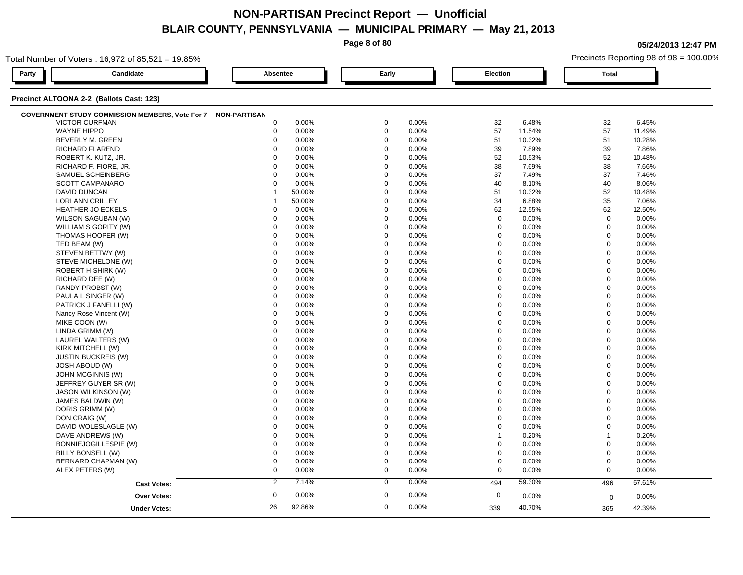# NON-PARTISAN Precinct Report — Unofficial

## BLAIR COUNTY, PENNSYLVANIA — MUNICIPAL PRIMARY — May 21, 2013

05/24/2013 12:47 PM

Total Number of Voters : 16,972 of 85,521 = 19.85%

Precincts Reporting 98 of 98 = 100.00%

### Precinct ALTOONA 2-2 (Ballots Cast: 123)

**GOVERNMENT STUDY COMMISSION MEMBERS, Vote For 7** — NON-PARTISAN

| Candidate | Absentee | | Early | | Election | | Total | |
|---|---|---|---|---|---|---|---|---|
| VICTOR CURFMAN | 0 | 0.00% | 0 | 0.00% | 32 | 6.48% | 32 | 6.45% |
| WAYNE HIPPO | 0 | 0.00% | 0 | 0.00% | 57 | 11.54% | 57 | 11.49% |
| BEVERLY M. GREEN | 0 | 0.00% | 0 | 0.00% | 51 | 10.32% | 51 | 10.28% |
| RICHARD FLAREND | 0 | 0.00% | 0 | 0.00% | 39 | 7.89% | 39 | 7.86% |
| ROBERT K. KUTZ, JR. | 0 | 0.00% | 0 | 0.00% | 52 | 10.53% | 52 | 10.48% |
| RICHARD F. FIORE, JR. | 0 | 0.00% | 0 | 0.00% | 38 | 7.69% | 38 | 7.66% |
| SAMUEL SCHEINBERG | 0 | 0.00% | 0 | 0.00% | 37 | 7.49% | 37 | 7.46% |
| SCOTT CAMPANARO | 0 | 0.00% | 0 | 0.00% | 40 | 8.10% | 40 | 8.06% |
| DAVID DUNCAN | 1 | 50.00% | 0 | 0.00% | 51 | 10.32% | 52 | 10.48% |
| LORI ANN CRILLEY | 1 | 50.00% | 0 | 0.00% | 34 | 6.88% | 35 | 7.06% |
| HEATHER JO ECKELS | 0 | 0.00% | 0 | 0.00% | 62 | 12.55% | 62 | 12.50% |
| WILSON SAGUBAN (W) | 0 | 0.00% | 0 | 0.00% | 0 | 0.00% | 0 | 0.00% |
| WILLIAM S GORITY (W) | 0 | 0.00% | 0 | 0.00% | 0 | 0.00% | 0 | 0.00% |
| THOMAS HOOPER (W) | 0 | 0.00% | 0 | 0.00% | 0 | 0.00% | 0 | 0.00% |
| TED BEAM (W) | 0 | 0.00% | 0 | 0.00% | 0 | 0.00% | 0 | 0.00% |
| STEVEN BETTWY (W) | 0 | 0.00% | 0 | 0.00% | 0 | 0.00% | 0 | 0.00% |
| STEVE MICHELONE (W) | 0 | 0.00% | 0 | 0.00% | 0 | 0.00% | 0 | 0.00% |
| ROBERT H SHIRK (W) | 0 | 0.00% | 0 | 0.00% | 0 | 0.00% | 0 | 0.00% |
| RICHARD DEE (W) | 0 | 0.00% | 0 | 0.00% | 0 | 0.00% | 0 | 0.00% |
| RANDY PROBST (W) | 0 | 0.00% | 0 | 0.00% | 0 | 0.00% | 0 | 0.00% |
| PAULA L SINGER (W) | 0 | 0.00% | 0 | 0.00% | 0 | 0.00% | 0 | 0.00% |
| PATRICK J FANELLI (W) | 0 | 0.00% | 0 | 0.00% | 0 | 0.00% | 0 | 0.00% |
| Nancy Rose Vincent (W) | 0 | 0.00% | 0 | 0.00% | 0 | 0.00% | 0 | 0.00% |
| MIKE COON (W) | 0 | 0.00% | 0 | 0.00% | 0 | 0.00% | 0 | 0.00% |
| LINDA GRIMM (W) | 0 | 0.00% | 0 | 0.00% | 0 | 0.00% | 0 | 0.00% |
| LAUREL WALTERS (W) | 0 | 0.00% | 0 | 0.00% | 0 | 0.00% | 0 | 0.00% |
| KIRK MITCHELL (W) | 0 | 0.00% | 0 | 0.00% | 0 | 0.00% | 0 | 0.00% |
| JUSTIN BUCKREIS (W) | 0 | 0.00% | 0 | 0.00% | 0 | 0.00% | 0 | 0.00% |
| JOSH ABOUD (W) | 0 | 0.00% | 0 | 0.00% | 0 | 0.00% | 0 | 0.00% |
| JOHN MCGINNIS (W) | 0 | 0.00% | 0 | 0.00% | 0 | 0.00% | 0 | 0.00% |
| JEFFREY GUYER SR (W) | 0 | 0.00% | 0 | 0.00% | 0 | 0.00% | 0 | 0.00% |
| JASON WILKINSON (W) | 0 | 0.00% | 0 | 0.00% | 0 | 0.00% | 0 | 0.00% |
| JAMES BALDWIN (W) | 0 | 0.00% | 0 | 0.00% | 0 | 0.00% | 0 | 0.00% |
| DORIS GRIMM (W) | 0 | 0.00% | 0 | 0.00% | 0 | 0.00% | 0 | 0.00% |
| DON CRAIG (W) | 0 | 0.00% | 0 | 0.00% | 0 | 0.00% | 0 | 0.00% |
| DAVID WOLESLAGLE (W) | 0 | 0.00% | 0 | 0.00% | 0 | 0.00% | 0 | 0.00% |
| DAVE ANDREWS (W) | 0 | 0.00% | 0 | 0.00% | 1 | 0.20% | 1 | 0.20% |
| BONNIEJOGILLESPIE (W) | 0 | 0.00% | 0 | 0.00% | 0 | 0.00% | 0 | 0.00% |
| BILLY BONSELL (W) | 0 | 0.00% | 0 | 0.00% | 0 | 0.00% | 0 | 0.00% |
| BERNARD CHAPMAN (W) | 0 | 0.00% | 0 | 0.00% | 0 | 0.00% | 0 | 0.00% |
| ALEX PETERS (W) | 0 | 0.00% | 0 | 0.00% | 0 | 0.00% | 0 | 0.00% |
| **Cast Votes:** | 2 | 7.14% | 0 | 0.00% | 494 | 59.30% | 496 | 57.61% |
| **Over Votes:** | 0 | 0.00% | 0 | 0.00% | 0 | 0.00% | 0 | 0.00% |
| **Under Votes:** | 26 | 92.86% | 0 | 0.00% | 339 | 40.70% | 365 | 42.39% |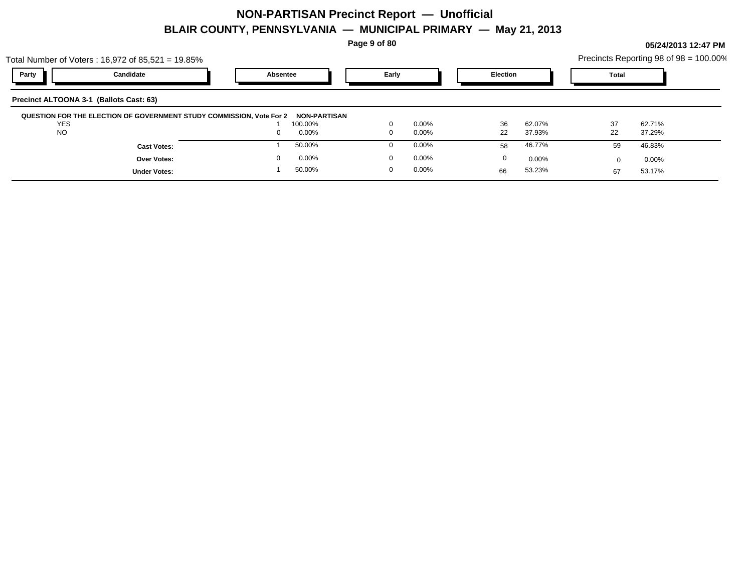# NON-PARTISAN Precinct Report — Unofficial

## BLAIR COUNTY, PENNSYLVANIA — MUNICIPAL PRIMARY — May 21, 2013

05/24/2013 12:47 PM

Total Number of Voters : 16,972 of 85,521 = 19.85%

Precincts Reporting 98 of 98 = 100.00%

**Precinct ALTOONA 3-1 (Ballots Cast: 63)**

**QUESTION FOR THE ELECTION OF GOVERNMENT STUDY COMMISSION, Vote For 2 NON-PARTISAN**

| Party | Candidate | Absentee | | Early | | Election | | Total | |
|---|---|---|---|---|---|---|---|---|---|
| | YES | 1 | 100.00% | 0 | 0.00% | 36 | 62.07% | 37 | 62.71% |
| | NO | 0 | 0.00% | 0 | 0.00% | 22 | 37.93% | 22 | 37.29% |
| | **Cast Votes:** | 1 | 50.00% | 0 | 0.00% | 58 | 46.77% | 59 | 46.83% |
| | **Over Votes:** | 0 | 0.00% | 0 | 0.00% | 0 | 0.00% | 0 | 0.00% |
| | **Under Votes:** | 1 | 50.00% | 0 | 0.00% | 66 | 53.23% | 67 | 53.17% |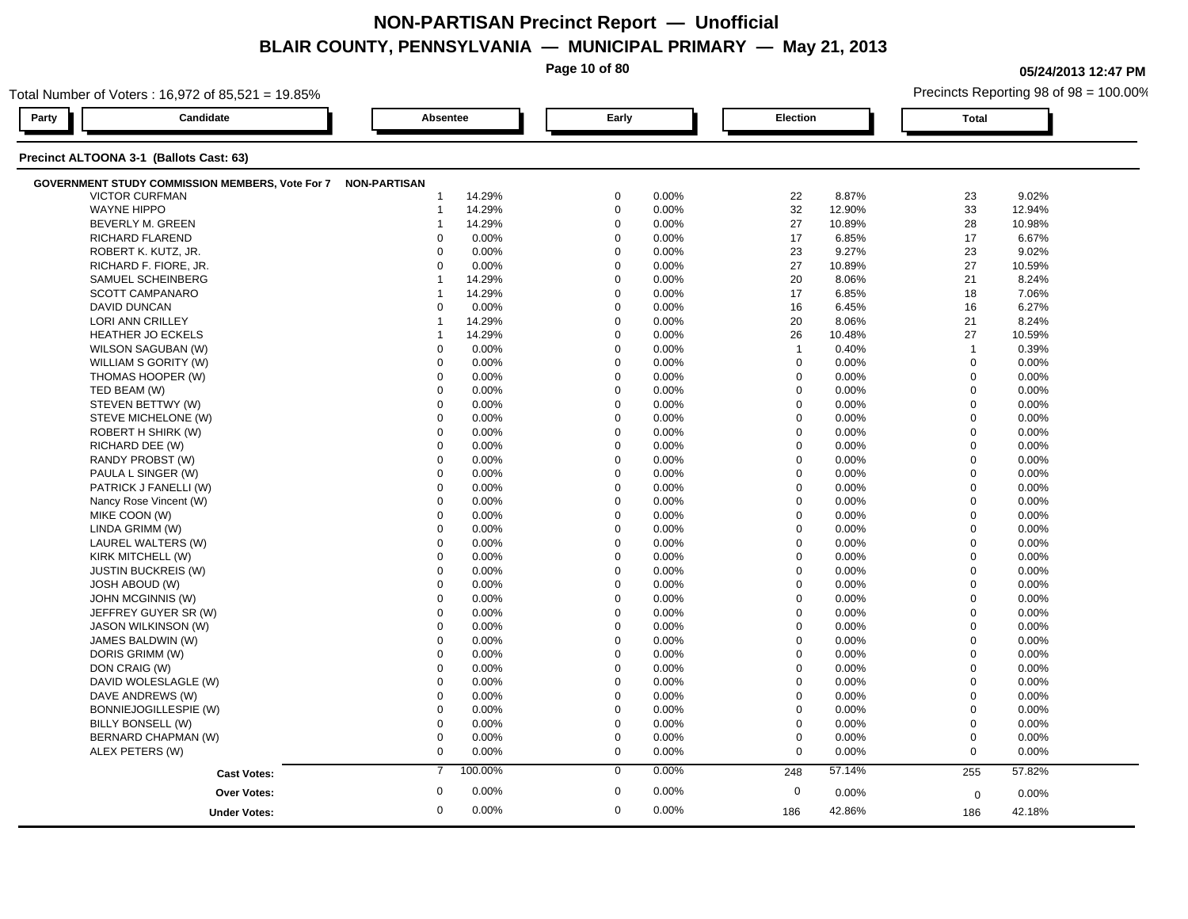# NON-PARTISAN Precinct Report — Unofficial

## BLAIR COUNTY, PENNSYLVANIA — MUNICIPAL PRIMARY — May 21, 2013

05/24/2013 12:47 PM

Total Number of Voters : 16,972 of 85,521 = 19.85%

Precincts Reporting 98 of 98 = 100.00%

### Precinct ALTOONA 3-1 (Ballots Cast: 63)

**GOVERNMENT STUDY COMMISSION MEMBERS, Vote For 7** — NON-PARTISAN

| Candidate | Absentee | | Early | | Election | | Total | |
|---|---|---|---|---|---|---|---|---|
| VICTOR CURFMAN | 1 | 14.29% | 0 | 0.00% | 22 | 8.87% | 23 | 9.02% |
| WAYNE HIPPO | 1 | 14.29% | 0 | 0.00% | 32 | 12.90% | 33 | 12.94% |
| BEVERLY M. GREEN | 1 | 14.29% | 0 | 0.00% | 27 | 10.89% | 28 | 10.98% |
| RICHARD FLAREND | 0 | 0.00% | 0 | 0.00% | 17 | 6.85% | 17 | 6.67% |
| ROBERT K. KUTZ, JR. | 0 | 0.00% | 0 | 0.00% | 23 | 9.27% | 23 | 9.02% |
| RICHARD F. FIORE, JR. | 0 | 0.00% | 0 | 0.00% | 27 | 10.89% | 27 | 10.59% |
| SAMUEL SCHEINBERG | 1 | 14.29% | 0 | 0.00% | 20 | 8.06% | 21 | 8.24% |
| SCOTT CAMPANARO | 1 | 14.29% | 0 | 0.00% | 17 | 6.85% | 18 | 7.06% |
| DAVID DUNCAN | 0 | 0.00% | 0 | 0.00% | 16 | 6.45% | 16 | 6.27% |
| LORI ANN CRILLEY | 1 | 14.29% | 0 | 0.00% | 20 | 8.06% | 21 | 8.24% |
| HEATHER JO ECKELS | 1 | 14.29% | 0 | 0.00% | 26 | 10.48% | 27 | 10.59% |
| WILSON SAGUBAN (W) | 0 | 0.00% | 0 | 0.00% | 1 | 0.40% | 1 | 0.39% |
| WILLIAM S GORITY (W) | 0 | 0.00% | 0 | 0.00% | 0 | 0.00% | 0 | 0.00% |
| THOMAS HOOPER (W) | 0 | 0.00% | 0 | 0.00% | 0 | 0.00% | 0 | 0.00% |
| TED BEAM (W) | 0 | 0.00% | 0 | 0.00% | 0 | 0.00% | 0 | 0.00% |
| STEVEN BETTWY (W) | 0 | 0.00% | 0 | 0.00% | 0 | 0.00% | 0 | 0.00% |
| STEVE MICHELONE (W) | 0 | 0.00% | 0 | 0.00% | 0 | 0.00% | 0 | 0.00% |
| ROBERT H SHIRK (W) | 0 | 0.00% | 0 | 0.00% | 0 | 0.00% | 0 | 0.00% |
| RICHARD DEE (W) | 0 | 0.00% | 0 | 0.00% | 0 | 0.00% | 0 | 0.00% |
| RANDY PROBST (W) | 0 | 0.00% | 0 | 0.00% | 0 | 0.00% | 0 | 0.00% |
| PAULA L SINGER (W) | 0 | 0.00% | 0 | 0.00% | 0 | 0.00% | 0 | 0.00% |
| PATRICK J FANELLI (W) | 0 | 0.00% | 0 | 0.00% | 0 | 0.00% | 0 | 0.00% |
| Nancy Rose Vincent (W) | 0 | 0.00% | 0 | 0.00% | 0 | 0.00% | 0 | 0.00% |
| MIKE COON (W) | 0 | 0.00% | 0 | 0.00% | 0 | 0.00% | 0 | 0.00% |
| LINDA GRIMM (W) | 0 | 0.00% | 0 | 0.00% | 0 | 0.00% | 0 | 0.00% |
| LAUREL WALTERS (W) | 0 | 0.00% | 0 | 0.00% | 0 | 0.00% | 0 | 0.00% |
| KIRK MITCHELL (W) | 0 | 0.00% | 0 | 0.00% | 0 | 0.00% | 0 | 0.00% |
| JUSTIN BUCKREIS (W) | 0 | 0.00% | 0 | 0.00% | 0 | 0.00% | 0 | 0.00% |
| JOSH ABOUD (W) | 0 | 0.00% | 0 | 0.00% | 0 | 0.00% | 0 | 0.00% |
| JOHN MCGINNIS (W) | 0 | 0.00% | 0 | 0.00% | 0 | 0.00% | 0 | 0.00% |
| JEFFREY GUYER SR (W) | 0 | 0.00% | 0 | 0.00% | 0 | 0.00% | 0 | 0.00% |
| JASON WILKINSON (W) | 0 | 0.00% | 0 | 0.00% | 0 | 0.00% | 0 | 0.00% |
| JAMES BALDWIN (W) | 0 | 0.00% | 0 | 0.00% | 0 | 0.00% | 0 | 0.00% |
| DORIS GRIMM (W) | 0 | 0.00% | 0 | 0.00% | 0 | 0.00% | 0 | 0.00% |
| DON CRAIG (W) | 0 | 0.00% | 0 | 0.00% | 0 | 0.00% | 0 | 0.00% |
| DAVID WOLESLAGLE (W) | 0 | 0.00% | 0 | 0.00% | 0 | 0.00% | 0 | 0.00% |
| DAVE ANDREWS (W) | 0 | 0.00% | 0 | 0.00% | 0 | 0.00% | 0 | 0.00% |
| BONNIEJOGILLESPIE (W) | 0 | 0.00% | 0 | 0.00% | 0 | 0.00% | 0 | 0.00% |
| BILLY BONSELL (W) | 0 | 0.00% | 0 | 0.00% | 0 | 0.00% | 0 | 0.00% |
| BERNARD CHAPMAN (W) | 0 | 0.00% | 0 | 0.00% | 0 | 0.00% | 0 | 0.00% |
| ALEX PETERS (W) | 0 | 0.00% | 0 | 0.00% | 0 | 0.00% | 0 | 0.00% |
| **Cast Votes:** | 7 | 100.00% | 0 | 0.00% | 248 | 57.14% | 255 | 57.82% |
| **Over Votes:** | 0 | 0.00% | 0 | 0.00% | 0 | 0.00% | 0 | 0.00% |
| **Under Votes:** | 0 | 0.00% | 0 | 0.00% | 186 | 42.86% | 186 | 42.18% |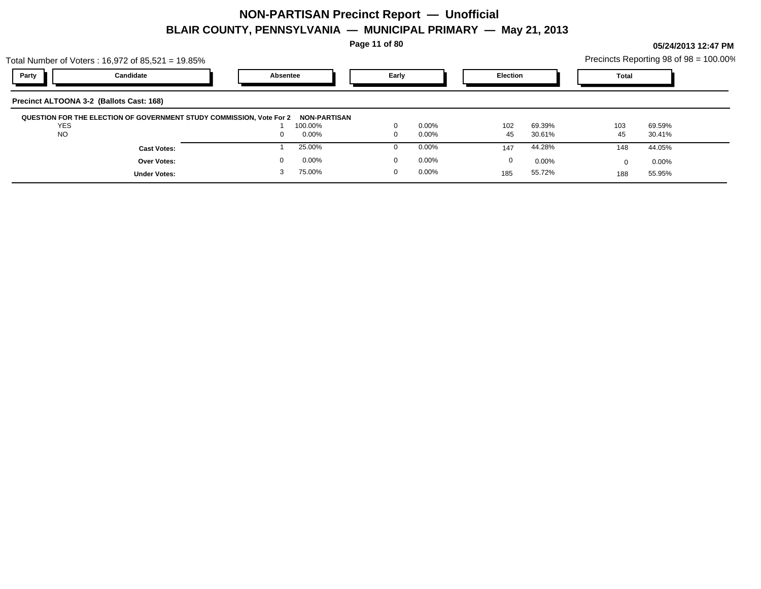# NON-PARTISAN Precinct Report — Unofficial

## BLAIR COUNTY, PENNSYLVANIA — MUNICIPAL PRIMARY — May 21, 2013

05/24/2013 12:47 PM

Total Number of Voters : 16,972 of 85,521 = 19.85%

Precincts Reporting 98 of 98 = 100.00%

**Precinct ALTOONA 3-2 (Ballots Cast: 168)**

**QUESTION FOR THE ELECTION OF GOVERNMENT STUDY COMMISSION, Vote For 2** **NON-PARTISAN**

| Party | Candidate | Absentee | | Early | | Election | | Total | |
|---|---|---|---|---|---|---|---|---|---|
| | YES | 1 | 100.00% | 0 | 0.00% | 102 | 69.39% | 103 | 69.59% |
| | NO | 0 | 0.00% | 0 | 0.00% | 45 | 30.61% | 45 | 30.41% |
| | **Cast Votes:** | 1 | 25.00% | 0 | 0.00% | 147 | 44.28% | 148 | 44.05% |
| | **Over Votes:** | 0 | 0.00% | 0 | 0.00% | 0 | 0.00% | 0 | 0.00% |
| | **Under Votes:** | 3 | 75.00% | 0 | 0.00% | 185 | 55.72% | 188 | 55.95% |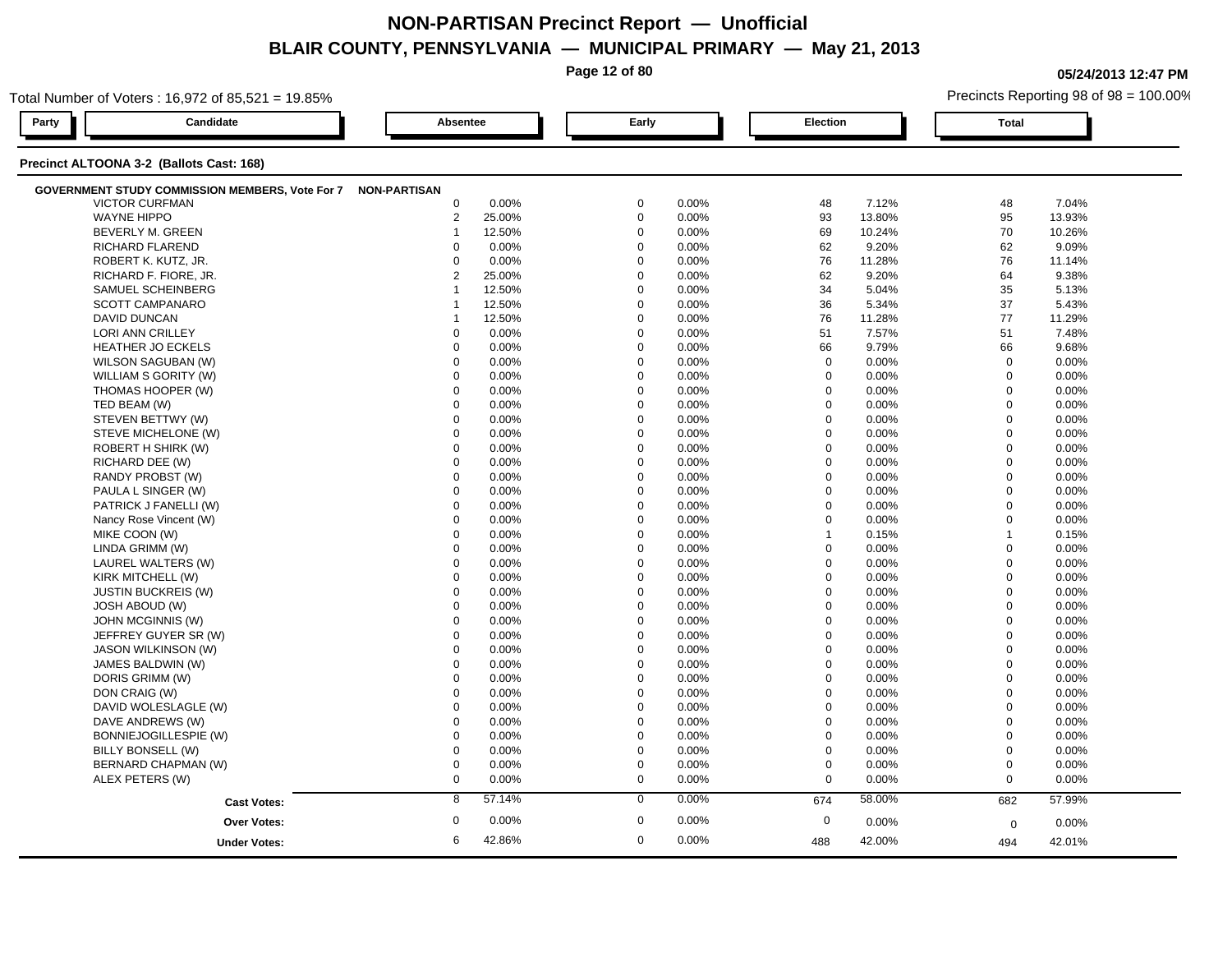# NON-PARTISAN Precinct Report — Unofficial

## BLAIR COUNTY, PENNSYLVANIA — MUNICIPAL PRIMARY — May 21, 2013

05/24/2013 12:47 PM

Total Number of Voters : 16,972 of 85,521 = 19.85%

Precincts Reporting 98 of 98 = 100.00%

### Precinct ALTOONA 3-2 (Ballots Cast: 168)

| Party | Candidate | Absentee | | Early | | Election | | Total | |
|---|---|---|---|---|---|---|---|---|---|
| NON-PARTISAN | **GOVERNMENT STUDY COMMISSION MEMBERS, Vote For 7** | | | | | | | | |
| | VICTOR CURFMAN | 0 | 0.00% | 0 | 0.00% | 48 | 7.12% | 48 | 7.04% |
| | WAYNE HIPPO | 2 | 25.00% | 0 | 0.00% | 93 | 13.80% | 95 | 13.93% |
| | BEVERLY M. GREEN | 1 | 12.50% | 0 | 0.00% | 69 | 10.24% | 70 | 10.26% |
| | RICHARD FLAREND | 0 | 0.00% | 0 | 0.00% | 62 | 9.20% | 62 | 9.09% |
| | ROBERT K. KUTZ, JR. | 0 | 0.00% | 0 | 0.00% | 76 | 11.28% | 76 | 11.14% |
| | RICHARD F. FIORE, JR. | 2 | 25.00% | 0 | 0.00% | 62 | 9.20% | 64 | 9.38% |
| | SAMUEL SCHEINBERG | 1 | 12.50% | 0 | 0.00% | 34 | 5.04% | 35 | 5.13% |
| | SCOTT CAMPANARO | 1 | 12.50% | 0 | 0.00% | 36 | 5.34% | 37 | 5.43% |
| | DAVID DUNCAN | 1 | 12.50% | 0 | 0.00% | 76 | 11.28% | 77 | 11.29% |
| | LORI ANN CRILLEY | 0 | 0.00% | 0 | 0.00% | 51 | 7.57% | 51 | 7.48% |
| | HEATHER JO ECKELS | 0 | 0.00% | 0 | 0.00% | 66 | 9.79% | 66 | 9.68% |
| | WILSON SAGUBAN (W) | 0 | 0.00% | 0 | 0.00% | 0 | 0.00% | 0 | 0.00% |
| | WILLIAM S GORITY (W) | 0 | 0.00% | 0 | 0.00% | 0 | 0.00% | 0 | 0.00% |
| | THOMAS HOOPER (W) | 0 | 0.00% | 0 | 0.00% | 0 | 0.00% | 0 | 0.00% |
| | TED BEAM (W) | 0 | 0.00% | 0 | 0.00% | 0 | 0.00% | 0 | 0.00% |
| | STEVEN BETTWY (W) | 0 | 0.00% | 0 | 0.00% | 0 | 0.00% | 0 | 0.00% |
| | STEVE MICHELONE (W) | 0 | 0.00% | 0 | 0.00% | 0 | 0.00% | 0 | 0.00% |
| | ROBERT H SHIRK (W) | 0 | 0.00% | 0 | 0.00% | 0 | 0.00% | 0 | 0.00% |
| | RICHARD DEE (W) | 0 | 0.00% | 0 | 0.00% | 0 | 0.00% | 0 | 0.00% |
| | RANDY PROBST (W) | 0 | 0.00% | 0 | 0.00% | 0 | 0.00% | 0 | 0.00% |
| | PAULA L SINGER (W) | 0 | 0.00% | 0 | 0.00% | 0 | 0.00% | 0 | 0.00% |
| | PATRICK J FANELLI (W) | 0 | 0.00% | 0 | 0.00% | 0 | 0.00% | 0 | 0.00% |
| | Nancy Rose Vincent (W) | 0 | 0.00% | 0 | 0.00% | 0 | 0.00% | 0 | 0.00% |
| | MIKE COON (W) | 0 | 0.00% | 0 | 0.00% | 1 | 0.15% | 1 | 0.15% |
| | LINDA GRIMM (W) | 0 | 0.00% | 0 | 0.00% | 0 | 0.00% | 0 | 0.00% |
| | LAUREL WALTERS (W) | 0 | 0.00% | 0 | 0.00% | 0 | 0.00% | 0 | 0.00% |
| | KIRK MITCHELL (W) | 0 | 0.00% | 0 | 0.00% | 0 | 0.00% | 0 | 0.00% |
| | JUSTIN BUCKREIS (W) | 0 | 0.00% | 0 | 0.00% | 0 | 0.00% | 0 | 0.00% |
| | JOSH ABOUD (W) | 0 | 0.00% | 0 | 0.00% | 0 | 0.00% | 0 | 0.00% |
| | JOHN MCGINNIS (W) | 0 | 0.00% | 0 | 0.00% | 0 | 0.00% | 0 | 0.00% |
| | JEFFREY GUYER SR (W) | 0 | 0.00% | 0 | 0.00% | 0 | 0.00% | 0 | 0.00% |
| | JASON WILKINSON (W) | 0 | 0.00% | 0 | 0.00% | 0 | 0.00% | 0 | 0.00% |
| | JAMES BALDWIN (W) | 0 | 0.00% | 0 | 0.00% | 0 | 0.00% | 0 | 0.00% |
| | DORIS GRIMM (W) | 0 | 0.00% | 0 | 0.00% | 0 | 0.00% | 0 | 0.00% |
| | DON CRAIG (W) | 0 | 0.00% | 0 | 0.00% | 0 | 0.00% | 0 | 0.00% |
| | DAVID WOLESLAGLE (W) | 0 | 0.00% | 0 | 0.00% | 0 | 0.00% | 0 | 0.00% |
| | DAVE ANDREWS (W) | 0 | 0.00% | 0 | 0.00% | 0 | 0.00% | 0 | 0.00% |
| | BONNIEJOGILLESPIE (W) | 0 | 0.00% | 0 | 0.00% | 0 | 0.00% | 0 | 0.00% |
| | BILLY BONSELL (W) | 0 | 0.00% | 0 | 0.00% | 0 | 0.00% | 0 | 0.00% |
| | BERNARD CHAPMAN (W) | 0 | 0.00% | 0 | 0.00% | 0 | 0.00% | 0 | 0.00% |
| | ALEX PETERS (W) | 0 | 0.00% | 0 | 0.00% | 0 | 0.00% | 0 | 0.00% |
| | **Cast Votes:** | 8 | 57.14% | 0 | 0.00% | 674 | 58.00% | 682 | 57.99% |
| | **Over Votes:** | 0 | 0.00% | 0 | 0.00% | 0 | 0.00% | 0 | 0.00% |
| | **Under Votes:** | 6 | 42.86% | 0 | 0.00% | 488 | 42.00% | 494 | 42.01% |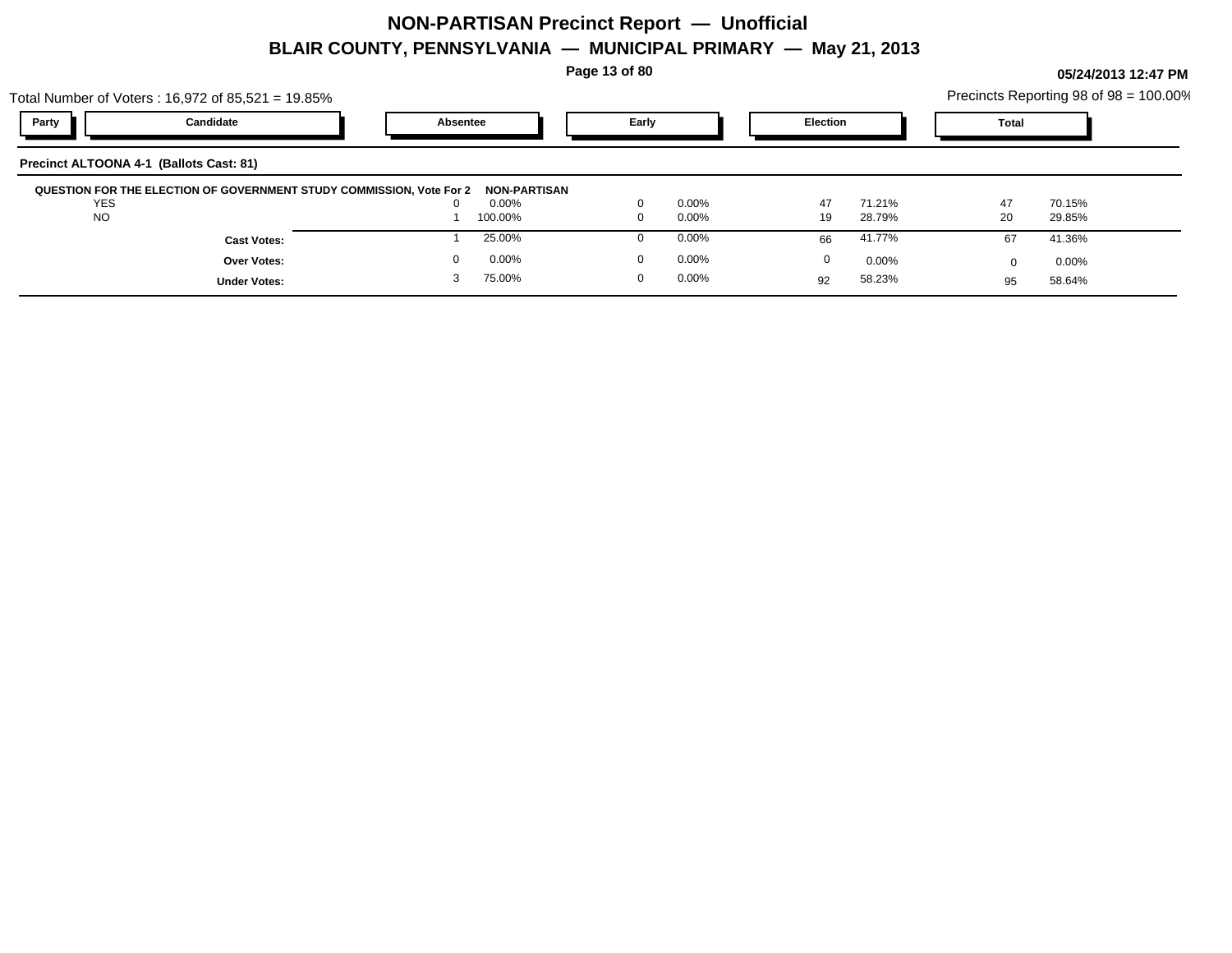# NON-PARTISAN Precinct Report — Unofficial

## BLAIR COUNTY, PENNSYLVANIA — MUNICIPAL PRIMARY — May 21, 2013

05/24/2013 12:47 PM

Total Number of Voters : 16,972 of 85,521 = 19.85%

Precincts Reporting 98 of 98 = 100.00%

### Precinct ALTOONA 4-1 (Ballots Cast: 81)

**QUESTION FOR THE ELECTION OF GOVERNMENT STUDY COMMISSION, Vote For 2** — **NON-PARTISAN**

| Party | Candidate | Absentee | | Early | | Election | | Total | |
|---|---|---|---|---|---|---|---|---|---|
| | YES | 0 | 0.00% | 0 | 0.00% | 47 | 71.21% | 47 | 70.15% |
| | NO | 1 | 100.00% | 0 | 0.00% | 19 | 28.79% | 20 | 29.85% |
| | **Cast Votes:** | 1 | 25.00% | 0 | 0.00% | 66 | 41.77% | 67 | 41.36% |
| | **Over Votes:** | 0 | 0.00% | 0 | 0.00% | 0 | 0.00% | 0 | 0.00% |
| | **Under Votes:** | 3 | 75.00% | 0 | 0.00% | 92 | 58.23% | 95 | 58.64% |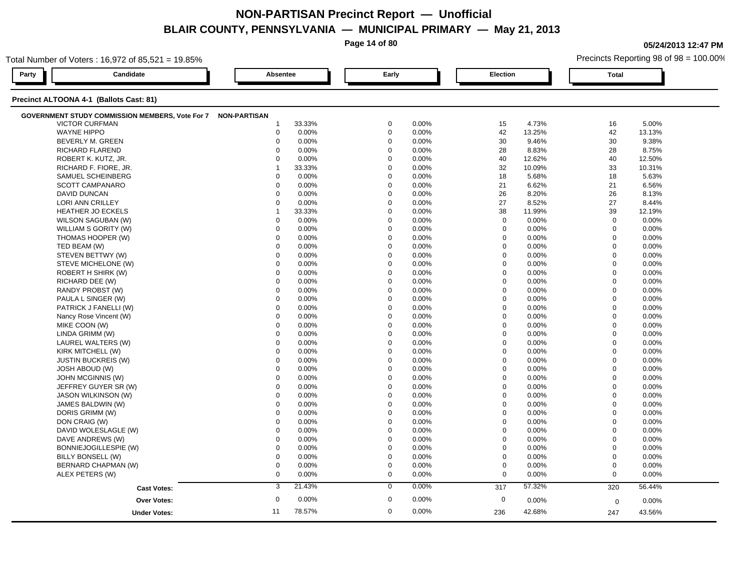# NON-PARTISAN Precinct Report — Unofficial

## BLAIR COUNTY, PENNSYLVANIA — MUNICIPAL PRIMARY — May 21, 2013

05/24/2013 12:47 PM

Total Number of Voters : 16,972 of 85,521 = 19.85%

Precincts Reporting 98 of 98 = 100.00%

### Precinct ALTOONA 4-1 (Ballots Cast: 81)

**GOVERNMENT STUDY COMMISSION MEMBERS, Vote For 7** — NON-PARTISAN

| Party | Candidate | Absentee | | Early | | Election | | Total | |
|---|---|---|---|---|---|---|---|---|---|
| | VICTOR CURFMAN | 1 | 33.33% | 0 | 0.00% | 15 | 4.73% | 16 | 5.00% |
| | WAYNE HIPPO | 0 | 0.00% | 0 | 0.00% | 42 | 13.25% | 42 | 13.13% |
| | BEVERLY M. GREEN | 0 | 0.00% | 0 | 0.00% | 30 | 9.46% | 30 | 9.38% |
| | RICHARD FLAREND | 0 | 0.00% | 0 | 0.00% | 28 | 8.83% | 28 | 8.75% |
| | ROBERT K. KUTZ, JR. | 0 | 0.00% | 0 | 0.00% | 40 | 12.62% | 40 | 12.50% |
| | RICHARD F. FIORE, JR. | 1 | 33.33% | 0 | 0.00% | 32 | 10.09% | 33 | 10.31% |
| | SAMUEL SCHEINBERG | 0 | 0.00% | 0 | 0.00% | 18 | 5.68% | 18 | 5.63% |
| | SCOTT CAMPANARO | 0 | 0.00% | 0 | 0.00% | 21 | 6.62% | 21 | 6.56% |
| | DAVID DUNCAN | 0 | 0.00% | 0 | 0.00% | 26 | 8.20% | 26 | 8.13% |
| | LORI ANN CRILLEY | 0 | 0.00% | 0 | 0.00% | 27 | 8.52% | 27 | 8.44% |
| | HEATHER JO ECKELS | 1 | 33.33% | 0 | 0.00% | 38 | 11.99% | 39 | 12.19% |
| | WILSON SAGUBAN (W) | 0 | 0.00% | 0 | 0.00% | 0 | 0.00% | 0 | 0.00% |
| | WILLIAM S GORITY (W) | 0 | 0.00% | 0 | 0.00% | 0 | 0.00% | 0 | 0.00% |
| | THOMAS HOOPER (W) | 0 | 0.00% | 0 | 0.00% | 0 | 0.00% | 0 | 0.00% |
| | TED BEAM (W) | 0 | 0.00% | 0 | 0.00% | 0 | 0.00% | 0 | 0.00% |
| | STEVEN BETTWY (W) | 0 | 0.00% | 0 | 0.00% | 0 | 0.00% | 0 | 0.00% |
| | STEVE MICHELONE (W) | 0 | 0.00% | 0 | 0.00% | 0 | 0.00% | 0 | 0.00% |
| | ROBERT H SHIRK (W) | 0 | 0.00% | 0 | 0.00% | 0 | 0.00% | 0 | 0.00% |
| | RICHARD DEE (W) | 0 | 0.00% | 0 | 0.00% | 0 | 0.00% | 0 | 0.00% |
| | RANDY PROBST (W) | 0 | 0.00% | 0 | 0.00% | 0 | 0.00% | 0 | 0.00% |
| | PAULA L SINGER (W) | 0 | 0.00% | 0 | 0.00% | 0 | 0.00% | 0 | 0.00% |
| | PATRICK J FANELLI (W) | 0 | 0.00% | 0 | 0.00% | 0 | 0.00% | 0 | 0.00% |
| | Nancy Rose Vincent (W) | 0 | 0.00% | 0 | 0.00% | 0 | 0.00% | 0 | 0.00% |
| | MIKE COON (W) | 0 | 0.00% | 0 | 0.00% | 0 | 0.00% | 0 | 0.00% |
| | LINDA GRIMM (W) | 0 | 0.00% | 0 | 0.00% | 0 | 0.00% | 0 | 0.00% |
| | LAUREL WALTERS (W) | 0 | 0.00% | 0 | 0.00% | 0 | 0.00% | 0 | 0.00% |
| | KIRK MITCHELL (W) | 0 | 0.00% | 0 | 0.00% | 0 | 0.00% | 0 | 0.00% |
| | JUSTIN BUCKREIS (W) | 0 | 0.00% | 0 | 0.00% | 0 | 0.00% | 0 | 0.00% |
| | JOSH ABOUD (W) | 0 | 0.00% | 0 | 0.00% | 0 | 0.00% | 0 | 0.00% |
| | JOHN MCGINNIS (W) | 0 | 0.00% | 0 | 0.00% | 0 | 0.00% | 0 | 0.00% |
| | JEFFREY GUYER SR (W) | 0 | 0.00% | 0 | 0.00% | 0 | 0.00% | 0 | 0.00% |
| | JASON WILKINSON (W) | 0 | 0.00% | 0 | 0.00% | 0 | 0.00% | 0 | 0.00% |
| | JAMES BALDWIN (W) | 0 | 0.00% | 0 | 0.00% | 0 | 0.00% | 0 | 0.00% |
| | DORIS GRIMM (W) | 0 | 0.00% | 0 | 0.00% | 0 | 0.00% | 0 | 0.00% |
| | DON CRAIG (W) | 0 | 0.00% | 0 | 0.00% | 0 | 0.00% | 0 | 0.00% |
| | DAVID WOLESLAGLE (W) | 0 | 0.00% | 0 | 0.00% | 0 | 0.00% | 0 | 0.00% |
| | DAVE ANDREWS (W) | 0 | 0.00% | 0 | 0.00% | 0 | 0.00% | 0 | 0.00% |
| | BONNIEJOGILLESPIE (W) | 0 | 0.00% | 0 | 0.00% | 0 | 0.00% | 0 | 0.00% |
| | BILLY BONSELL (W) | 0 | 0.00% | 0 | 0.00% | 0 | 0.00% | 0 | 0.00% |
| | BERNARD CHAPMAN (W) | 0 | 0.00% | 0 | 0.00% | 0 | 0.00% | 0 | 0.00% |
| | ALEX PETERS (W) | 0 | 0.00% | 0 | 0.00% | 0 | 0.00% | 0 | 0.00% |
| | **Cast Votes:** | 3 | 21.43% | 0 | 0.00% | 317 | 57.32% | 320 | 56.44% |
| | **Over Votes:** | 0 | 0.00% | 0 | 0.00% | 0 | 0.00% | 0 | 0.00% |
| | **Under Votes:** | 11 | 78.57% | 0 | 0.00% | 236 | 42.68% | 247 | 43.56% |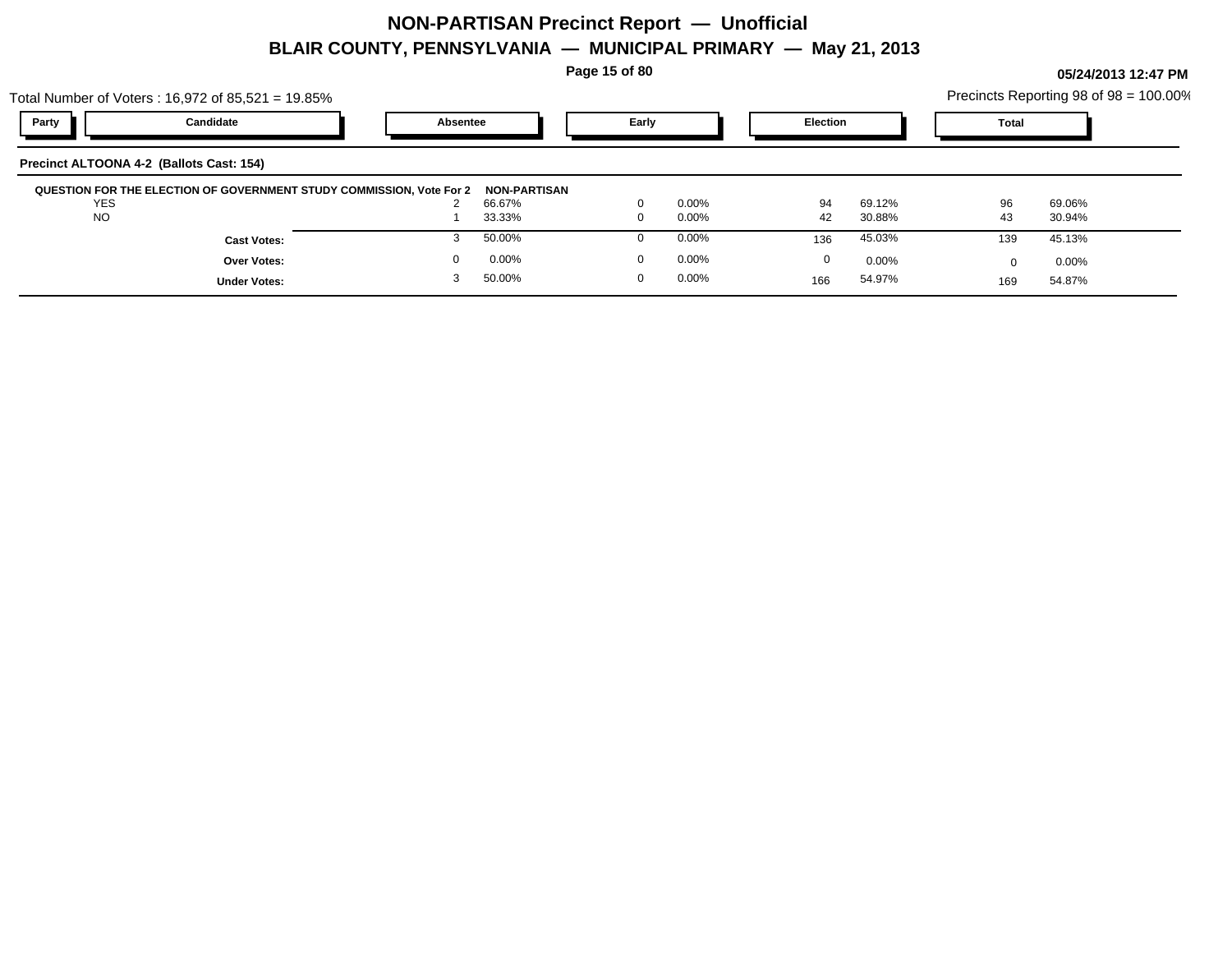# NON-PARTISAN Precinct Report — Unofficial

## BLAIR COUNTY, PENNSYLVANIA — MUNICIPAL PRIMARY — May 21, 2013

05/24/2013 12:47 PM

Total Number of Voters : 16,972 of 85,521 = 19.85%

Precincts Reporting 98 of 98 = 100.00%

| Party | Candidate | Absentee | | Early | | Election | | Total | |
|---|---|---|---|---|---|---|---|---|---|
| **Precinct ALTOONA 4-2 (Ballots Cast: 154)** | | | | | | | | | |
| **QUESTION FOR THE ELECTION OF GOVERNMENT STUDY COMMISSION, Vote For 2** | | **NON-PARTISAN** | | | | | | | |
| | YES | 2 | 66.67% | 0 | 0.00% | 94 | 69.12% | 96 | 69.06% |
| | NO | 1 | 33.33% | 0 | 0.00% | 42 | 30.88% | 43 | 30.94% |
| | **Cast Votes:** | 3 | 50.00% | 0 | 0.00% | 136 | 45.03% | 139 | 45.13% |
| | **Over Votes:** | 0 | 0.00% | 0 | 0.00% | 0 | 0.00% | 0 | 0.00% |
| | **Under Votes:** | 3 | 50.00% | 0 | 0.00% | 166 | 54.97% | 169 | 54.87% |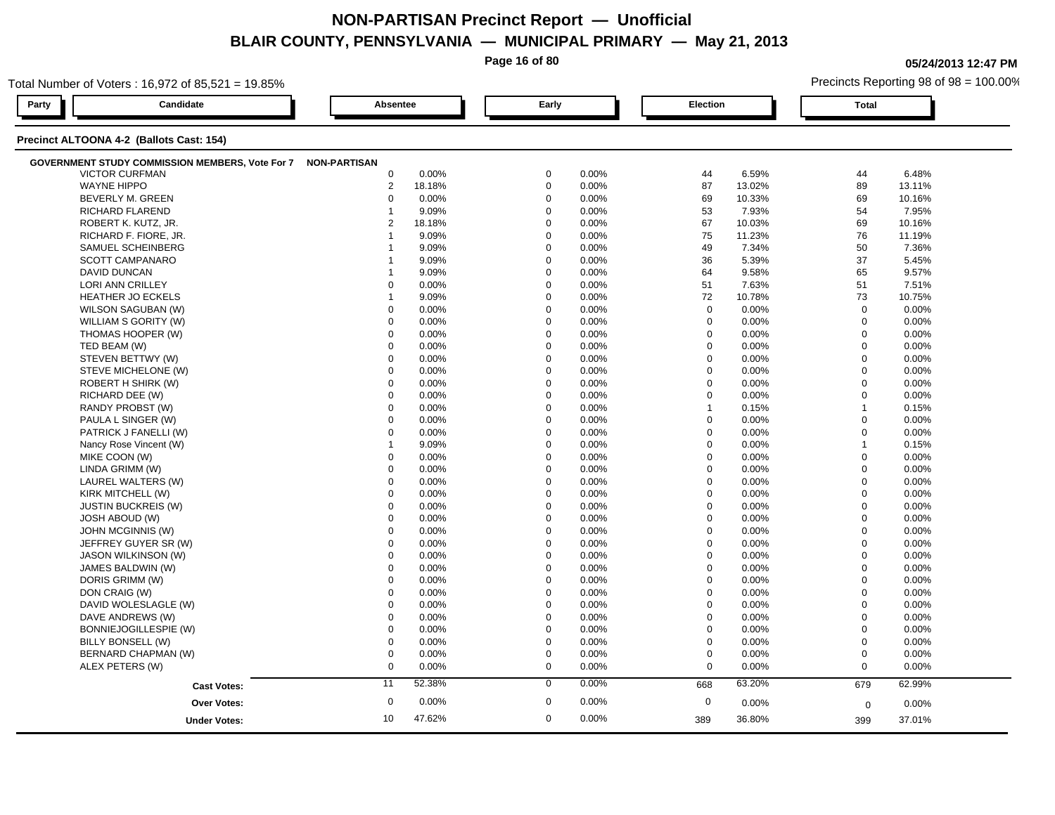# NON-PARTISAN Precinct Report — Unofficial

## BLAIR COUNTY, PENNSYLVANIA — MUNICIPAL PRIMARY — May 21, 2013

05/24/2013 12:47 PM

Total Number of Voters : 16,972 of 85,521 = 19.85%

Precincts Reporting 98 of 98 = 100.00%

### Precinct ALTOONA 4-2 (Ballots Cast: 154)

| Party | Candidate | Absentee | | Early | | Election | | Total | |
|---|---|---|---|---|---|---|---|---|---|
| **GOVERNMENT STUDY COMMISSION MEMBERS, Vote For 7** | **NON-PARTISAN** | | | | | | | | |
| | VICTOR CURFMAN | 0 | 0.00% | 0 | 0.00% | 44 | 6.59% | 44 | 6.48% |
| | WAYNE HIPPO | 2 | 18.18% | 0 | 0.00% | 87 | 13.02% | 89 | 13.11% |
| | BEVERLY M. GREEN | 0 | 0.00% | 0 | 0.00% | 69 | 10.33% | 69 | 10.16% |
| | RICHARD FLAREND | 1 | 9.09% | 0 | 0.00% | 53 | 7.93% | 54 | 7.95% |
| | ROBERT K. KUTZ, JR. | 2 | 18.18% | 0 | 0.00% | 67 | 10.03% | 69 | 10.16% |
| | RICHARD F. FIORE, JR. | 1 | 9.09% | 0 | 0.00% | 75 | 11.23% | 76 | 11.19% |
| | SAMUEL SCHEINBERG | 1 | 9.09% | 0 | 0.00% | 49 | 7.34% | 50 | 7.36% |
| | SCOTT CAMPANARO | 1 | 9.09% | 0 | 0.00% | 36 | 5.39% | 37 | 5.45% |
| | DAVID DUNCAN | 1 | 9.09% | 0 | 0.00% | 64 | 9.58% | 65 | 9.57% |
| | LORI ANN CRILLEY | 0 | 0.00% | 0 | 0.00% | 51 | 7.63% | 51 | 7.51% |
| | HEATHER JO ECKELS | 1 | 9.09% | 0 | 0.00% | 72 | 10.78% | 73 | 10.75% |
| | WILSON SAGUBAN (W) | 0 | 0.00% | 0 | 0.00% | 0 | 0.00% | 0 | 0.00% |
| | WILLIAM S GORITY (W) | 0 | 0.00% | 0 | 0.00% | 0 | 0.00% | 0 | 0.00% |
| | THOMAS HOOPER (W) | 0 | 0.00% | 0 | 0.00% | 0 | 0.00% | 0 | 0.00% |
| | TED BEAM (W) | 0 | 0.00% | 0 | 0.00% | 0 | 0.00% | 0 | 0.00% |
| | STEVEN BETTWY (W) | 0 | 0.00% | 0 | 0.00% | 0 | 0.00% | 0 | 0.00% |
| | STEVE MICHELONE (W) | 0 | 0.00% | 0 | 0.00% | 0 | 0.00% | 0 | 0.00% |
| | ROBERT H SHIRK (W) | 0 | 0.00% | 0 | 0.00% | 0 | 0.00% | 0 | 0.00% |
| | RICHARD DEE (W) | 0 | 0.00% | 0 | 0.00% | 0 | 0.00% | 0 | 0.00% |
| | RANDY PROBST (W) | 0 | 0.00% | 0 | 0.00% | 1 | 0.15% | 1 | 0.15% |
| | PAULA L SINGER (W) | 0 | 0.00% | 0 | 0.00% | 0 | 0.00% | 0 | 0.00% |
| | PATRICK J FANELLI (W) | 0 | 0.00% | 0 | 0.00% | 0 | 0.00% | 0 | 0.00% |
| | Nancy Rose Vincent (W) | 1 | 9.09% | 0 | 0.00% | 0 | 0.00% | 1 | 0.15% |
| | MIKE COON (W) | 0 | 0.00% | 0 | 0.00% | 0 | 0.00% | 0 | 0.00% |
| | LINDA GRIMM (W) | 0 | 0.00% | 0 | 0.00% | 0 | 0.00% | 0 | 0.00% |
| | LAUREL WALTERS (W) | 0 | 0.00% | 0 | 0.00% | 0 | 0.00% | 0 | 0.00% |
| | KIRK MITCHELL (W) | 0 | 0.00% | 0 | 0.00% | 0 | 0.00% | 0 | 0.00% |
| | JUSTIN BUCKREIS (W) | 0 | 0.00% | 0 | 0.00% | 0 | 0.00% | 0 | 0.00% |
| | JOSH ABOUD (W) | 0 | 0.00% | 0 | 0.00% | 0 | 0.00% | 0 | 0.00% |
| | JOHN MCGINNIS (W) | 0 | 0.00% | 0 | 0.00% | 0 | 0.00% | 0 | 0.00% |
| | JEFFREY GUYER SR (W) | 0 | 0.00% | 0 | 0.00% | 0 | 0.00% | 0 | 0.00% |
| | JASON WILKINSON (W) | 0 | 0.00% | 0 | 0.00% | 0 | 0.00% | 0 | 0.00% |
| | JAMES BALDWIN (W) | 0 | 0.00% | 0 | 0.00% | 0 | 0.00% | 0 | 0.00% |
| | DORIS GRIMM (W) | 0 | 0.00% | 0 | 0.00% | 0 | 0.00% | 0 | 0.00% |
| | DON CRAIG (W) | 0 | 0.00% | 0 | 0.00% | 0 | 0.00% | 0 | 0.00% |
| | DAVID WOLESLAGLE (W) | 0 | 0.00% | 0 | 0.00% | 0 | 0.00% | 0 | 0.00% |
| | DAVE ANDREWS (W) | 0 | 0.00% | 0 | 0.00% | 0 | 0.00% | 0 | 0.00% |
| | BONNIEJOGILLESPIE (W) | 0 | 0.00% | 0 | 0.00% | 0 | 0.00% | 0 | 0.00% |
| | BILLY BONSELL (W) | 0 | 0.00% | 0 | 0.00% | 0 | 0.00% | 0 | 0.00% |
| | BERNARD CHAPMAN (W) | 0 | 0.00% | 0 | 0.00% | 0 | 0.00% | 0 | 0.00% |
| | ALEX PETERS (W) | 0 | 0.00% | 0 | 0.00% | 0 | 0.00% | 0 | 0.00% |
| | **Cast Votes:** | 11 | 52.38% | 0 | 0.00% | 668 | 63.20% | 679 | 62.99% |
| | **Over Votes:** | 0 | 0.00% | 0 | 0.00% | 0 | 0.00% | 0 | 0.00% |
| | **Under Votes:** | 10 | 47.62% | 0 | 0.00% | 389 | 36.80% | 399 | 37.01% |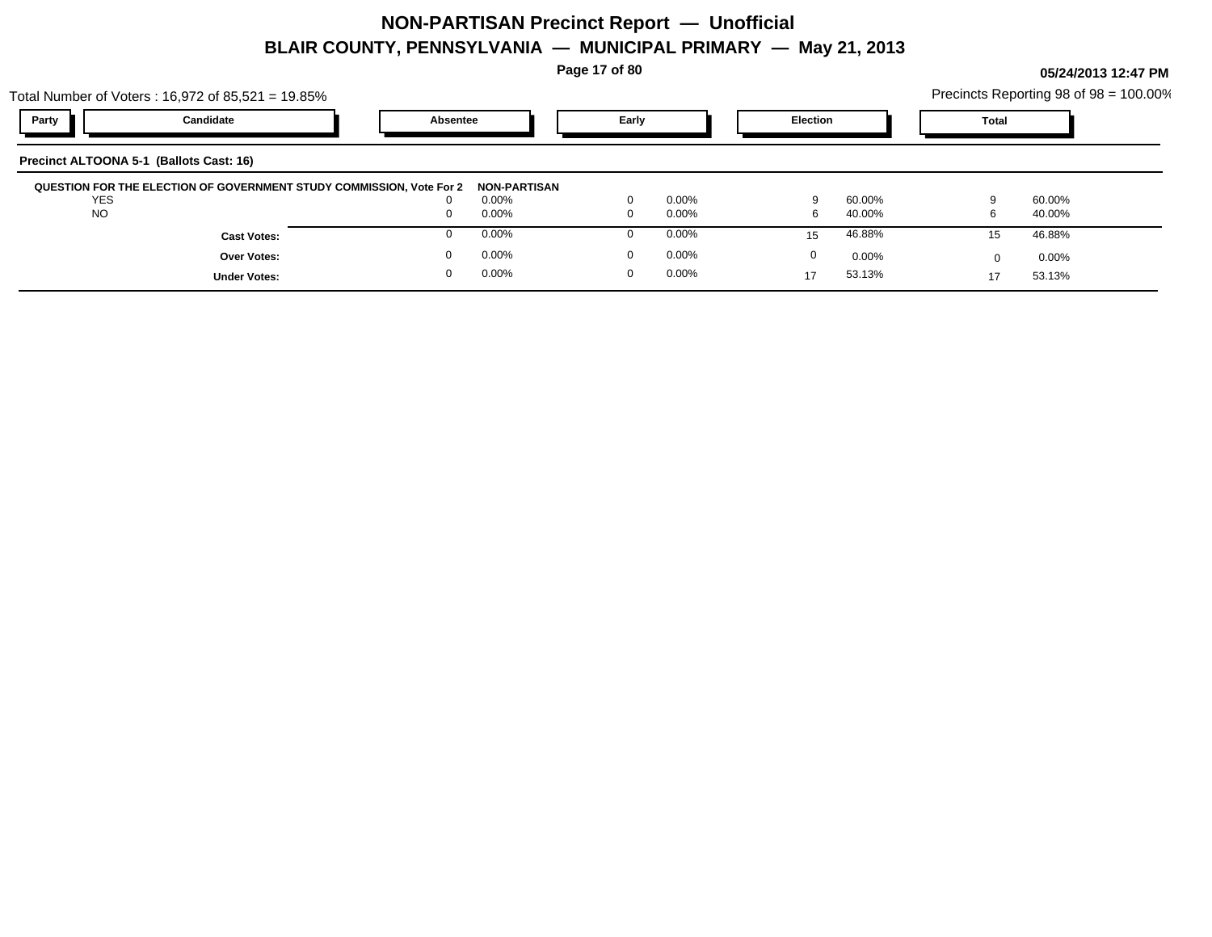# NON-PARTISAN Precinct Report — Unofficial

## BLAIR COUNTY, PENNSYLVANIA — MUNICIPAL PRIMARY — May 21, 2013

05/24/2013 12:47 PM

Total Number of Voters : 16,972 of 85,521 = 19.85%

Precincts Reporting 98 of 98 = 100.00%

**Precinct ALTOONA 5-1 (Ballots Cast: 16)**

| Party | Candidate | Absentee | | Early | | Election | | Total | |
|---|---|---|---|---|---|---|---|---|---|
| **QUESTION FOR THE ELECTION OF GOVERNMENT STUDY COMMISSION, Vote For 2** | | **NON-PARTISAN** | | | | | | | |
| | YES | 0 | 0.00% | 0 | 0.00% | 9 | 60.00% | 9 | 60.00% |
| | NO | 0 | 0.00% | 0 | 0.00% | 6 | 40.00% | 6 | 40.00% |
| | **Cast Votes:** | 0 | 0.00% | 0 | 0.00% | 15 | 46.88% | 15 | 46.88% |
| | **Over Votes:** | 0 | 0.00% | 0 | 0.00% | 0 | 0.00% | 0 | 0.00% |
| | **Under Votes:** | 0 | 0.00% | 0 | 0.00% | 17 | 53.13% | 17 | 53.13% |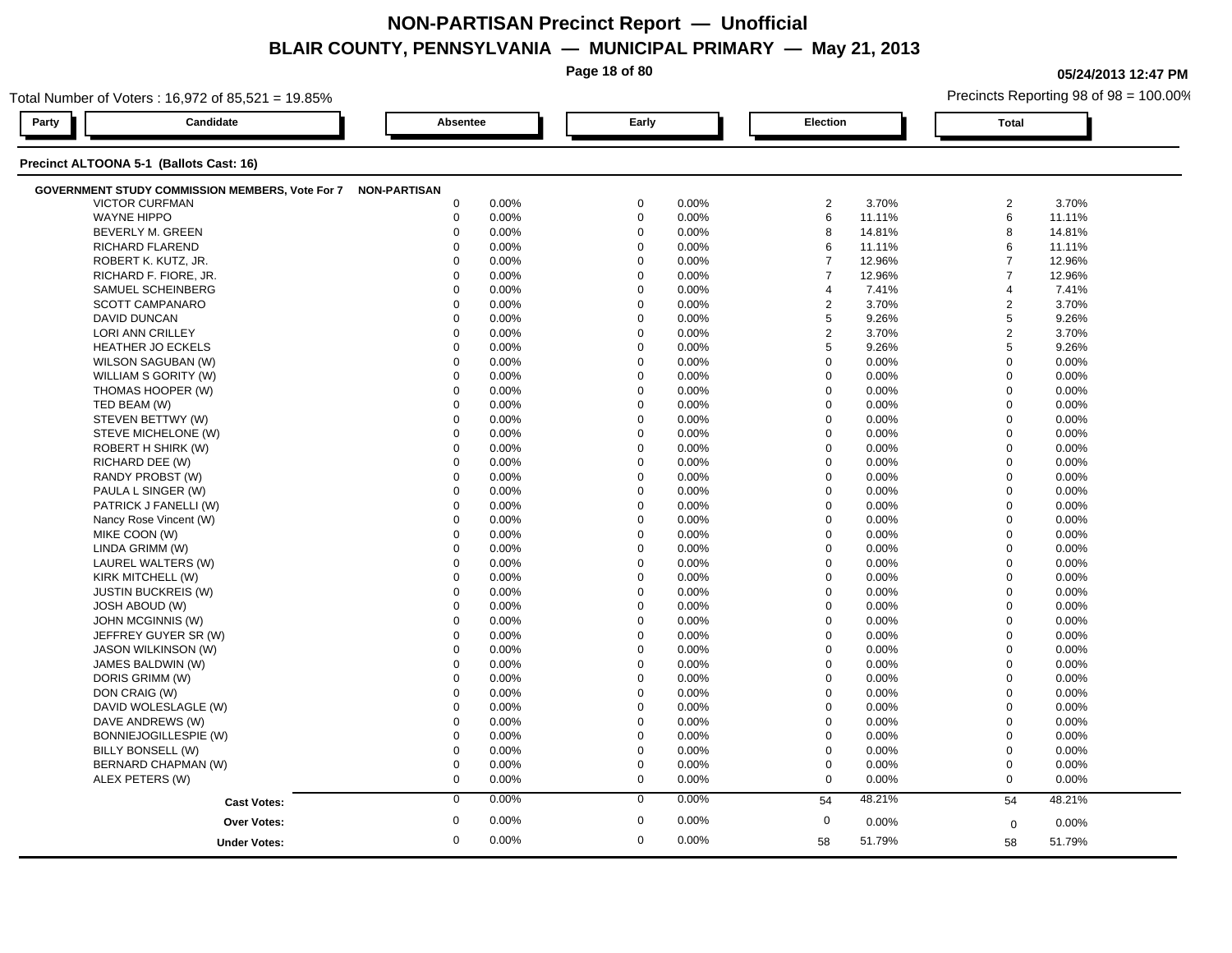# NON-PARTISAN Precinct Report — Unofficial

## BLAIR COUNTY, PENNSYLVANIA — MUNICIPAL PRIMARY — May 21, 2013

05/24/2013 12:47 PM

Total Number of Voters : 16,972 of 85,521 = 19.85%

Precincts Reporting 98 of 98 = 100.00%

### Precinct ALTOONA 5-1 (Ballots Cast: 16)

| Party | Candidate | Absentee | | Early | | Election | | Total | |
|---|---|---|---|---|---|---|---|---|---|
| GOVERNMENT STUDY COMMISSION MEMBERS, Vote For 7 | NON-PARTISAN | | | | | | | | |
| | VICTOR CURFMAN | 0 | 0.00% | 0 | 0.00% | 2 | 3.70% | 2 | 3.70% |
| | WAYNE HIPPO | 0 | 0.00% | 0 | 0.00% | 6 | 11.11% | 6 | 11.11% |
| | BEVERLY M. GREEN | 0 | 0.00% | 0 | 0.00% | 8 | 14.81% | 8 | 14.81% |
| | RICHARD FLAREND | 0 | 0.00% | 0 | 0.00% | 6 | 11.11% | 6 | 11.11% |
| | ROBERT K. KUTZ, JR. | 0 | 0.00% | 0 | 0.00% | 7 | 12.96% | 7 | 12.96% |
| | RICHARD F. FIORE, JR. | 0 | 0.00% | 0 | 0.00% | 7 | 12.96% | 7 | 12.96% |
| | SAMUEL SCHEINBERG | 0 | 0.00% | 0 | 0.00% | 4 | 7.41% | 4 | 7.41% |
| | SCOTT CAMPANARO | 0 | 0.00% | 0 | 0.00% | 2 | 3.70% | 2 | 3.70% |
| | DAVID DUNCAN | 0 | 0.00% | 0 | 0.00% | 5 | 9.26% | 5 | 9.26% |
| | LORI ANN CRILLEY | 0 | 0.00% | 0 | 0.00% | 2 | 3.70% | 2 | 3.70% |
| | HEATHER JO ECKELS | 0 | 0.00% | 0 | 0.00% | 5 | 9.26% | 5 | 9.26% |
| | WILSON SAGUBAN (W) | 0 | 0.00% | 0 | 0.00% | 0 | 0.00% | 0 | 0.00% |
| | WILLIAM S GORITY (W) | 0 | 0.00% | 0 | 0.00% | 0 | 0.00% | 0 | 0.00% |
| | THOMAS HOOPER (W) | 0 | 0.00% | 0 | 0.00% | 0 | 0.00% | 0 | 0.00% |
| | TED BEAM (W) | 0 | 0.00% | 0 | 0.00% | 0 | 0.00% | 0 | 0.00% |
| | STEVEN BETTWY (W) | 0 | 0.00% | 0 | 0.00% | 0 | 0.00% | 0 | 0.00% |
| | STEVE MICHELONE (W) | 0 | 0.00% | 0 | 0.00% | 0 | 0.00% | 0 | 0.00% |
| | ROBERT H SHIRK (W) | 0 | 0.00% | 0 | 0.00% | 0 | 0.00% | 0 | 0.00% |
| | RICHARD DEE (W) | 0 | 0.00% | 0 | 0.00% | 0 | 0.00% | 0 | 0.00% |
| | RANDY PROBST (W) | 0 | 0.00% | 0 | 0.00% | 0 | 0.00% | 0 | 0.00% |
| | PAULA L SINGER (W) | 0 | 0.00% | 0 | 0.00% | 0 | 0.00% | 0 | 0.00% |
| | PATRICK J FANELLI (W) | 0 | 0.00% | 0 | 0.00% | 0 | 0.00% | 0 | 0.00% |
| | Nancy Rose Vincent (W) | 0 | 0.00% | 0 | 0.00% | 0 | 0.00% | 0 | 0.00% |
| | MIKE COON (W) | 0 | 0.00% | 0 | 0.00% | 0 | 0.00% | 0 | 0.00% |
| | LINDA GRIMM (W) | 0 | 0.00% | 0 | 0.00% | 0 | 0.00% | 0 | 0.00% |
| | LAUREL WALTERS (W) | 0 | 0.00% | 0 | 0.00% | 0 | 0.00% | 0 | 0.00% |
| | KIRK MITCHELL (W) | 0 | 0.00% | 0 | 0.00% | 0 | 0.00% | 0 | 0.00% |
| | JUSTIN BUCKREIS (W) | 0 | 0.00% | 0 | 0.00% | 0 | 0.00% | 0 | 0.00% |
| | JOSH ABOUD (W) | 0 | 0.00% | 0 | 0.00% | 0 | 0.00% | 0 | 0.00% |
| | JOHN MCGINNIS (W) | 0 | 0.00% | 0 | 0.00% | 0 | 0.00% | 0 | 0.00% |
| | JEFFREY GUYER SR (W) | 0 | 0.00% | 0 | 0.00% | 0 | 0.00% | 0 | 0.00% |
| | JASON WILKINSON (W) | 0 | 0.00% | 0 | 0.00% | 0 | 0.00% | 0 | 0.00% |
| | JAMES BALDWIN (W) | 0 | 0.00% | 0 | 0.00% | 0 | 0.00% | 0 | 0.00% |
| | DORIS GRIMM (W) | 0 | 0.00% | 0 | 0.00% | 0 | 0.00% | 0 | 0.00% |
| | DON CRAIG (W) | 0 | 0.00% | 0 | 0.00% | 0 | 0.00% | 0 | 0.00% |
| | DAVID WOLESLAGLE (W) | 0 | 0.00% | 0 | 0.00% | 0 | 0.00% | 0 | 0.00% |
| | DAVE ANDREWS (W) | 0 | 0.00% | 0 | 0.00% | 0 | 0.00% | 0 | 0.00% |
| | BONNIEJOGILLESPIE (W) | 0 | 0.00% | 0 | 0.00% | 0 | 0.00% | 0 | 0.00% |
| | BILLY BONSELL (W) | 0 | 0.00% | 0 | 0.00% | 0 | 0.00% | 0 | 0.00% |
| | BERNARD CHAPMAN (W) | 0 | 0.00% | 0 | 0.00% | 0 | 0.00% | 0 | 0.00% |
| | ALEX PETERS (W) | 0 | 0.00% | 0 | 0.00% | 0 | 0.00% | 0 | 0.00% |
| | **Cast Votes:** | 0 | 0.00% | 0 | 0.00% | 54 | 48.21% | 54 | 48.21% |
| | **Over Votes:** | 0 | 0.00% | 0 | 0.00% | 0 | 0.00% | 0 | 0.00% |
| | **Under Votes:** | 0 | 0.00% | 0 | 0.00% | 58 | 51.79% | 58 | 51.79% |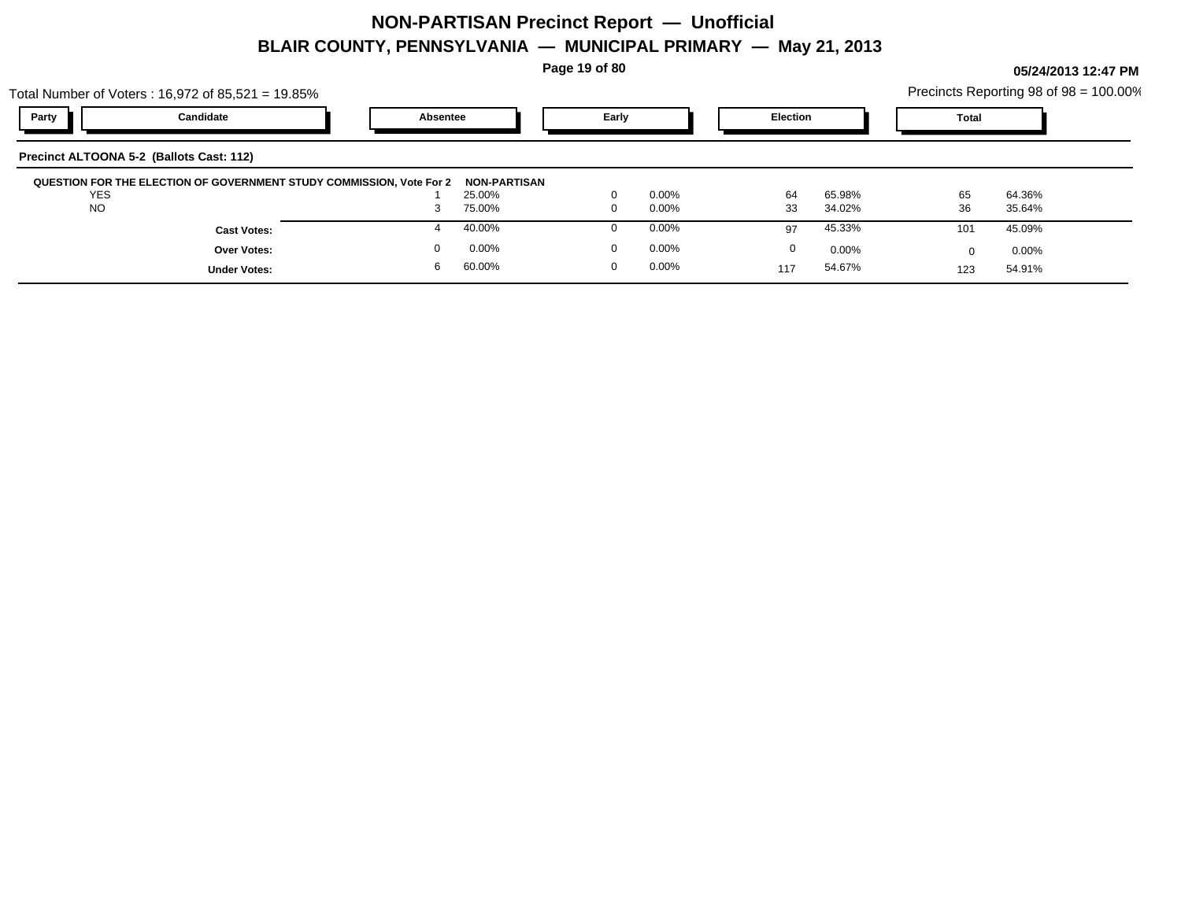# NON-PARTISAN Precinct Report — Unofficial

## BLAIR COUNTY, PENNSYLVANIA — MUNICIPAL PRIMARY — May 21, 2013

05/24/2013 12:47 PM

Total Number of Voters : 16,972 of 85,521 = 19.85%

Precincts Reporting 98 of 98 = 100.00%

### Precinct ALTOONA 5-2 (Ballots Cast: 112)

| Party | Candidate | Absentee | | Early | | Election | | Total | |
|---|---|---|---|---|---|---|---|---|---|
| **QUESTION FOR THE ELECTION OF GOVERNMENT STUDY COMMISSION, Vote For 2** | | **NON-PARTISAN** | | | | | | | |
| | YES | 1 | 25.00% | 0 | 0.00% | 64 | 65.98% | 65 | 64.36% |
| | NO | 3 | 75.00% | 0 | 0.00% | 33 | 34.02% | 36 | 35.64% |
| | **Cast Votes:** | 4 | 40.00% | 0 | 0.00% | 97 | 45.33% | 101 | 45.09% |
| | **Over Votes:** | 0 | 0.00% | 0 | 0.00% | 0 | 0.00% | 0 | 0.00% |
| | **Under Votes:** | 6 | 60.00% | 0 | 0.00% | 117 | 54.67% | 123 | 54.91% |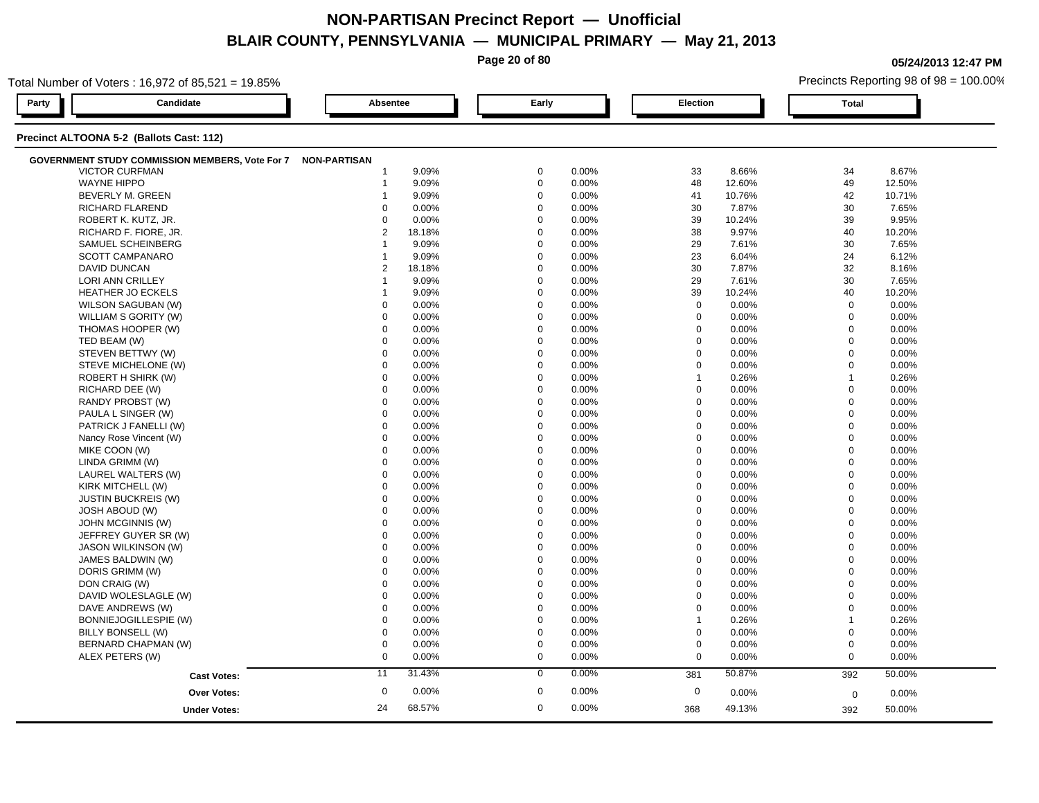# NON-PARTISAN Precinct Report — Unofficial

## BLAIR COUNTY, PENNSYLVANIA — MUNICIPAL PRIMARY — May 21, 2013

05/24/2013 12:47 PM

Total Number of Voters : 16,972 of 85,521 = 19.85%

Precincts Reporting 98 of 98 = 100.00%

### Precinct ALTOONA 5-2 (Ballots Cast: 112)

| Party | Candidate | Absentee | | Early | | Election | | Total | |
|---|---|---|---|---|---|---|---|---|---|
| GOVERNMENT STUDY COMMISSION MEMBERS, Vote For 7 | NON-PARTISAN | | | | | | | | |
| | VICTOR CURFMAN | 1 | 9.09% | 0 | 0.00% | 33 | 8.66% | 34 | 8.67% |
| | WAYNE HIPPO | 1 | 9.09% | 0 | 0.00% | 48 | 12.60% | 49 | 12.50% |
| | BEVERLY M. GREEN | 1 | 9.09% | 0 | 0.00% | 41 | 10.76% | 42 | 10.71% |
| | RICHARD FLAREND | 0 | 0.00% | 0 | 0.00% | 30 | 7.87% | 30 | 7.65% |
| | ROBERT K. KUTZ, JR. | 0 | 0.00% | 0 | 0.00% | 39 | 10.24% | 39 | 9.95% |
| | RICHARD F. FIORE, JR. | 2 | 18.18% | 0 | 0.00% | 38 | 9.97% | 40 | 10.20% |
| | SAMUEL SCHEINBERG | 1 | 9.09% | 0 | 0.00% | 29 | 7.61% | 30 | 7.65% |
| | SCOTT CAMPANARO | 1 | 9.09% | 0 | 0.00% | 23 | 6.04% | 24 | 6.12% |
| | DAVID DUNCAN | 2 | 18.18% | 0 | 0.00% | 30 | 7.87% | 32 | 8.16% |
| | LORI ANN CRILLEY | 1 | 9.09% | 0 | 0.00% | 29 | 7.61% | 30 | 7.65% |
| | HEATHER JO ECKELS | 1 | 9.09% | 0 | 0.00% | 39 | 10.24% | 40 | 10.20% |
| | WILSON SAGUBAN (W) | 0 | 0.00% | 0 | 0.00% | 0 | 0.00% | 0 | 0.00% |
| | WILLIAM S GORITY (W) | 0 | 0.00% | 0 | 0.00% | 0 | 0.00% | 0 | 0.00% |
| | THOMAS HOOPER (W) | 0 | 0.00% | 0 | 0.00% | 0 | 0.00% | 0 | 0.00% |
| | TED BEAM (W) | 0 | 0.00% | 0 | 0.00% | 0 | 0.00% | 0 | 0.00% |
| | STEVEN BETTWY (W) | 0 | 0.00% | 0 | 0.00% | 0 | 0.00% | 0 | 0.00% |
| | STEVE MICHELONE (W) | 0 | 0.00% | 0 | 0.00% | 0 | 0.00% | 0 | 0.00% |
| | ROBERT H SHIRK (W) | 0 | 0.00% | 0 | 0.00% | 1 | 0.26% | 1 | 0.26% |
| | RICHARD DEE (W) | 0 | 0.00% | 0 | 0.00% | 0 | 0.00% | 0 | 0.00% |
| | RANDY PROBST (W) | 0 | 0.00% | 0 | 0.00% | 0 | 0.00% | 0 | 0.00% |
| | PAULA L SINGER (W) | 0 | 0.00% | 0 | 0.00% | 0 | 0.00% | 0 | 0.00% |
| | PATRICK J FANELLI (W) | 0 | 0.00% | 0 | 0.00% | 0 | 0.00% | 0 | 0.00% |
| | Nancy Rose Vincent (W) | 0 | 0.00% | 0 | 0.00% | 0 | 0.00% | 0 | 0.00% |
| | MIKE COON (W) | 0 | 0.00% | 0 | 0.00% | 0 | 0.00% | 0 | 0.00% |
| | LINDA GRIMM (W) | 0 | 0.00% | 0 | 0.00% | 0 | 0.00% | 0 | 0.00% |
| | LAUREL WALTERS (W) | 0 | 0.00% | 0 | 0.00% | 0 | 0.00% | 0 | 0.00% |
| | KIRK MITCHELL (W) | 0 | 0.00% | 0 | 0.00% | 0 | 0.00% | 0 | 0.00% |
| | JUSTIN BUCKREIS (W) | 0 | 0.00% | 0 | 0.00% | 0 | 0.00% | 0 | 0.00% |
| | JOSH ABOUD (W) | 0 | 0.00% | 0 | 0.00% | 0 | 0.00% | 0 | 0.00% |
| | JOHN MCGINNIS (W) | 0 | 0.00% | 0 | 0.00% | 0 | 0.00% | 0 | 0.00% |
| | JEFFREY GUYER SR (W) | 0 | 0.00% | 0 | 0.00% | 0 | 0.00% | 0 | 0.00% |
| | JASON WILKINSON (W) | 0 | 0.00% | 0 | 0.00% | 0 | 0.00% | 0 | 0.00% |
| | JAMES BALDWIN (W) | 0 | 0.00% | 0 | 0.00% | 0 | 0.00% | 0 | 0.00% |
| | DORIS GRIMM (W) | 0 | 0.00% | 0 | 0.00% | 0 | 0.00% | 0 | 0.00% |
| | DON CRAIG (W) | 0 | 0.00% | 0 | 0.00% | 0 | 0.00% | 0 | 0.00% |
| | DAVID WOLESLAGLE (W) | 0 | 0.00% | 0 | 0.00% | 0 | 0.00% | 0 | 0.00% |
| | DAVE ANDREWS (W) | 0 | 0.00% | 0 | 0.00% | 0 | 0.00% | 0 | 0.00% |
| | BONNIEJOGILLESPIE (W) | 0 | 0.00% | 0 | 0.00% | 1 | 0.26% | 1 | 0.26% |
| | BILLY BONSELL (W) | 0 | 0.00% | 0 | 0.00% | 0 | 0.00% | 0 | 0.00% |
| | BERNARD CHAPMAN (W) | 0 | 0.00% | 0 | 0.00% | 0 | 0.00% | 0 | 0.00% |
| | ALEX PETERS (W) | 0 | 0.00% | 0 | 0.00% | 0 | 0.00% | 0 | 0.00% |
| | **Cast Votes:** | 11 | 31.43% | 0 | 0.00% | 381 | 50.87% | 392 | 50.00% |
| | **Over Votes:** | 0 | 0.00% | 0 | 0.00% | 0 | 0.00% | 0 | 0.00% |
| | **Under Votes:** | 24 | 68.57% | 0 | 0.00% | 368 | 49.13% | 392 | 50.00% |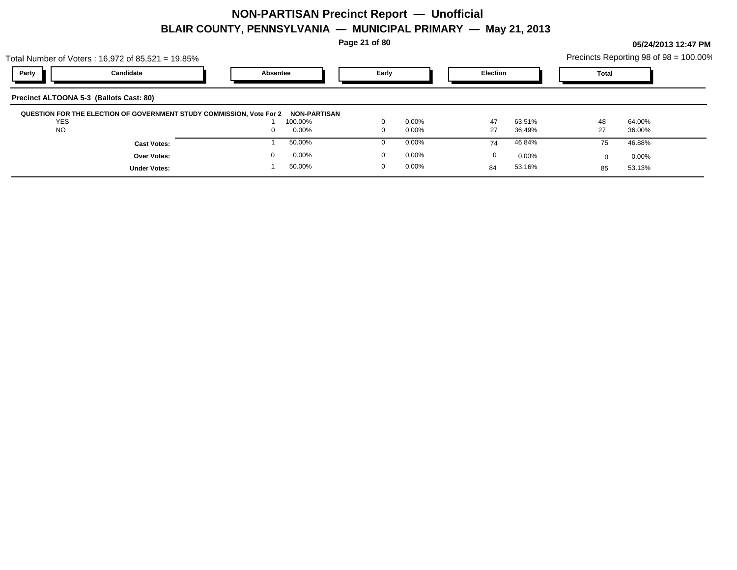# NON-PARTISAN Precinct Report — Unofficial

## BLAIR COUNTY, PENNSYLVANIA — MUNICIPAL PRIMARY — May 21, 2013

05/24/2013 12:47 PM

Total Number of Voters : 16,972 of 85,521 = 19.85%

Precincts Reporting 98 of 98 = 100.00%

**Precinct ALTOONA 5-3 (Ballots Cast: 80)**

**QUESTION FOR THE ELECTION OF GOVERNMENT STUDY COMMISSION, Vote For 2 NON-PARTISAN**

| Party | Candidate | Absentee | | Early | | Election | | Total | |
|---|---|---|---|---|---|---|---|---|---|
| | YES | 1 | 100.00% | 0 | 0.00% | 47 | 63.51% | 48 | 64.00% |
| | NO | 0 | 0.00% | 0 | 0.00% | 27 | 36.49% | 27 | 36.00% |
| | **Cast Votes:** | 1 | 50.00% | 0 | 0.00% | 74 | 46.84% | 75 | 46.88% |
| | **Over Votes:** | 0 | 0.00% | 0 | 0.00% | 0 | 0.00% | 0 | 0.00% |
| | **Under Votes:** | 1 | 50.00% | 0 | 0.00% | 84 | 53.16% | 85 | 53.13% |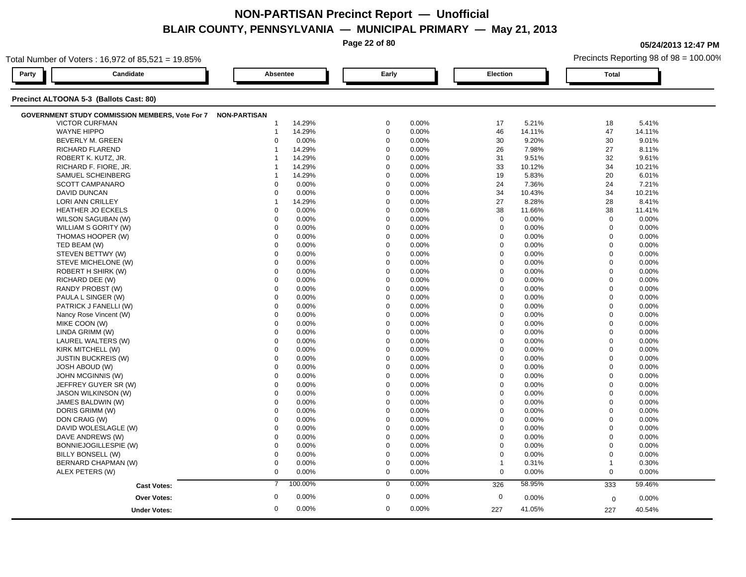# NON-PARTISAN Precinct Report — Unofficial

## BLAIR COUNTY, PENNSYLVANIA — MUNICIPAL PRIMARY — May 21, 2013

05/24/2013 12:47 PM

Total Number of Voters : 16,972 of 85,521 = 19.85%

Precincts Reporting 98 of 98 = 100.00%

### Precinct ALTOONA 5-3 (Ballots Cast: 80)

**GOVERNMENT STUDY COMMISSION MEMBERS, Vote For 7** — NON-PARTISAN

| Candidate | Absentee | | Early | | Election | | Total | |
|---|---|---|---|---|---|---|---|---|
| VICTOR CURFMAN | 1 | 14.29% | 0 | 0.00% | 17 | 5.21% | 18 | 5.41% |
| WAYNE HIPPO | 1 | 14.29% | 0 | 0.00% | 46 | 14.11% | 47 | 14.11% |
| BEVERLY M. GREEN | 0 | 0.00% | 0 | 0.00% | 30 | 9.20% | 30 | 9.01% |
| RICHARD FLAREND | 1 | 14.29% | 0 | 0.00% | 26 | 7.98% | 27 | 8.11% |
| ROBERT K. KUTZ, JR. | 1 | 14.29% | 0 | 0.00% | 31 | 9.51% | 32 | 9.61% |
| RICHARD F. FIORE, JR. | 1 | 14.29% | 0 | 0.00% | 33 | 10.12% | 34 | 10.21% |
| SAMUEL SCHEINBERG | 1 | 14.29% | 0 | 0.00% | 19 | 5.83% | 20 | 6.01% |
| SCOTT CAMPANARO | 0 | 0.00% | 0 | 0.00% | 24 | 7.36% | 24 | 7.21% |
| DAVID DUNCAN | 0 | 0.00% | 0 | 0.00% | 34 | 10.43% | 34 | 10.21% |
| LORI ANN CRILLEY | 1 | 14.29% | 0 | 0.00% | 27 | 8.28% | 28 | 8.41% |
| HEATHER JO ECKELS | 0 | 0.00% | 0 | 0.00% | 38 | 11.66% | 38 | 11.41% |
| WILSON SAGUBAN (W) | 0 | 0.00% | 0 | 0.00% | 0 | 0.00% | 0 | 0.00% |
| WILLIAM S GORITY (W) | 0 | 0.00% | 0 | 0.00% | 0 | 0.00% | 0 | 0.00% |
| THOMAS HOOPER (W) | 0 | 0.00% | 0 | 0.00% | 0 | 0.00% | 0 | 0.00% |
| TED BEAM (W) | 0 | 0.00% | 0 | 0.00% | 0 | 0.00% | 0 | 0.00% |
| STEVEN BETTWY (W) | 0 | 0.00% | 0 | 0.00% | 0 | 0.00% | 0 | 0.00% |
| STEVE MICHELONE (W) | 0 | 0.00% | 0 | 0.00% | 0 | 0.00% | 0 | 0.00% |
| ROBERT H SHIRK (W) | 0 | 0.00% | 0 | 0.00% | 0 | 0.00% | 0 | 0.00% |
| RICHARD DEE (W) | 0 | 0.00% | 0 | 0.00% | 0 | 0.00% | 0 | 0.00% |
| RANDY PROBST (W) | 0 | 0.00% | 0 | 0.00% | 0 | 0.00% | 0 | 0.00% |
| PAULA L SINGER (W) | 0 | 0.00% | 0 | 0.00% | 0 | 0.00% | 0 | 0.00% |
| PATRICK J FANELLI (W) | 0 | 0.00% | 0 | 0.00% | 0 | 0.00% | 0 | 0.00% |
| Nancy Rose Vincent (W) | 0 | 0.00% | 0 | 0.00% | 0 | 0.00% | 0 | 0.00% |
| MIKE COON (W) | 0 | 0.00% | 0 | 0.00% | 0 | 0.00% | 0 | 0.00% |
| LINDA GRIMM (W) | 0 | 0.00% | 0 | 0.00% | 0 | 0.00% | 0 | 0.00% |
| LAUREL WALTERS (W) | 0 | 0.00% | 0 | 0.00% | 0 | 0.00% | 0 | 0.00% |
| KIRK MITCHELL (W) | 0 | 0.00% | 0 | 0.00% | 0 | 0.00% | 0 | 0.00% |
| JUSTIN BUCKREIS (W) | 0 | 0.00% | 0 | 0.00% | 0 | 0.00% | 0 | 0.00% |
| JOSH ABOUD (W) | 0 | 0.00% | 0 | 0.00% | 0 | 0.00% | 0 | 0.00% |
| JOHN MCGINNIS (W) | 0 | 0.00% | 0 | 0.00% | 0 | 0.00% | 0 | 0.00% |
| JEFFREY GUYER SR (W) | 0 | 0.00% | 0 | 0.00% | 0 | 0.00% | 0 | 0.00% |
| JASON WILKINSON (W) | 0 | 0.00% | 0 | 0.00% | 0 | 0.00% | 0 | 0.00% |
| JAMES BALDWIN (W) | 0 | 0.00% | 0 | 0.00% | 0 | 0.00% | 0 | 0.00% |
| DORIS GRIMM (W) | 0 | 0.00% | 0 | 0.00% | 0 | 0.00% | 0 | 0.00% |
| DON CRAIG (W) | 0 | 0.00% | 0 | 0.00% | 0 | 0.00% | 0 | 0.00% |
| DAVID WOLESLAGLE (W) | 0 | 0.00% | 0 | 0.00% | 0 | 0.00% | 0 | 0.00% |
| DAVE ANDREWS (W) | 0 | 0.00% | 0 | 0.00% | 0 | 0.00% | 0 | 0.00% |
| BONNIEJOGILLESPIE (W) | 0 | 0.00% | 0 | 0.00% | 0 | 0.00% | 0 | 0.00% |
| BILLY BONSELL (W) | 0 | 0.00% | 0 | 0.00% | 0 | 0.00% | 0 | 0.00% |
| BERNARD CHAPMAN (W) | 0 | 0.00% | 0 | 0.00% | 1 | 0.31% | 1 | 0.30% |
| ALEX PETERS (W) | 0 | 0.00% | 0 | 0.00% | 0 | 0.00% | 0 | 0.00% |
| **Cast Votes:** | 7 | 100.00% | 0 | 0.00% | 326 | 58.95% | 333 | 59.46% |
| **Over Votes:** | 0 | 0.00% | 0 | 0.00% | 0 | 0.00% | 0 | 0.00% |
| **Under Votes:** | 0 | 0.00% | 0 | 0.00% | 227 | 41.05% | 227 | 40.54% |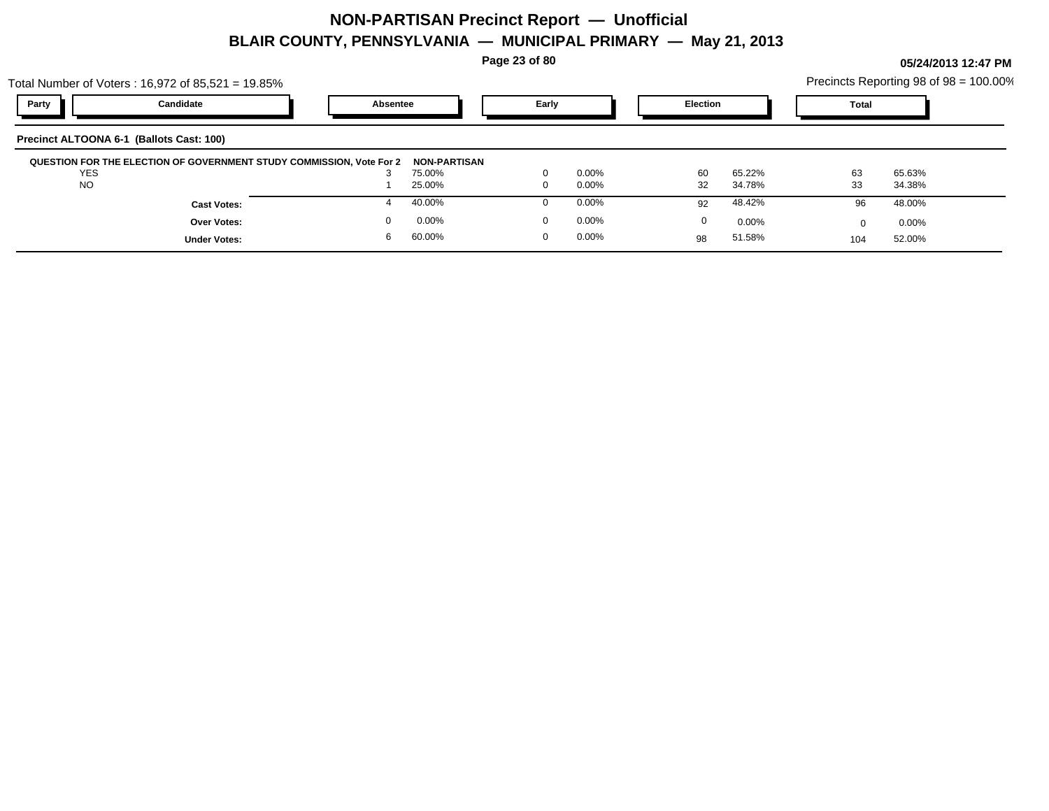# NON-PARTISAN Precinct Report — Unofficial

## BLAIR COUNTY, PENNSYLVANIA — MUNICIPAL PRIMARY — May 21, 2013

05/24/2013 12:47 PM

Total Number of Voters : 16,972 of 85,521 = 19.85%

Precincts Reporting 98 of 98 = 100.00%

### Precinct ALTOONA 6-1 (Ballots Cast: 100)

| Party | Candidate | Absentee | | Early | | Election | | Total | |
|---|---|---|---|---|---|---|---|---|---|
| **QUESTION FOR THE ELECTION OF GOVERNMENT STUDY COMMISSION, Vote For 2** | | **NON-PARTISAN** | | | | | | | |
| | YES | 3 | 75.00% | 0 | 0.00% | 60 | 65.22% | 63 | 65.63% |
| | NO | 1 | 25.00% | 0 | 0.00% | 32 | 34.78% | 33 | 34.38% |
| | **Cast Votes:** | 4 | 40.00% | 0 | 0.00% | 92 | 48.42% | 96 | 48.00% |
| | **Over Votes:** | 0 | 0.00% | 0 | 0.00% | 0 | 0.00% | 0 | 0.00% |
| | **Under Votes:** | 6 | 60.00% | 0 | 0.00% | 98 | 51.58% | 104 | 52.00% |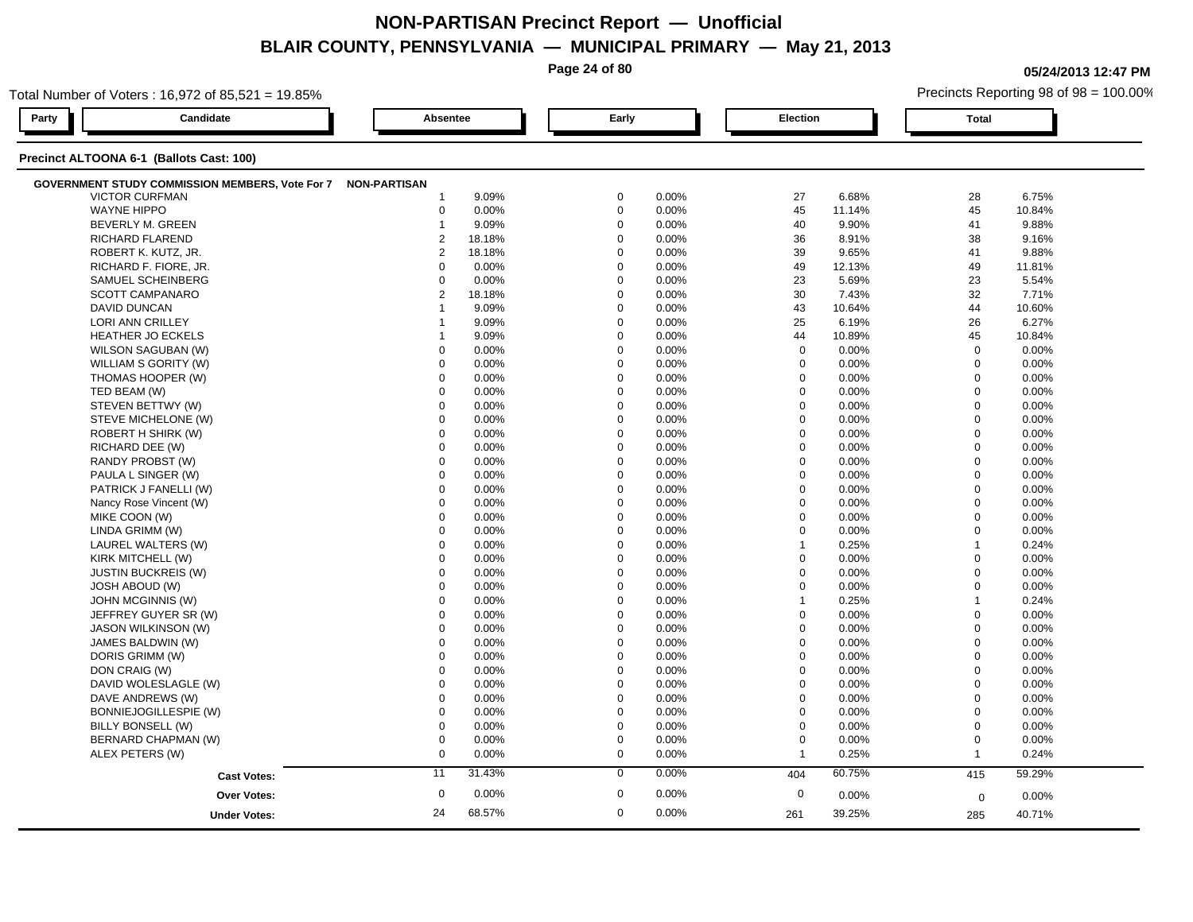# NON-PARTISAN Precinct Report — Unofficial

## BLAIR COUNTY, PENNSYLVANIA — MUNICIPAL PRIMARY — May 21, 2013

05/24/2013 12:47 PM

Total Number of Voters : 16,972 of 85,521 = 19.85%

Precincts Reporting 98 of 98 = 100.00%

### Precinct ALTOONA 6-1 (Ballots Cast: 100)

**GOVERNMENT STUDY COMMISSION MEMBERS, Vote For 7 — NON-PARTISAN**

| Candidate | Absentee | | Early | | Election | | Total | |
|---|---|---|---|---|---|---|---|---|
| VICTOR CURFMAN | 1 | 9.09% | 0 | 0.00% | 27 | 6.68% | 28 | 6.75% |
| WAYNE HIPPO | 0 | 0.00% | 0 | 0.00% | 45 | 11.14% | 45 | 10.84% |
| BEVERLY M. GREEN | 1 | 9.09% | 0 | 0.00% | 40 | 9.90% | 41 | 9.88% |
| RICHARD FLAREND | 2 | 18.18% | 0 | 0.00% | 36 | 8.91% | 38 | 9.16% |
| ROBERT K. KUTZ, JR. | 2 | 18.18% | 0 | 0.00% | 39 | 9.65% | 41 | 9.88% |
| RICHARD F. FIORE, JR. | 0 | 0.00% | 0 | 0.00% | 49 | 12.13% | 49 | 11.81% |
| SAMUEL SCHEINBERG | 0 | 0.00% | 0 | 0.00% | 23 | 5.69% | 23 | 5.54% |
| SCOTT CAMPANARO | 2 | 18.18% | 0 | 0.00% | 30 | 7.43% | 32 | 7.71% |
| DAVID DUNCAN | 1 | 9.09% | 0 | 0.00% | 43 | 10.64% | 44 | 10.60% |
| LORI ANN CRILLEY | 1 | 9.09% | 0 | 0.00% | 25 | 6.19% | 26 | 6.27% |
| HEATHER JO ECKELS | 1 | 9.09% | 0 | 0.00% | 44 | 10.89% | 45 | 10.84% |
| WILSON SAGUBAN (W) | 0 | 0.00% | 0 | 0.00% | 0 | 0.00% | 0 | 0.00% |
| WILLIAM S GORITY (W) | 0 | 0.00% | 0 | 0.00% | 0 | 0.00% | 0 | 0.00% |
| THOMAS HOOPER (W) | 0 | 0.00% | 0 | 0.00% | 0 | 0.00% | 0 | 0.00% |
| TED BEAM (W) | 0 | 0.00% | 0 | 0.00% | 0 | 0.00% | 0 | 0.00% |
| STEVEN BETTWY (W) | 0 | 0.00% | 0 | 0.00% | 0 | 0.00% | 0 | 0.00% |
| STEVE MICHELONE (W) | 0 | 0.00% | 0 | 0.00% | 0 | 0.00% | 0 | 0.00% |
| ROBERT H SHIRK (W) | 0 | 0.00% | 0 | 0.00% | 0 | 0.00% | 0 | 0.00% |
| RICHARD DEE (W) | 0 | 0.00% | 0 | 0.00% | 0 | 0.00% | 0 | 0.00% |
| RANDY PROBST (W) | 0 | 0.00% | 0 | 0.00% | 0 | 0.00% | 0 | 0.00% |
| PAULA L SINGER (W) | 0 | 0.00% | 0 | 0.00% | 0 | 0.00% | 0 | 0.00% |
| PATRICK J FANELLI (W) | 0 | 0.00% | 0 | 0.00% | 0 | 0.00% | 0 | 0.00% |
| Nancy Rose Vincent (W) | 0 | 0.00% | 0 | 0.00% | 0 | 0.00% | 0 | 0.00% |
| MIKE COON (W) | 0 | 0.00% | 0 | 0.00% | 0 | 0.00% | 0 | 0.00% |
| LINDA GRIMM (W) | 0 | 0.00% | 0 | 0.00% | 0 | 0.00% | 0 | 0.00% |
| LAUREL WALTERS (W) | 0 | 0.00% | 0 | 0.00% | 1 | 0.25% | 1 | 0.24% |
| KIRK MITCHELL (W) | 0 | 0.00% | 0 | 0.00% | 0 | 0.00% | 0 | 0.00% |
| JUSTIN BUCKREIS (W) | 0 | 0.00% | 0 | 0.00% | 0 | 0.00% | 0 | 0.00% |
| JOSH ABOUD (W) | 0 | 0.00% | 0 | 0.00% | 0 | 0.00% | 0 | 0.00% |
| JOHN MCGINNIS (W) | 0 | 0.00% | 0 | 0.00% | 1 | 0.25% | 1 | 0.24% |
| JEFFREY GUYER SR (W) | 0 | 0.00% | 0 | 0.00% | 0 | 0.00% | 0 | 0.00% |
| JASON WILKINSON (W) | 0 | 0.00% | 0 | 0.00% | 0 | 0.00% | 0 | 0.00% |
| JAMES BALDWIN (W) | 0 | 0.00% | 0 | 0.00% | 0 | 0.00% | 0 | 0.00% |
| DORIS GRIMM (W) | 0 | 0.00% | 0 | 0.00% | 0 | 0.00% | 0 | 0.00% |
| DON CRAIG (W) | 0 | 0.00% | 0 | 0.00% | 0 | 0.00% | 0 | 0.00% |
| DAVID WOLESLAGLE (W) | 0 | 0.00% | 0 | 0.00% | 0 | 0.00% | 0 | 0.00% |
| DAVE ANDREWS (W) | 0 | 0.00% | 0 | 0.00% | 0 | 0.00% | 0 | 0.00% |
| BONNIEJOGILLESPIE (W) | 0 | 0.00% | 0 | 0.00% | 0 | 0.00% | 0 | 0.00% |
| BILLY BONSELL (W) | 0 | 0.00% | 0 | 0.00% | 0 | 0.00% | 0 | 0.00% |
| BERNARD CHAPMAN (W) | 0 | 0.00% | 0 | 0.00% | 0 | 0.00% | 0 | 0.00% |
| ALEX PETERS (W) | 0 | 0.00% | 0 | 0.00% | 1 | 0.25% | 1 | 0.24% |
| **Cast Votes:** | 11 | 31.43% | 0 | 0.00% | 404 | 60.75% | 415 | 59.29% |
| **Over Votes:** | 0 | 0.00% | 0 | 0.00% | 0 | 0.00% | 0 | 0.00% |
| **Under Votes:** | 24 | 68.57% | 0 | 0.00% | 261 | 39.25% | 285 | 40.71% |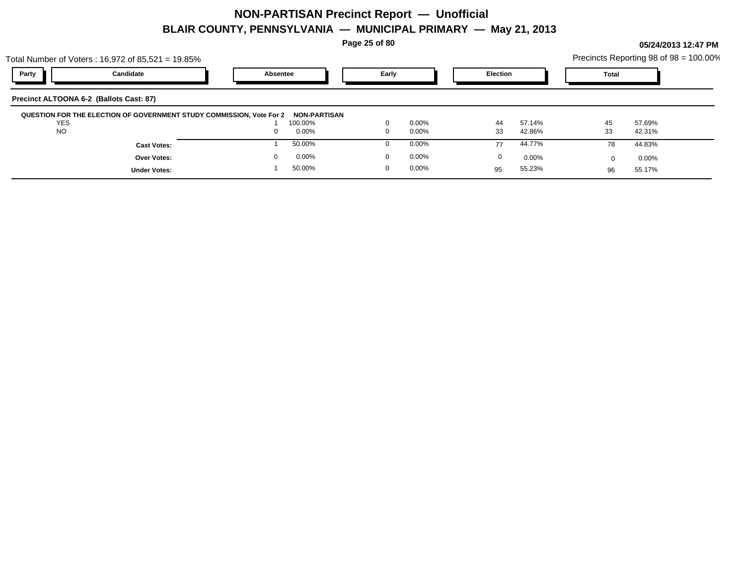# NON-PARTISAN Precinct Report — Unofficial

## BLAIR COUNTY, PENNSYLVANIA — MUNICIPAL PRIMARY — May 21, 2013

05/24/2013 12:47 PM

Total Number of Voters : 16,972 of 85,521 = 19.85%

Precincts Reporting 98 of 98 = 100.00%

| Party | Candidate | Absentee | | Early | | Election | | Total | |
|---|---|---|---|---|---|---|---|---|---|

**Precinct ALTOONA 6-2 (Ballots Cast: 87)**

**QUESTION FOR THE ELECTION OF GOVERNMENT STUDY COMMISSION, Vote For 2 NON-PARTISAN**

| Candidate | Absentee | | Early | | Election | | Total | |
|---|---|---|---|---|---|---|---|---|
| YES | 1 | 100.00% | 0 | 0.00% | 44 | 57.14% | 45 | 57.69% |
| NO | 0 | 0.00% | 0 | 0.00% | 33 | 42.86% | 33 | 42.31% |
| **Cast Votes:** | 1 | 50.00% | 0 | 0.00% | 77 | 44.77% | 78 | 44.83% |
| **Over Votes:** | 0 | 0.00% | 0 | 0.00% | 0 | 0.00% | 0 | 0.00% |
| **Under Votes:** | 1 | 50.00% | 0 | 0.00% | 95 | 55.23% | 96 | 55.17% |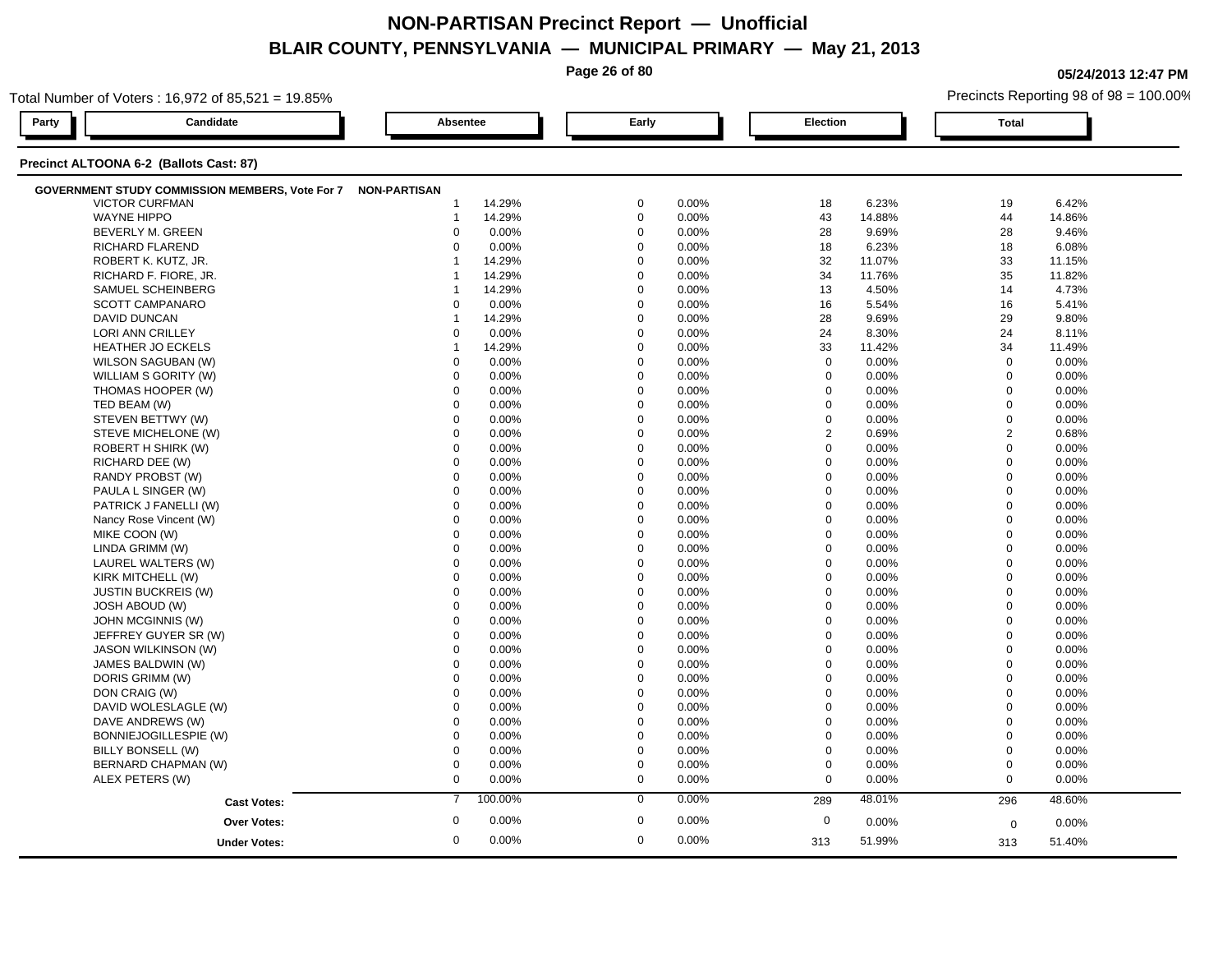# NON-PARTISAN Precinct Report — Unofficial

## BLAIR COUNTY, PENNSYLVANIA — MUNICIPAL PRIMARY — May 21, 2013

05/24/2013 12:47 PM

Total Number of Voters : 16,972 of 85,521 = 19.85%

Precincts Reporting 98 of 98 = 100.00%

### Precinct ALTOONA 6-2 (Ballots Cast: 87)

**GOVERNMENT STUDY COMMISSION MEMBERS, Vote For 7** — NON-PARTISAN

| Candidate | Absentee | | Early | | Election | | Total | |
|---|---|---|---|---|---|---|---|---|
| VICTOR CURFMAN | 1 | 14.29% | 0 | 0.00% | 18 | 6.23% | 19 | 6.42% |
| WAYNE HIPPO | 1 | 14.29% | 0 | 0.00% | 43 | 14.88% | 44 | 14.86% |
| BEVERLY M. GREEN | 0 | 0.00% | 0 | 0.00% | 28 | 9.69% | 28 | 9.46% |
| RICHARD FLAREND | 0 | 0.00% | 0 | 0.00% | 18 | 6.23% | 18 | 6.08% |
| ROBERT K. KUTZ, JR. | 1 | 14.29% | 0 | 0.00% | 32 | 11.07% | 33 | 11.15% |
| RICHARD F. FIORE, JR. | 1 | 14.29% | 0 | 0.00% | 34 | 11.76% | 35 | 11.82% |
| SAMUEL SCHEINBERG | 1 | 14.29% | 0 | 0.00% | 13 | 4.50% | 14 | 4.73% |
| SCOTT CAMPANARO | 0 | 0.00% | 0 | 0.00% | 16 | 5.54% | 16 | 5.41% |
| DAVID DUNCAN | 1 | 14.29% | 0 | 0.00% | 28 | 9.69% | 29 | 9.80% |
| LORI ANN CRILLEY | 0 | 0.00% | 0 | 0.00% | 24 | 8.30% | 24 | 8.11% |
| HEATHER JO ECKELS | 1 | 14.29% | 0 | 0.00% | 33 | 11.42% | 34 | 11.49% |
| WILSON SAGUBAN (W) | 0 | 0.00% | 0 | 0.00% | 0 | 0.00% | 0 | 0.00% |
| WILLIAM S GORITY (W) | 0 | 0.00% | 0 | 0.00% | 0 | 0.00% | 0 | 0.00% |
| THOMAS HOOPER (W) | 0 | 0.00% | 0 | 0.00% | 0 | 0.00% | 0 | 0.00% |
| TED BEAM (W) | 0 | 0.00% | 0 | 0.00% | 0 | 0.00% | 0 | 0.00% |
| STEVEN BETTWY (W) | 0 | 0.00% | 0 | 0.00% | 0 | 0.00% | 0 | 0.00% |
| STEVE MICHELONE (W) | 0 | 0.00% | 0 | 0.00% | 2 | 0.69% | 2 | 0.68% |
| ROBERT H SHIRK (W) | 0 | 0.00% | 0 | 0.00% | 0 | 0.00% | 0 | 0.00% |
| RICHARD DEE (W) | 0 | 0.00% | 0 | 0.00% | 0 | 0.00% | 0 | 0.00% |
| RANDY PROBST (W) | 0 | 0.00% | 0 | 0.00% | 0 | 0.00% | 0 | 0.00% |
| PAULA L SINGER (W) | 0 | 0.00% | 0 | 0.00% | 0 | 0.00% | 0 | 0.00% |
| PATRICK J FANELLI (W) | 0 | 0.00% | 0 | 0.00% | 0 | 0.00% | 0 | 0.00% |
| Nancy Rose Vincent (W) | 0 | 0.00% | 0 | 0.00% | 0 | 0.00% | 0 | 0.00% |
| MIKE COON (W) | 0 | 0.00% | 0 | 0.00% | 0 | 0.00% | 0 | 0.00% |
| LINDA GRIMM (W) | 0 | 0.00% | 0 | 0.00% | 0 | 0.00% | 0 | 0.00% |
| LAUREL WALTERS (W) | 0 | 0.00% | 0 | 0.00% | 0 | 0.00% | 0 | 0.00% |
| KIRK MITCHELL (W) | 0 | 0.00% | 0 | 0.00% | 0 | 0.00% | 0 | 0.00% |
| JUSTIN BUCKREIS (W) | 0 | 0.00% | 0 | 0.00% | 0 | 0.00% | 0 | 0.00% |
| JOSH ABOUD (W) | 0 | 0.00% | 0 | 0.00% | 0 | 0.00% | 0 | 0.00% |
| JOHN MCGINNIS (W) | 0 | 0.00% | 0 | 0.00% | 0 | 0.00% | 0 | 0.00% |
| JEFFREY GUYER SR (W) | 0 | 0.00% | 0 | 0.00% | 0 | 0.00% | 0 | 0.00% |
| JASON WILKINSON (W) | 0 | 0.00% | 0 | 0.00% | 0 | 0.00% | 0 | 0.00% |
| JAMES BALDWIN (W) | 0 | 0.00% | 0 | 0.00% | 0 | 0.00% | 0 | 0.00% |
| DORIS GRIMM (W) | 0 | 0.00% | 0 | 0.00% | 0 | 0.00% | 0 | 0.00% |
| DON CRAIG (W) | 0 | 0.00% | 0 | 0.00% | 0 | 0.00% | 0 | 0.00% |
| DAVID WOLESLAGLE (W) | 0 | 0.00% | 0 | 0.00% | 0 | 0.00% | 0 | 0.00% |
| DAVE ANDREWS (W) | 0 | 0.00% | 0 | 0.00% | 0 | 0.00% | 0 | 0.00% |
| BONNIEJOGILLESPIE (W) | 0 | 0.00% | 0 | 0.00% | 0 | 0.00% | 0 | 0.00% |
| BILLY BONSELL (W) | 0 | 0.00% | 0 | 0.00% | 0 | 0.00% | 0 | 0.00% |
| BERNARD CHAPMAN (W) | 0 | 0.00% | 0 | 0.00% | 0 | 0.00% | 0 | 0.00% |
| ALEX PETERS (W) | 0 | 0.00% | 0 | 0.00% | 0 | 0.00% | 0 | 0.00% |
| **Cast Votes:** | 7 | 100.00% | 0 | 0.00% | 289 | 48.01% | 296 | 48.60% |
| **Over Votes:** | 0 | 0.00% | 0 | 0.00% | 0 | 0.00% | 0 | 0.00% |
| **Under Votes:** | 0 | 0.00% | 0 | 0.00% | 313 | 51.99% | 313 | 51.40% |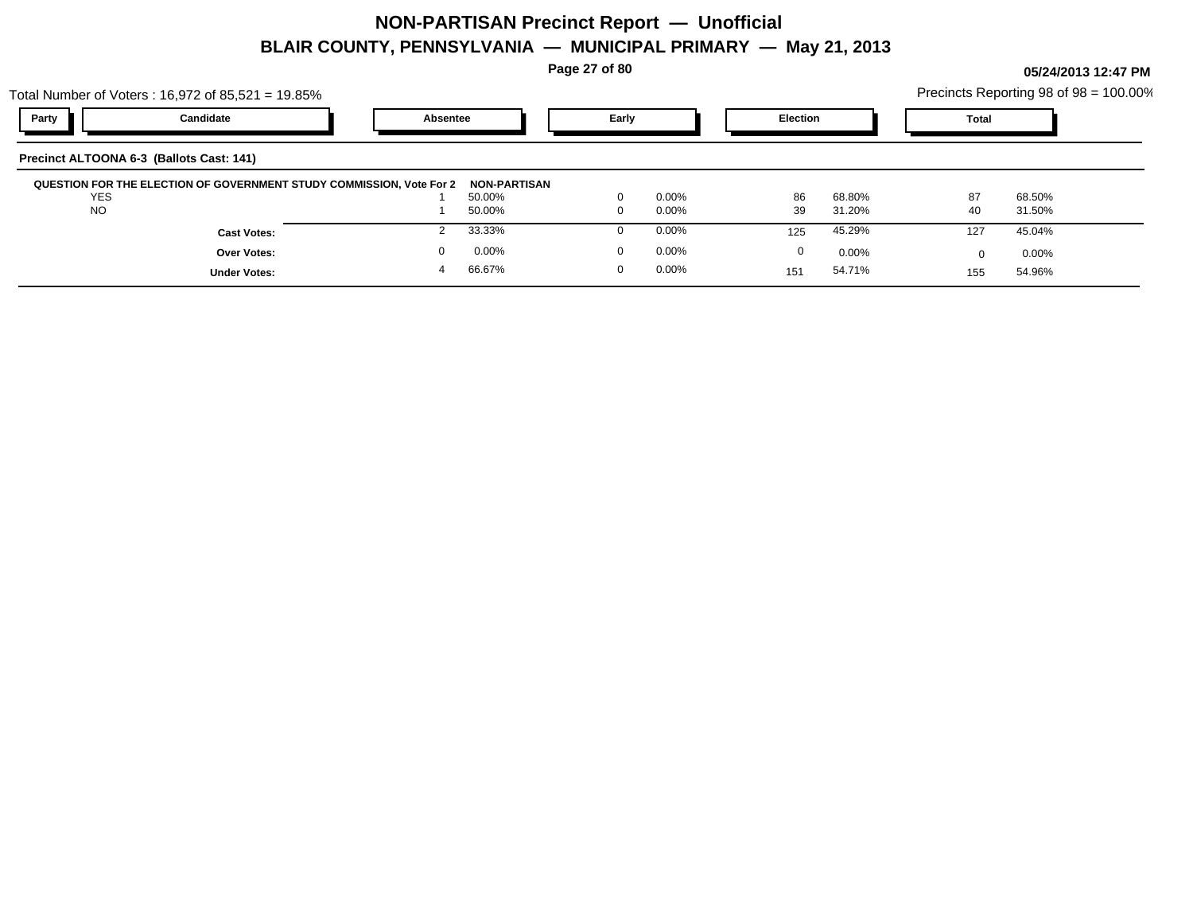# NON-PARTISAN Precinct Report — Unofficial

## BLAIR COUNTY, PENNSYLVANIA — MUNICIPAL PRIMARY — May 21, 2013

05/24/2013 12:47 PM

Total Number of Voters : 16,972 of 85,521 = 19.85%

Precincts Reporting 98 of 98 = 100.00%

| Party | Candidate | Absentee | | Early | | Election | | Total | |
|---|---|---|---|---|---|---|---|---|---|

**Precinct ALTOONA 6-3 (Ballots Cast: 141)**

| QUESTION FOR THE ELECTION OF GOVERNMENT STUDY COMMISSION, Vote For 2 | NON-PARTISAN | | | | | | | |
|---|---|---|---|---|---|---|---|---|
| YES | 1 | 50.00% | 0 | 0.00% | 86 | 68.80% | 87 | 68.50% |
| NO | 1 | 50.00% | 0 | 0.00% | 39 | 31.20% | 40 | 31.50% |
| **Cast Votes:** | 2 | 33.33% | 0 | 0.00% | 125 | 45.29% | 127 | 45.04% |
| **Over Votes:** | 0 | 0.00% | 0 | 0.00% | 0 | 0.00% | 0 | 0.00% |
| **Under Votes:** | 4 | 66.67% | 0 | 0.00% | 151 | 54.71% | 155 | 54.96% |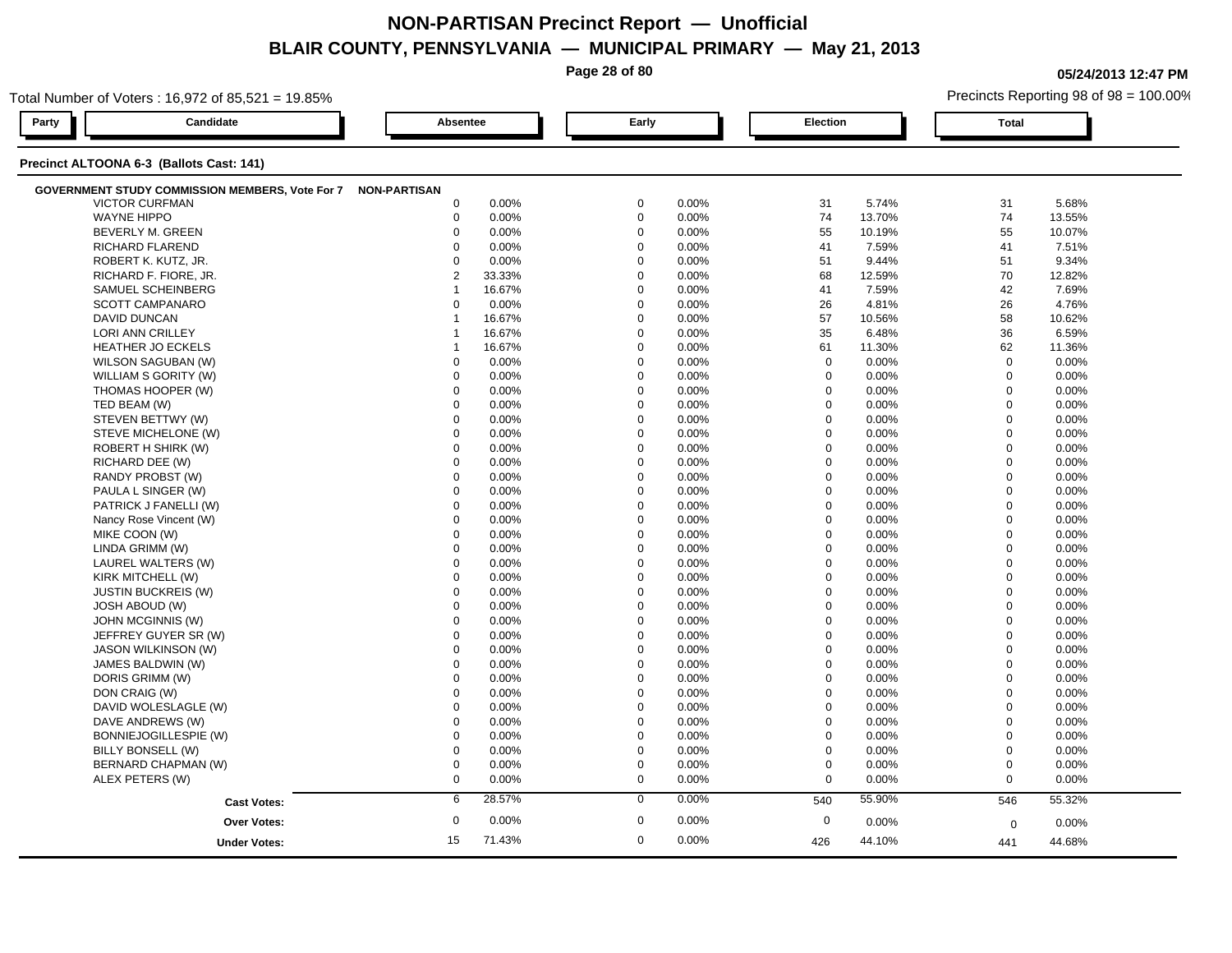# NON-PARTISAN Precinct Report — Unofficial

## BLAIR COUNTY, PENNSYLVANIA — MUNICIPAL PRIMARY — May 21, 2013

05/24/2013 12:47 PM

Total Number of Voters : 16,972 of 85,521 = 19.85%

Precincts Reporting 98 of 98 = 100.00%

### Precinct ALTOONA 6-3 (Ballots Cast: 141)

**GOVERNMENT STUDY COMMISSION MEMBERS, Vote For 7** — NON-PARTISAN

| Candidate | Absentee | | Early | | Election | | Total | |
|---|---|---|---|---|---|---|---|---|
| VICTOR CURFMAN | 0 | 0.00% | 0 | 0.00% | 31 | 5.74% | 31 | 5.68% |
| WAYNE HIPPO | 0 | 0.00% | 0 | 0.00% | 74 | 13.70% | 74 | 13.55% |
| BEVERLY M. GREEN | 0 | 0.00% | 0 | 0.00% | 55 | 10.19% | 55 | 10.07% |
| RICHARD FLAREND | 0 | 0.00% | 0 | 0.00% | 41 | 7.59% | 41 | 7.51% |
| ROBERT K. KUTZ, JR. | 0 | 0.00% | 0 | 0.00% | 51 | 9.44% | 51 | 9.34% |
| RICHARD F. FIORE, JR. | 2 | 33.33% | 0 | 0.00% | 68 | 12.59% | 70 | 12.82% |
| SAMUEL SCHEINBERG | 1 | 16.67% | 0 | 0.00% | 41 | 7.59% | 42 | 7.69% |
| SCOTT CAMPANARO | 0 | 0.00% | 0 | 0.00% | 26 | 4.81% | 26 | 4.76% |
| DAVID DUNCAN | 1 | 16.67% | 0 | 0.00% | 57 | 10.56% | 58 | 10.62% |
| LORI ANN CRILLEY | 1 | 16.67% | 0 | 0.00% | 35 | 6.48% | 36 | 6.59% |
| HEATHER JO ECKELS | 1 | 16.67% | 0 | 0.00% | 61 | 11.30% | 62 | 11.36% |
| WILSON SAGUBAN (W) | 0 | 0.00% | 0 | 0.00% | 0 | 0.00% | 0 | 0.00% |
| WILLIAM S GORITY (W) | 0 | 0.00% | 0 | 0.00% | 0 | 0.00% | 0 | 0.00% |
| THOMAS HOOPER (W) | 0 | 0.00% | 0 | 0.00% | 0 | 0.00% | 0 | 0.00% |
| TED BEAM (W) | 0 | 0.00% | 0 | 0.00% | 0 | 0.00% | 0 | 0.00% |
| STEVEN BETTWY (W) | 0 | 0.00% | 0 | 0.00% | 0 | 0.00% | 0 | 0.00% |
| STEVE MICHELONE (W) | 0 | 0.00% | 0 | 0.00% | 0 | 0.00% | 0 | 0.00% |
| ROBERT H SHIRK (W) | 0 | 0.00% | 0 | 0.00% | 0 | 0.00% | 0 | 0.00% |
| RICHARD DEE (W) | 0 | 0.00% | 0 | 0.00% | 0 | 0.00% | 0 | 0.00% |
| RANDY PROBST (W) | 0 | 0.00% | 0 | 0.00% | 0 | 0.00% | 0 | 0.00% |
| PAULA L SINGER (W) | 0 | 0.00% | 0 | 0.00% | 0 | 0.00% | 0 | 0.00% |
| PATRICK J FANELLI (W) | 0 | 0.00% | 0 | 0.00% | 0 | 0.00% | 0 | 0.00% |
| Nancy Rose Vincent (W) | 0 | 0.00% | 0 | 0.00% | 0 | 0.00% | 0 | 0.00% |
| MIKE COON (W) | 0 | 0.00% | 0 | 0.00% | 0 | 0.00% | 0 | 0.00% |
| LINDA GRIMM (W) | 0 | 0.00% | 0 | 0.00% | 0 | 0.00% | 0 | 0.00% |
| LAUREL WALTERS (W) | 0 | 0.00% | 0 | 0.00% | 0 | 0.00% | 0 | 0.00% |
| KIRK MITCHELL (W) | 0 | 0.00% | 0 | 0.00% | 0 | 0.00% | 0 | 0.00% |
| JUSTIN BUCKREIS (W) | 0 | 0.00% | 0 | 0.00% | 0 | 0.00% | 0 | 0.00% |
| JOSH ABOUD (W) | 0 | 0.00% | 0 | 0.00% | 0 | 0.00% | 0 | 0.00% |
| JOHN MCGINNIS (W) | 0 | 0.00% | 0 | 0.00% | 0 | 0.00% | 0 | 0.00% |
| JEFFREY GUYER SR (W) | 0 | 0.00% | 0 | 0.00% | 0 | 0.00% | 0 | 0.00% |
| JASON WILKINSON (W) | 0 | 0.00% | 0 | 0.00% | 0 | 0.00% | 0 | 0.00% |
| JAMES BALDWIN (W) | 0 | 0.00% | 0 | 0.00% | 0 | 0.00% | 0 | 0.00% |
| DORIS GRIMM (W) | 0 | 0.00% | 0 | 0.00% | 0 | 0.00% | 0 | 0.00% |
| DON CRAIG (W) | 0 | 0.00% | 0 | 0.00% | 0 | 0.00% | 0 | 0.00% |
| DAVID WOLESLAGLE (W) | 0 | 0.00% | 0 | 0.00% | 0 | 0.00% | 0 | 0.00% |
| DAVE ANDREWS (W) | 0 | 0.00% | 0 | 0.00% | 0 | 0.00% | 0 | 0.00% |
| BONNIEJOGILLESPIE (W) | 0 | 0.00% | 0 | 0.00% | 0 | 0.00% | 0 | 0.00% |
| BILLY BONSELL (W) | 0 | 0.00% | 0 | 0.00% | 0 | 0.00% | 0 | 0.00% |
| BERNARD CHAPMAN (W) | 0 | 0.00% | 0 | 0.00% | 0 | 0.00% | 0 | 0.00% |
| ALEX PETERS (W) | 0 | 0.00% | 0 | 0.00% | 0 | 0.00% | 0 | 0.00% |
| **Cast Votes:** | 6 | 28.57% | 0 | 0.00% | 540 | 55.90% | 546 | 55.32% |
| **Over Votes:** | 0 | 0.00% | 0 | 0.00% | 0 | 0.00% | 0 | 0.00% |
| **Under Votes:** | 15 | 71.43% | 0 | 0.00% | 426 | 44.10% | 441 | 44.68% |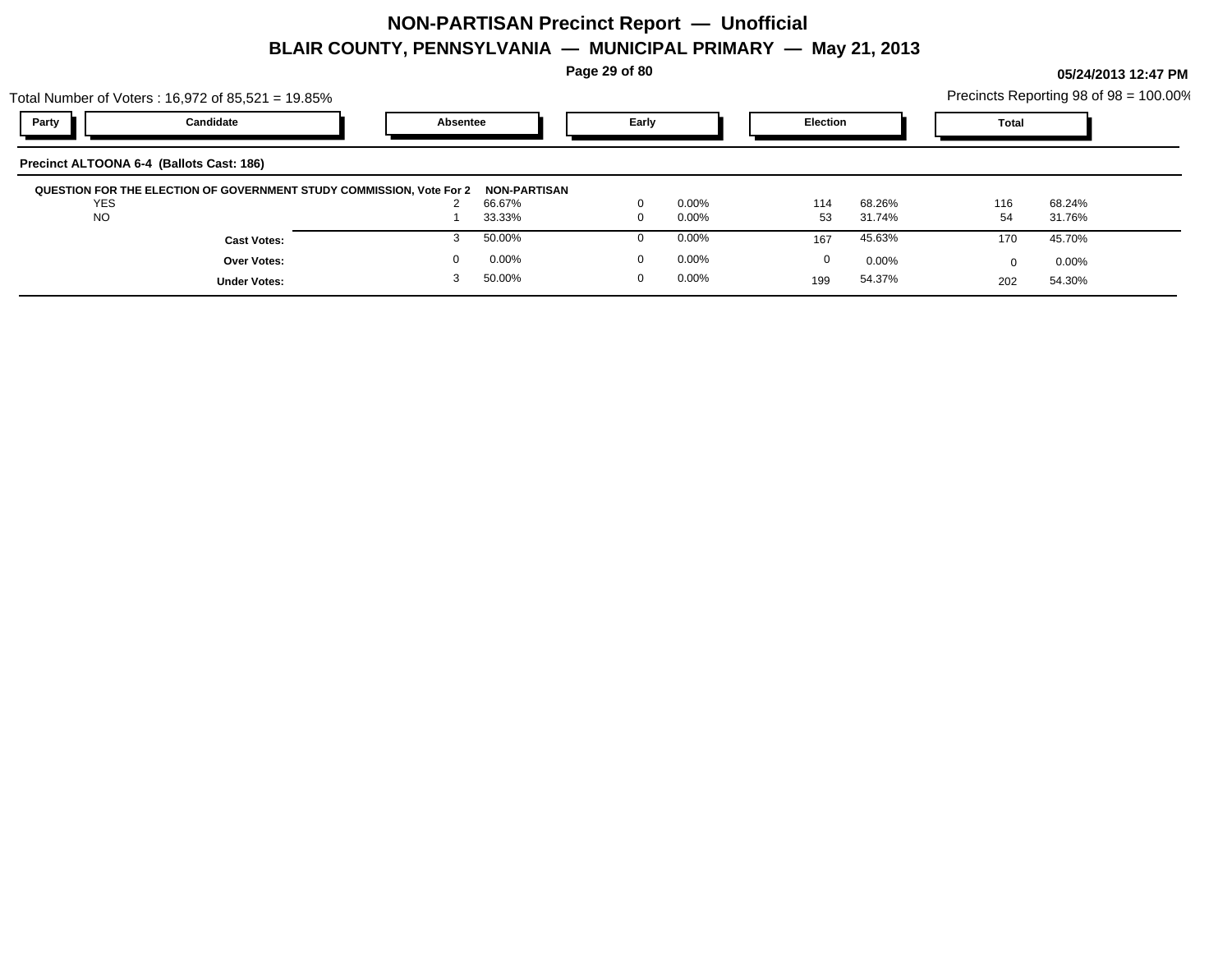# NON-PARTISAN Precinct Report — Unofficial

## BLAIR COUNTY, PENNSYLVANIA — MUNICIPAL PRIMARY — May 21, 2013

**05/24/2013 12:47 PM**

Total Number of Voters : 16,972 of 85,521 = 19.85%

Precincts Reporting 98 of 98 = 100.00%

| Party | Candidate | Absentee | | Early | | Election | | Total | |
|---|---|---|---|---|---|---|---|---|---|

**Precinct ALTOONA 6-4 (Ballots Cast: 186)**

**QUESTION FOR THE ELECTION OF GOVERNMENT STUDY COMMISSION, Vote For 2** **NON-PARTISAN**

| Party | Candidate | Absentee | | Early | | Election | | Total | |
|---|---|---|---|---|---|---|---|---|---|
| | YES | 2 | 66.67% | 0 | 0.00% | 114 | 68.26% | 116 | 68.24% |
| | NO | 1 | 33.33% | 0 | 0.00% | 53 | 31.74% | 54 | 31.76% |
| | **Cast Votes:** | 3 | 50.00% | 0 | 0.00% | 167 | 45.63% | 170 | 45.70% |
| | **Over Votes:** | 0 | 0.00% | 0 | 0.00% | 0 | 0.00% | 0 | 0.00% |
| | **Under Votes:** | 3 | 50.00% | 0 | 0.00% | 199 | 54.37% | 202 | 54.30% |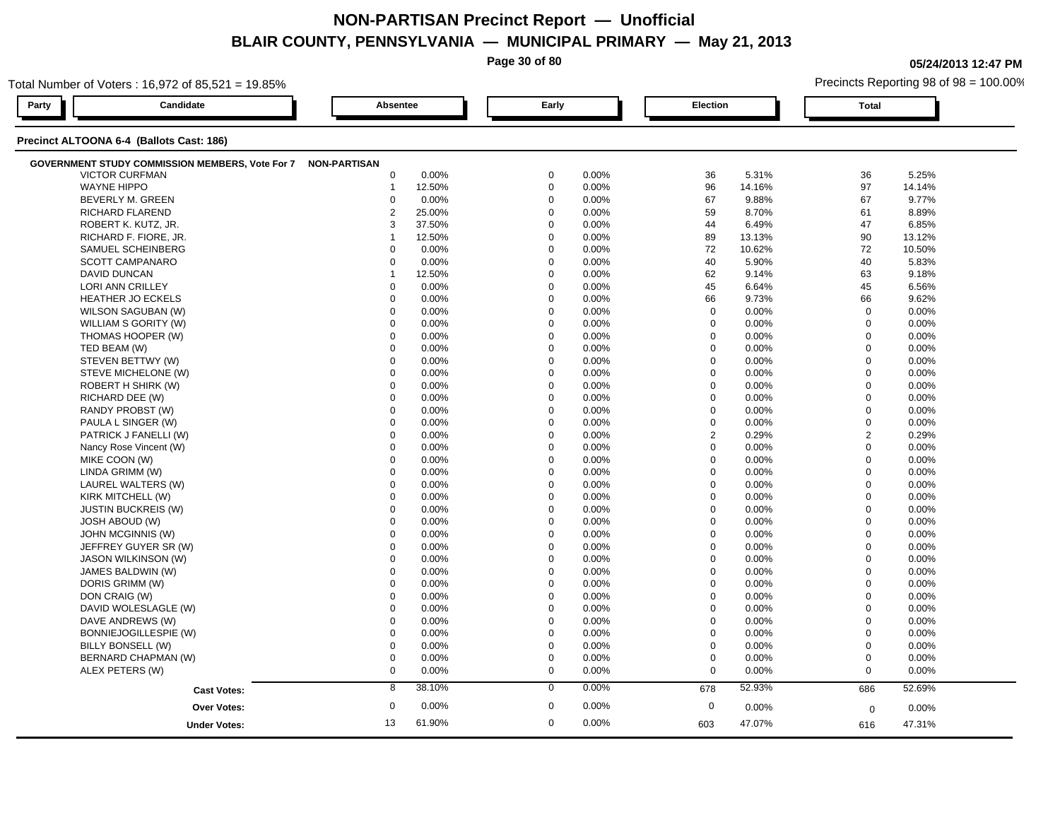# NON-PARTISAN Precinct Report — Unofficial

## BLAIR COUNTY, PENNSYLVANIA — MUNICIPAL PRIMARY — May 21, 2013

05/24/2013 12:47 PM

Total Number of Voters : 16,972 of 85,521 = 19.85%

Precincts Reporting 98 of 98 = 100.00%

### Precinct ALTOONA 6-4 (Ballots Cast: 186)

| Party | Candidate | Absentee | | Early | | Election | | Total | |
|---|---|---|---|---|---|---|---|---|---|
| **GOVERNMENT STUDY COMMISSION MEMBERS, Vote For 7** | | | | | | | | | |
| NON-PARTISAN | VICTOR CURFMAN | 0 | 0.00% | 0 | 0.00% | 36 | 5.31% | 36 | 5.25% |
| | WAYNE HIPPO | 1 | 12.50% | 0 | 0.00% | 96 | 14.16% | 97 | 14.14% |
| | BEVERLY M. GREEN | 0 | 0.00% | 0 | 0.00% | 67 | 9.88% | 67 | 9.77% |
| | RICHARD FLAREND | 2 | 25.00% | 0 | 0.00% | 59 | 8.70% | 61 | 8.89% |
| | ROBERT K. KUTZ, JR. | 3 | 37.50% | 0 | 0.00% | 44 | 6.49% | 47 | 6.85% |
| | RICHARD F. FIORE, JR. | 1 | 12.50% | 0 | 0.00% | 89 | 13.13% | 90 | 13.12% |
| | SAMUEL SCHEINBERG | 0 | 0.00% | 0 | 0.00% | 72 | 10.62% | 72 | 10.50% |
| | SCOTT CAMPANARO | 0 | 0.00% | 0 | 0.00% | 40 | 5.90% | 40 | 5.83% |
| | DAVID DUNCAN | 1 | 12.50% | 0 | 0.00% | 62 | 9.14% | 63 | 9.18% |
| | LORI ANN CRILLEY | 0 | 0.00% | 0 | 0.00% | 45 | 6.64% | 45 | 6.56% |
| | HEATHER JO ECKELS | 0 | 0.00% | 0 | 0.00% | 66 | 9.73% | 66 | 9.62% |
| | WILSON SAGUBAN (W) | 0 | 0.00% | 0 | 0.00% | 0 | 0.00% | 0 | 0.00% |
| | WILLIAM S GORITY (W) | 0 | 0.00% | 0 | 0.00% | 0 | 0.00% | 0 | 0.00% |
| | THOMAS HOOPER (W) | 0 | 0.00% | 0 | 0.00% | 0 | 0.00% | 0 | 0.00% |
| | TED BEAM (W) | 0 | 0.00% | 0 | 0.00% | 0 | 0.00% | 0 | 0.00% |
| | STEVEN BETTWY (W) | 0 | 0.00% | 0 | 0.00% | 0 | 0.00% | 0 | 0.00% |
| | STEVE MICHELONE (W) | 0 | 0.00% | 0 | 0.00% | 0 | 0.00% | 0 | 0.00% |
| | ROBERT H SHIRK (W) | 0 | 0.00% | 0 | 0.00% | 0 | 0.00% | 0 | 0.00% |
| | RICHARD DEE (W) | 0 | 0.00% | 0 | 0.00% | 0 | 0.00% | 0 | 0.00% |
| | RANDY PROBST (W) | 0 | 0.00% | 0 | 0.00% | 0 | 0.00% | 0 | 0.00% |
| | PAULA L SINGER (W) | 0 | 0.00% | 0 | 0.00% | 0 | 0.00% | 0 | 0.00% |
| | PATRICK J FANELLI (W) | 0 | 0.00% | 0 | 0.00% | 2 | 0.29% | 2 | 0.29% |
| | Nancy Rose Vincent (W) | 0 | 0.00% | 0 | 0.00% | 0 | 0.00% | 0 | 0.00% |
| | MIKE COON (W) | 0 | 0.00% | 0 | 0.00% | 0 | 0.00% | 0 | 0.00% |
| | LINDA GRIMM (W) | 0 | 0.00% | 0 | 0.00% | 0 | 0.00% | 0 | 0.00% |
| | LAUREL WALTERS (W) | 0 | 0.00% | 0 | 0.00% | 0 | 0.00% | 0 | 0.00% |
| | KIRK MITCHELL (W) | 0 | 0.00% | 0 | 0.00% | 0 | 0.00% | 0 | 0.00% |
| | JUSTIN BUCKREIS (W) | 0 | 0.00% | 0 | 0.00% | 0 | 0.00% | 0 | 0.00% |
| | JOSH ABOUD (W) | 0 | 0.00% | 0 | 0.00% | 0 | 0.00% | 0 | 0.00% |
| | JOHN MCGINNIS (W) | 0 | 0.00% | 0 | 0.00% | 0 | 0.00% | 0 | 0.00% |
| | JEFFREY GUYER SR (W) | 0 | 0.00% | 0 | 0.00% | 0 | 0.00% | 0 | 0.00% |
| | JASON WILKINSON (W) | 0 | 0.00% | 0 | 0.00% | 0 | 0.00% | 0 | 0.00% |
| | JAMES BALDWIN (W) | 0 | 0.00% | 0 | 0.00% | 0 | 0.00% | 0 | 0.00% |
| | DORIS GRIMM (W) | 0 | 0.00% | 0 | 0.00% | 0 | 0.00% | 0 | 0.00% |
| | DON CRAIG (W) | 0 | 0.00% | 0 | 0.00% | 0 | 0.00% | 0 | 0.00% |
| | DAVID WOLESLAGLE (W) | 0 | 0.00% | 0 | 0.00% | 0 | 0.00% | 0 | 0.00% |
| | DAVE ANDREWS (W) | 0 | 0.00% | 0 | 0.00% | 0 | 0.00% | 0 | 0.00% |
| | BONNIEJOGILLESPIE (W) | 0 | 0.00% | 0 | 0.00% | 0 | 0.00% | 0 | 0.00% |
| | BILLY BONSELL (W) | 0 | 0.00% | 0 | 0.00% | 0 | 0.00% | 0 | 0.00% |
| | BERNARD CHAPMAN (W) | 0 | 0.00% | 0 | 0.00% | 0 | 0.00% | 0 | 0.00% |
| | ALEX PETERS (W) | 0 | 0.00% | 0 | 0.00% | 0 | 0.00% | 0 | 0.00% |
| | **Cast Votes:** | 8 | 38.10% | 0 | 0.00% | 678 | 52.93% | 686 | 52.69% |
| | **Over Votes:** | 0 | 0.00% | 0 | 0.00% | 0 | 0.00% | 0 | 0.00% |
| | **Under Votes:** | 13 | 61.90% | 0 | 0.00% | 603 | 47.07% | 616 | 47.31% |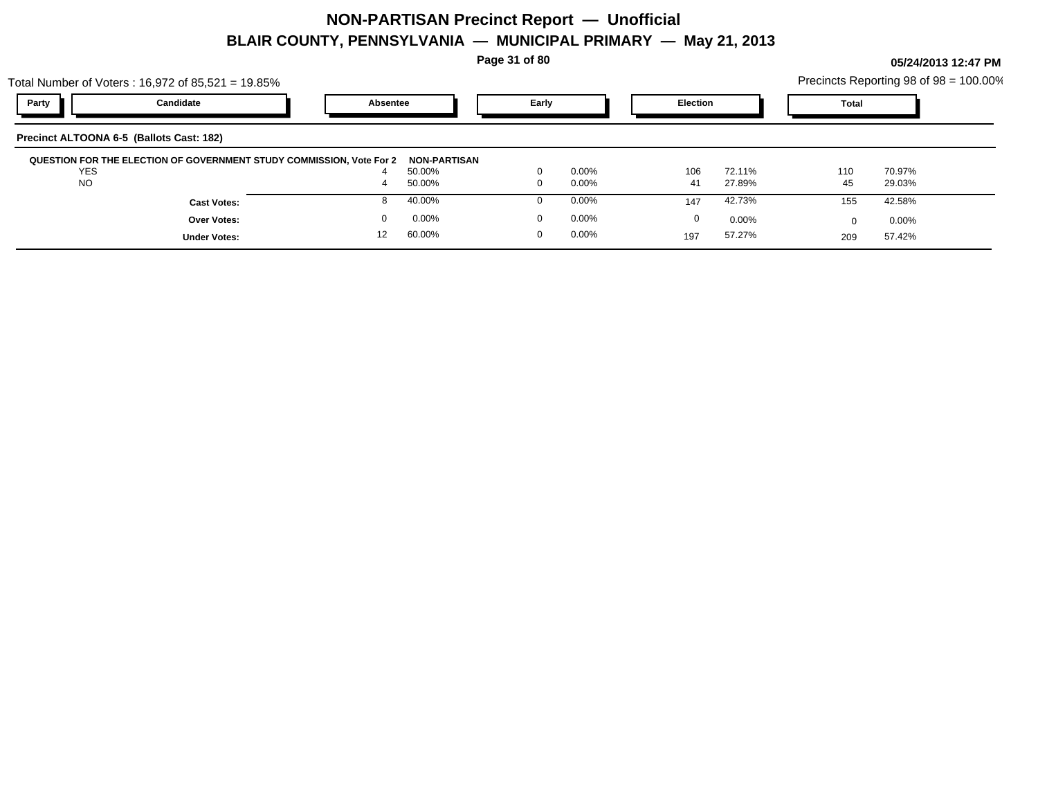# NON-PARTISAN Precinct Report — Unofficial

## BLAIR COUNTY, PENNSYLVANIA — MUNICIPAL PRIMARY — May 21, 2013

05/24/2013 12:47 PM

Total Number of Voters : 16,972 of 85,521 = 19.85%

Precincts Reporting 98 of 98 = 100.00%

### Precinct ALTOONA 6-5 (Ballots Cast: 182)

| Party | Candidate | Absentee | | Early | | Election | | Total | |
|---|---|---|---|---|---|---|---|---|---|
| **QUESTION FOR THE ELECTION OF GOVERNMENT STUDY COMMISSION, Vote For 2** | | **NON-PARTISAN** | | | | | | | |
| | YES | 4 | 50.00% | 0 | 0.00% | 106 | 72.11% | 110 | 70.97% |
| | NO | 4 | 50.00% | 0 | 0.00% | 41 | 27.89% | 45 | 29.03% |
| | **Cast Votes:** | 8 | 40.00% | 0 | 0.00% | 147 | 42.73% | 155 | 42.58% |
| | **Over Votes:** | 0 | 0.00% | 0 | 0.00% | 0 | 0.00% | 0 | 0.00% |
| | **Under Votes:** | 12 | 60.00% | 0 | 0.00% | 197 | 57.27% | 209 | 57.42% |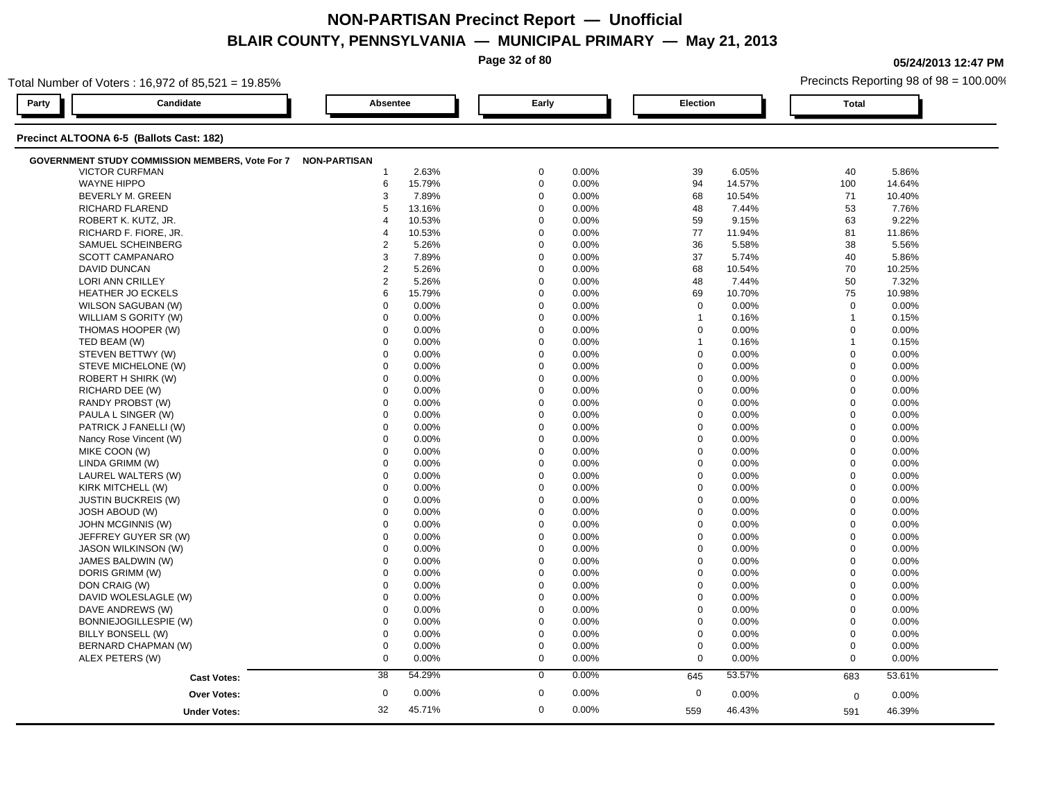# NON-PARTISAN Precinct Report — Unofficial

## BLAIR COUNTY, PENNSYLVANIA — MUNICIPAL PRIMARY — May 21, 2013

05/24/2013 12:47 PM

Total Number of Voters : 16,972 of 85,521 = 19.85%

Precincts Reporting 98 of 98 = 100.00%

### Precinct ALTOONA 6-5 (Ballots Cast: 182)

| Party | Candidate | Absentee | | Early | | Election | | Total | |
|---|---|---|---|---|---|---|---|---|---|
| NON-PARTISAN | **GOVERNMENT STUDY COMMISSION MEMBERS, Vote For 7** | | | | | | | | |
| | VICTOR CURFMAN | 1 | 2.63% | 0 | 0.00% | 39 | 6.05% | 40 | 5.86% |
| | WAYNE HIPPO | 6 | 15.79% | 0 | 0.00% | 94 | 14.57% | 100 | 14.64% |
| | BEVERLY M. GREEN | 3 | 7.89% | 0 | 0.00% | 68 | 10.54% | 71 | 10.40% |
| | RICHARD FLAREND | 5 | 13.16% | 0 | 0.00% | 48 | 7.44% | 53 | 7.76% |
| | ROBERT K. KUTZ, JR. | 4 | 10.53% | 0 | 0.00% | 59 | 9.15% | 63 | 9.22% |
| | RICHARD F. FIORE, JR. | 4 | 10.53% | 0 | 0.00% | 77 | 11.94% | 81 | 11.86% |
| | SAMUEL SCHEINBERG | 2 | 5.26% | 0 | 0.00% | 36 | 5.58% | 38 | 5.56% |
| | SCOTT CAMPANARO | 3 | 7.89% | 0 | 0.00% | 37 | 5.74% | 40 | 5.86% |
| | DAVID DUNCAN | 2 | 5.26% | 0 | 0.00% | 68 | 10.54% | 70 | 10.25% |
| | LORI ANN CRILLEY | 2 | 5.26% | 0 | 0.00% | 48 | 7.44% | 50 | 7.32% |
| | HEATHER JO ECKELS | 6 | 15.79% | 0 | 0.00% | 69 | 10.70% | 75 | 10.98% |
| | WILSON SAGUBAN (W) | 0 | 0.00% | 0 | 0.00% | 0 | 0.00% | 0 | 0.00% |
| | WILLIAM S GORITY (W) | 0 | 0.00% | 0 | 0.00% | 1 | 0.16% | 1 | 0.15% |
| | THOMAS HOOPER (W) | 0 | 0.00% | 0 | 0.00% | 0 | 0.00% | 0 | 0.00% |
| | TED BEAM (W) | 0 | 0.00% | 0 | 0.00% | 1 | 0.16% | 1 | 0.15% |
| | STEVEN BETTWY (W) | 0 | 0.00% | 0 | 0.00% | 0 | 0.00% | 0 | 0.00% |
| | STEVE MICHELONE (W) | 0 | 0.00% | 0 | 0.00% | 0 | 0.00% | 0 | 0.00% |
| | ROBERT H SHIRK (W) | 0 | 0.00% | 0 | 0.00% | 0 | 0.00% | 0 | 0.00% |
| | RICHARD DEE (W) | 0 | 0.00% | 0 | 0.00% | 0 | 0.00% | 0 | 0.00% |
| | RANDY PROBST (W) | 0 | 0.00% | 0 | 0.00% | 0 | 0.00% | 0 | 0.00% |
| | PAULA L SINGER (W) | 0 | 0.00% | 0 | 0.00% | 0 | 0.00% | 0 | 0.00% |
| | PATRICK J FANELLI (W) | 0 | 0.00% | 0 | 0.00% | 0 | 0.00% | 0 | 0.00% |
| | Nancy Rose Vincent (W) | 0 | 0.00% | 0 | 0.00% | 0 | 0.00% | 0 | 0.00% |
| | MIKE COON (W) | 0 | 0.00% | 0 | 0.00% | 0 | 0.00% | 0 | 0.00% |
| | LINDA GRIMM (W) | 0 | 0.00% | 0 | 0.00% | 0 | 0.00% | 0 | 0.00% |
| | LAUREL WALTERS (W) | 0 | 0.00% | 0 | 0.00% | 0 | 0.00% | 0 | 0.00% |
| | KIRK MITCHELL (W) | 0 | 0.00% | 0 | 0.00% | 0 | 0.00% | 0 | 0.00% |
| | JUSTIN BUCKREIS (W) | 0 | 0.00% | 0 | 0.00% | 0 | 0.00% | 0 | 0.00% |
| | JOSH ABOUD (W) | 0 | 0.00% | 0 | 0.00% | 0 | 0.00% | 0 | 0.00% |
| | JOHN MCGINNIS (W) | 0 | 0.00% | 0 | 0.00% | 0 | 0.00% | 0 | 0.00% |
| | JEFFREY GUYER SR (W) | 0 | 0.00% | 0 | 0.00% | 0 | 0.00% | 0 | 0.00% |
| | JASON WILKINSON (W) | 0 | 0.00% | 0 | 0.00% | 0 | 0.00% | 0 | 0.00% |
| | JAMES BALDWIN (W) | 0 | 0.00% | 0 | 0.00% | 0 | 0.00% | 0 | 0.00% |
| | DORIS GRIMM (W) | 0 | 0.00% | 0 | 0.00% | 0 | 0.00% | 0 | 0.00% |
| | DON CRAIG (W) | 0 | 0.00% | 0 | 0.00% | 0 | 0.00% | 0 | 0.00% |
| | DAVID WOLESLAGLE (W) | 0 | 0.00% | 0 | 0.00% | 0 | 0.00% | 0 | 0.00% |
| | DAVE ANDREWS (W) | 0 | 0.00% | 0 | 0.00% | 0 | 0.00% | 0 | 0.00% |
| | BONNIEJOGILLESPIE (W) | 0 | 0.00% | 0 | 0.00% | 0 | 0.00% | 0 | 0.00% |
| | BILLY BONSELL (W) | 0 | 0.00% | 0 | 0.00% | 0 | 0.00% | 0 | 0.00% |
| | BERNARD CHAPMAN (W) | 0 | 0.00% | 0 | 0.00% | 0 | 0.00% | 0 | 0.00% |
| | ALEX PETERS (W) | 0 | 0.00% | 0 | 0.00% | 0 | 0.00% | 0 | 0.00% |
| | **Cast Votes:** | 38 | 54.29% | 0 | 0.00% | 645 | 53.57% | 683 | 53.61% |
| | **Over Votes:** | 0 | 0.00% | 0 | 0.00% | 0 | 0.00% | 0 | 0.00% |
| | **Under Votes:** | 32 | 45.71% | 0 | 0.00% | 559 | 46.43% | 591 | 46.39% |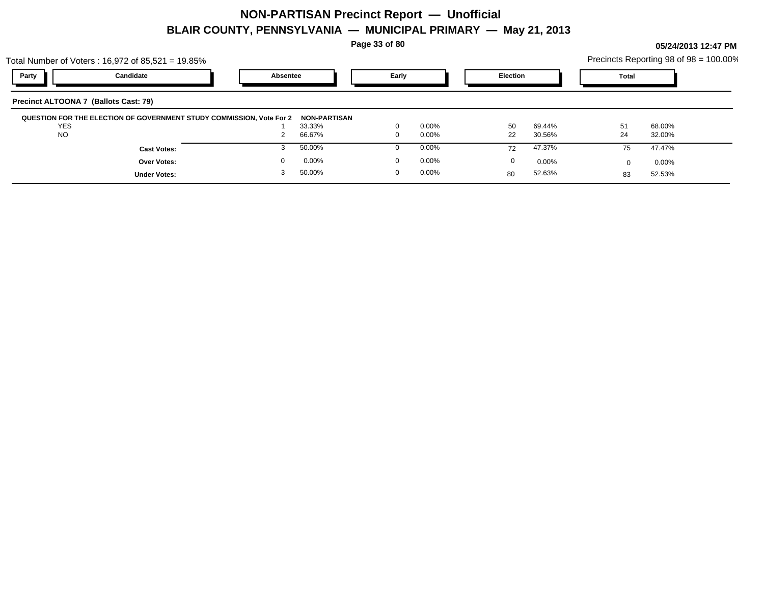# NON-PARTISAN Precinct Report — Unofficial

## BLAIR COUNTY, PENNSYLVANIA — MUNICIPAL PRIMARY — May 21, 2013

05/24/2013 12:47 PM

Total Number of Voters : 16,972 of 85,521 = 19.85%

Precincts Reporting 98 of 98 = 100.00%

| Party | Candidate | Absentee | | Early | | Election | | Total | |
|---|---|---|---|---|---|---|---|---|---|

**Precinct ALTOONA 7 (Ballots Cast: 79)**

| QUESTION FOR THE ELECTION OF GOVERNMENT STUDY COMMISSION, Vote For 2 | NON-PARTISAN | | | | | | | |
|---|---|---|---|---|---|---|---|---|
| YES | 1 | 33.33% | 0 | 0.00% | 50 | 69.44% | 51 | 68.00% |
| NO | 2 | 66.67% | 0 | 0.00% | 22 | 30.56% | 24 | 32.00% |
| **Cast Votes:** | 3 | 50.00% | 0 | 0.00% | 72 | 47.37% | 75 | 47.47% |
| **Over Votes:** | 0 | 0.00% | 0 | 0.00% | 0 | 0.00% | 0 | 0.00% |
| **Under Votes:** | 3 | 50.00% | 0 | 0.00% | 80 | 52.63% | 83 | 52.53% |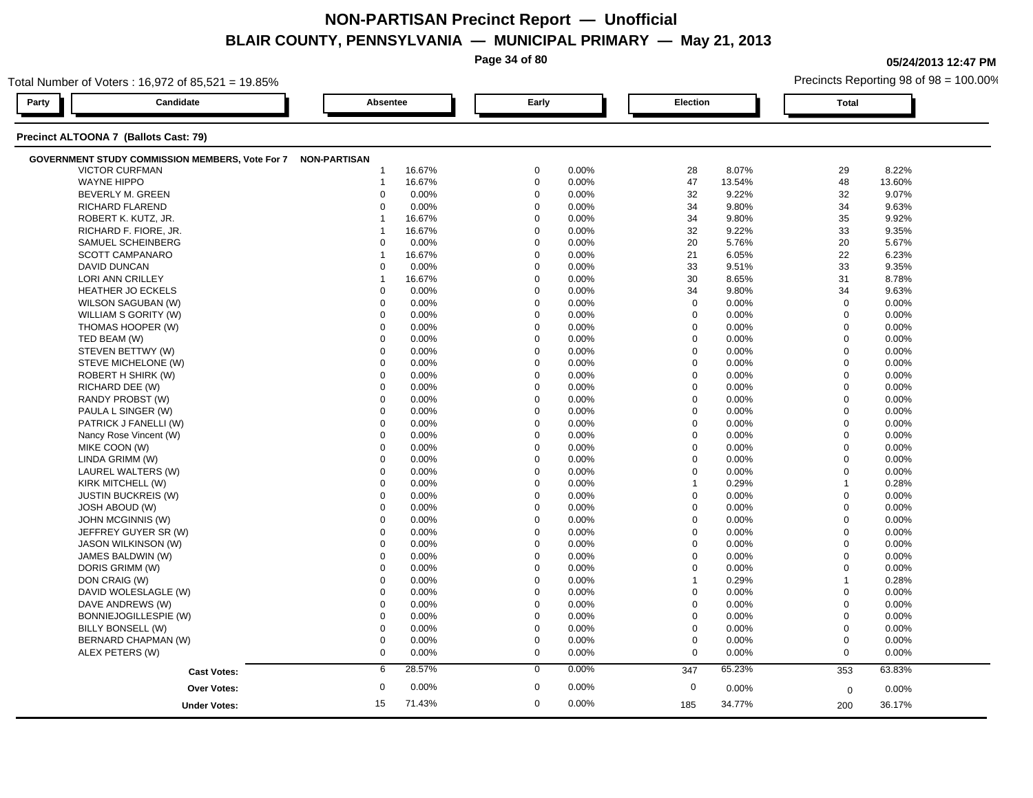# NON-PARTISAN Precinct Report — Unofficial

## BLAIR COUNTY, PENNSYLVANIA — MUNICIPAL PRIMARY — May 21, 2013

05/24/2013 12:47 PM

Total Number of Voters : 16,972 of 85,521 = 19.85%

Precincts Reporting 98 of 98 = 100.00%

### Precinct ALTOONA 7 (Ballots Cast: 79)

| Party | Candidate | Absentee | | Early | | Election | | Total | |
|---|---|---|---|---|---|---|---|---|---|
| GOVERNMENT STUDY COMMISSION MEMBERS, Vote For 7 | NON-PARTISAN | | | | | | | | |
| | VICTOR CURFMAN | 1 | 16.67% | 0 | 0.00% | 28 | 8.07% | 29 | 8.22% |
| | WAYNE HIPPO | 1 | 16.67% | 0 | 0.00% | 47 | 13.54% | 48 | 13.60% |
| | BEVERLY M. GREEN | 0 | 0.00% | 0 | 0.00% | 32 | 9.22% | 32 | 9.07% |
| | RICHARD FLAREND | 0 | 0.00% | 0 | 0.00% | 34 | 9.80% | 34 | 9.63% |
| | ROBERT K. KUTZ, JR. | 1 | 16.67% | 0 | 0.00% | 34 | 9.80% | 35 | 9.92% |
| | RICHARD F. FIORE, JR. | 1 | 16.67% | 0 | 0.00% | 32 | 9.22% | 33 | 9.35% |
| | SAMUEL SCHEINBERG | 0 | 0.00% | 0 | 0.00% | 20 | 5.76% | 20 | 5.67% |
| | SCOTT CAMPANARO | 1 | 16.67% | 0 | 0.00% | 21 | 6.05% | 22 | 6.23% |
| | DAVID DUNCAN | 0 | 0.00% | 0 | 0.00% | 33 | 9.51% | 33 | 9.35% |
| | LORI ANN CRILLEY | 1 | 16.67% | 0 | 0.00% | 30 | 8.65% | 31 | 8.78% |
| | HEATHER JO ECKELS | 0 | 0.00% | 0 | 0.00% | 34 | 9.80% | 34 | 9.63% |
| | WILSON SAGUBAN (W) | 0 | 0.00% | 0 | 0.00% | 0 | 0.00% | 0 | 0.00% |
| | WILLIAM S GORITY (W) | 0 | 0.00% | 0 | 0.00% | 0 | 0.00% | 0 | 0.00% |
| | THOMAS HOOPER (W) | 0 | 0.00% | 0 | 0.00% | 0 | 0.00% | 0 | 0.00% |
| | TED BEAM (W) | 0 | 0.00% | 0 | 0.00% | 0 | 0.00% | 0 | 0.00% |
| | STEVEN BETTWY (W) | 0 | 0.00% | 0 | 0.00% | 0 | 0.00% | 0 | 0.00% |
| | STEVE MICHELONE (W) | 0 | 0.00% | 0 | 0.00% | 0 | 0.00% | 0 | 0.00% |
| | ROBERT H SHIRK (W) | 0 | 0.00% | 0 | 0.00% | 0 | 0.00% | 0 | 0.00% |
| | RICHARD DEE (W) | 0 | 0.00% | 0 | 0.00% | 0 | 0.00% | 0 | 0.00% |
| | RANDY PROBST (W) | 0 | 0.00% | 0 | 0.00% | 0 | 0.00% | 0 | 0.00% |
| | PAULA L SINGER (W) | 0 | 0.00% | 0 | 0.00% | 0 | 0.00% | 0 | 0.00% |
| | PATRICK J FANELLI (W) | 0 | 0.00% | 0 | 0.00% | 0 | 0.00% | 0 | 0.00% |
| | Nancy Rose Vincent (W) | 0 | 0.00% | 0 | 0.00% | 0 | 0.00% | 0 | 0.00% |
| | MIKE COON (W) | 0 | 0.00% | 0 | 0.00% | 0 | 0.00% | 0 | 0.00% |
| | LINDA GRIMM (W) | 0 | 0.00% | 0 | 0.00% | 0 | 0.00% | 0 | 0.00% |
| | LAUREL WALTERS (W) | 0 | 0.00% | 0 | 0.00% | 0 | 0.00% | 0 | 0.00% |
| | KIRK MITCHELL (W) | 0 | 0.00% | 0 | 0.00% | 1 | 0.29% | 1 | 0.28% |
| | JUSTIN BUCKREIS (W) | 0 | 0.00% | 0 | 0.00% | 0 | 0.00% | 0 | 0.00% |
| | JOSH ABOUD (W) | 0 | 0.00% | 0 | 0.00% | 0 | 0.00% | 0 | 0.00% |
| | JOHN MCGINNIS (W) | 0 | 0.00% | 0 | 0.00% | 0 | 0.00% | 0 | 0.00% |
| | JEFFREY GUYER SR (W) | 0 | 0.00% | 0 | 0.00% | 0 | 0.00% | 0 | 0.00% |
| | JASON WILKINSON (W) | 0 | 0.00% | 0 | 0.00% | 0 | 0.00% | 0 | 0.00% |
| | JAMES BALDWIN (W) | 0 | 0.00% | 0 | 0.00% | 0 | 0.00% | 0 | 0.00% |
| | DORIS GRIMM (W) | 0 | 0.00% | 0 | 0.00% | 0 | 0.00% | 0 | 0.00% |
| | DON CRAIG (W) | 0 | 0.00% | 0 | 0.00% | 1 | 0.29% | 1 | 0.28% |
| | DAVID WOLESLAGLE (W) | 0 | 0.00% | 0 | 0.00% | 0 | 0.00% | 0 | 0.00% |
| | DAVE ANDREWS (W) | 0 | 0.00% | 0 | 0.00% | 0 | 0.00% | 0 | 0.00% |
| | BONNIEJOGILLESPIE (W) | 0 | 0.00% | 0 | 0.00% | 0 | 0.00% | 0 | 0.00% |
| | BILLY BONSELL (W) | 0 | 0.00% | 0 | 0.00% | 0 | 0.00% | 0 | 0.00% |
| | BERNARD CHAPMAN (W) | 0 | 0.00% | 0 | 0.00% | 0 | 0.00% | 0 | 0.00% |
| | ALEX PETERS (W) | 0 | 0.00% | 0 | 0.00% | 0 | 0.00% | 0 | 0.00% |
| | **Cast Votes:** | 6 | 28.57% | 0 | 0.00% | 347 | 65.23% | 353 | 63.83% |
| | **Over Votes:** | 0 | 0.00% | 0 | 0.00% | 0 | 0.00% | 0 | 0.00% |
| | **Under Votes:** | 15 | 71.43% | 0 | 0.00% | 185 | 34.77% | 200 | 36.17% |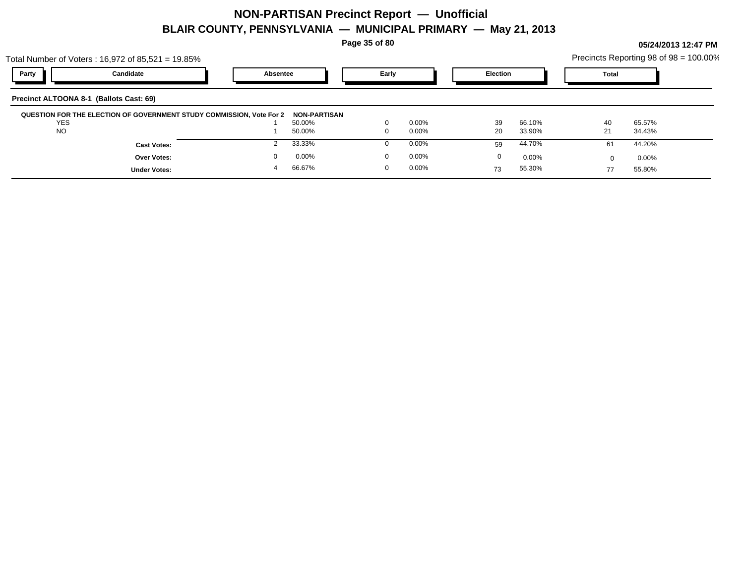# NON-PARTISAN Precinct Report — Unofficial

## BLAIR COUNTY, PENNSYLVANIA — MUNICIPAL PRIMARY — May 21, 2013

05/24/2013 12:47 PM

Total Number of Voters : 16,972 of 85,521 = 19.85%

Precincts Reporting 98 of 98 = 100.00%

### Precinct ALTOONA 8-1 (Ballots Cast: 69)

| Party | Candidate | Absentee | | Early | | Election | | Total | |
|---|---|---|---|---|---|---|---|---|---|
| **QUESTION FOR THE ELECTION OF GOVERNMENT STUDY COMMISSION, Vote For 2** | | **NON-PARTISAN** | | | | | | | |
| | YES | 1 | 50.00% | 0 | 0.00% | 39 | 66.10% | 40 | 65.57% |
| | NO | 1 | 50.00% | 0 | 0.00% | 20 | 33.90% | 21 | 34.43% |
| | **Cast Votes:** | 2 | 33.33% | 0 | 0.00% | 59 | 44.70% | 61 | 44.20% |
| | **Over Votes:** | 0 | 0.00% | 0 | 0.00% | 0 | 0.00% | 0 | 0.00% |
| | **Under Votes:** | 4 | 66.67% | 0 | 0.00% | 73 | 55.30% | 77 | 55.80% |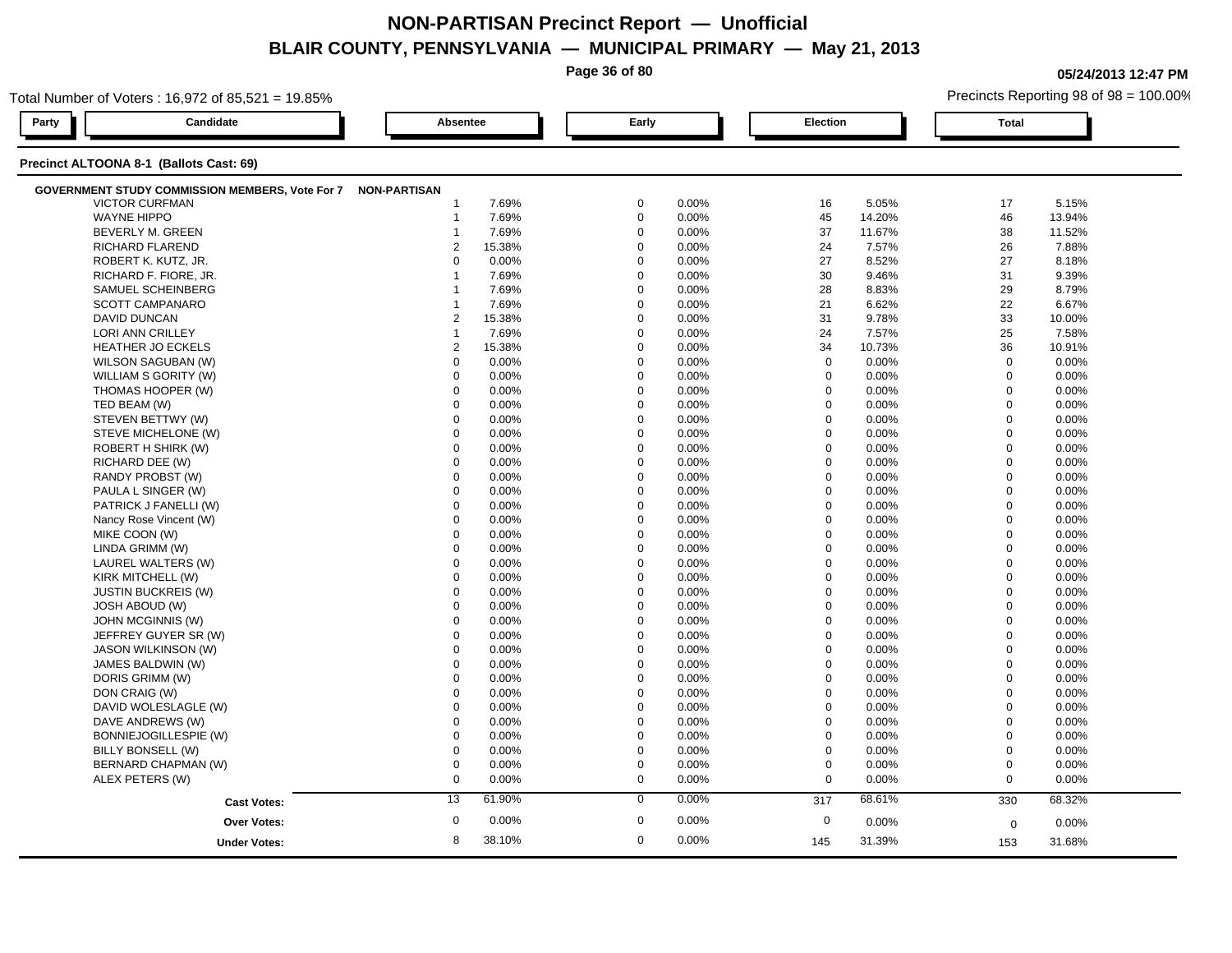# NON-PARTISAN Precinct Report — Unofficial

## BLAIR COUNTY, PENNSYLVANIA — MUNICIPAL PRIMARY — May 21, 2013

05/24/2013 12:47 PM

Total Number of Voters : 16,972 of 85,521 = 19.85%

Precincts Reporting 98 of 98 = 100.00%

### Precinct ALTOONA 8-1 (Ballots Cast: 69)

| Party | Candidate | Absentee | | Early | | Election | | Total | |
|---|---|---|---|---|---|---|---|---|---|
| NON-PARTISAN | **GOVERNMENT STUDY COMMISSION MEMBERS, Vote For 7** | | | | | | | | |
| | VICTOR CURFMAN | 1 | 7.69% | 0 | 0.00% | 16 | 5.05% | 17 | 5.15% |
| | WAYNE HIPPO | 1 | 7.69% | 0 | 0.00% | 45 | 14.20% | 46 | 13.94% |
| | BEVERLY M. GREEN | 1 | 7.69% | 0 | 0.00% | 37 | 11.67% | 38 | 11.52% |
| | RICHARD FLAREND | 2 | 15.38% | 0 | 0.00% | 24 | 7.57% | 26 | 7.88% |
| | ROBERT K. KUTZ, JR. | 0 | 0.00% | 0 | 0.00% | 27 | 8.52% | 27 | 8.18% |
| | RICHARD F. FIORE, JR. | 1 | 7.69% | 0 | 0.00% | 30 | 9.46% | 31 | 9.39% |
| | SAMUEL SCHEINBERG | 1 | 7.69% | 0 | 0.00% | 28 | 8.83% | 29 | 8.79% |
| | SCOTT CAMPANARO | 1 | 7.69% | 0 | 0.00% | 21 | 6.62% | 22 | 6.67% |
| | DAVID DUNCAN | 2 | 15.38% | 0 | 0.00% | 31 | 9.78% | 33 | 10.00% |
| | LORI ANN CRILLEY | 1 | 7.69% | 0 | 0.00% | 24 | 7.57% | 25 | 7.58% |
| | HEATHER JO ECKELS | 2 | 15.38% | 0 | 0.00% | 34 | 10.73% | 36 | 10.91% |
| | WILSON SAGUBAN (W) | 0 | 0.00% | 0 | 0.00% | 0 | 0.00% | 0 | 0.00% |
| | WILLIAM S GORITY (W) | 0 | 0.00% | 0 | 0.00% | 0 | 0.00% | 0 | 0.00% |
| | THOMAS HOOPER (W) | 0 | 0.00% | 0 | 0.00% | 0 | 0.00% | 0 | 0.00% |
| | TED BEAM (W) | 0 | 0.00% | 0 | 0.00% | 0 | 0.00% | 0 | 0.00% |
| | STEVEN BETTWY (W) | 0 | 0.00% | 0 | 0.00% | 0 | 0.00% | 0 | 0.00% |
| | STEVE MICHELONE (W) | 0 | 0.00% | 0 | 0.00% | 0 | 0.00% | 0 | 0.00% |
| | ROBERT H SHIRK (W) | 0 | 0.00% | 0 | 0.00% | 0 | 0.00% | 0 | 0.00% |
| | RICHARD DEE (W) | 0 | 0.00% | 0 | 0.00% | 0 | 0.00% | 0 | 0.00% |
| | RANDY PROBST (W) | 0 | 0.00% | 0 | 0.00% | 0 | 0.00% | 0 | 0.00% |
| | PAULA L SINGER (W) | 0 | 0.00% | 0 | 0.00% | 0 | 0.00% | 0 | 0.00% |
| | PATRICK J FANELLI (W) | 0 | 0.00% | 0 | 0.00% | 0 | 0.00% | 0 | 0.00% |
| | Nancy Rose Vincent (W) | 0 | 0.00% | 0 | 0.00% | 0 | 0.00% | 0 | 0.00% |
| | MIKE COON (W) | 0 | 0.00% | 0 | 0.00% | 0 | 0.00% | 0 | 0.00% |
| | LINDA GRIMM (W) | 0 | 0.00% | 0 | 0.00% | 0 | 0.00% | 0 | 0.00% |
| | LAUREL WALTERS (W) | 0 | 0.00% | 0 | 0.00% | 0 | 0.00% | 0 | 0.00% |
| | KIRK MITCHELL (W) | 0 | 0.00% | 0 | 0.00% | 0 | 0.00% | 0 | 0.00% |
| | JUSTIN BUCKREIS (W) | 0 | 0.00% | 0 | 0.00% | 0 | 0.00% | 0 | 0.00% |
| | JOSH ABOUD (W) | 0 | 0.00% | 0 | 0.00% | 0 | 0.00% | 0 | 0.00% |
| | JOHN MCGINNIS (W) | 0 | 0.00% | 0 | 0.00% | 0 | 0.00% | 0 | 0.00% |
| | JEFFREY GUYER SR (W) | 0 | 0.00% | 0 | 0.00% | 0 | 0.00% | 0 | 0.00% |
| | JASON WILKINSON (W) | 0 | 0.00% | 0 | 0.00% | 0 | 0.00% | 0 | 0.00% |
| | JAMES BALDWIN (W) | 0 | 0.00% | 0 | 0.00% | 0 | 0.00% | 0 | 0.00% |
| | DORIS GRIMM (W) | 0 | 0.00% | 0 | 0.00% | 0 | 0.00% | 0 | 0.00% |
| | DON CRAIG (W) | 0 | 0.00% | 0 | 0.00% | 0 | 0.00% | 0 | 0.00% |
| | DAVID WOLESLAGLE (W) | 0 | 0.00% | 0 | 0.00% | 0 | 0.00% | 0 | 0.00% |
| | DAVE ANDREWS (W) | 0 | 0.00% | 0 | 0.00% | 0 | 0.00% | 0 | 0.00% |
| | BONNIEJOGILLESPIE (W) | 0 | 0.00% | 0 | 0.00% | 0 | 0.00% | 0 | 0.00% |
| | BILLY BONSELL (W) | 0 | 0.00% | 0 | 0.00% | 0 | 0.00% | 0 | 0.00% |
| | BERNARD CHAPMAN (W) | 0 | 0.00% | 0 | 0.00% | 0 | 0.00% | 0 | 0.00% |
| | ALEX PETERS (W) | 0 | 0.00% | 0 | 0.00% | 0 | 0.00% | 0 | 0.00% |
| | **Cast Votes:** | 13 | 61.90% | 0 | 0.00% | 317 | 68.61% | 330 | 68.32% |
| | **Over Votes:** | 0 | 0.00% | 0 | 0.00% | 0 | 0.00% | 0 | 0.00% |
| | **Under Votes:** | 8 | 38.10% | 0 | 0.00% | 145 | 31.39% | 153 | 31.68% |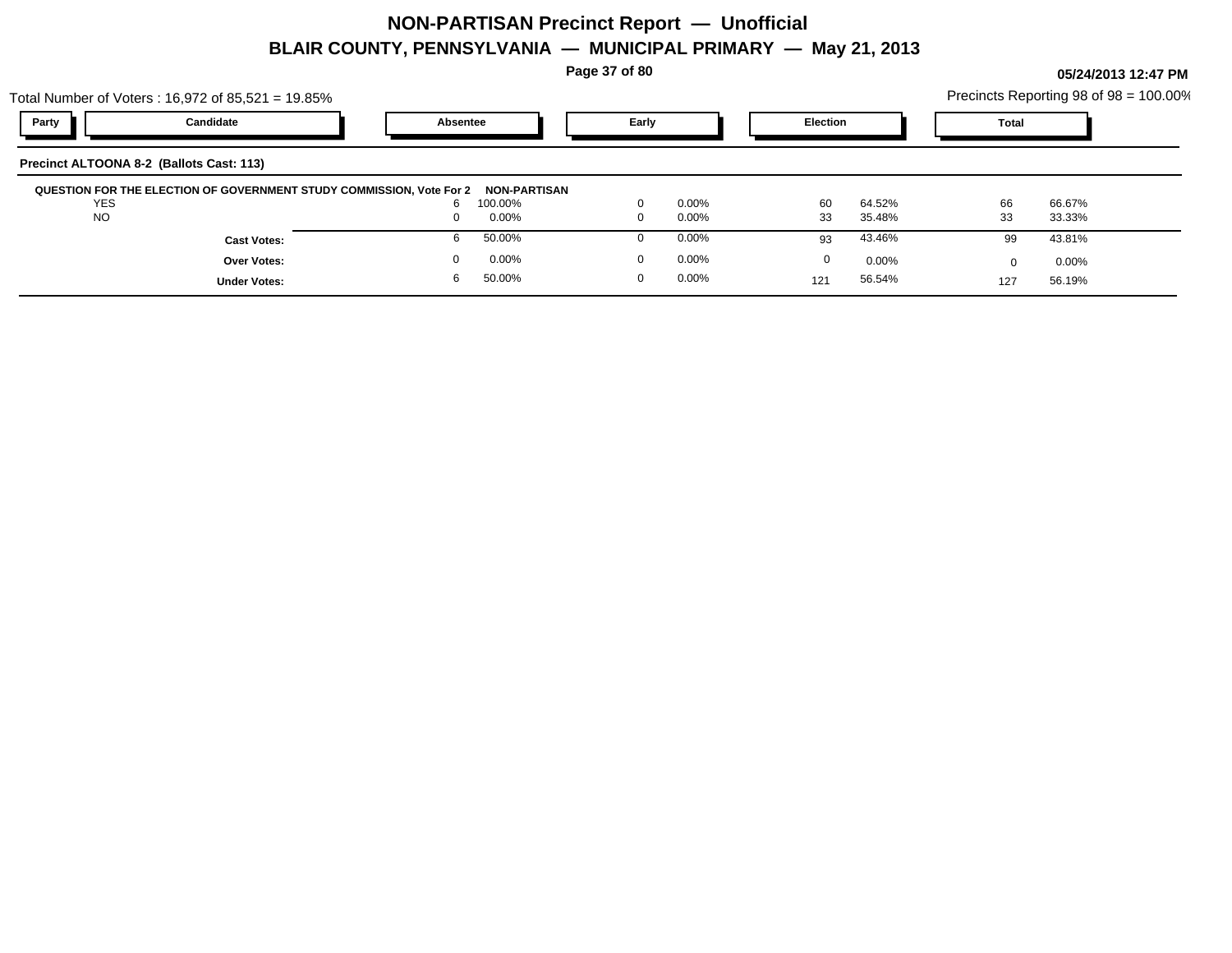# NON-PARTISAN Precinct Report — Unofficial

## BLAIR COUNTY, PENNSYLVANIA — MUNICIPAL PRIMARY — May 21, 2013

05/24/2013 12:47 PM

Total Number of Voters : 16,972 of 85,521 = 19.85%

Precincts Reporting 98 of 98 = 100.00%

| Party | Candidate | Absentee | | Early | | Election | | Total | |
|---|---|---|---|---|---|---|---|---|---|

**Precinct ALTOONA 8-2 (Ballots Cast: 113)**

**QUESTION FOR THE ELECTION OF GOVERNMENT STUDY COMMISSION, Vote For 2 NON-PARTISAN**

| Party | Candidate | Absentee | | Early | | Election | | Total | |
|---|---|---|---|---|---|---|---|---|---|
| | YES | 6 | 100.00% | 0 | 0.00% | 60 | 64.52% | 66 | 66.67% |
| | NO | 0 | 0.00% | 0 | 0.00% | 33 | 35.48% | 33 | 33.33% |
| | **Cast Votes:** | 6 | 50.00% | 0 | 0.00% | 93 | 43.46% | 99 | 43.81% |
| | **Over Votes:** | 0 | 0.00% | 0 | 0.00% | 0 | 0.00% | 0 | 0.00% |
| | **Under Votes:** | 6 | 50.00% | 0 | 0.00% | 121 | 56.54% | 127 | 56.19% |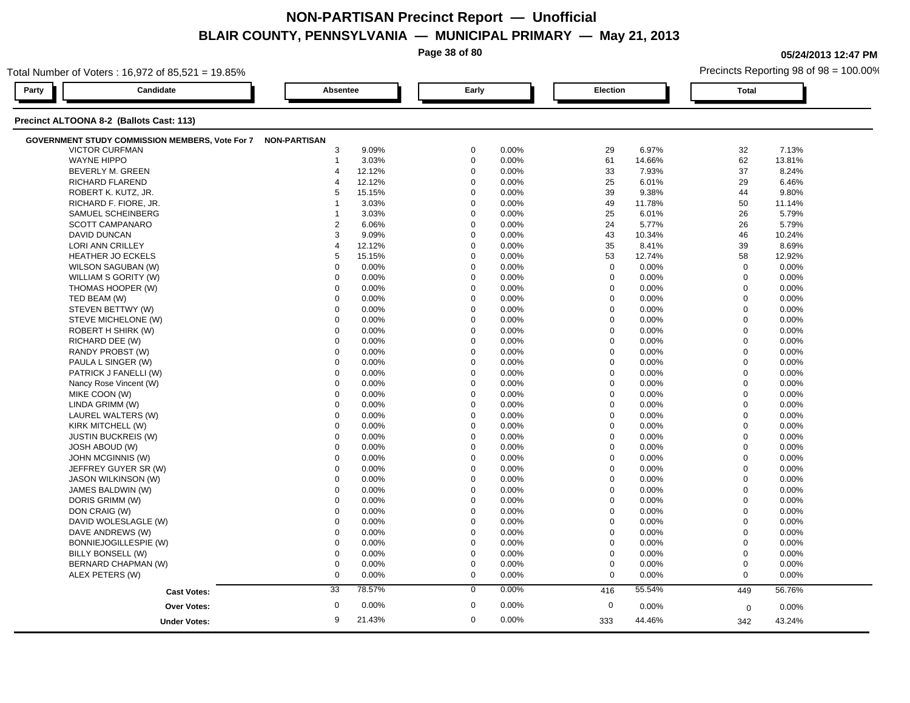# NON-PARTISAN Precinct Report — Unofficial

## BLAIR COUNTY, PENNSYLVANIA — MUNICIPAL PRIMARY — May 21, 2013

05/24/2013 12:47 PM

Total Number of Voters : 16,972 of 85,521 = 19.85%

Precincts Reporting 98 of 98 = 100.00%

| Party | Candidate | Absentee | | Early | | Election | | Total | |
|---|---|---|---|---|---|---|---|---|---|

**Precinct ALTOONA 8-2 (Ballots Cast: 113)**

**GOVERNMENT STUDY COMMISSION MEMBERS, Vote For 7 — NON-PARTISAN**

| Candidate | Absentee | % | Early | % | Election | % | Total | % |
|---|---|---|---|---|---|---|---|---|
| VICTOR CURFMAN | 3 | 9.09% | 0 | 0.00% | 29 | 6.97% | 32 | 7.13% |
| WAYNE HIPPO | 1 | 3.03% | 0 | 0.00% | 61 | 14.66% | 62 | 13.81% |
| BEVERLY M. GREEN | 4 | 12.12% | 0 | 0.00% | 33 | 7.93% | 37 | 8.24% |
| RICHARD FLAREND | 4 | 12.12% | 0 | 0.00% | 25 | 6.01% | 29 | 6.46% |
| ROBERT K. KUTZ, JR. | 5 | 15.15% | 0 | 0.00% | 39 | 9.38% | 44 | 9.80% |
| RICHARD F. FIORE, JR. | 1 | 3.03% | 0 | 0.00% | 49 | 11.78% | 50 | 11.14% |
| SAMUEL SCHEINBERG | 1 | 3.03% | 0 | 0.00% | 25 | 6.01% | 26 | 5.79% |
| SCOTT CAMPANARO | 2 | 6.06% | 0 | 0.00% | 24 | 5.77% | 26 | 5.79% |
| DAVID DUNCAN | 3 | 9.09% | 0 | 0.00% | 43 | 10.34% | 46 | 10.24% |
| LORI ANN CRILLEY | 4 | 12.12% | 0 | 0.00% | 35 | 8.41% | 39 | 8.69% |
| HEATHER JO ECKELS | 5 | 15.15% | 0 | 0.00% | 53 | 12.74% | 58 | 12.92% |
| WILSON SAGUBAN (W) | 0 | 0.00% | 0 | 0.00% | 0 | 0.00% | 0 | 0.00% |
| WILLIAM S GORITY (W) | 0 | 0.00% | 0 | 0.00% | 0 | 0.00% | 0 | 0.00% |
| THOMAS HOOPER (W) | 0 | 0.00% | 0 | 0.00% | 0 | 0.00% | 0 | 0.00% |
| TED BEAM (W) | 0 | 0.00% | 0 | 0.00% | 0 | 0.00% | 0 | 0.00% |
| STEVEN BETTWY (W) | 0 | 0.00% | 0 | 0.00% | 0 | 0.00% | 0 | 0.00% |
| STEVE MICHELONE (W) | 0 | 0.00% | 0 | 0.00% | 0 | 0.00% | 0 | 0.00% |
| ROBERT H SHIRK (W) | 0 | 0.00% | 0 | 0.00% | 0 | 0.00% | 0 | 0.00% |
| RICHARD DEE (W) | 0 | 0.00% | 0 | 0.00% | 0 | 0.00% | 0 | 0.00% |
| RANDY PROBST (W) | 0 | 0.00% | 0 | 0.00% | 0 | 0.00% | 0 | 0.00% |
| PAULA L SINGER (W) | 0 | 0.00% | 0 | 0.00% | 0 | 0.00% | 0 | 0.00% |
| PATRICK J FANELLI (W) | 0 | 0.00% | 0 | 0.00% | 0 | 0.00% | 0 | 0.00% |
| Nancy Rose Vincent (W) | 0 | 0.00% | 0 | 0.00% | 0 | 0.00% | 0 | 0.00% |
| MIKE COON (W) | 0 | 0.00% | 0 | 0.00% | 0 | 0.00% | 0 | 0.00% |
| LINDA GRIMM (W) | 0 | 0.00% | 0 | 0.00% | 0 | 0.00% | 0 | 0.00% |
| LAUREL WALTERS (W) | 0 | 0.00% | 0 | 0.00% | 0 | 0.00% | 0 | 0.00% |
| KIRK MITCHELL (W) | 0 | 0.00% | 0 | 0.00% | 0 | 0.00% | 0 | 0.00% |
| JUSTIN BUCKREIS (W) | 0 | 0.00% | 0 | 0.00% | 0 | 0.00% | 0 | 0.00% |
| JOSH ABOUD (W) | 0 | 0.00% | 0 | 0.00% | 0 | 0.00% | 0 | 0.00% |
| JOHN MCGINNIS (W) | 0 | 0.00% | 0 | 0.00% | 0 | 0.00% | 0 | 0.00% |
| JEFFREY GUYER SR (W) | 0 | 0.00% | 0 | 0.00% | 0 | 0.00% | 0 | 0.00% |
| JASON WILKINSON (W) | 0 | 0.00% | 0 | 0.00% | 0 | 0.00% | 0 | 0.00% |
| JAMES BALDWIN (W) | 0 | 0.00% | 0 | 0.00% | 0 | 0.00% | 0 | 0.00% |
| DORIS GRIMM (W) | 0 | 0.00% | 0 | 0.00% | 0 | 0.00% | 0 | 0.00% |
| DON CRAIG (W) | 0 | 0.00% | 0 | 0.00% | 0 | 0.00% | 0 | 0.00% |
| DAVID WOLESLAGLE (W) | 0 | 0.00% | 0 | 0.00% | 0 | 0.00% | 0 | 0.00% |
| DAVE ANDREWS (W) | 0 | 0.00% | 0 | 0.00% | 0 | 0.00% | 0 | 0.00% |
| BONNIEJOGILLESPIE (W) | 0 | 0.00% | 0 | 0.00% | 0 | 0.00% | 0 | 0.00% |
| BILLY BONSELL (W) | 0 | 0.00% | 0 | 0.00% | 0 | 0.00% | 0 | 0.00% |
| BERNARD CHAPMAN (W) | 0 | 0.00% | 0 | 0.00% | 0 | 0.00% | 0 | 0.00% |
| ALEX PETERS (W) | 0 | 0.00% | 0 | 0.00% | 0 | 0.00% | 0 | 0.00% |
| **Cast Votes:** | 33 | 78.57% | 0 | 0.00% | 416 | 55.54% | 449 | 56.76% |
| **Over Votes:** | 0 | 0.00% | 0 | 0.00% | 0 | 0.00% | 0 | 0.00% |
| **Under Votes:** | 9 | 21.43% | 0 | 0.00% | 333 | 44.46% | 342 | 43.24% |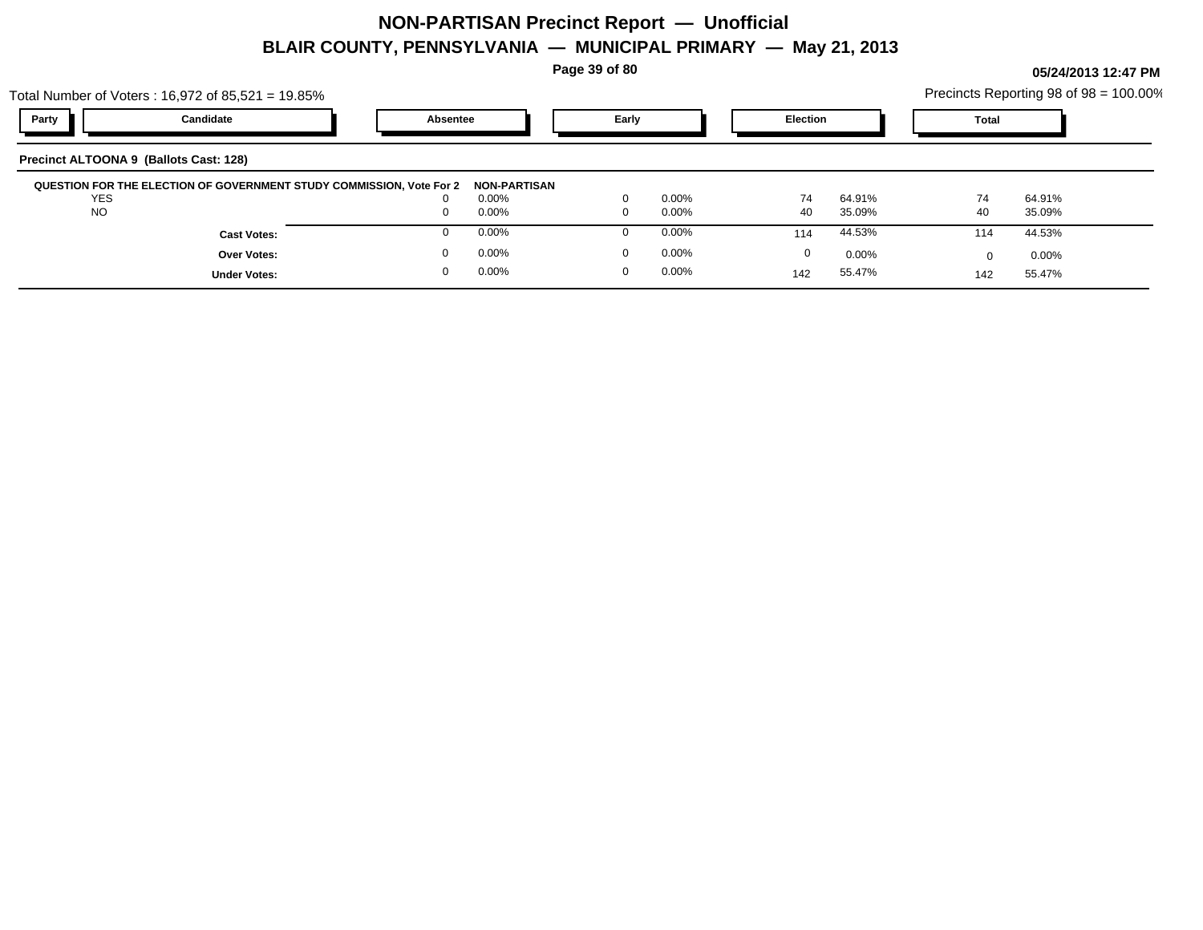# NON-PARTISAN Precinct Report — Unofficial

## BLAIR COUNTY, PENNSYLVANIA — MUNICIPAL PRIMARY — May 21, 2013

05/24/2013 12:47 PM

Total Number of Voters : 16,972 of 85,521 = 19.85%

Precincts Reporting 98 of 98 = 100.00%

### Precinct ALTOONA 9 (Ballots Cast: 128)

**QUESTION FOR THE ELECTION OF GOVERNMENT STUDY COMMISSION, Vote For 2** — **NON-PARTISAN**

| Party | Candidate | Absentee | | Early | | Election | | Total | |
|---|---|---|---|---|---|---|---|---|---|
| | YES | 0 | 0.00% | 0 | 0.00% | 74 | 64.91% | 74 | 64.91% |
| | NO | 0 | 0.00% | 0 | 0.00% | 40 | 35.09% | 40 | 35.09% |
| | **Cast Votes:** | 0 | 0.00% | 0 | 0.00% | 114 | 44.53% | 114 | 44.53% |
| | **Over Votes:** | 0 | 0.00% | 0 | 0.00% | 0 | 0.00% | 0 | 0.00% |
| | **Under Votes:** | 0 | 0.00% | 0 | 0.00% | 142 | 55.47% | 142 | 55.47% |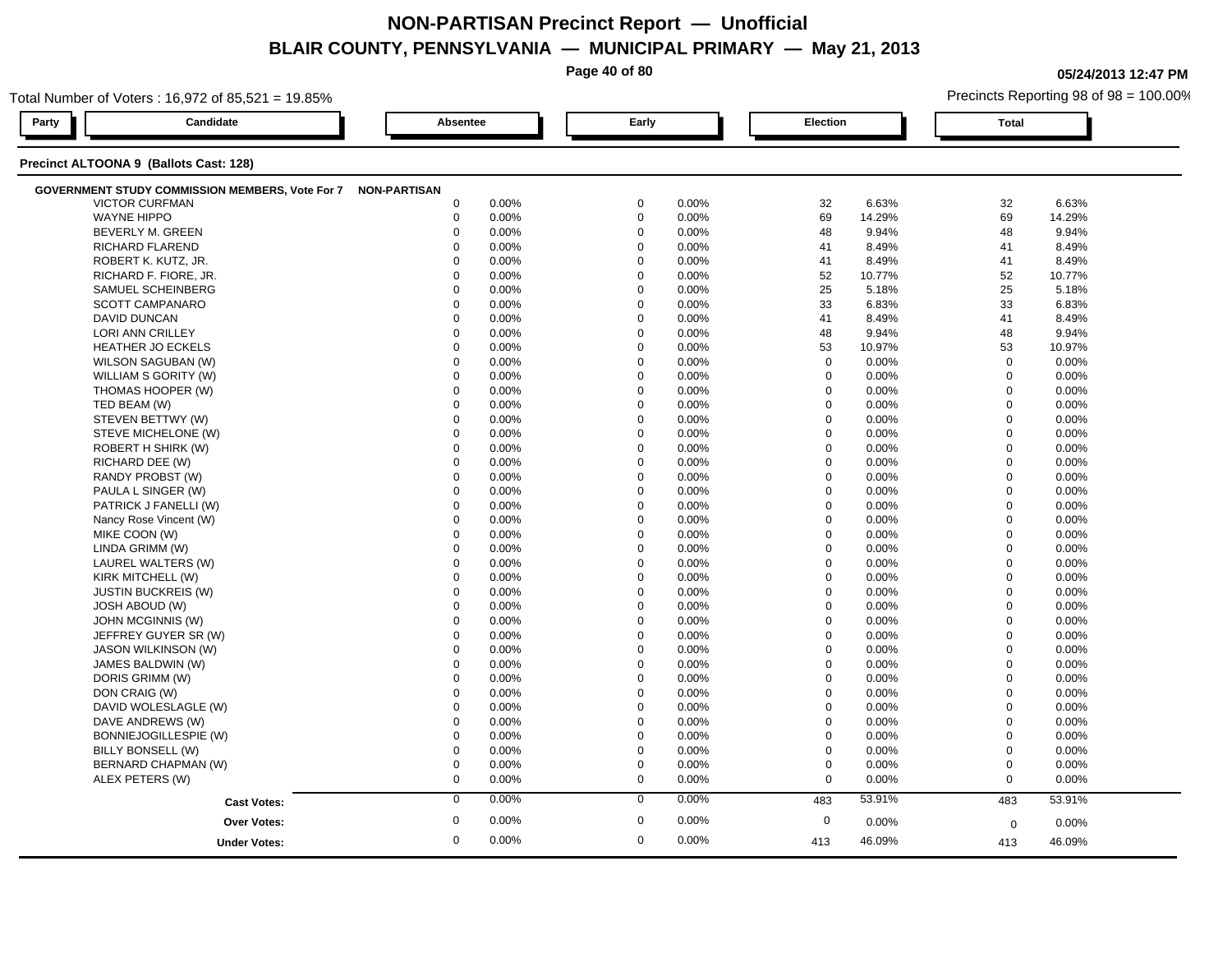# NON-PARTISAN Precinct Report — Unofficial

## BLAIR COUNTY, PENNSYLVANIA — MUNICIPAL PRIMARY — May 21, 2013

05/24/2013 12:47 PM

Total Number of Voters : 16,972 of 85,521 = 19.85%

Precincts Reporting 98 of 98 = 100.00%

### Precinct ALTOONA 9 (Ballots Cast: 128)

**GOVERNMENT STUDY COMMISSION MEMBERS, Vote For 7** — NON-PARTISAN

| Party | Candidate | Absentee | | Early | | Election | | Total | |
|---|---|---|---|---|---|---|---|---|---|
| | VICTOR CURFMAN | 0 | 0.00% | 0 | 0.00% | 32 | 6.63% | 32 | 6.63% |
| | WAYNE HIPPO | 0 | 0.00% | 0 | 0.00% | 69 | 14.29% | 69 | 14.29% |
| | BEVERLY M. GREEN | 0 | 0.00% | 0 | 0.00% | 48 | 9.94% | 48 | 9.94% |
| | RICHARD FLAREND | 0 | 0.00% | 0 | 0.00% | 41 | 8.49% | 41 | 8.49% |
| | ROBERT K. KUTZ, JR. | 0 | 0.00% | 0 | 0.00% | 41 | 8.49% | 41 | 8.49% |
| | RICHARD F. FIORE, JR. | 0 | 0.00% | 0 | 0.00% | 52 | 10.77% | 52 | 10.77% |
| | SAMUEL SCHEINBERG | 0 | 0.00% | 0 | 0.00% | 25 | 5.18% | 25 | 5.18% |
| | SCOTT CAMPANARO | 0 | 0.00% | 0 | 0.00% | 33 | 6.83% | 33 | 6.83% |
| | DAVID DUNCAN | 0 | 0.00% | 0 | 0.00% | 41 | 8.49% | 41 | 8.49% |
| | LORI ANN CRILLEY | 0 | 0.00% | 0 | 0.00% | 48 | 9.94% | 48 | 9.94% |
| | HEATHER JO ECKELS | 0 | 0.00% | 0 | 0.00% | 53 | 10.97% | 53 | 10.97% |
| | WILSON SAGUBAN (W) | 0 | 0.00% | 0 | 0.00% | 0 | 0.00% | 0 | 0.00% |
| | WILLIAM S GORITY (W) | 0 | 0.00% | 0 | 0.00% | 0 | 0.00% | 0 | 0.00% |
| | THOMAS HOOPER (W) | 0 | 0.00% | 0 | 0.00% | 0 | 0.00% | 0 | 0.00% |
| | TED BEAM (W) | 0 | 0.00% | 0 | 0.00% | 0 | 0.00% | 0 | 0.00% |
| | STEVEN BETTWY (W) | 0 | 0.00% | 0 | 0.00% | 0 | 0.00% | 0 | 0.00% |
| | STEVE MICHELONE (W) | 0 | 0.00% | 0 | 0.00% | 0 | 0.00% | 0 | 0.00% |
| | ROBERT H SHIRK (W) | 0 | 0.00% | 0 | 0.00% | 0 | 0.00% | 0 | 0.00% |
| | RICHARD DEE (W) | 0 | 0.00% | 0 | 0.00% | 0 | 0.00% | 0 | 0.00% |
| | RANDY PROBST (W) | 0 | 0.00% | 0 | 0.00% | 0 | 0.00% | 0 | 0.00% |
| | PAULA L SINGER (W) | 0 | 0.00% | 0 | 0.00% | 0 | 0.00% | 0 | 0.00% |
| | PATRICK J FANELLI (W) | 0 | 0.00% | 0 | 0.00% | 0 | 0.00% | 0 | 0.00% |
| | Nancy Rose Vincent (W) | 0 | 0.00% | 0 | 0.00% | 0 | 0.00% | 0 | 0.00% |
| | MIKE COON (W) | 0 | 0.00% | 0 | 0.00% | 0 | 0.00% | 0 | 0.00% |
| | LINDA GRIMM (W) | 0 | 0.00% | 0 | 0.00% | 0 | 0.00% | 0 | 0.00% |
| | LAUREL WALTERS (W) | 0 | 0.00% | 0 | 0.00% | 0 | 0.00% | 0 | 0.00% |
| | KIRK MITCHELL (W) | 0 | 0.00% | 0 | 0.00% | 0 | 0.00% | 0 | 0.00% |
| | JUSTIN BUCKREIS (W) | 0 | 0.00% | 0 | 0.00% | 0 | 0.00% | 0 | 0.00% |
| | JOSH ABOUD (W) | 0 | 0.00% | 0 | 0.00% | 0 | 0.00% | 0 | 0.00% |
| | JOHN MCGINNIS (W) | 0 | 0.00% | 0 | 0.00% | 0 | 0.00% | 0 | 0.00% |
| | JEFFREY GUYER SR (W) | 0 | 0.00% | 0 | 0.00% | 0 | 0.00% | 0 | 0.00% |
| | JASON WILKINSON (W) | 0 | 0.00% | 0 | 0.00% | 0 | 0.00% | 0 | 0.00% |
| | JAMES BALDWIN (W) | 0 | 0.00% | 0 | 0.00% | 0 | 0.00% | 0 | 0.00% |
| | DORIS GRIMM (W) | 0 | 0.00% | 0 | 0.00% | 0 | 0.00% | 0 | 0.00% |
| | DON CRAIG (W) | 0 | 0.00% | 0 | 0.00% | 0 | 0.00% | 0 | 0.00% |
| | DAVID WOLESLAGLE (W) | 0 | 0.00% | 0 | 0.00% | 0 | 0.00% | 0 | 0.00% |
| | DAVE ANDREWS (W) | 0 | 0.00% | 0 | 0.00% | 0 | 0.00% | 0 | 0.00% |
| | BONNIEJOGILLESPIE (W) | 0 | 0.00% | 0 | 0.00% | 0 | 0.00% | 0 | 0.00% |
| | BILLY BONSELL (W) | 0 | 0.00% | 0 | 0.00% | 0 | 0.00% | 0 | 0.00% |
| | BERNARD CHAPMAN (W) | 0 | 0.00% | 0 | 0.00% | 0 | 0.00% | 0 | 0.00% |
| | ALEX PETERS (W) | 0 | 0.00% | 0 | 0.00% | 0 | 0.00% | 0 | 0.00% |
| | **Cast Votes:** | 0 | 0.00% | 0 | 0.00% | 483 | 53.91% | 483 | 53.91% |
| | **Over Votes:** | 0 | 0.00% | 0 | 0.00% | 0 | 0.00% | 0 | 0.00% |
| | **Under Votes:** | 0 | 0.00% | 0 | 0.00% | 413 | 46.09% | 413 | 46.09% |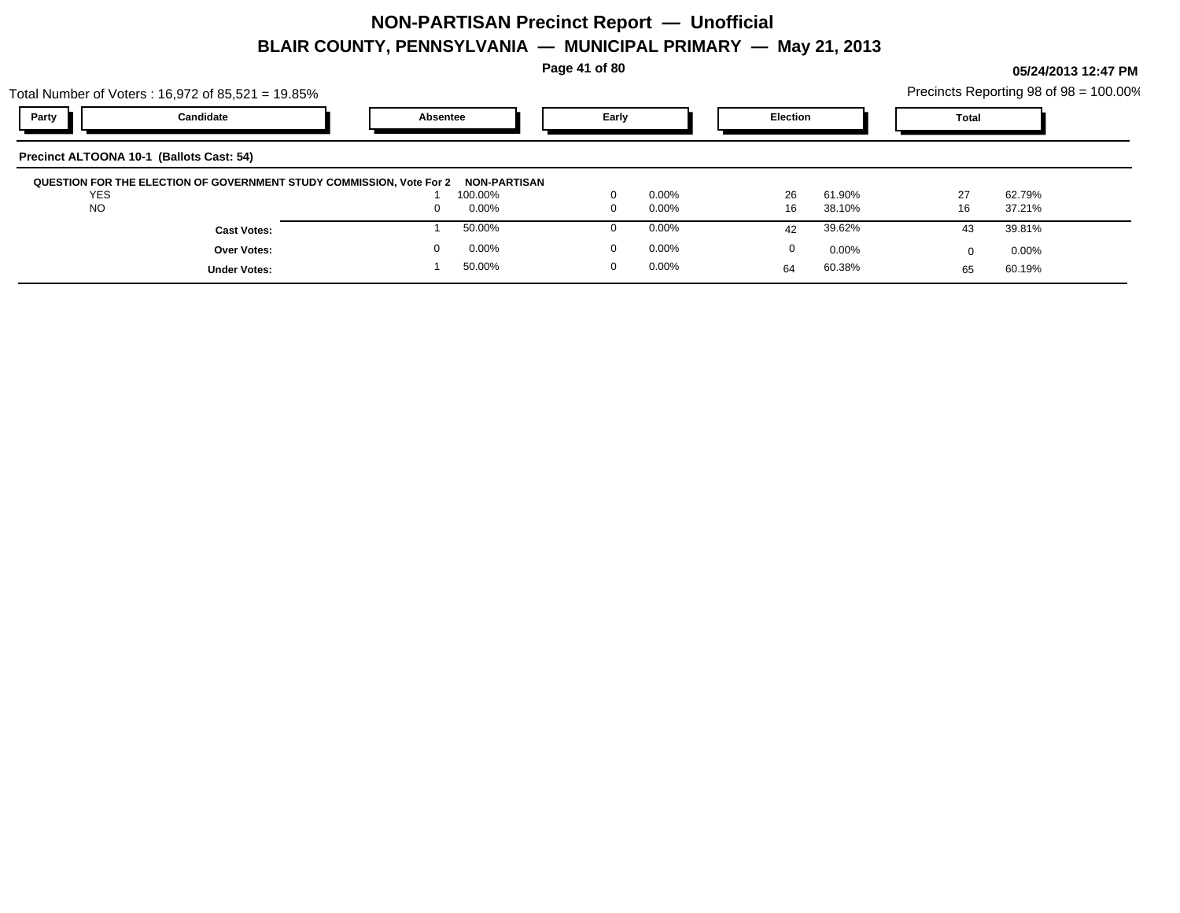# NON-PARTISAN Precinct Report — Unofficial

## BLAIR COUNTY, PENNSYLVANIA — MUNICIPAL PRIMARY — May 21, 2013

05/24/2013 12:47 PM

Total Number of Voters : 16,972 of 85,521 = 19.85%

Precincts Reporting 98 of 98 = 100.00%

**Precinct ALTOONA 10-1 (Ballots Cast: 54)**

| Party | Candidate | Absentee | | Early | | Election | | Total | |
|---|---|---|---|---|---|---|---|---|---|
| **QUESTION FOR THE ELECTION OF GOVERNMENT STUDY COMMISSION, Vote For 2** | | **NON-PARTISAN** | | | | | | | |
| | YES | 1 | 100.00% | 0 | 0.00% | 26 | 61.90% | 27 | 62.79% |
| | NO | 0 | 0.00% | 0 | 0.00% | 16 | 38.10% | 16 | 37.21% |
| | **Cast Votes:** | 1 | 50.00% | 0 | 0.00% | 42 | 39.62% | 43 | 39.81% |
| | **Over Votes:** | 0 | 0.00% | 0 | 0.00% | 0 | 0.00% | 0 | 0.00% |
| | **Under Votes:** | 1 | 50.00% | 0 | 0.00% | 64 | 60.38% | 65 | 60.19% |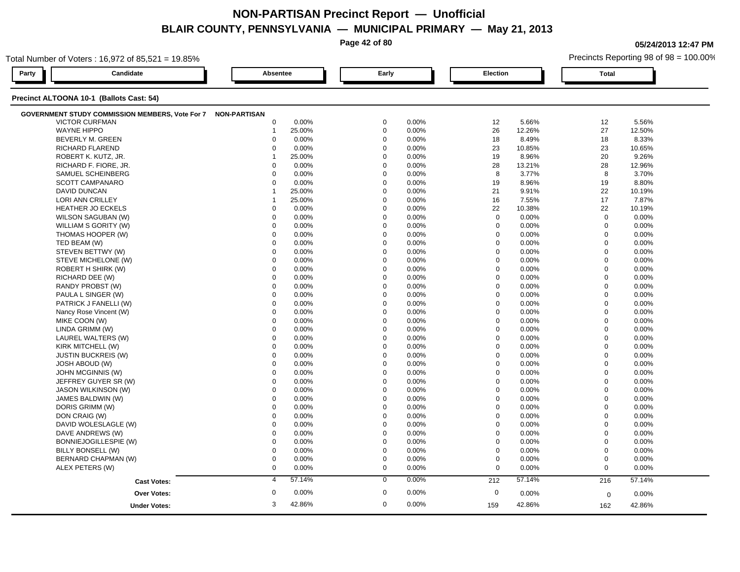# NON-PARTISAN Precinct Report — Unofficial

## BLAIR COUNTY, PENNSYLVANIA — MUNICIPAL PRIMARY — May 21, 2013

05/24/2013 12:47 PM

Total Number of Voters : 16,972 of 85,521 = 19.85%

Precincts Reporting 98 of 98 = 100.00%

### Precinct ALTOONA 10-1 (Ballots Cast: 54)

| Party | Candidate | Absentee | | Early | | Election | | Total | |
|---|---|---|---|---|---|---|---|---|---|
| **GOVERNMENT STUDY COMMISSION MEMBERS, Vote For 7** | | **NON-PARTISAN** | | | | | | | |
| | VICTOR CURFMAN | 0 | 0.00% | 0 | 0.00% | 12 | 5.66% | 12 | 5.56% |
| | WAYNE HIPPO | 1 | 25.00% | 0 | 0.00% | 26 | 12.26% | 27 | 12.50% |
| | BEVERLY M. GREEN | 0 | 0.00% | 0 | 0.00% | 18 | 8.49% | 18 | 8.33% |
| | RICHARD FLAREND | 0 | 0.00% | 0 | 0.00% | 23 | 10.85% | 23 | 10.65% |
| | ROBERT K. KUTZ, JR. | 1 | 25.00% | 0 | 0.00% | 19 | 8.96% | 20 | 9.26% |
| | RICHARD F. FIORE, JR. | 0 | 0.00% | 0 | 0.00% | 28 | 13.21% | 28 | 12.96% |
| | SAMUEL SCHEINBERG | 0 | 0.00% | 0 | 0.00% | 8 | 3.77% | 8 | 3.70% |
| | SCOTT CAMPANARO | 0 | 0.00% | 0 | 0.00% | 19 | 8.96% | 19 | 8.80% |
| | DAVID DUNCAN | 1 | 25.00% | 0 | 0.00% | 21 | 9.91% | 22 | 10.19% |
| | LORI ANN CRILLEY | 1 | 25.00% | 0 | 0.00% | 16 | 7.55% | 17 | 7.87% |
| | HEATHER JO ECKELS | 0 | 0.00% | 0 | 0.00% | 22 | 10.38% | 22 | 10.19% |
| | WILSON SAGUBAN (W) | 0 | 0.00% | 0 | 0.00% | 0 | 0.00% | 0 | 0.00% |
| | WILLIAM S GORITY (W) | 0 | 0.00% | 0 | 0.00% | 0 | 0.00% | 0 | 0.00% |
| | THOMAS HOOPER (W) | 0 | 0.00% | 0 | 0.00% | 0 | 0.00% | 0 | 0.00% |
| | TED BEAM (W) | 0 | 0.00% | 0 | 0.00% | 0 | 0.00% | 0 | 0.00% |
| | STEVEN BETTWY (W) | 0 | 0.00% | 0 | 0.00% | 0 | 0.00% | 0 | 0.00% |
| | STEVE MICHELONE (W) | 0 | 0.00% | 0 | 0.00% | 0 | 0.00% | 0 | 0.00% |
| | ROBERT H SHIRK (W) | 0 | 0.00% | 0 | 0.00% | 0 | 0.00% | 0 | 0.00% |
| | RICHARD DEE (W) | 0 | 0.00% | 0 | 0.00% | 0 | 0.00% | 0 | 0.00% |
| | RANDY PROBST (W) | 0 | 0.00% | 0 | 0.00% | 0 | 0.00% | 0 | 0.00% |
| | PAULA L SINGER (W) | 0 | 0.00% | 0 | 0.00% | 0 | 0.00% | 0 | 0.00% |
| | PATRICK J FANELLI (W) | 0 | 0.00% | 0 | 0.00% | 0 | 0.00% | 0 | 0.00% |
| | Nancy Rose Vincent (W) | 0 | 0.00% | 0 | 0.00% | 0 | 0.00% | 0 | 0.00% |
| | MIKE COON (W) | 0 | 0.00% | 0 | 0.00% | 0 | 0.00% | 0 | 0.00% |
| | LINDA GRIMM (W) | 0 | 0.00% | 0 | 0.00% | 0 | 0.00% | 0 | 0.00% |
| | LAUREL WALTERS (W) | 0 | 0.00% | 0 | 0.00% | 0 | 0.00% | 0 | 0.00% |
| | KIRK MITCHELL (W) | 0 | 0.00% | 0 | 0.00% | 0 | 0.00% | 0 | 0.00% |
| | JUSTIN BUCKREIS (W) | 0 | 0.00% | 0 | 0.00% | 0 | 0.00% | 0 | 0.00% |
| | JOSH ABOUD (W) | 0 | 0.00% | 0 | 0.00% | 0 | 0.00% | 0 | 0.00% |
| | JOHN MCGINNIS (W) | 0 | 0.00% | 0 | 0.00% | 0 | 0.00% | 0 | 0.00% |
| | JEFFREY GUYER SR (W) | 0 | 0.00% | 0 | 0.00% | 0 | 0.00% | 0 | 0.00% |
| | JASON WILKINSON (W) | 0 | 0.00% | 0 | 0.00% | 0 | 0.00% | 0 | 0.00% |
| | JAMES BALDWIN (W) | 0 | 0.00% | 0 | 0.00% | 0 | 0.00% | 0 | 0.00% |
| | DORIS GRIMM (W) | 0 | 0.00% | 0 | 0.00% | 0 | 0.00% | 0 | 0.00% |
| | DON CRAIG (W) | 0 | 0.00% | 0 | 0.00% | 0 | 0.00% | 0 | 0.00% |
| | DAVID WOLESLAGLE (W) | 0 | 0.00% | 0 | 0.00% | 0 | 0.00% | 0 | 0.00% |
| | DAVE ANDREWS (W) | 0 | 0.00% | 0 | 0.00% | 0 | 0.00% | 0 | 0.00% |
| | BONNIEJOGILLESPIE (W) | 0 | 0.00% | 0 | 0.00% | 0 | 0.00% | 0 | 0.00% |
| | BILLY BONSELL (W) | 0 | 0.00% | 0 | 0.00% | 0 | 0.00% | 0 | 0.00% |
| | BERNARD CHAPMAN (W) | 0 | 0.00% | 0 | 0.00% | 0 | 0.00% | 0 | 0.00% |
| | ALEX PETERS (W) | 0 | 0.00% | 0 | 0.00% | 0 | 0.00% | 0 | 0.00% |
| | **Cast Votes:** | 4 | 57.14% | 0 | 0.00% | 212 | 57.14% | 216 | 57.14% |
| | **Over Votes:** | 0 | 0.00% | 0 | 0.00% | 0 | 0.00% | 0 | 0.00% |
| | **Under Votes:** | 3 | 42.86% | 0 | 0.00% | 159 | 42.86% | 162 | 42.86% |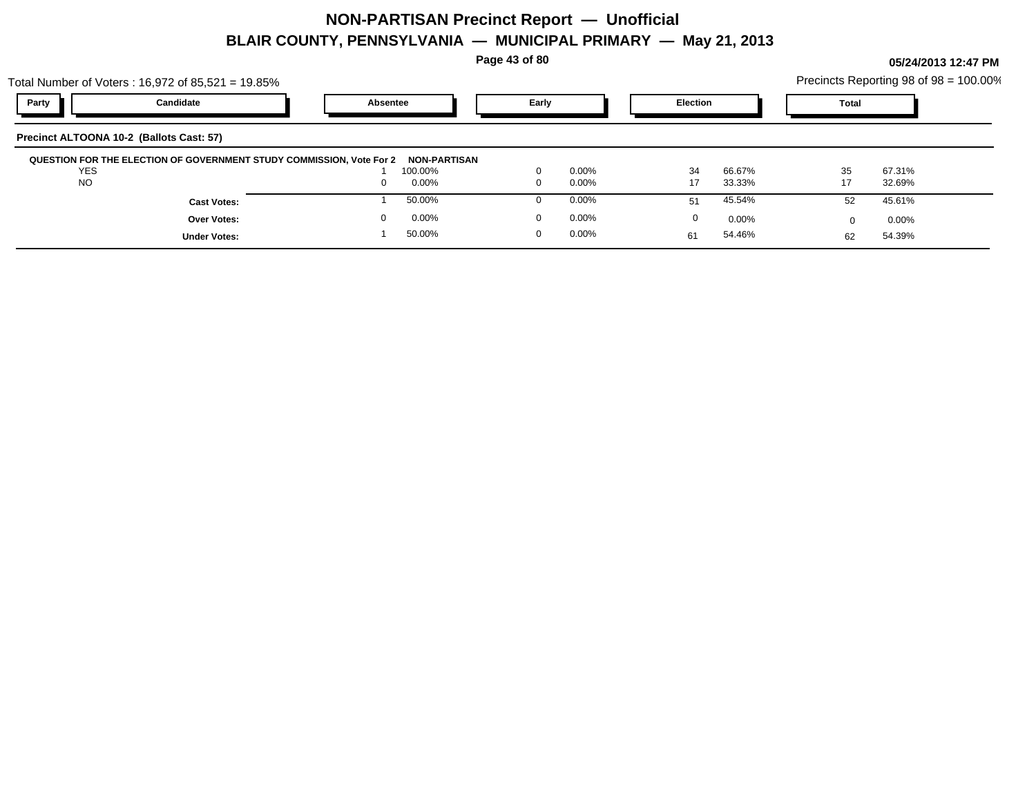# NON-PARTISAN Precinct Report — Unofficial

## BLAIR COUNTY, PENNSYLVANIA — MUNICIPAL PRIMARY — May 21, 2013

05/24/2013 12:47 PM

Total Number of Voters : 16,972 of 85,521 = 19.85%

Precincts Reporting 98 of 98 = 100.00%

| Party | Candidate | Absentee | | Early | | Election | | Total | |
|---|---|---|---|---|---|---|---|---|---|

**Precinct ALTOONA 10-2 (Ballots Cast: 57)**

**QUESTION FOR THE ELECTION OF GOVERNMENT STUDY COMMISSION, Vote For 2 NON-PARTISAN**

| Candidate | Absentee | | Early | | Election | | Total | |
|---|---|---|---|---|---|---|---|---|
| YES | 1 | 100.00% | 0 | 0.00% | 34 | 66.67% | 35 | 67.31% |
| NO | 0 | 0.00% | 0 | 0.00% | 17 | 33.33% | 17 | 32.69% |
| **Cast Votes:** | 1 | 50.00% | 0 | 0.00% | 51 | 45.54% | 52 | 45.61% |
| **Over Votes:** | 0 | 0.00% | 0 | 0.00% | 0 | 0.00% | 0 | 0.00% |
| **Under Votes:** | 1 | 50.00% | 0 | 0.00% | 61 | 54.46% | 62 | 54.39% |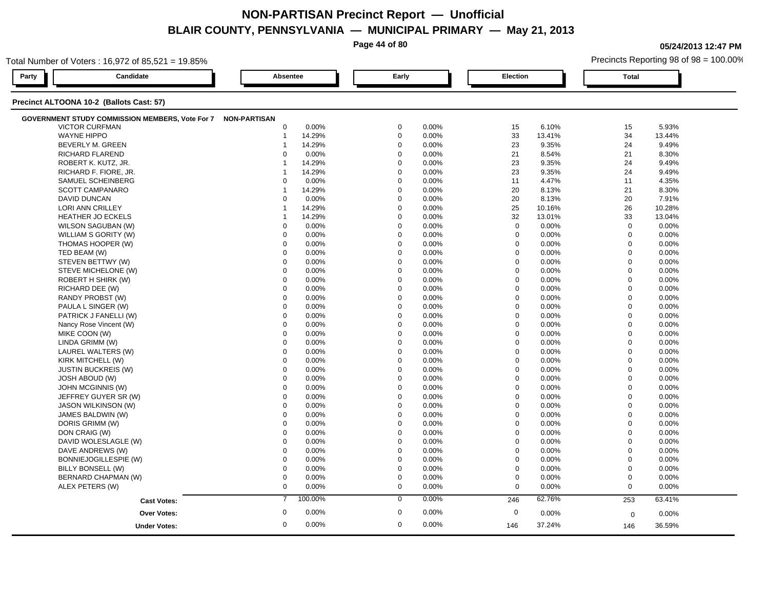# NON-PARTISAN Precinct Report — Unofficial

## BLAIR COUNTY, PENNSYLVANIA — MUNICIPAL PRIMARY — May 21, 2013

05/24/2013 12:47 PM

Total Number of Voters : 16,972 of 85,521 = 19.85%

Precincts Reporting 98 of 98 = 100.00%

### Precinct ALTOONA 10-2 (Ballots Cast: 57)

**GOVERNMENT STUDY COMMISSION MEMBERS, Vote For 7** — NON-PARTISAN

| Candidate | Absentee | | Early | | Election | | Total | |
|---|---|---|---|---|---|---|---|---|
| VICTOR CURFMAN | 0 | 0.00% | 0 | 0.00% | 15 | 6.10% | 15 | 5.93% |
| WAYNE HIPPO | 1 | 14.29% | 0 | 0.00% | 33 | 13.41% | 34 | 13.44% |
| BEVERLY M. GREEN | 1 | 14.29% | 0 | 0.00% | 23 | 9.35% | 24 | 9.49% |
| RICHARD FLAREND | 0 | 0.00% | 0 | 0.00% | 21 | 8.54% | 21 | 8.30% |
| ROBERT K. KUTZ, JR. | 1 | 14.29% | 0 | 0.00% | 23 | 9.35% | 24 | 9.49% |
| RICHARD F. FIORE, JR. | 1 | 14.29% | 0 | 0.00% | 23 | 9.35% | 24 | 9.49% |
| SAMUEL SCHEINBERG | 0 | 0.00% | 0 | 0.00% | 11 | 4.47% | 11 | 4.35% |
| SCOTT CAMPANARO | 1 | 14.29% | 0 | 0.00% | 20 | 8.13% | 21 | 8.30% |
| DAVID DUNCAN | 0 | 0.00% | 0 | 0.00% | 20 | 8.13% | 20 | 7.91% |
| LORI ANN CRILLEY | 1 | 14.29% | 0 | 0.00% | 25 | 10.16% | 26 | 10.28% |
| HEATHER JO ECKELS | 1 | 14.29% | 0 | 0.00% | 32 | 13.01% | 33 | 13.04% |
| WILSON SAGUBAN (W) | 0 | 0.00% | 0 | 0.00% | 0 | 0.00% | 0 | 0.00% |
| WILLIAM S GORITY (W) | 0 | 0.00% | 0 | 0.00% | 0 | 0.00% | 0 | 0.00% |
| THOMAS HOOPER (W) | 0 | 0.00% | 0 | 0.00% | 0 | 0.00% | 0 | 0.00% |
| TED BEAM (W) | 0 | 0.00% | 0 | 0.00% | 0 | 0.00% | 0 | 0.00% |
| STEVEN BETTWY (W) | 0 | 0.00% | 0 | 0.00% | 0 | 0.00% | 0 | 0.00% |
| STEVE MICHELONE (W) | 0 | 0.00% | 0 | 0.00% | 0 | 0.00% | 0 | 0.00% |
| ROBERT H SHIRK (W) | 0 | 0.00% | 0 | 0.00% | 0 | 0.00% | 0 | 0.00% |
| RICHARD DEE (W) | 0 | 0.00% | 0 | 0.00% | 0 | 0.00% | 0 | 0.00% |
| RANDY PROBST (W) | 0 | 0.00% | 0 | 0.00% | 0 | 0.00% | 0 | 0.00% |
| PAULA L SINGER (W) | 0 | 0.00% | 0 | 0.00% | 0 | 0.00% | 0 | 0.00% |
| PATRICK J FANELLI (W) | 0 | 0.00% | 0 | 0.00% | 0 | 0.00% | 0 | 0.00% |
| Nancy Rose Vincent (W) | 0 | 0.00% | 0 | 0.00% | 0 | 0.00% | 0 | 0.00% |
| MIKE COON (W) | 0 | 0.00% | 0 | 0.00% | 0 | 0.00% | 0 | 0.00% |
| LINDA GRIMM (W) | 0 | 0.00% | 0 | 0.00% | 0 | 0.00% | 0 | 0.00% |
| LAUREL WALTERS (W) | 0 | 0.00% | 0 | 0.00% | 0 | 0.00% | 0 | 0.00% |
| KIRK MITCHELL (W) | 0 | 0.00% | 0 | 0.00% | 0 | 0.00% | 0 | 0.00% |
| JUSTIN BUCKREIS (W) | 0 | 0.00% | 0 | 0.00% | 0 | 0.00% | 0 | 0.00% |
| JOSH ABOUD (W) | 0 | 0.00% | 0 | 0.00% | 0 | 0.00% | 0 | 0.00% |
| JOHN MCGINNIS (W) | 0 | 0.00% | 0 | 0.00% | 0 | 0.00% | 0 | 0.00% |
| JEFFREY GUYER SR (W) | 0 | 0.00% | 0 | 0.00% | 0 | 0.00% | 0 | 0.00% |
| JASON WILKINSON (W) | 0 | 0.00% | 0 | 0.00% | 0 | 0.00% | 0 | 0.00% |
| JAMES BALDWIN (W) | 0 | 0.00% | 0 | 0.00% | 0 | 0.00% | 0 | 0.00% |
| DORIS GRIMM (W) | 0 | 0.00% | 0 | 0.00% | 0 | 0.00% | 0 | 0.00% |
| DON CRAIG (W) | 0 | 0.00% | 0 | 0.00% | 0 | 0.00% | 0 | 0.00% |
| DAVID WOLESLAGLE (W) | 0 | 0.00% | 0 | 0.00% | 0 | 0.00% | 0 | 0.00% |
| DAVE ANDREWS (W) | 0 | 0.00% | 0 | 0.00% | 0 | 0.00% | 0 | 0.00% |
| BONNIEJOGILLESPIE (W) | 0 | 0.00% | 0 | 0.00% | 0 | 0.00% | 0 | 0.00% |
| BILLY BONSELL (W) | 0 | 0.00% | 0 | 0.00% | 0 | 0.00% | 0 | 0.00% |
| BERNARD CHAPMAN (W) | 0 | 0.00% | 0 | 0.00% | 0 | 0.00% | 0 | 0.00% |
| ALEX PETERS (W) | 0 | 0.00% | 0 | 0.00% | 0 | 0.00% | 0 | 0.00% |
| **Cast Votes:** | 7 | 100.00% | 0 | 0.00% | 246 | 62.76% | 253 | 63.41% |
| **Over Votes:** | 0 | 0.00% | 0 | 0.00% | 0 | 0.00% | 0 | 0.00% |
| **Under Votes:** | 0 | 0.00% | 0 | 0.00% | 146 | 37.24% | 146 | 36.59% |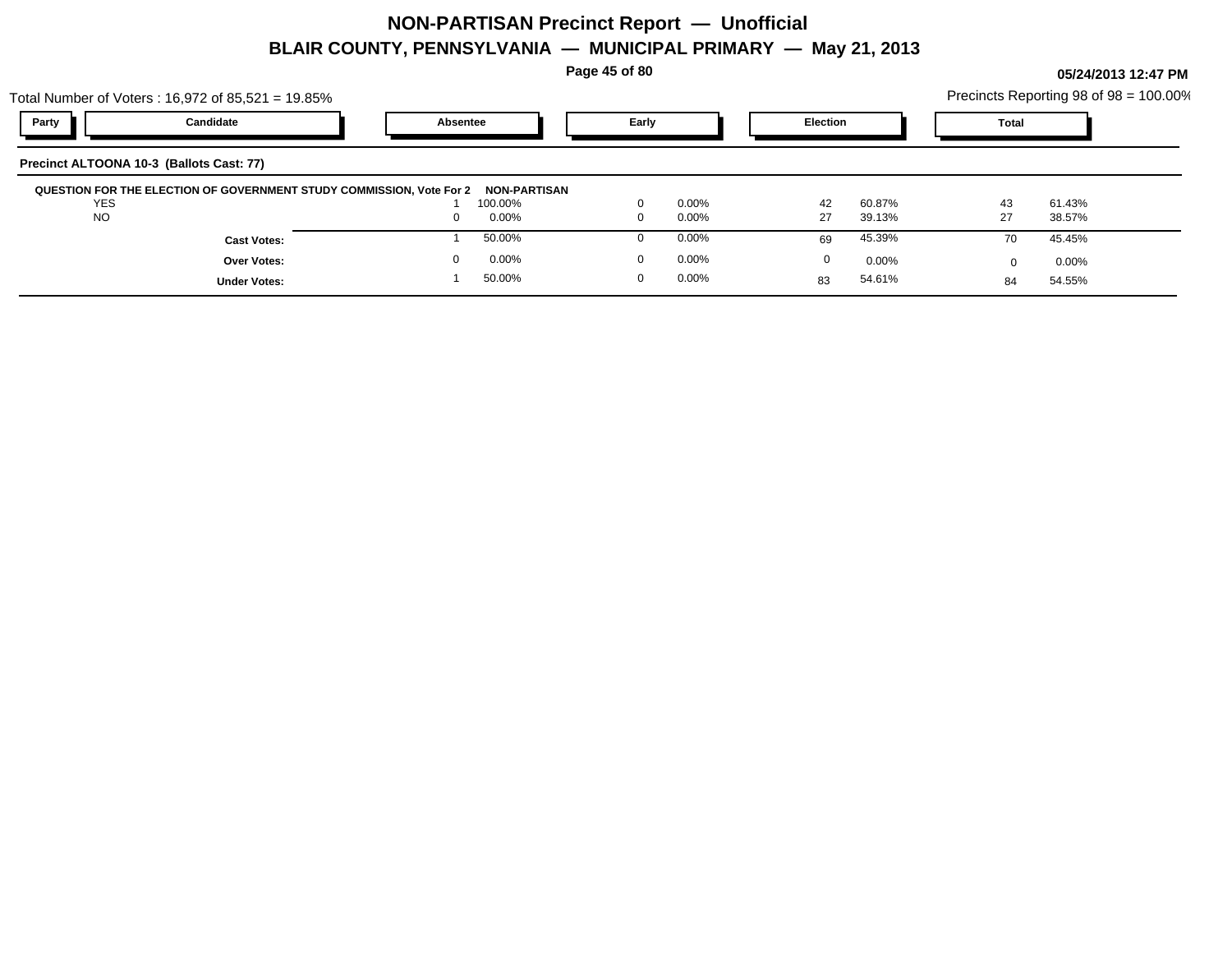# NON-PARTISAN Precinct Report — Unofficial

## BLAIR COUNTY, PENNSYLVANIA — MUNICIPAL PRIMARY — May 21, 2013

05/24/2013 12:47 PM

Total Number of Voters : 16,972 of 85,521 = 19.85%

Precincts Reporting 98 of 98 = 100.00%

| Party | Candidate | Absentee | | Early | | Election | | Total | |
|---|---|---|---|---|---|---|---|---|---|

**Precinct ALTOONA 10-3 (Ballots Cast: 77)**

**QUESTION FOR THE ELECTION OF GOVERNMENT STUDY COMMISSION, Vote For 2** **NON-PARTISAN**

| Candidate | Absentee | | Early | | Election | | Total | |
|---|---|---|---|---|---|---|---|---|
| YES | 1 | 100.00% | 0 | 0.00% | 42 | 60.87% | 43 | 61.43% |
| NO | 0 | 0.00% | 0 | 0.00% | 27 | 39.13% | 27 | 38.57% |
| **Cast Votes:** | 1 | 50.00% | 0 | 0.00% | 69 | 45.39% | 70 | 45.45% |
| **Over Votes:** | 0 | 0.00% | 0 | 0.00% | 0 | 0.00% | 0 | 0.00% |
| **Under Votes:** | 1 | 50.00% | 0 | 0.00% | 83 | 54.61% | 84 | 54.55% |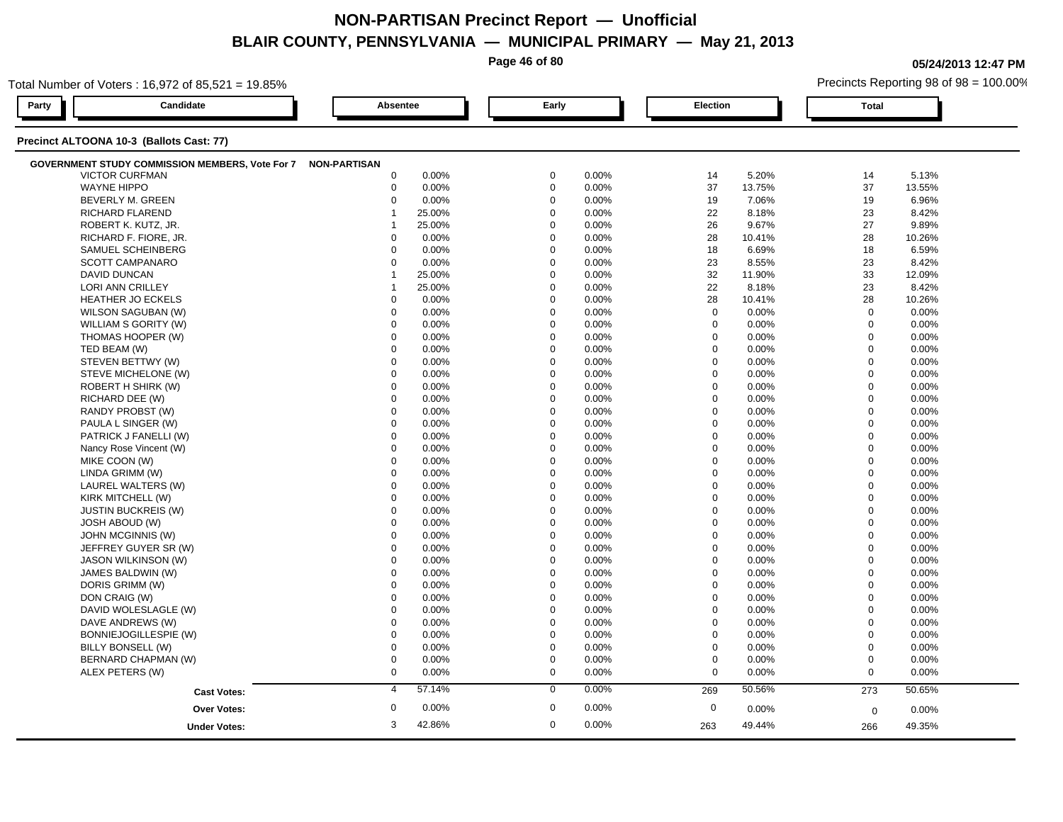# NON-PARTISAN Precinct Report — Unofficial

## BLAIR COUNTY, PENNSYLVANIA — MUNICIPAL PRIMARY — May 21, 2013

05/24/2013 12:47 PM

Total Number of Voters : 16,972 of 85,521 = 19.85%

Precincts Reporting 98 of 98 = 100.00%

### Precinct ALTOONA 10-3 (Ballots Cast: 77)

**GOVERNMENT STUDY COMMISSION MEMBERS, Vote For 7** — NON-PARTISAN

| Party | Candidate | Absentee | | Early | | Election | | Total | |
|---|---|---|---|---|---|---|---|---|---|
| | VICTOR CURFMAN | 0 | 0.00% | 0 | 0.00% | 14 | 5.20% | 14 | 5.13% |
| | WAYNE HIPPO | 0 | 0.00% | 0 | 0.00% | 37 | 13.75% | 37 | 13.55% |
| | BEVERLY M. GREEN | 0 | 0.00% | 0 | 0.00% | 19 | 7.06% | 19 | 6.96% |
| | RICHARD FLAREND | 1 | 25.00% | 0 | 0.00% | 22 | 8.18% | 23 | 8.42% |
| | ROBERT K. KUTZ, JR. | 1 | 25.00% | 0 | 0.00% | 26 | 9.67% | 27 | 9.89% |
| | RICHARD F. FIORE, JR. | 0 | 0.00% | 0 | 0.00% | 28 | 10.41% | 28 | 10.26% |
| | SAMUEL SCHEINBERG | 0 | 0.00% | 0 | 0.00% | 18 | 6.69% | 18 | 6.59% |
| | SCOTT CAMPANARO | 0 | 0.00% | 0 | 0.00% | 23 | 8.55% | 23 | 8.42% |
| | DAVID DUNCAN | 1 | 25.00% | 0 | 0.00% | 32 | 11.90% | 33 | 12.09% |
| | LORI ANN CRILLEY | 1 | 25.00% | 0 | 0.00% | 22 | 8.18% | 23 | 8.42% |
| | HEATHER JO ECKELS | 0 | 0.00% | 0 | 0.00% | 28 | 10.41% | 28 | 10.26% |
| | WILSON SAGUBAN (W) | 0 | 0.00% | 0 | 0.00% | 0 | 0.00% | 0 | 0.00% |
| | WILLIAM S GORITY (W) | 0 | 0.00% | 0 | 0.00% | 0 | 0.00% | 0 | 0.00% |
| | THOMAS HOOPER (W) | 0 | 0.00% | 0 | 0.00% | 0 | 0.00% | 0 | 0.00% |
| | TED BEAM (W) | 0 | 0.00% | 0 | 0.00% | 0 | 0.00% | 0 | 0.00% |
| | STEVEN BETTWY (W) | 0 | 0.00% | 0 | 0.00% | 0 | 0.00% | 0 | 0.00% |
| | STEVE MICHELONE (W) | 0 | 0.00% | 0 | 0.00% | 0 | 0.00% | 0 | 0.00% |
| | ROBERT H SHIRK (W) | 0 | 0.00% | 0 | 0.00% | 0 | 0.00% | 0 | 0.00% |
| | RICHARD DEE (W) | 0 | 0.00% | 0 | 0.00% | 0 | 0.00% | 0 | 0.00% |
| | RANDY PROBST (W) | 0 | 0.00% | 0 | 0.00% | 0 | 0.00% | 0 | 0.00% |
| | PAULA L SINGER (W) | 0 | 0.00% | 0 | 0.00% | 0 | 0.00% | 0 | 0.00% |
| | PATRICK J FANELLI (W) | 0 | 0.00% | 0 | 0.00% | 0 | 0.00% | 0 | 0.00% |
| | Nancy Rose Vincent (W) | 0 | 0.00% | 0 | 0.00% | 0 | 0.00% | 0 | 0.00% |
| | MIKE COON (W) | 0 | 0.00% | 0 | 0.00% | 0 | 0.00% | 0 | 0.00% |
| | LINDA GRIMM (W) | 0 | 0.00% | 0 | 0.00% | 0 | 0.00% | 0 | 0.00% |
| | LAUREL WALTERS (W) | 0 | 0.00% | 0 | 0.00% | 0 | 0.00% | 0 | 0.00% |
| | KIRK MITCHELL (W) | 0 | 0.00% | 0 | 0.00% | 0 | 0.00% | 0 | 0.00% |
| | JUSTIN BUCKREIS (W) | 0 | 0.00% | 0 | 0.00% | 0 | 0.00% | 0 | 0.00% |
| | JOSH ABOUD (W) | 0 | 0.00% | 0 | 0.00% | 0 | 0.00% | 0 | 0.00% |
| | JOHN MCGINNIS (W) | 0 | 0.00% | 0 | 0.00% | 0 | 0.00% | 0 | 0.00% |
| | JEFFREY GUYER SR (W) | 0 | 0.00% | 0 | 0.00% | 0 | 0.00% | 0 | 0.00% |
| | JASON WILKINSON (W) | 0 | 0.00% | 0 | 0.00% | 0 | 0.00% | 0 | 0.00% |
| | JAMES BALDWIN (W) | 0 | 0.00% | 0 | 0.00% | 0 | 0.00% | 0 | 0.00% |
| | DORIS GRIMM (W) | 0 | 0.00% | 0 | 0.00% | 0 | 0.00% | 0 | 0.00% |
| | DON CRAIG (W) | 0 | 0.00% | 0 | 0.00% | 0 | 0.00% | 0 | 0.00% |
| | DAVID WOLESLAGLE (W) | 0 | 0.00% | 0 | 0.00% | 0 | 0.00% | 0 | 0.00% |
| | DAVE ANDREWS (W) | 0 | 0.00% | 0 | 0.00% | 0 | 0.00% | 0 | 0.00% |
| | BONNIEJOGILLESPIE (W) | 0 | 0.00% | 0 | 0.00% | 0 | 0.00% | 0 | 0.00% |
| | BILLY BONSELL (W) | 0 | 0.00% | 0 | 0.00% | 0 | 0.00% | 0 | 0.00% |
| | BERNARD CHAPMAN (W) | 0 | 0.00% | 0 | 0.00% | 0 | 0.00% | 0 | 0.00% |
| | ALEX PETERS (W) | 0 | 0.00% | 0 | 0.00% | 0 | 0.00% | 0 | 0.00% |
| | **Cast Votes:** | 4 | 57.14% | 0 | 0.00% | 269 | 50.56% | 273 | 50.65% |
| | **Over Votes:** | 0 | 0.00% | 0 | 0.00% | 0 | 0.00% | 0 | 0.00% |
| | **Under Votes:** | 3 | 42.86% | 0 | 0.00% | 263 | 49.44% | 266 | 49.35% |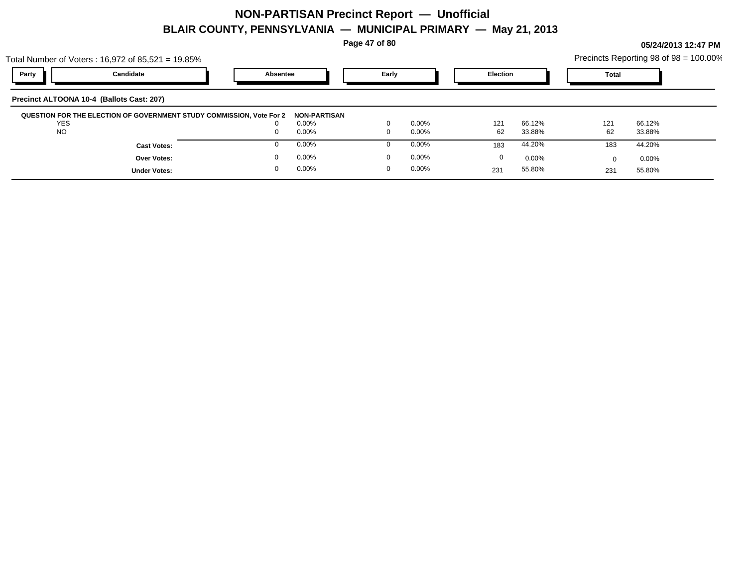# NON-PARTISAN Precinct Report — Unofficial

## BLAIR COUNTY, PENNSYLVANIA — MUNICIPAL PRIMARY — May 21, 2013

05/24/2013 12:47 PM

Total Number of Voters : 16,972 of 85,521 = 19.85%

Precincts Reporting 98 of 98 = 100.00%

### Precinct ALTOONA 10-4 (Ballots Cast: 207)

**QUESTION FOR THE ELECTION OF GOVERNMENT STUDY COMMISSION, Vote For 2** — **NON-PARTISAN**

| Party | Candidate | Absentee | | Early | | Election | | Total | |
|---|---|---|---|---|---|---|---|---|---|
| | YES | 0 | 0.00% | 0 | 0.00% | 121 | 66.12% | 121 | 66.12% |
| | NO | 0 | 0.00% | 0 | 0.00% | 62 | 33.88% | 62 | 33.88% |
| | **Cast Votes:** | 0 | 0.00% | 0 | 0.00% | 183 | 44.20% | 183 | 44.20% |
| | **Over Votes:** | 0 | 0.00% | 0 | 0.00% | 0 | 0.00% | 0 | 0.00% |
| | **Under Votes:** | 0 | 0.00% | 0 | 0.00% | 231 | 55.80% | 231 | 55.80% |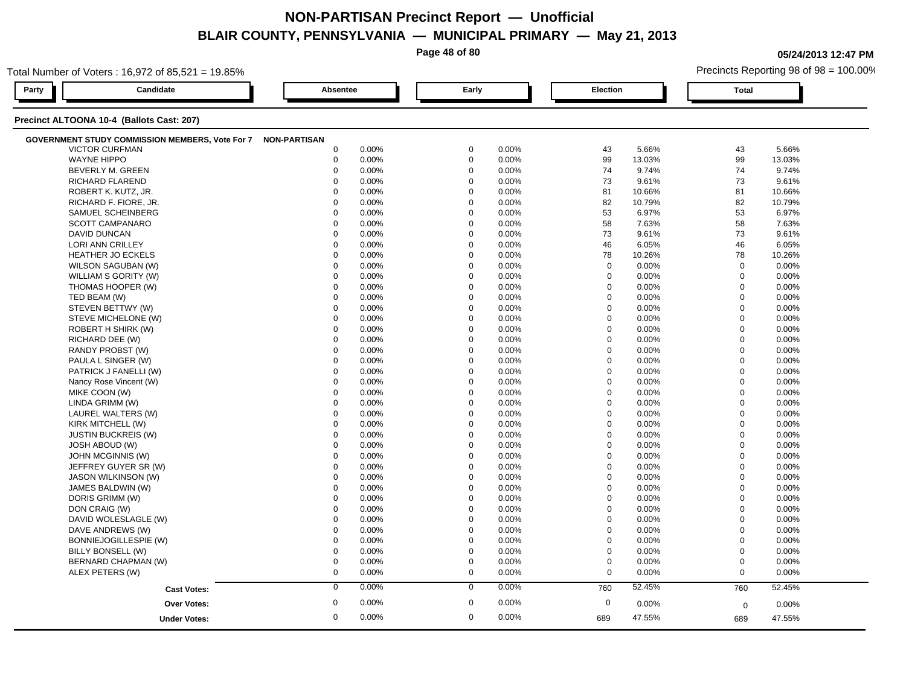# NON-PARTISAN Precinct Report — Unofficial

## BLAIR COUNTY, PENNSYLVANIA — MUNICIPAL PRIMARY — May 21, 2013

05/24/2013 12:47 PM

Total Number of Voters : 16,972 of 85,521 = 19.85%

Precincts Reporting 98 of 98 = 100.00%

### Precinct ALTOONA 10-4 (Ballots Cast: 207)

| Party | Candidate | Absentee | | Early | | Election | | Total | |
|---|---|---|---|---|---|---|---|---|---|
| NON-PARTISAN | **GOVERNMENT STUDY COMMISSION MEMBERS, Vote For 7** | | | | | | | | |
| | VICTOR CURFMAN | 0 | 0.00% | 0 | 0.00% | 43 | 5.66% | 43 | 5.66% |
| | WAYNE HIPPO | 0 | 0.00% | 0 | 0.00% | 99 | 13.03% | 99 | 13.03% |
| | BEVERLY M. GREEN | 0 | 0.00% | 0 | 0.00% | 74 | 9.74% | 74 | 9.74% |
| | RICHARD FLAREND | 0 | 0.00% | 0 | 0.00% | 73 | 9.61% | 73 | 9.61% |
| | ROBERT K. KUTZ, JR. | 0 | 0.00% | 0 | 0.00% | 81 | 10.66% | 81 | 10.66% |
| | RICHARD F. FIORE, JR. | 0 | 0.00% | 0 | 0.00% | 82 | 10.79% | 82 | 10.79% |
| | SAMUEL SCHEINBERG | 0 | 0.00% | 0 | 0.00% | 53 | 6.97% | 53 | 6.97% |
| | SCOTT CAMPANARO | 0 | 0.00% | 0 | 0.00% | 58 | 7.63% | 58 | 7.63% |
| | DAVID DUNCAN | 0 | 0.00% | 0 | 0.00% | 73 | 9.61% | 73 | 9.61% |
| | LORI ANN CRILLEY | 0 | 0.00% | 0 | 0.00% | 46 | 6.05% | 46 | 6.05% |
| | HEATHER JO ECKELS | 0 | 0.00% | 0 | 0.00% | 78 | 10.26% | 78 | 10.26% |
| | WILSON SAGUBAN (W) | 0 | 0.00% | 0 | 0.00% | 0 | 0.00% | 0 | 0.00% |
| | WILLIAM S GORITY (W) | 0 | 0.00% | 0 | 0.00% | 0 | 0.00% | 0 | 0.00% |
| | THOMAS HOOPER (W) | 0 | 0.00% | 0 | 0.00% | 0 | 0.00% | 0 | 0.00% |
| | TED BEAM (W) | 0 | 0.00% | 0 | 0.00% | 0 | 0.00% | 0 | 0.00% |
| | STEVEN BETTWY (W) | 0 | 0.00% | 0 | 0.00% | 0 | 0.00% | 0 | 0.00% |
| | STEVE MICHELONE (W) | 0 | 0.00% | 0 | 0.00% | 0 | 0.00% | 0 | 0.00% |
| | ROBERT H SHIRK (W) | 0 | 0.00% | 0 | 0.00% | 0 | 0.00% | 0 | 0.00% |
| | RICHARD DEE (W) | 0 | 0.00% | 0 | 0.00% | 0 | 0.00% | 0 | 0.00% |
| | RANDY PROBST (W) | 0 | 0.00% | 0 | 0.00% | 0 | 0.00% | 0 | 0.00% |
| | PAULA L SINGER (W) | 0 | 0.00% | 0 | 0.00% | 0 | 0.00% | 0 | 0.00% |
| | PATRICK J FANELLI (W) | 0 | 0.00% | 0 | 0.00% | 0 | 0.00% | 0 | 0.00% |
| | Nancy Rose Vincent (W) | 0 | 0.00% | 0 | 0.00% | 0 | 0.00% | 0 | 0.00% |
| | MIKE COON (W) | 0 | 0.00% | 0 | 0.00% | 0 | 0.00% | 0 | 0.00% |
| | LINDA GRIMM (W) | 0 | 0.00% | 0 | 0.00% | 0 | 0.00% | 0 | 0.00% |
| | LAUREL WALTERS (W) | 0 | 0.00% | 0 | 0.00% | 0 | 0.00% | 0 | 0.00% |
| | KIRK MITCHELL (W) | 0 | 0.00% | 0 | 0.00% | 0 | 0.00% | 0 | 0.00% |
| | JUSTIN BUCKREIS (W) | 0 | 0.00% | 0 | 0.00% | 0 | 0.00% | 0 | 0.00% |
| | JOSH ABOUD (W) | 0 | 0.00% | 0 | 0.00% | 0 | 0.00% | 0 | 0.00% |
| | JOHN MCGINNIS (W) | 0 | 0.00% | 0 | 0.00% | 0 | 0.00% | 0 | 0.00% |
| | JEFFREY GUYER SR (W) | 0 | 0.00% | 0 | 0.00% | 0 | 0.00% | 0 | 0.00% |
| | JASON WILKINSON (W) | 0 | 0.00% | 0 | 0.00% | 0 | 0.00% | 0 | 0.00% |
| | JAMES BALDWIN (W) | 0 | 0.00% | 0 | 0.00% | 0 | 0.00% | 0 | 0.00% |
| | DORIS GRIMM (W) | 0 | 0.00% | 0 | 0.00% | 0 | 0.00% | 0 | 0.00% |
| | DON CRAIG (W) | 0 | 0.00% | 0 | 0.00% | 0 | 0.00% | 0 | 0.00% |
| | DAVID WOLESLAGLE (W) | 0 | 0.00% | 0 | 0.00% | 0 | 0.00% | 0 | 0.00% |
| | DAVE ANDREWS (W) | 0 | 0.00% | 0 | 0.00% | 0 | 0.00% | 0 | 0.00% |
| | BONNIEJOGILLESPIE (W) | 0 | 0.00% | 0 | 0.00% | 0 | 0.00% | 0 | 0.00% |
| | BILLY BONSELL (W) | 0 | 0.00% | 0 | 0.00% | 0 | 0.00% | 0 | 0.00% |
| | BERNARD CHAPMAN (W) | 0 | 0.00% | 0 | 0.00% | 0 | 0.00% | 0 | 0.00% |
| | ALEX PETERS (W) | 0 | 0.00% | 0 | 0.00% | 0 | 0.00% | 0 | 0.00% |
| | **Cast Votes:** | 0 | 0.00% | 0 | 0.00% | 760 | 52.45% | 760 | 52.45% |
| | **Over Votes:** | 0 | 0.00% | 0 | 0.00% | 0 | 0.00% | 0 | 0.00% |
| | **Under Votes:** | 0 | 0.00% | 0 | 0.00% | 689 | 47.55% | 689 | 47.55% |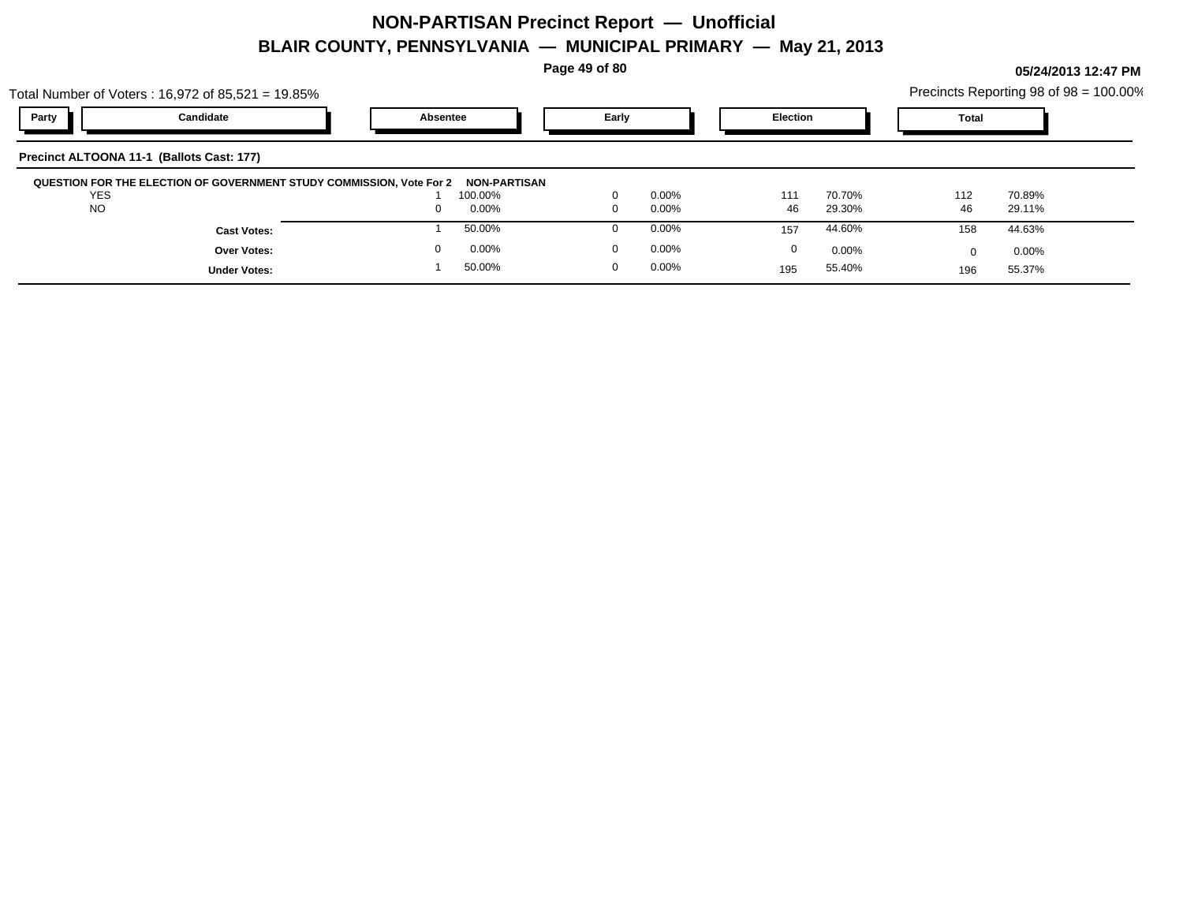# NON-PARTISAN Precinct Report — Unofficial

## BLAIR COUNTY, PENNSYLVANIA — MUNICIPAL PRIMARY — May 21, 2013

05/24/2013 12:47 PM

Total Number of Voters : 16,972 of 85,521 = 19.85%

Precincts Reporting 98 of 98 = 100.00%

### Precinct ALTOONA 11-1 (Ballots Cast: 177)

**QUESTION FOR THE ELECTION OF GOVERNMENT STUDY COMMISSION, Vote For 2** — **NON-PARTISAN**

| Party | Candidate | Absentee | | Early | | Election | | Total | |
|---|---|---|---|---|---|---|---|---|---|
| | YES | 1 | 100.00% | 0 | 0.00% | 111 | 70.70% | 112 | 70.89% |
| | NO | 0 | 0.00% | 0 | 0.00% | 46 | 29.30% | 46 | 29.11% |
| | **Cast Votes:** | 1 | 50.00% | 0 | 0.00% | 157 | 44.60% | 158 | 44.63% |
| | **Over Votes:** | 0 | 0.00% | 0 | 0.00% | 0 | 0.00% | 0 | 0.00% |
| | **Under Votes:** | 1 | 50.00% | 0 | 0.00% | 195 | 55.40% | 196 | 55.37% |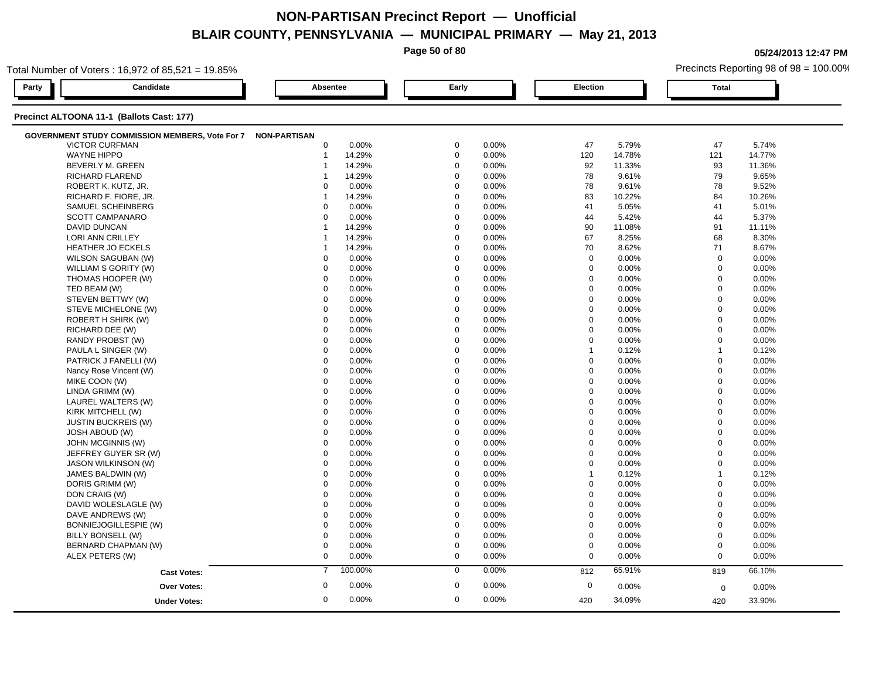# NON-PARTISAN Precinct Report — Unofficial

## BLAIR COUNTY, PENNSYLVANIA — MUNICIPAL PRIMARY — May 21, 2013

05/24/2013 12:47 PM

Total Number of Voters : 16,972 of 85,521 = 19.85%

Precincts Reporting 98 of 98 = 100.00%

### Precinct ALTOONA 11-1 (Ballots Cast: 177)

**GOVERNMENT STUDY COMMISSION MEMBERS, Vote For 7** — NON-PARTISAN

| Party | Candidate | Absentee | | Early | | Election | | Total | |
|---|---|---|---|---|---|---|---|---|---|
| | VICTOR CURFMAN | 0 | 0.00% | 0 | 0.00% | 47 | 5.79% | 47 | 5.74% |
| | WAYNE HIPPO | 1 | 14.29% | 0 | 0.00% | 120 | 14.78% | 121 | 14.77% |
| | BEVERLY M. GREEN | 1 | 14.29% | 0 | 0.00% | 92 | 11.33% | 93 | 11.36% |
| | RICHARD FLAREND | 1 | 14.29% | 0 | 0.00% | 78 | 9.61% | 79 | 9.65% |
| | ROBERT K. KUTZ, JR. | 0 | 0.00% | 0 | 0.00% | 78 | 9.61% | 78 | 9.52% |
| | RICHARD F. FIORE, JR. | 1 | 14.29% | 0 | 0.00% | 83 | 10.22% | 84 | 10.26% |
| | SAMUEL SCHEINBERG | 0 | 0.00% | 0 | 0.00% | 41 | 5.05% | 41 | 5.01% |
| | SCOTT CAMPANARO | 0 | 0.00% | 0 | 0.00% | 44 | 5.42% | 44 | 5.37% |
| | DAVID DUNCAN | 1 | 14.29% | 0 | 0.00% | 90 | 11.08% | 91 | 11.11% |
| | LORI ANN CRILLEY | 1 | 14.29% | 0 | 0.00% | 67 | 8.25% | 68 | 8.30% |
| | HEATHER JO ECKELS | 1 | 14.29% | 0 | 0.00% | 70 | 8.62% | 71 | 8.67% |
| | WILSON SAGUBAN (W) | 0 | 0.00% | 0 | 0.00% | 0 | 0.00% | 0 | 0.00% |
| | WILLIAM S GORITY (W) | 0 | 0.00% | 0 | 0.00% | 0 | 0.00% | 0 | 0.00% |
| | THOMAS HOOPER (W) | 0 | 0.00% | 0 | 0.00% | 0 | 0.00% | 0 | 0.00% |
| | TED BEAM (W) | 0 | 0.00% | 0 | 0.00% | 0 | 0.00% | 0 | 0.00% |
| | STEVEN BETTWY (W) | 0 | 0.00% | 0 | 0.00% | 0 | 0.00% | 0 | 0.00% |
| | STEVE MICHELONE (W) | 0 | 0.00% | 0 | 0.00% | 0 | 0.00% | 0 | 0.00% |
| | ROBERT H SHIRK (W) | 0 | 0.00% | 0 | 0.00% | 0 | 0.00% | 0 | 0.00% |
| | RICHARD DEE (W) | 0 | 0.00% | 0 | 0.00% | 0 | 0.00% | 0 | 0.00% |
| | RANDY PROBST (W) | 0 | 0.00% | 0 | 0.00% | 0 | 0.00% | 0 | 0.00% |
| | PAULA L SINGER (W) | 0 | 0.00% | 0 | 0.00% | 1 | 0.12% | 1 | 0.12% |
| | PATRICK J FANELLI (W) | 0 | 0.00% | 0 | 0.00% | 0 | 0.00% | 0 | 0.00% |
| | Nancy Rose Vincent (W) | 0 | 0.00% | 0 | 0.00% | 0 | 0.00% | 0 | 0.00% |
| | MIKE COON (W) | 0 | 0.00% | 0 | 0.00% | 0 | 0.00% | 0 | 0.00% |
| | LINDA GRIMM (W) | 0 | 0.00% | 0 | 0.00% | 0 | 0.00% | 0 | 0.00% |
| | LAUREL WALTERS (W) | 0 | 0.00% | 0 | 0.00% | 0 | 0.00% | 0 | 0.00% |
| | KIRK MITCHELL (W) | 0 | 0.00% | 0 | 0.00% | 0 | 0.00% | 0 | 0.00% |
| | JUSTIN BUCKREIS (W) | 0 | 0.00% | 0 | 0.00% | 0 | 0.00% | 0 | 0.00% |
| | JOSH ABOUD (W) | 0 | 0.00% | 0 | 0.00% | 0 | 0.00% | 0 | 0.00% |
| | JOHN MCGINNIS (W) | 0 | 0.00% | 0 | 0.00% | 0 | 0.00% | 0 | 0.00% |
| | JEFFREY GUYER SR (W) | 0 | 0.00% | 0 | 0.00% | 0 | 0.00% | 0 | 0.00% |
| | JASON WILKINSON (W) | 0 | 0.00% | 0 | 0.00% | 0 | 0.00% | 0 | 0.00% |
| | JAMES BALDWIN (W) | 0 | 0.00% | 0 | 0.00% | 1 | 0.12% | 1 | 0.12% |
| | DORIS GRIMM (W) | 0 | 0.00% | 0 | 0.00% | 0 | 0.00% | 0 | 0.00% |
| | DON CRAIG (W) | 0 | 0.00% | 0 | 0.00% | 0 | 0.00% | 0 | 0.00% |
| | DAVID WOLESLAGLE (W) | 0 | 0.00% | 0 | 0.00% | 0 | 0.00% | 0 | 0.00% |
| | DAVE ANDREWS (W) | 0 | 0.00% | 0 | 0.00% | 0 | 0.00% | 0 | 0.00% |
| | BONNIEJOGILLESPIE (W) | 0 | 0.00% | 0 | 0.00% | 0 | 0.00% | 0 | 0.00% |
| | BILLY BONSELL (W) | 0 | 0.00% | 0 | 0.00% | 0 | 0.00% | 0 | 0.00% |
| | BERNARD CHAPMAN (W) | 0 | 0.00% | 0 | 0.00% | 0 | 0.00% | 0 | 0.00% |
| | ALEX PETERS (W) | 0 | 0.00% | 0 | 0.00% | 0 | 0.00% | 0 | 0.00% |
| | **Cast Votes:** | 7 | 100.00% | 0 | 0.00% | 812 | 65.91% | 819 | 66.10% |
| | **Over Votes:** | 0 | 0.00% | 0 | 0.00% | 0 | 0.00% | 0 | 0.00% |
| | **Under Votes:** | 0 | 0.00% | 0 | 0.00% | 420 | 34.09% | 420 | 33.90% |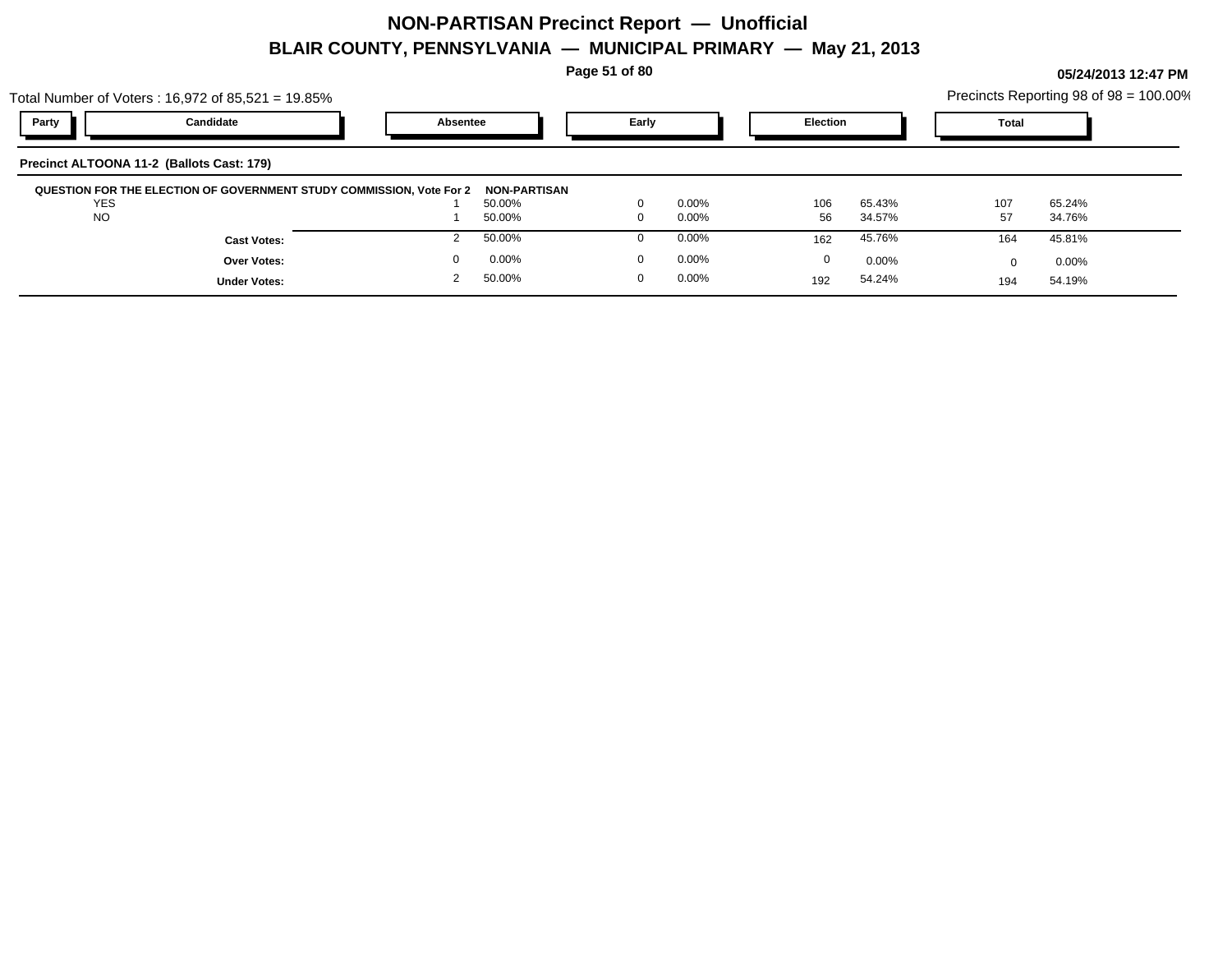# NON-PARTISAN Precinct Report — Unofficial

## BLAIR COUNTY, PENNSYLVANIA — MUNICIPAL PRIMARY — May 21, 2013

05/24/2013 12:47 PM

Total Number of Voters : 16,972 of 85,521 = 19.85%

Precincts Reporting 98 of 98 = 100.00%

### Precinct ALTOONA 11-2 (Ballots Cast: 179)

**QUESTION FOR THE ELECTION OF GOVERNMENT STUDY COMMISSION, Vote For 2** — **NON-PARTISAN**

| Party | Candidate | Absentee | | Early | | Election | | Total | |
|---|---|---|---|---|---|---|---|---|---|
| | YES | 1 | 50.00% | 0 | 0.00% | 106 | 65.43% | 107 | 65.24% |
| | NO | 1 | 50.00% | 0 | 0.00% | 56 | 34.57% | 57 | 34.76% |
| | **Cast Votes:** | 2 | 50.00% | 0 | 0.00% | 162 | 45.76% | 164 | 45.81% |
| | **Over Votes:** | 0 | 0.00% | 0 | 0.00% | 0 | 0.00% | 0 | 0.00% |
| | **Under Votes:** | 2 | 50.00% | 0 | 0.00% | 192 | 54.24% | 194 | 54.19% |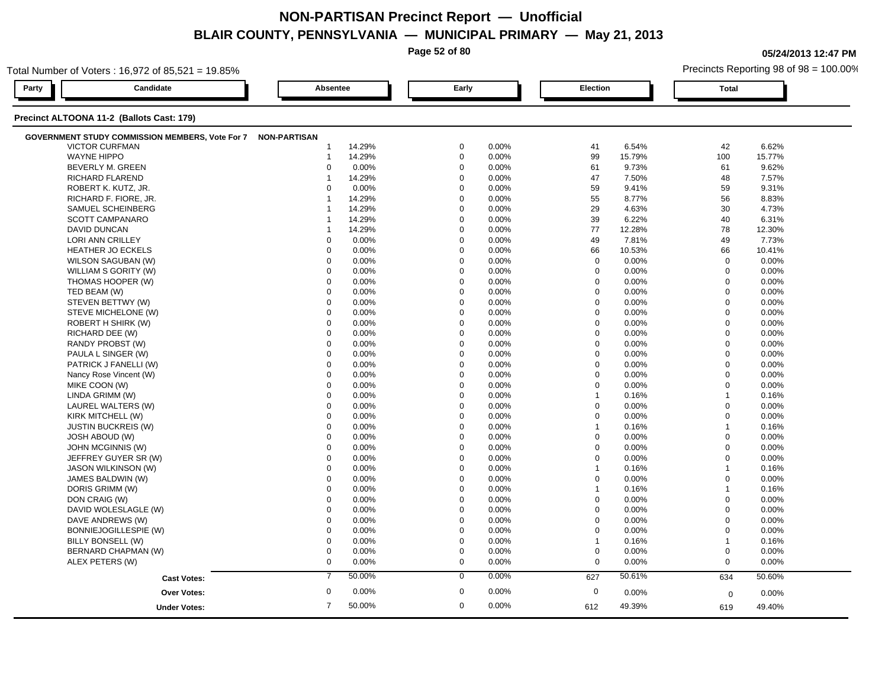# NON-PARTISAN Precinct Report — Unofficial

## BLAIR COUNTY, PENNSYLVANIA — MUNICIPAL PRIMARY — May 21, 2013

05/24/2013 12:47 PM

Total Number of Voters : 16,972 of 85,521 = 19.85%

Precincts Reporting 98 of 98 = 100.00%

### Precinct ALTOONA 11-2 (Ballots Cast: 179)

**GOVERNMENT STUDY COMMISSION MEMBERS, Vote For 7** — NON-PARTISAN

| Candidate | Absentee | | Early | | Election | | Total | |
|---|---|---|---|---|---|---|---|---|
| VICTOR CURFMAN | 1 | 14.29% | 0 | 0.00% | 41 | 6.54% | 42 | 6.62% |
| WAYNE HIPPO | 1 | 14.29% | 0 | 0.00% | 99 | 15.79% | 100 | 15.77% |
| BEVERLY M. GREEN | 0 | 0.00% | 0 | 0.00% | 61 | 9.73% | 61 | 9.62% |
| RICHARD FLAREND | 1 | 14.29% | 0 | 0.00% | 47 | 7.50% | 48 | 7.57% |
| ROBERT K. KUTZ, JR. | 0 | 0.00% | 0 | 0.00% | 59 | 9.41% | 59 | 9.31% |
| RICHARD F. FIORE, JR. | 1 | 14.29% | 0 | 0.00% | 55 | 8.77% | 56 | 8.83% |
| SAMUEL SCHEINBERG | 1 | 14.29% | 0 | 0.00% | 29 | 4.63% | 30 | 4.73% |
| SCOTT CAMPANARO | 1 | 14.29% | 0 | 0.00% | 39 | 6.22% | 40 | 6.31% |
| DAVID DUNCAN | 1 | 14.29% | 0 | 0.00% | 77 | 12.28% | 78 | 12.30% |
| LORI ANN CRILLEY | 0 | 0.00% | 0 | 0.00% | 49 | 7.81% | 49 | 7.73% |
| HEATHER JO ECKELS | 0 | 0.00% | 0 | 0.00% | 66 | 10.53% | 66 | 10.41% |
| WILSON SAGUBAN (W) | 0 | 0.00% | 0 | 0.00% | 0 | 0.00% | 0 | 0.00% |
| WILLIAM S GORITY (W) | 0 | 0.00% | 0 | 0.00% | 0 | 0.00% | 0 | 0.00% |
| THOMAS HOOPER (W) | 0 | 0.00% | 0 | 0.00% | 0 | 0.00% | 0 | 0.00% |
| TED BEAM (W) | 0 | 0.00% | 0 | 0.00% | 0 | 0.00% | 0 | 0.00% |
| STEVEN BETTWY (W) | 0 | 0.00% | 0 | 0.00% | 0 | 0.00% | 0 | 0.00% |
| STEVE MICHELONE (W) | 0 | 0.00% | 0 | 0.00% | 0 | 0.00% | 0 | 0.00% |
| ROBERT H SHIRK (W) | 0 | 0.00% | 0 | 0.00% | 0 | 0.00% | 0 | 0.00% |
| RICHARD DEE (W) | 0 | 0.00% | 0 | 0.00% | 0 | 0.00% | 0 | 0.00% |
| RANDY PROBST (W) | 0 | 0.00% | 0 | 0.00% | 0 | 0.00% | 0 | 0.00% |
| PAULA L SINGER (W) | 0 | 0.00% | 0 | 0.00% | 0 | 0.00% | 0 | 0.00% |
| PATRICK J FANELLI (W) | 0 | 0.00% | 0 | 0.00% | 0 | 0.00% | 0 | 0.00% |
| Nancy Rose Vincent (W) | 0 | 0.00% | 0 | 0.00% | 0 | 0.00% | 0 | 0.00% |
| MIKE COON (W) | 0 | 0.00% | 0 | 0.00% | 0 | 0.00% | 0 | 0.00% |
| LINDA GRIMM (W) | 0 | 0.00% | 0 | 0.00% | 1 | 0.16% | 1 | 0.16% |
| LAUREL WALTERS (W) | 0 | 0.00% | 0 | 0.00% | 0 | 0.00% | 0 | 0.00% |
| KIRK MITCHELL (W) | 0 | 0.00% | 0 | 0.00% | 0 | 0.00% | 0 | 0.00% |
| JUSTIN BUCKREIS (W) | 0 | 0.00% | 0 | 0.00% | 1 | 0.16% | 1 | 0.16% |
| JOSH ABOUD (W) | 0 | 0.00% | 0 | 0.00% | 0 | 0.00% | 0 | 0.00% |
| JOHN MCGINNIS (W) | 0 | 0.00% | 0 | 0.00% | 0 | 0.00% | 0 | 0.00% |
| JEFFREY GUYER SR (W) | 0 | 0.00% | 0 | 0.00% | 0 | 0.00% | 0 | 0.00% |
| JASON WILKINSON (W) | 0 | 0.00% | 0 | 0.00% | 1 | 0.16% | 1 | 0.16% |
| JAMES BALDWIN (W) | 0 | 0.00% | 0 | 0.00% | 0 | 0.00% | 0 | 0.00% |
| DORIS GRIMM (W) | 0 | 0.00% | 0 | 0.00% | 1 | 0.16% | 1 | 0.16% |
| DON CRAIG (W) | 0 | 0.00% | 0 | 0.00% | 0 | 0.00% | 0 | 0.00% |
| DAVID WOLESLAGLE (W) | 0 | 0.00% | 0 | 0.00% | 0 | 0.00% | 0 | 0.00% |
| DAVE ANDREWS (W) | 0 | 0.00% | 0 | 0.00% | 0 | 0.00% | 0 | 0.00% |
| BONNIEJOGILLESPIE (W) | 0 | 0.00% | 0 | 0.00% | 0 | 0.00% | 0 | 0.00% |
| BILLY BONSELL (W) | 0 | 0.00% | 0 | 0.00% | 1 | 0.16% | 1 | 0.16% |
| BERNARD CHAPMAN (W) | 0 | 0.00% | 0 | 0.00% | 0 | 0.00% | 0 | 0.00% |
| ALEX PETERS (W) | 0 | 0.00% | 0 | 0.00% | 0 | 0.00% | 0 | 0.00% |
| **Cast Votes:** | 7 | 50.00% | 0 | 0.00% | 627 | 50.61% | 634 | 50.60% |
| **Over Votes:** | 0 | 0.00% | 0 | 0.00% | 0 | 0.00% | 0 | 0.00% |
| **Under Votes:** | 7 | 50.00% | 0 | 0.00% | 612 | 49.39% | 619 | 49.40% |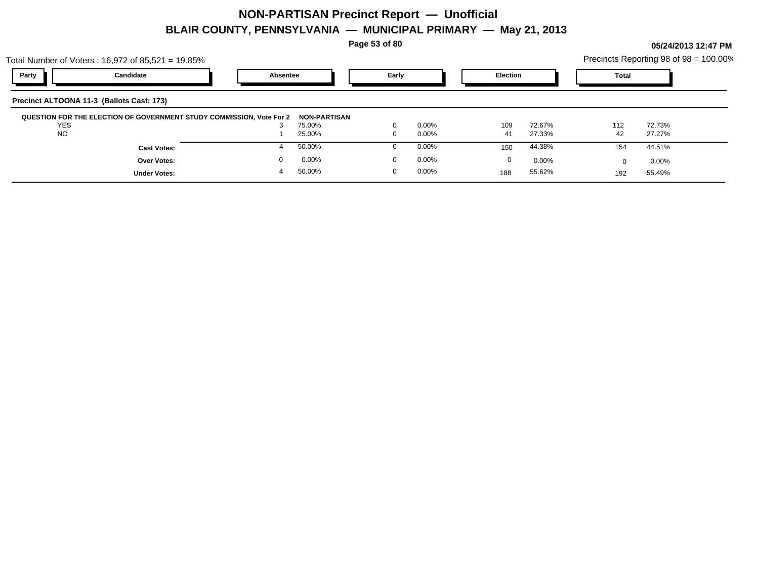# NON-PARTISAN Precinct Report — Unofficial

## BLAIR COUNTY, PENNSYLVANIA — MUNICIPAL PRIMARY — May 21, 2013

05/24/2013 12:47 PM

Total Number of Voters : 16,972 of 85,521 = 19.85%

Precincts Reporting 98 of 98 = 100.00%

### Precinct ALTOONA 11-3 (Ballots Cast: 173)

| Party | Candidate | Absentee | | Early | | Election | | Total | |
|---|---|---|---|---|---|---|---|---|---|
| **QUESTION FOR THE ELECTION OF GOVERNMENT STUDY COMMISSION, Vote For 2** | | **NON-PARTISAN** | | | | | | | |
| | YES | 3 | 75.00% | 0 | 0.00% | 109 | 72.67% | 112 | 72.73% |
| | NO | 1 | 25.00% | 0 | 0.00% | 41 | 27.33% | 42 | 27.27% |
| | **Cast Votes:** | 4 | 50.00% | 0 | 0.00% | 150 | 44.38% | 154 | 44.51% |
| | **Over Votes:** | 0 | 0.00% | 0 | 0.00% | 0 | 0.00% | 0 | 0.00% |
| | **Under Votes:** | 4 | 50.00% | 0 | 0.00% | 188 | 55.62% | 192 | 55.49% |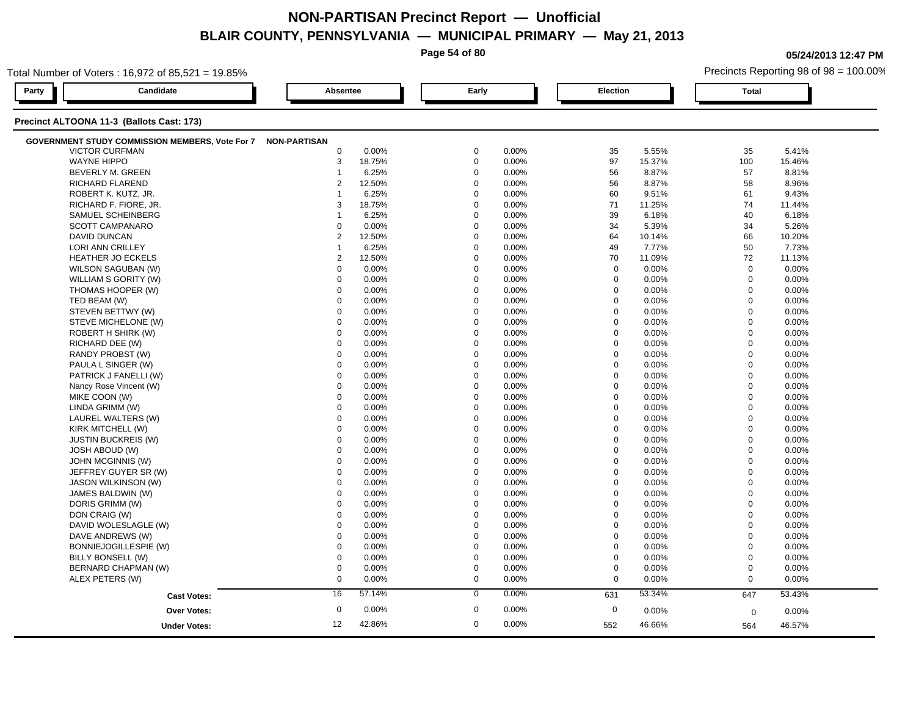# NON-PARTISAN Precinct Report — Unofficial

## BLAIR COUNTY, PENNSYLVANIA — MUNICIPAL PRIMARY — May 21, 2013

05/24/2013 12:47 PM

Total Number of Voters : 16,972 of 85,521 = 19.85%

Precincts Reporting 98 of 98 = 100.00%

### Precinct ALTOONA 11-3 (Ballots Cast: 173)

**GOVERNMENT STUDY COMMISSION MEMBERS, Vote For 7 — NON-PARTISAN**

| Candidate | Absentee | | Early | | Election | | Total | |
|---|---|---|---|---|---|---|---|---|
| VICTOR CURFMAN | 0 | 0.00% | 0 | 0.00% | 35 | 5.55% | 35 | 5.41% |
| WAYNE HIPPO | 3 | 18.75% | 0 | 0.00% | 97 | 15.37% | 100 | 15.46% |
| BEVERLY M. GREEN | 1 | 6.25% | 0 | 0.00% | 56 | 8.87% | 57 | 8.81% |
| RICHARD FLAREND | 2 | 12.50% | 0 | 0.00% | 56 | 8.87% | 58 | 8.96% |
| ROBERT K. KUTZ, JR. | 1 | 6.25% | 0 | 0.00% | 60 | 9.51% | 61 | 9.43% |
| RICHARD F. FIORE, JR. | 3 | 18.75% | 0 | 0.00% | 71 | 11.25% | 74 | 11.44% |
| SAMUEL SCHEINBERG | 1 | 6.25% | 0 | 0.00% | 39 | 6.18% | 40 | 6.18% |
| SCOTT CAMPANARO | 0 | 0.00% | 0 | 0.00% | 34 | 5.39% | 34 | 5.26% |
| DAVID DUNCAN | 2 | 12.50% | 0 | 0.00% | 64 | 10.14% | 66 | 10.20% |
| LORI ANN CRILLEY | 1 | 6.25% | 0 | 0.00% | 49 | 7.77% | 50 | 7.73% |
| HEATHER JO ECKELS | 2 | 12.50% | 0 | 0.00% | 70 | 11.09% | 72 | 11.13% |
| WILSON SAGUBAN (W) | 0 | 0.00% | 0 | 0.00% | 0 | 0.00% | 0 | 0.00% |
| WILLIAM S GORITY (W) | 0 | 0.00% | 0 | 0.00% | 0 | 0.00% | 0 | 0.00% |
| THOMAS HOOPER (W) | 0 | 0.00% | 0 | 0.00% | 0 | 0.00% | 0 | 0.00% |
| TED BEAM (W) | 0 | 0.00% | 0 | 0.00% | 0 | 0.00% | 0 | 0.00% |
| STEVEN BETTWY (W) | 0 | 0.00% | 0 | 0.00% | 0 | 0.00% | 0 | 0.00% |
| STEVE MICHELONE (W) | 0 | 0.00% | 0 | 0.00% | 0 | 0.00% | 0 | 0.00% |
| ROBERT H SHIRK (W) | 0 | 0.00% | 0 | 0.00% | 0 | 0.00% | 0 | 0.00% |
| RICHARD DEE (W) | 0 | 0.00% | 0 | 0.00% | 0 | 0.00% | 0 | 0.00% |
| RANDY PROBST (W) | 0 | 0.00% | 0 | 0.00% | 0 | 0.00% | 0 | 0.00% |
| PAULA L SINGER (W) | 0 | 0.00% | 0 | 0.00% | 0 | 0.00% | 0 | 0.00% |
| PATRICK J FANELLI (W) | 0 | 0.00% | 0 | 0.00% | 0 | 0.00% | 0 | 0.00% |
| Nancy Rose Vincent (W) | 0 | 0.00% | 0 | 0.00% | 0 | 0.00% | 0 | 0.00% |
| MIKE COON (W) | 0 | 0.00% | 0 | 0.00% | 0 | 0.00% | 0 | 0.00% |
| LINDA GRIMM (W) | 0 | 0.00% | 0 | 0.00% | 0 | 0.00% | 0 | 0.00% |
| LAUREL WALTERS (W) | 0 | 0.00% | 0 | 0.00% | 0 | 0.00% | 0 | 0.00% |
| KIRK MITCHELL (W) | 0 | 0.00% | 0 | 0.00% | 0 | 0.00% | 0 | 0.00% |
| JUSTIN BUCKREIS (W) | 0 | 0.00% | 0 | 0.00% | 0 | 0.00% | 0 | 0.00% |
| JOSH ABOUD (W) | 0 | 0.00% | 0 | 0.00% | 0 | 0.00% | 0 | 0.00% |
| JOHN MCGINNIS (W) | 0 | 0.00% | 0 | 0.00% | 0 | 0.00% | 0 | 0.00% |
| JEFFREY GUYER SR (W) | 0 | 0.00% | 0 | 0.00% | 0 | 0.00% | 0 | 0.00% |
| JASON WILKINSON (W) | 0 | 0.00% | 0 | 0.00% | 0 | 0.00% | 0 | 0.00% |
| JAMES BALDWIN (W) | 0 | 0.00% | 0 | 0.00% | 0 | 0.00% | 0 | 0.00% |
| DORIS GRIMM (W) | 0 | 0.00% | 0 | 0.00% | 0 | 0.00% | 0 | 0.00% |
| DON CRAIG (W) | 0 | 0.00% | 0 | 0.00% | 0 | 0.00% | 0 | 0.00% |
| DAVID WOLESLAGLE (W) | 0 | 0.00% | 0 | 0.00% | 0 | 0.00% | 0 | 0.00% |
| DAVE ANDREWS (W) | 0 | 0.00% | 0 | 0.00% | 0 | 0.00% | 0 | 0.00% |
| BONNIEJOGILLESPIE (W) | 0 | 0.00% | 0 | 0.00% | 0 | 0.00% | 0 | 0.00% |
| BILLY BONSELL (W) | 0 | 0.00% | 0 | 0.00% | 0 | 0.00% | 0 | 0.00% |
| BERNARD CHAPMAN (W) | 0 | 0.00% | 0 | 0.00% | 0 | 0.00% | 0 | 0.00% |
| ALEX PETERS (W) | 0 | 0.00% | 0 | 0.00% | 0 | 0.00% | 0 | 0.00% |
| **Cast Votes:** | 16 | 57.14% | 0 | 0.00% | 631 | 53.34% | 647 | 53.43% |
| **Over Votes:** | 0 | 0.00% | 0 | 0.00% | 0 | 0.00% | 0 | 0.00% |
| **Under Votes:** | 12 | 42.86% | 0 | 0.00% | 552 | 46.66% | 564 | 46.57% |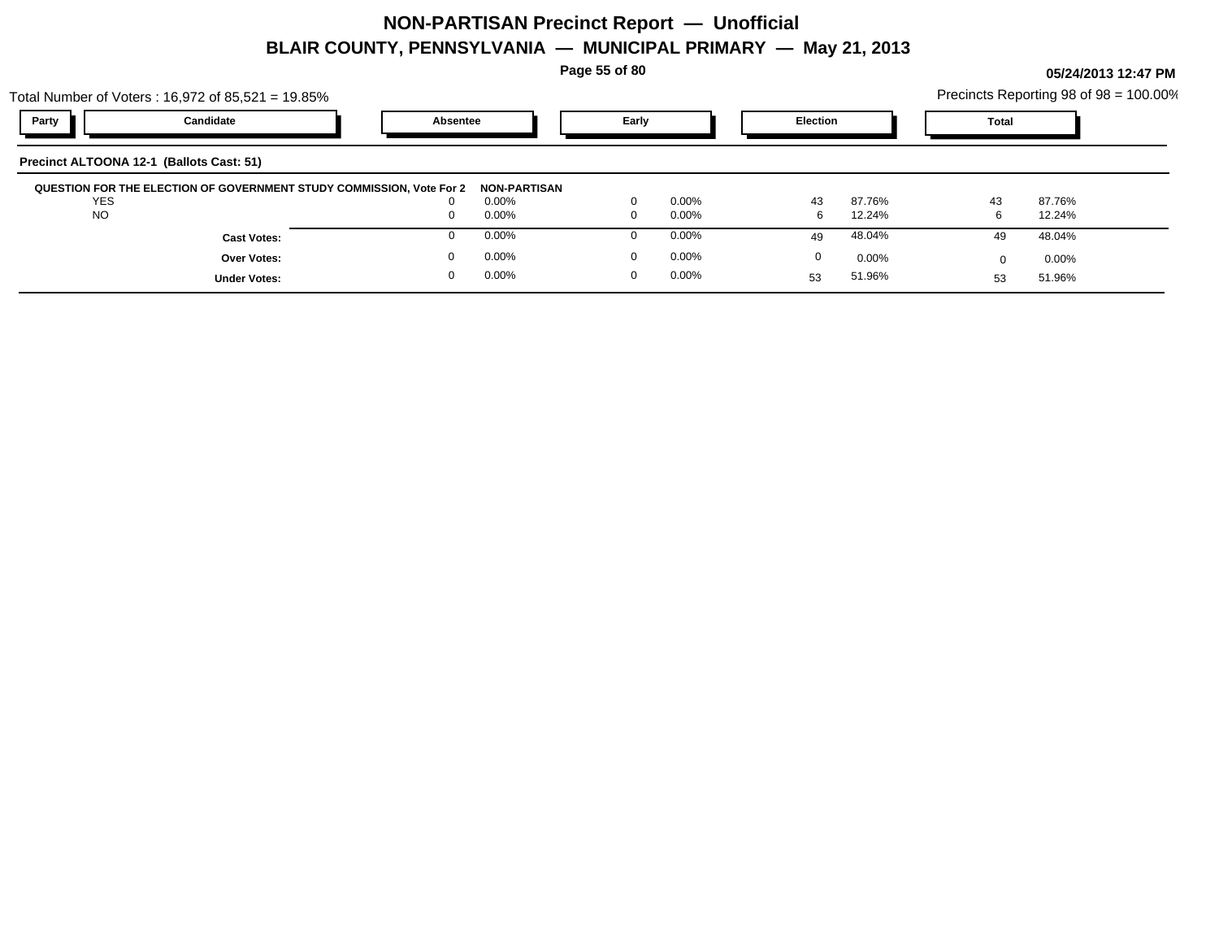# NON-PARTISAN Precinct Report — Unofficial

## BLAIR COUNTY, PENNSYLVANIA — MUNICIPAL PRIMARY — May 21, 2013

05/24/2013 12:47 PM

Total Number of Voters : 16,972 of 85,521 = 19.85%

Precincts Reporting 98 of 98 = 100.00%

**Precinct ALTOONA 12-1 (Ballots Cast: 51)**

| Party | Candidate | Absentee | | Early | | Election | | Total | |
|---|---|---|---|---|---|---|---|---|---|
| **QUESTION FOR THE ELECTION OF GOVERNMENT STUDY COMMISSION, Vote For 2** | | | **NON-PARTISAN** | | | | | | |
| | YES | 0 | 0.00% | 0 | 0.00% | 43 | 87.76% | 43 | 87.76% |
| | NO | 0 | 0.00% | 0 | 0.00% | 6 | 12.24% | 6 | 12.24% |
| | **Cast Votes:** | 0 | 0.00% | 0 | 0.00% | 49 | 48.04% | 49 | 48.04% |
| | **Over Votes:** | 0 | 0.00% | 0 | 0.00% | 0 | 0.00% | 0 | 0.00% |
| | **Under Votes:** | 0 | 0.00% | 0 | 0.00% | 53 | 51.96% | 53 | 51.96% |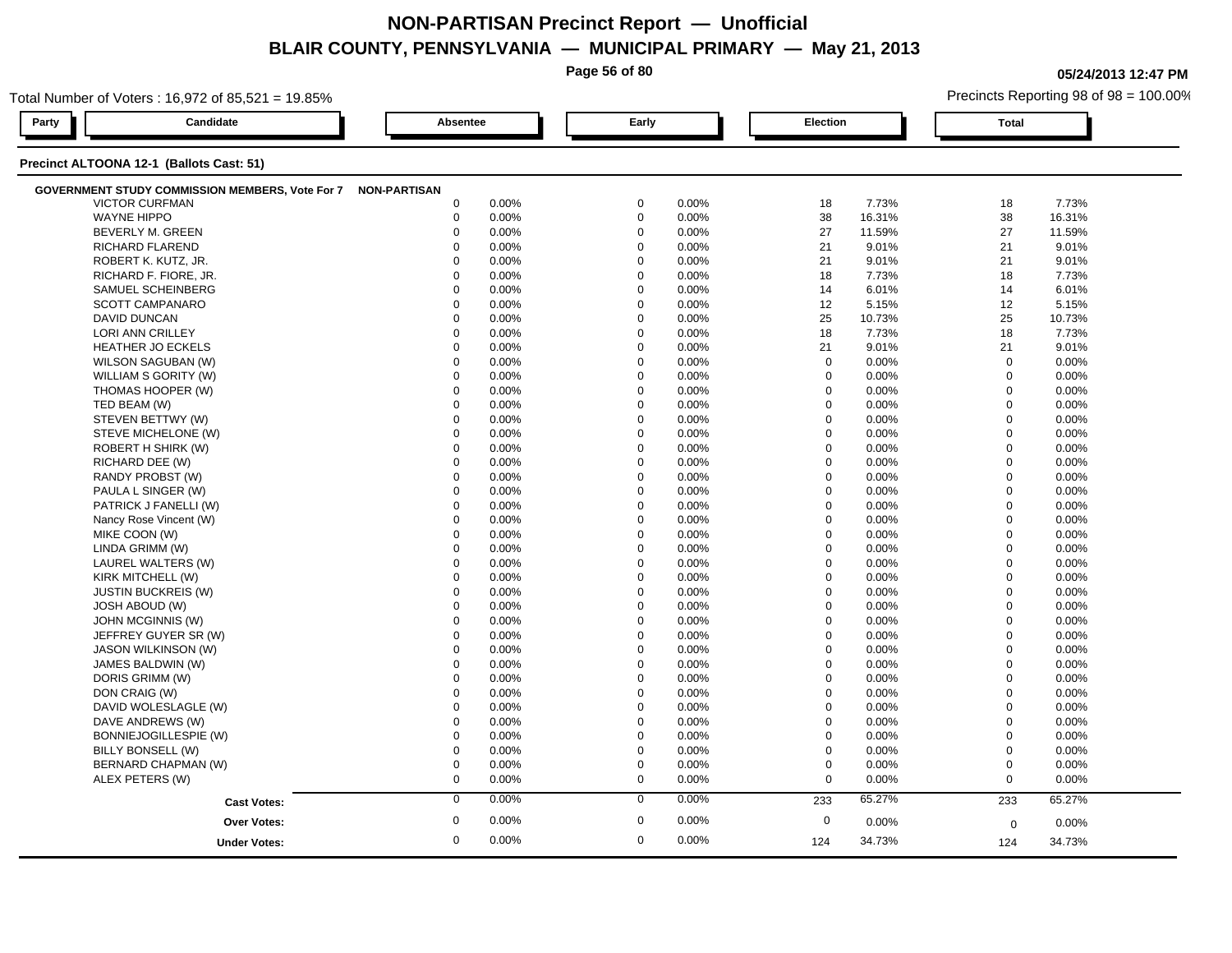# NON-PARTISAN Precinct Report — Unofficial

## BLAIR COUNTY, PENNSYLVANIA — MUNICIPAL PRIMARY — May 21, 2013

05/24/2013 12:47 PM

Total Number of Voters : 16,972 of 85,521 = 19.85%

Precincts Reporting 98 of 98 = 100.00%

### Precinct ALTOONA 12-1 (Ballots Cast: 51)

**GOVERNMENT STUDY COMMISSION MEMBERS, Vote For 7** — NON-PARTISAN

| Candidate | Absentee | | Early | | Election | | Total | |
|---|---|---|---|---|---|---|---|---|
| VICTOR CURFMAN | 0 | 0.00% | 0 | 0.00% | 18 | 7.73% | 18 | 7.73% |
| WAYNE HIPPO | 0 | 0.00% | 0 | 0.00% | 38 | 16.31% | 38 | 16.31% |
| BEVERLY M. GREEN | 0 | 0.00% | 0 | 0.00% | 27 | 11.59% | 27 | 11.59% |
| RICHARD FLAREND | 0 | 0.00% | 0 | 0.00% | 21 | 9.01% | 21 | 9.01% |
| ROBERT K. KUTZ, JR. | 0 | 0.00% | 0 | 0.00% | 21 | 9.01% | 21 | 9.01% |
| RICHARD F. FIORE, JR. | 0 | 0.00% | 0 | 0.00% | 18 | 7.73% | 18 | 7.73% |
| SAMUEL SCHEINBERG | 0 | 0.00% | 0 | 0.00% | 14 | 6.01% | 14 | 6.01% |
| SCOTT CAMPANARO | 0 | 0.00% | 0 | 0.00% | 12 | 5.15% | 12 | 5.15% |
| DAVID DUNCAN | 0 | 0.00% | 0 | 0.00% | 25 | 10.73% | 25 | 10.73% |
| LORI ANN CRILLEY | 0 | 0.00% | 0 | 0.00% | 18 | 7.73% | 18 | 7.73% |
| HEATHER JO ECKELS | 0 | 0.00% | 0 | 0.00% | 21 | 9.01% | 21 | 9.01% |
| WILSON SAGUBAN (W) | 0 | 0.00% | 0 | 0.00% | 0 | 0.00% | 0 | 0.00% |
| WILLIAM S GORITY (W) | 0 | 0.00% | 0 | 0.00% | 0 | 0.00% | 0 | 0.00% |
| THOMAS HOOPER (W) | 0 | 0.00% | 0 | 0.00% | 0 | 0.00% | 0 | 0.00% |
| TED BEAM (W) | 0 | 0.00% | 0 | 0.00% | 0 | 0.00% | 0 | 0.00% |
| STEVEN BETTWY (W) | 0 | 0.00% | 0 | 0.00% | 0 | 0.00% | 0 | 0.00% |
| STEVE MICHELONE (W) | 0 | 0.00% | 0 | 0.00% | 0 | 0.00% | 0 | 0.00% |
| ROBERT H SHIRK (W) | 0 | 0.00% | 0 | 0.00% | 0 | 0.00% | 0 | 0.00% |
| RICHARD DEE (W) | 0 | 0.00% | 0 | 0.00% | 0 | 0.00% | 0 | 0.00% |
| RANDY PROBST (W) | 0 | 0.00% | 0 | 0.00% | 0 | 0.00% | 0 | 0.00% |
| PAULA L SINGER (W) | 0 | 0.00% | 0 | 0.00% | 0 | 0.00% | 0 | 0.00% |
| PATRICK J FANELLI (W) | 0 | 0.00% | 0 | 0.00% | 0 | 0.00% | 0 | 0.00% |
| Nancy Rose Vincent (W) | 0 | 0.00% | 0 | 0.00% | 0 | 0.00% | 0 | 0.00% |
| MIKE COON (W) | 0 | 0.00% | 0 | 0.00% | 0 | 0.00% | 0 | 0.00% |
| LINDA GRIMM (W) | 0 | 0.00% | 0 | 0.00% | 0 | 0.00% | 0 | 0.00% |
| LAUREL WALTERS (W) | 0 | 0.00% | 0 | 0.00% | 0 | 0.00% | 0 | 0.00% |
| KIRK MITCHELL (W) | 0 | 0.00% | 0 | 0.00% | 0 | 0.00% | 0 | 0.00% |
| JUSTIN BUCKREIS (W) | 0 | 0.00% | 0 | 0.00% | 0 | 0.00% | 0 | 0.00% |
| JOSH ABOUD (W) | 0 | 0.00% | 0 | 0.00% | 0 | 0.00% | 0 | 0.00% |
| JOHN MCGINNIS (W) | 0 | 0.00% | 0 | 0.00% | 0 | 0.00% | 0 | 0.00% |
| JEFFREY GUYER SR (W) | 0 | 0.00% | 0 | 0.00% | 0 | 0.00% | 0 | 0.00% |
| JASON WILKINSON (W) | 0 | 0.00% | 0 | 0.00% | 0 | 0.00% | 0 | 0.00% |
| JAMES BALDWIN (W) | 0 | 0.00% | 0 | 0.00% | 0 | 0.00% | 0 | 0.00% |
| DORIS GRIMM (W) | 0 | 0.00% | 0 | 0.00% | 0 | 0.00% | 0 | 0.00% |
| DON CRAIG (W) | 0 | 0.00% | 0 | 0.00% | 0 | 0.00% | 0 | 0.00% |
| DAVID WOLESLAGLE (W) | 0 | 0.00% | 0 | 0.00% | 0 | 0.00% | 0 | 0.00% |
| DAVE ANDREWS (W) | 0 | 0.00% | 0 | 0.00% | 0 | 0.00% | 0 | 0.00% |
| BONNIEJOGILLESPIE (W) | 0 | 0.00% | 0 | 0.00% | 0 | 0.00% | 0 | 0.00% |
| BILLY BONSELL (W) | 0 | 0.00% | 0 | 0.00% | 0 | 0.00% | 0 | 0.00% |
| BERNARD CHAPMAN (W) | 0 | 0.00% | 0 | 0.00% | 0 | 0.00% | 0 | 0.00% |
| ALEX PETERS (W) | 0 | 0.00% | 0 | 0.00% | 0 | 0.00% | 0 | 0.00% |
| **Cast Votes:** | 0 | 0.00% | 0 | 0.00% | 233 | 65.27% | 233 | 65.27% |
| **Over Votes:** | 0 | 0.00% | 0 | 0.00% | 0 | 0.00% | 0 | 0.00% |
| **Under Votes:** | 0 | 0.00% | 0 | 0.00% | 124 | 34.73% | 124 | 34.73% |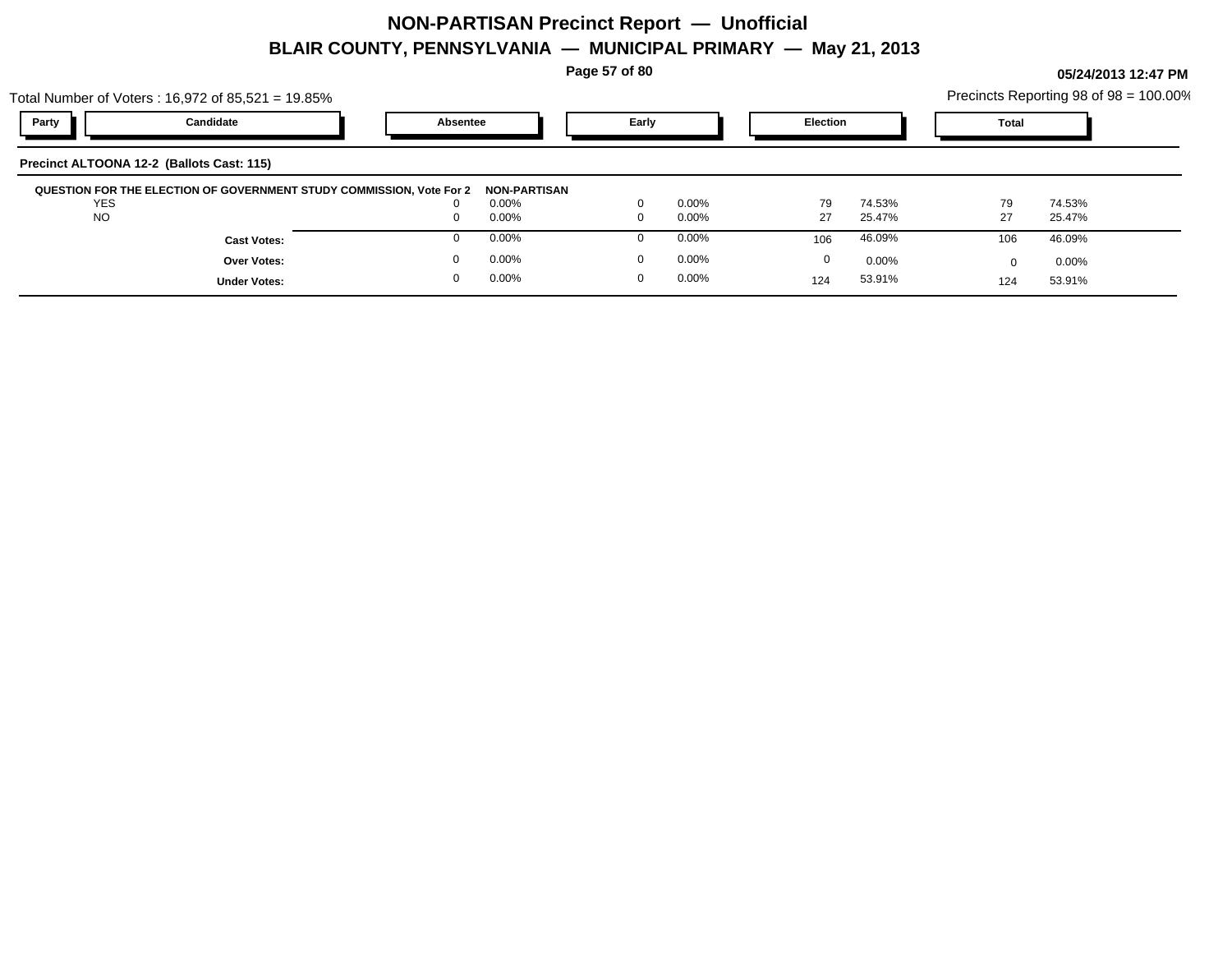# NON-PARTISAN Precinct Report — Unofficial

## BLAIR COUNTY, PENNSYLVANIA — MUNICIPAL PRIMARY — May 21, 2013

05/24/2013 12:47 PM

Total Number of Voters : 16,972 of 85,521 = 19.85%

Precincts Reporting 98 of 98 = 100.00%

| Party | Candidate | Absentee | | Early | | Election | | Total | |
|---|---|---|---|---|---|---|---|---|---|
| **Precinct ALTOONA 12-2 (Ballots Cast: 115)** | | | | | | | | | |
| **QUESTION FOR THE ELECTION OF GOVERNMENT STUDY COMMISSION, Vote For 2** | | **NON-PARTISAN** | | | | | | | |
| | YES | 0 | 0.00% | 0 | 0.00% | 79 | 74.53% | 79 | 74.53% |
| | NO | 0 | 0.00% | 0 | 0.00% | 27 | 25.47% | 27 | 25.47% |
| | **Cast Votes:** | 0 | 0.00% | 0 | 0.00% | 106 | 46.09% | 106 | 46.09% |
| | **Over Votes:** | 0 | 0.00% | 0 | 0.00% | 0 | 0.00% | 0 | 0.00% |
| | **Under Votes:** | 0 | 0.00% | 0 | 0.00% | 124 | 53.91% | 124 | 53.91% |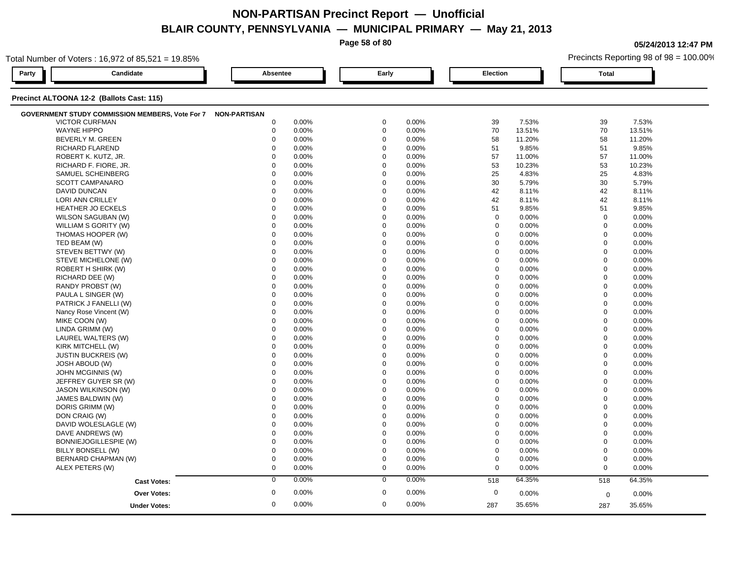# NON-PARTISAN Precinct Report — Unofficial

## BLAIR COUNTY, PENNSYLVANIA — MUNICIPAL PRIMARY — May 21, 2013

05/24/2013 12:47 PM

Total Number of Voters : 16,972 of 85,521 = 19.85%

Precincts Reporting 98 of 98 = 100.00%

### Precinct ALTOONA 12-2 (Ballots Cast: 115)

**GOVERNMENT STUDY COMMISSION MEMBERS, Vote For 7** — NON-PARTISAN

| Candidate | Absentee | | Early | | Election | | Total | |
|---|---|---|---|---|---|---|---|---|
| VICTOR CURFMAN | 0 | 0.00% | 0 | 0.00% | 39 | 7.53% | 39 | 7.53% |
| WAYNE HIPPO | 0 | 0.00% | 0 | 0.00% | 70 | 13.51% | 70 | 13.51% |
| BEVERLY M. GREEN | 0 | 0.00% | 0 | 0.00% | 58 | 11.20% | 58 | 11.20% |
| RICHARD FLAREND | 0 | 0.00% | 0 | 0.00% | 51 | 9.85% | 51 | 9.85% |
| ROBERT K. KUTZ, JR. | 0 | 0.00% | 0 | 0.00% | 57 | 11.00% | 57 | 11.00% |
| RICHARD F. FIORE, JR. | 0 | 0.00% | 0 | 0.00% | 53 | 10.23% | 53 | 10.23% |
| SAMUEL SCHEINBERG | 0 | 0.00% | 0 | 0.00% | 25 | 4.83% | 25 | 4.83% |
| SCOTT CAMPANARO | 0 | 0.00% | 0 | 0.00% | 30 | 5.79% | 30 | 5.79% |
| DAVID DUNCAN | 0 | 0.00% | 0 | 0.00% | 42 | 8.11% | 42 | 8.11% |
| LORI ANN CRILLEY | 0 | 0.00% | 0 | 0.00% | 42 | 8.11% | 42 | 8.11% |
| HEATHER JO ECKELS | 0 | 0.00% | 0 | 0.00% | 51 | 9.85% | 51 | 9.85% |
| WILSON SAGUBAN (W) | 0 | 0.00% | 0 | 0.00% | 0 | 0.00% | 0 | 0.00% |
| WILLIAM S GORITY (W) | 0 | 0.00% | 0 | 0.00% | 0 | 0.00% | 0 | 0.00% |
| THOMAS HOOPER (W) | 0 | 0.00% | 0 | 0.00% | 0 | 0.00% | 0 | 0.00% |
| TED BEAM (W) | 0 | 0.00% | 0 | 0.00% | 0 | 0.00% | 0 | 0.00% |
| STEVEN BETTWY (W) | 0 | 0.00% | 0 | 0.00% | 0 | 0.00% | 0 | 0.00% |
| STEVE MICHELONE (W) | 0 | 0.00% | 0 | 0.00% | 0 | 0.00% | 0 | 0.00% |
| ROBERT H SHIRK (W) | 0 | 0.00% | 0 | 0.00% | 0 | 0.00% | 0 | 0.00% |
| RICHARD DEE (W) | 0 | 0.00% | 0 | 0.00% | 0 | 0.00% | 0 | 0.00% |
| RANDY PROBST (W) | 0 | 0.00% | 0 | 0.00% | 0 | 0.00% | 0 | 0.00% |
| PAULA L SINGER (W) | 0 | 0.00% | 0 | 0.00% | 0 | 0.00% | 0 | 0.00% |
| PATRICK J FANELLI (W) | 0 | 0.00% | 0 | 0.00% | 0 | 0.00% | 0 | 0.00% |
| Nancy Rose Vincent (W) | 0 | 0.00% | 0 | 0.00% | 0 | 0.00% | 0 | 0.00% |
| MIKE COON (W) | 0 | 0.00% | 0 | 0.00% | 0 | 0.00% | 0 | 0.00% |
| LINDA GRIMM (W) | 0 | 0.00% | 0 | 0.00% | 0 | 0.00% | 0 | 0.00% |
| LAUREL WALTERS (W) | 0 | 0.00% | 0 | 0.00% | 0 | 0.00% | 0 | 0.00% |
| KIRK MITCHELL (W) | 0 | 0.00% | 0 | 0.00% | 0 | 0.00% | 0 | 0.00% |
| JUSTIN BUCKREIS (W) | 0 | 0.00% | 0 | 0.00% | 0 | 0.00% | 0 | 0.00% |
| JOSH ABOUD (W) | 0 | 0.00% | 0 | 0.00% | 0 | 0.00% | 0 | 0.00% |
| JOHN MCGINNIS (W) | 0 | 0.00% | 0 | 0.00% | 0 | 0.00% | 0 | 0.00% |
| JEFFREY GUYER SR (W) | 0 | 0.00% | 0 | 0.00% | 0 | 0.00% | 0 | 0.00% |
| JASON WILKINSON (W) | 0 | 0.00% | 0 | 0.00% | 0 | 0.00% | 0 | 0.00% |
| JAMES BALDWIN (W) | 0 | 0.00% | 0 | 0.00% | 0 | 0.00% | 0 | 0.00% |
| DORIS GRIMM (W) | 0 | 0.00% | 0 | 0.00% | 0 | 0.00% | 0 | 0.00% |
| DON CRAIG (W) | 0 | 0.00% | 0 | 0.00% | 0 | 0.00% | 0 | 0.00% |
| DAVID WOLESLAGLE (W) | 0 | 0.00% | 0 | 0.00% | 0 | 0.00% | 0 | 0.00% |
| DAVE ANDREWS (W) | 0 | 0.00% | 0 | 0.00% | 0 | 0.00% | 0 | 0.00% |
| BONNIEJOGILLESPIE (W) | 0 | 0.00% | 0 | 0.00% | 0 | 0.00% | 0 | 0.00% |
| BILLY BONSELL (W) | 0 | 0.00% | 0 | 0.00% | 0 | 0.00% | 0 | 0.00% |
| BERNARD CHAPMAN (W) | 0 | 0.00% | 0 | 0.00% | 0 | 0.00% | 0 | 0.00% |
| ALEX PETERS (W) | 0 | 0.00% | 0 | 0.00% | 0 | 0.00% | 0 | 0.00% |
| **Cast Votes:** | 0 | 0.00% | 0 | 0.00% | 518 | 64.35% | 518 | 64.35% |
| **Over Votes:** | 0 | 0.00% | 0 | 0.00% | 0 | 0.00% | 0 | 0.00% |
| **Under Votes:** | 0 | 0.00% | 0 | 0.00% | 287 | 35.65% | 287 | 35.65% |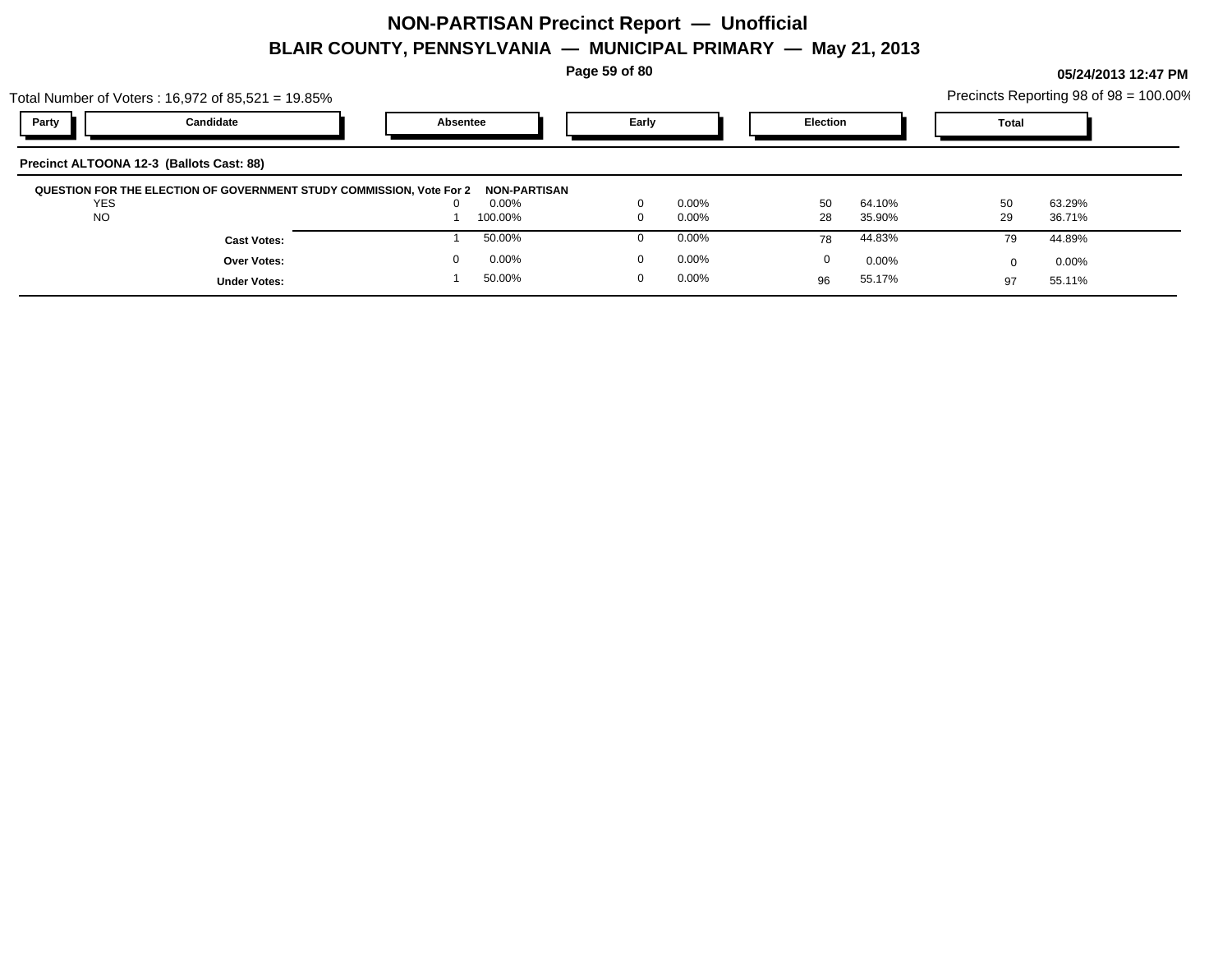# NON-PARTISAN Precinct Report — Unofficial

## BLAIR COUNTY, PENNSYLVANIA — MUNICIPAL PRIMARY — May 21, 2013

05/24/2013 12:47 PM

Total Number of Voters : 16,972 of 85,521 = 19.85%

Precincts Reporting 98 of 98 = 100.00%

| Party | Candidate | Absentee | | Early | | Election | | Total | |
|---|---|---|---|---|---|---|---|---|---|

**Precinct ALTOONA 12-3 (Ballots Cast: 88)**

**QUESTION FOR THE ELECTION OF GOVERNMENT STUDY COMMISSION, Vote For 2 NON-PARTISAN**

| Party | Candidate | Absentee | | Early | | Election | | Total | |
|---|---|---|---|---|---|---|---|---|---|
| | YES | 0 | 0.00% | 0 | 0.00% | 50 | 64.10% | 50 | 63.29% |
| | NO | 1 | 100.00% | 0 | 0.00% | 28 | 35.90% | 29 | 36.71% |
| | **Cast Votes:** | 1 | 50.00% | 0 | 0.00% | 78 | 44.83% | 79 | 44.89% |
| | **Over Votes:** | 0 | 0.00% | 0 | 0.00% | 0 | 0.00% | 0 | 0.00% |
| | **Under Votes:** | 1 | 50.00% | 0 | 0.00% | 96 | 55.17% | 97 | 55.11% |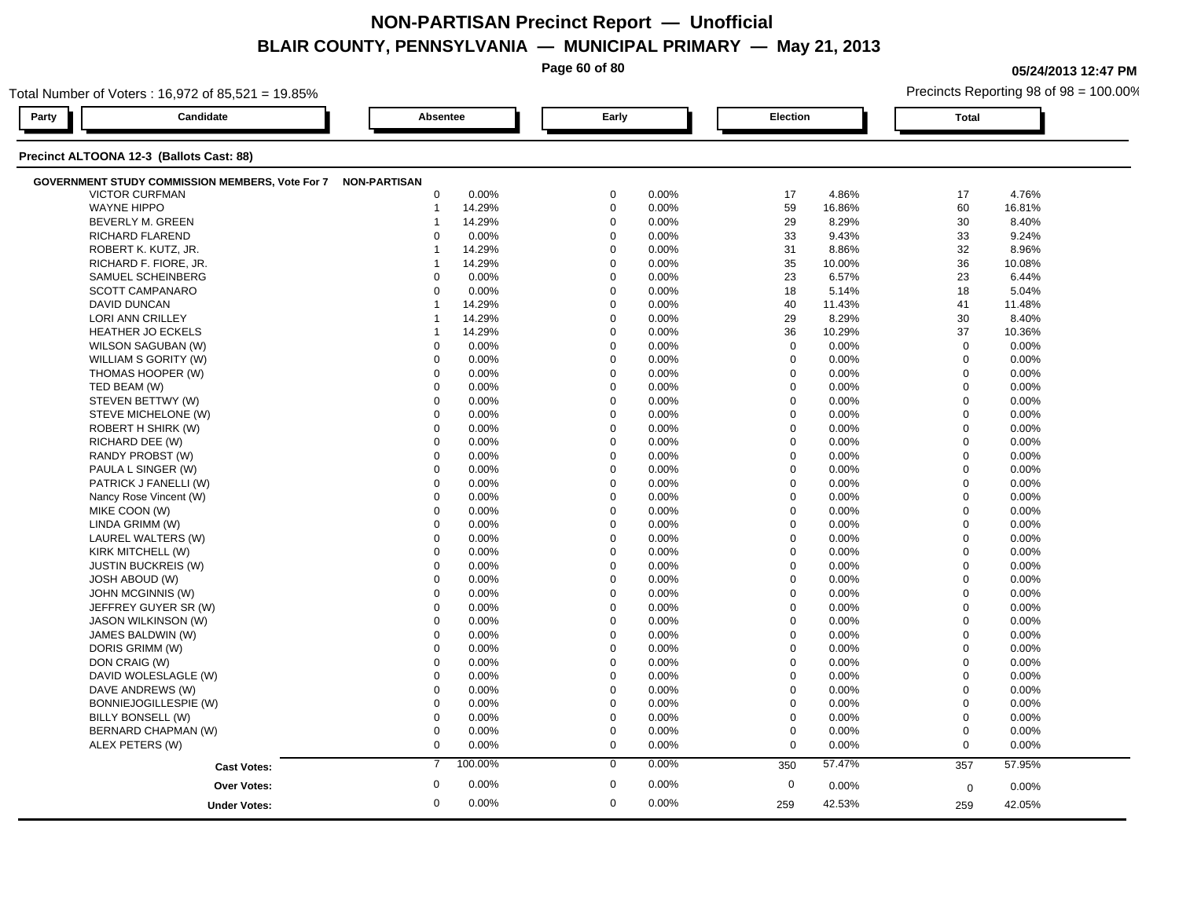# NON-PARTISAN Precinct Report — Unofficial

## BLAIR COUNTY, PENNSYLVANIA — MUNICIPAL PRIMARY — May 21, 2013

05/24/2013 12:47 PM

Total Number of Voters : 16,972 of 85,521 = 19.85%

Precincts Reporting 98 of 98 = 100.00%

### Precinct ALTOONA 12-3 (Ballots Cast: 88)

**GOVERNMENT STUDY COMMISSION MEMBERS, Vote For 7** — NON-PARTISAN

| Candidate | Absentee | | Early | | Election | | Total | |
|---|---|---|---|---|---|---|---|---|
| VICTOR CURFMAN | 0 | 0.00% | 0 | 0.00% | 17 | 4.86% | 17 | 4.76% |
| WAYNE HIPPO | 1 | 14.29% | 0 | 0.00% | 59 | 16.86% | 60 | 16.81% |
| BEVERLY M. GREEN | 1 | 14.29% | 0 | 0.00% | 29 | 8.29% | 30 | 8.40% |
| RICHARD FLAREND | 0 | 0.00% | 0 | 0.00% | 33 | 9.43% | 33 | 9.24% |
| ROBERT K. KUTZ, JR. | 1 | 14.29% | 0 | 0.00% | 31 | 8.86% | 32 | 8.96% |
| RICHARD F. FIORE, JR. | 1 | 14.29% | 0 | 0.00% | 35 | 10.00% | 36 | 10.08% |
| SAMUEL SCHEINBERG | 0 | 0.00% | 0 | 0.00% | 23 | 6.57% | 23 | 6.44% |
| SCOTT CAMPANARO | 0 | 0.00% | 0 | 0.00% | 18 | 5.14% | 18 | 5.04% |
| DAVID DUNCAN | 1 | 14.29% | 0 | 0.00% | 40 | 11.43% | 41 | 11.48% |
| LORI ANN CRILLEY | 1 | 14.29% | 0 | 0.00% | 29 | 8.29% | 30 | 8.40% |
| HEATHER JO ECKELS | 1 | 14.29% | 0 | 0.00% | 36 | 10.29% | 37 | 10.36% |
| WILSON SAGUBAN (W) | 0 | 0.00% | 0 | 0.00% | 0 | 0.00% | 0 | 0.00% |
| WILLIAM S GORITY (W) | 0 | 0.00% | 0 | 0.00% | 0 | 0.00% | 0 | 0.00% |
| THOMAS HOOPER (W) | 0 | 0.00% | 0 | 0.00% | 0 | 0.00% | 0 | 0.00% |
| TED BEAM (W) | 0 | 0.00% | 0 | 0.00% | 0 | 0.00% | 0 | 0.00% |
| STEVEN BETTWY (W) | 0 | 0.00% | 0 | 0.00% | 0 | 0.00% | 0 | 0.00% |
| STEVE MICHELONE (W) | 0 | 0.00% | 0 | 0.00% | 0 | 0.00% | 0 | 0.00% |
| ROBERT H SHIRK (W) | 0 | 0.00% | 0 | 0.00% | 0 | 0.00% | 0 | 0.00% |
| RICHARD DEE (W) | 0 | 0.00% | 0 | 0.00% | 0 | 0.00% | 0 | 0.00% |
| RANDY PROBST (W) | 0 | 0.00% | 0 | 0.00% | 0 | 0.00% | 0 | 0.00% |
| PAULA L SINGER (W) | 0 | 0.00% | 0 | 0.00% | 0 | 0.00% | 0 | 0.00% |
| PATRICK J FANELLI (W) | 0 | 0.00% | 0 | 0.00% | 0 | 0.00% | 0 | 0.00% |
| Nancy Rose Vincent (W) | 0 | 0.00% | 0 | 0.00% | 0 | 0.00% | 0 | 0.00% |
| MIKE COON (W) | 0 | 0.00% | 0 | 0.00% | 0 | 0.00% | 0 | 0.00% |
| LINDA GRIMM (W) | 0 | 0.00% | 0 | 0.00% | 0 | 0.00% | 0 | 0.00% |
| LAUREL WALTERS (W) | 0 | 0.00% | 0 | 0.00% | 0 | 0.00% | 0 | 0.00% |
| KIRK MITCHELL (W) | 0 | 0.00% | 0 | 0.00% | 0 | 0.00% | 0 | 0.00% |
| JUSTIN BUCKREIS (W) | 0 | 0.00% | 0 | 0.00% | 0 | 0.00% | 0 | 0.00% |
| JOSH ABOUD (W) | 0 | 0.00% | 0 | 0.00% | 0 | 0.00% | 0 | 0.00% |
| JOHN MCGINNIS (W) | 0 | 0.00% | 0 | 0.00% | 0 | 0.00% | 0 | 0.00% |
| JEFFREY GUYER SR (W) | 0 | 0.00% | 0 | 0.00% | 0 | 0.00% | 0 | 0.00% |
| JASON WILKINSON (W) | 0 | 0.00% | 0 | 0.00% | 0 | 0.00% | 0 | 0.00% |
| JAMES BALDWIN (W) | 0 | 0.00% | 0 | 0.00% | 0 | 0.00% | 0 | 0.00% |
| DORIS GRIMM (W) | 0 | 0.00% | 0 | 0.00% | 0 | 0.00% | 0 | 0.00% |
| DON CRAIG (W) | 0 | 0.00% | 0 | 0.00% | 0 | 0.00% | 0 | 0.00% |
| DAVID WOLESLAGLE (W) | 0 | 0.00% | 0 | 0.00% | 0 | 0.00% | 0 | 0.00% |
| DAVE ANDREWS (W) | 0 | 0.00% | 0 | 0.00% | 0 | 0.00% | 0 | 0.00% |
| BONNIEJOGILLESPIE (W) | 0 | 0.00% | 0 | 0.00% | 0 | 0.00% | 0 | 0.00% |
| BILLY BONSELL (W) | 0 | 0.00% | 0 | 0.00% | 0 | 0.00% | 0 | 0.00% |
| BERNARD CHAPMAN (W) | 0 | 0.00% | 0 | 0.00% | 0 | 0.00% | 0 | 0.00% |
| ALEX PETERS (W) | 0 | 0.00% | 0 | 0.00% | 0 | 0.00% | 0 | 0.00% |
| **Cast Votes:** | 7 | 100.00% | 0 | 0.00% | 350 | 57.47% | 357 | 57.95% |
| **Over Votes:** | 0 | 0.00% | 0 | 0.00% | 0 | 0.00% | 0 | 0.00% |
| **Under Votes:** | 0 | 0.00% | 0 | 0.00% | 259 | 42.53% | 259 | 42.05% |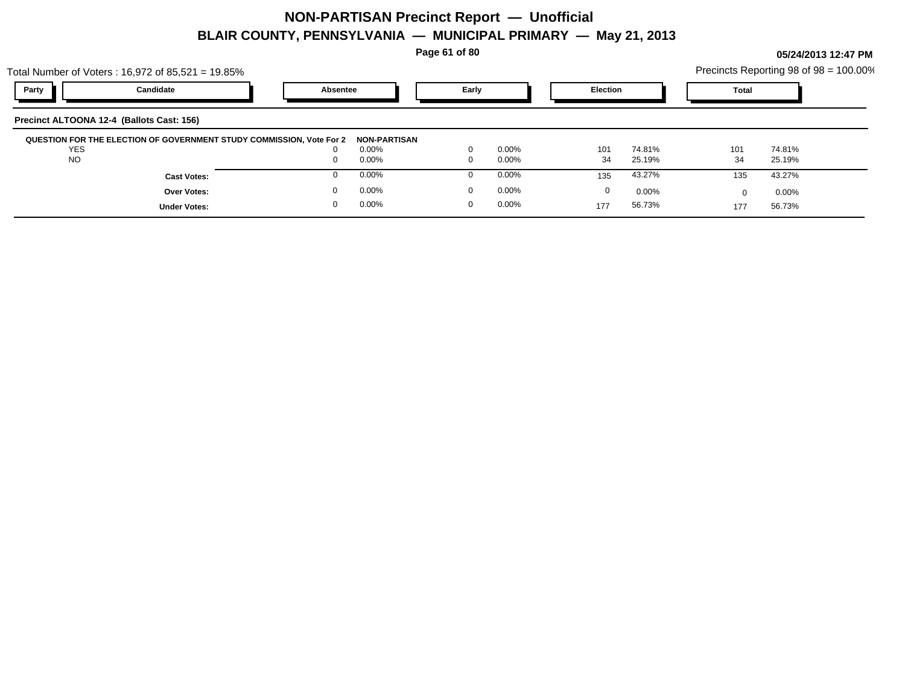# NON-PARTISAN Precinct Report — Unofficial

## BLAIR COUNTY, PENNSYLVANIA — MUNICIPAL PRIMARY — May 21, 2013

05/24/2013 12:47 PM

Total Number of Voters : 16,972 of 85,521 = 19.85%

Precincts Reporting 98 of 98 = 100.00%

| Party | Candidate | Absentee | | Early | | Election | | Total | |
|---|---|---|---|---|---|---|---|---|---|

**Precinct ALTOONA 12-4 (Ballots Cast: 156)**

| QUESTION FOR THE ELECTION OF GOVERNMENT STUDY COMMISSION, Vote For 2 | NON-PARTISAN | Absentee | | Early | | Election | | Total | |
|---|---|---|---|---|---|---|---|---|---|
| YES | | 0 | 0.00% | 0 | 0.00% | 101 | 74.81% | 101 | 74.81% |
| NO | | 0 | 0.00% | 0 | 0.00% | 34 | 25.19% | 34 | 25.19% |
| **Cast Votes:** | | 0 | 0.00% | 0 | 0.00% | 135 | 43.27% | 135 | 43.27% |
| **Over Votes:** | | 0 | 0.00% | 0 | 0.00% | 0 | 0.00% | 0 | 0.00% |
| **Under Votes:** | | 0 | 0.00% | 0 | 0.00% | 177 | 56.73% | 177 | 56.73% |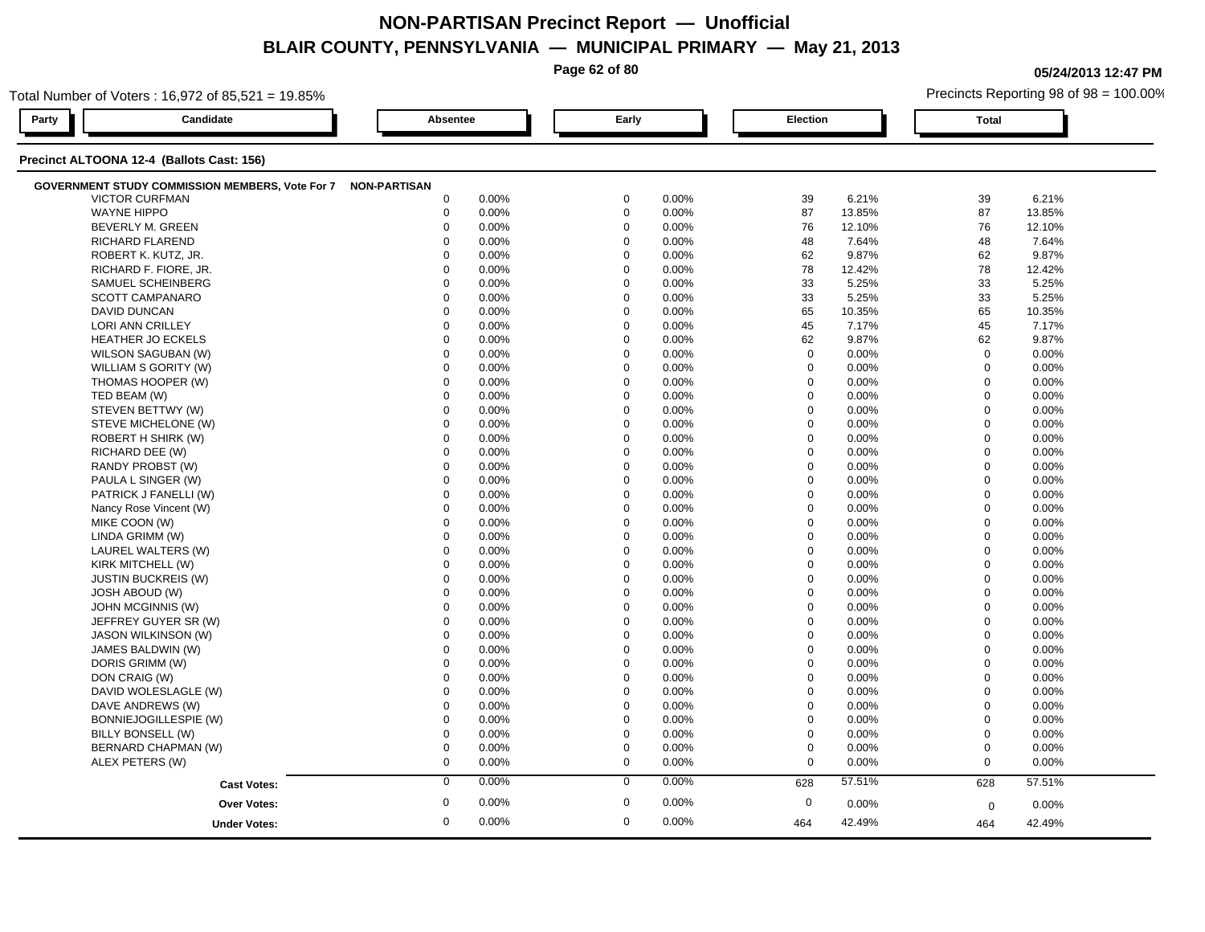# NON-PARTISAN Precinct Report — Unofficial

## BLAIR COUNTY, PENNSYLVANIA — MUNICIPAL PRIMARY — May 21, 2013

05/24/2013 12:47 PM

Total Number of Voters : 16,972 of 85,521 = 19.85%

Precincts Reporting 98 of 98 = 100.00%

### Precinct ALTOONA 12-4 (Ballots Cast: 156)

| Party | Candidate | Absentee | | Early | | Election | | Total | |
|---|---|---|---|---|---|---|---|---|---|
| **GOVERNMENT STUDY COMMISSION MEMBERS, Vote For 7** | | **NON-PARTISAN** | | | | | | | |
| | VICTOR CURFMAN | 0 | 0.00% | 0 | 0.00% | 39 | 6.21% | 39 | 6.21% |
| | WAYNE HIPPO | 0 | 0.00% | 0 | 0.00% | 87 | 13.85% | 87 | 13.85% |
| | BEVERLY M. GREEN | 0 | 0.00% | 0 | 0.00% | 76 | 12.10% | 76 | 12.10% |
| | RICHARD FLAREND | 0 | 0.00% | 0 | 0.00% | 48 | 7.64% | 48 | 7.64% |
| | ROBERT K. KUTZ, JR. | 0 | 0.00% | 0 | 0.00% | 62 | 9.87% | 62 | 9.87% |
| | RICHARD F. FIORE, JR. | 0 | 0.00% | 0 | 0.00% | 78 | 12.42% | 78 | 12.42% |
| | SAMUEL SCHEINBERG | 0 | 0.00% | 0 | 0.00% | 33 | 5.25% | 33 | 5.25% |
| | SCOTT CAMPANARO | 0 | 0.00% | 0 | 0.00% | 33 | 5.25% | 33 | 5.25% |
| | DAVID DUNCAN | 0 | 0.00% | 0 | 0.00% | 65 | 10.35% | 65 | 10.35% |
| | LORI ANN CRILLEY | 0 | 0.00% | 0 | 0.00% | 45 | 7.17% | 45 | 7.17% |
| | HEATHER JO ECKELS | 0 | 0.00% | 0 | 0.00% | 62 | 9.87% | 62 | 9.87% |
| | WILSON SAGUBAN (W) | 0 | 0.00% | 0 | 0.00% | 0 | 0.00% | 0 | 0.00% |
| | WILLIAM S GORITY (W) | 0 | 0.00% | 0 | 0.00% | 0 | 0.00% | 0 | 0.00% |
| | THOMAS HOOPER (W) | 0 | 0.00% | 0 | 0.00% | 0 | 0.00% | 0 | 0.00% |
| | TED BEAM (W) | 0 | 0.00% | 0 | 0.00% | 0 | 0.00% | 0 | 0.00% |
| | STEVEN BETTWY (W) | 0 | 0.00% | 0 | 0.00% | 0 | 0.00% | 0 | 0.00% |
| | STEVE MICHELONE (W) | 0 | 0.00% | 0 | 0.00% | 0 | 0.00% | 0 | 0.00% |
| | ROBERT H SHIRK (W) | 0 | 0.00% | 0 | 0.00% | 0 | 0.00% | 0 | 0.00% |
| | RICHARD DEE (W) | 0 | 0.00% | 0 | 0.00% | 0 | 0.00% | 0 | 0.00% |
| | RANDY PROBST (W) | 0 | 0.00% | 0 | 0.00% | 0 | 0.00% | 0 | 0.00% |
| | PAULA L SINGER (W) | 0 | 0.00% | 0 | 0.00% | 0 | 0.00% | 0 | 0.00% |
| | PATRICK J FANELLI (W) | 0 | 0.00% | 0 | 0.00% | 0 | 0.00% | 0 | 0.00% |
| | Nancy Rose Vincent (W) | 0 | 0.00% | 0 | 0.00% | 0 | 0.00% | 0 | 0.00% |
| | MIKE COON (W) | 0 | 0.00% | 0 | 0.00% | 0 | 0.00% | 0 | 0.00% |
| | LINDA GRIMM (W) | 0 | 0.00% | 0 | 0.00% | 0 | 0.00% | 0 | 0.00% |
| | LAUREL WALTERS (W) | 0 | 0.00% | 0 | 0.00% | 0 | 0.00% | 0 | 0.00% |
| | KIRK MITCHELL (W) | 0 | 0.00% | 0 | 0.00% | 0 | 0.00% | 0 | 0.00% |
| | JUSTIN BUCKREIS (W) | 0 | 0.00% | 0 | 0.00% | 0 | 0.00% | 0 | 0.00% |
| | JOSH ABOUD (W) | 0 | 0.00% | 0 | 0.00% | 0 | 0.00% | 0 | 0.00% |
| | JOHN MCGINNIS (W) | 0 | 0.00% | 0 | 0.00% | 0 | 0.00% | 0 | 0.00% |
| | JEFFREY GUYER SR (W) | 0 | 0.00% | 0 | 0.00% | 0 | 0.00% | 0 | 0.00% |
| | JASON WILKINSON (W) | 0 | 0.00% | 0 | 0.00% | 0 | 0.00% | 0 | 0.00% |
| | JAMES BALDWIN (W) | 0 | 0.00% | 0 | 0.00% | 0 | 0.00% | 0 | 0.00% |
| | DORIS GRIMM (W) | 0 | 0.00% | 0 | 0.00% | 0 | 0.00% | 0 | 0.00% |
| | DON CRAIG (W) | 0 | 0.00% | 0 | 0.00% | 0 | 0.00% | 0 | 0.00% |
| | DAVID WOLESLAGLE (W) | 0 | 0.00% | 0 | 0.00% | 0 | 0.00% | 0 | 0.00% |
| | DAVE ANDREWS (W) | 0 | 0.00% | 0 | 0.00% | 0 | 0.00% | 0 | 0.00% |
| | BONNIEJOGILLESPIE (W) | 0 | 0.00% | 0 | 0.00% | 0 | 0.00% | 0 | 0.00% |
| | BILLY BONSELL (W) | 0 | 0.00% | 0 | 0.00% | 0 | 0.00% | 0 | 0.00% |
| | BERNARD CHAPMAN (W) | 0 | 0.00% | 0 | 0.00% | 0 | 0.00% | 0 | 0.00% |
| | ALEX PETERS (W) | 0 | 0.00% | 0 | 0.00% | 0 | 0.00% | 0 | 0.00% |
| | **Cast Votes:** | 0 | 0.00% | 0 | 0.00% | 628 | 57.51% | 628 | 57.51% |
| | **Over Votes:** | 0 | 0.00% | 0 | 0.00% | 0 | 0.00% | 0 | 0.00% |
| | **Under Votes:** | 0 | 0.00% | 0 | 0.00% | 464 | 42.49% | 464 | 42.49% |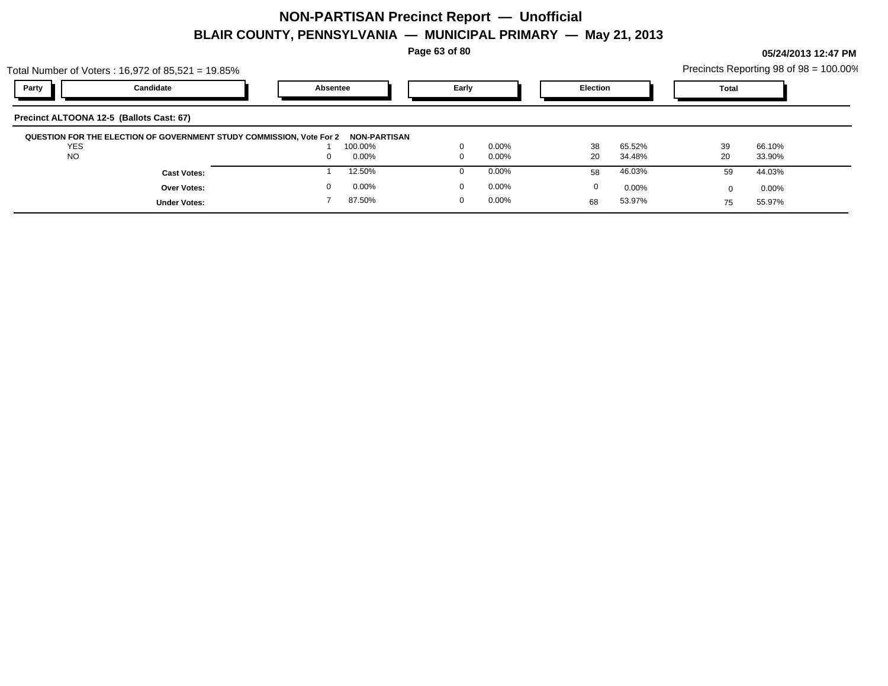# NON-PARTISAN Precinct Report — Unofficial

## BLAIR COUNTY, PENNSYLVANIA — MUNICIPAL PRIMARY — May 21, 2013

05/24/2013 12:47 PM

Total Number of Voters : 16,972 of 85,521 = 19.85%

Precincts Reporting 98 of 98 = 100.00%

### Precinct ALTOONA 12-5 (Ballots Cast: 67)

**QUESTION FOR THE ELECTION OF GOVERNMENT STUDY COMMISSION, Vote For 2** — **NON-PARTISAN**

| Party | Candidate | Absentee | | Early | | Election | | Total | |
|---|---|---|---|---|---|---|---|---|---|
| | YES | 1 | 100.00% | 0 | 0.00% | 38 | 65.52% | 39 | 66.10% |
| | NO | 0 | 0.00% | 0 | 0.00% | 20 | 34.48% | 20 | 33.90% |
| | **Cast Votes:** | 1 | 12.50% | 0 | 0.00% | 58 | 46.03% | 59 | 44.03% |
| | **Over Votes:** | 0 | 0.00% | 0 | 0.00% | 0 | 0.00% | 0 | 0.00% |
| | **Under Votes:** | 7 | 87.50% | 0 | 0.00% | 68 | 53.97% | 75 | 55.97% |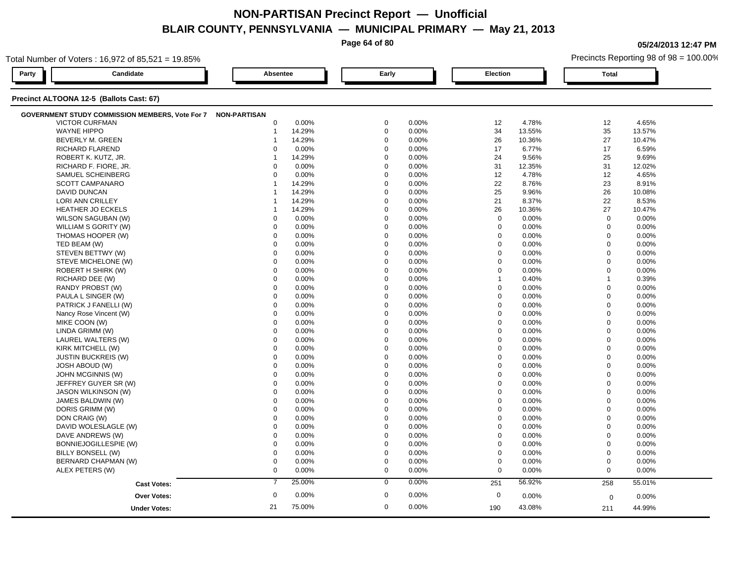# NON-PARTISAN Precinct Report — Unofficial

## BLAIR COUNTY, PENNSYLVANIA — MUNICIPAL PRIMARY — May 21, 2013

05/24/2013 12:47 PM

Total Number of Voters : 16,972 of 85,521 = 19.85%

Precincts Reporting 98 of 98 = 100.00%

### Precinct ALTOONA 12-5 (Ballots Cast: 67)

**GOVERNMENT STUDY COMMISSION MEMBERS, Vote For 7** — **NON-PARTISAN**

| Candidate | Absentee | | Early | | Election | | Total | |
|---|---|---|---|---|---|---|---|---|
| VICTOR CURFMAN | 0 | 0.00% | 0 | 0.00% | 12 | 4.78% | 12 | 4.65% |
| WAYNE HIPPO | 1 | 14.29% | 0 | 0.00% | 34 | 13.55% | 35 | 13.57% |
| BEVERLY M. GREEN | 1 | 14.29% | 0 | 0.00% | 26 | 10.36% | 27 | 10.47% |
| RICHARD FLAREND | 0 | 0.00% | 0 | 0.00% | 17 | 6.77% | 17 | 6.59% |
| ROBERT K. KUTZ, JR. | 1 | 14.29% | 0 | 0.00% | 24 | 9.56% | 25 | 9.69% |
| RICHARD F. FIORE, JR. | 0 | 0.00% | 0 | 0.00% | 31 | 12.35% | 31 | 12.02% |
| SAMUEL SCHEINBERG | 0 | 0.00% | 0 | 0.00% | 12 | 4.78% | 12 | 4.65% |
| SCOTT CAMPANARO | 1 | 14.29% | 0 | 0.00% | 22 | 8.76% | 23 | 8.91% |
| DAVID DUNCAN | 1 | 14.29% | 0 | 0.00% | 25 | 9.96% | 26 | 10.08% |
| LORI ANN CRILLEY | 1 | 14.29% | 0 | 0.00% | 21 | 8.37% | 22 | 8.53% |
| HEATHER JO ECKELS | 1 | 14.29% | 0 | 0.00% | 26 | 10.36% | 27 | 10.47% |
| WILSON SAGUBAN (W) | 0 | 0.00% | 0 | 0.00% | 0 | 0.00% | 0 | 0.00% |
| WILLIAM S GORITY (W) | 0 | 0.00% | 0 | 0.00% | 0 | 0.00% | 0 | 0.00% |
| THOMAS HOOPER (W) | 0 | 0.00% | 0 | 0.00% | 0 | 0.00% | 0 | 0.00% |
| TED BEAM (W) | 0 | 0.00% | 0 | 0.00% | 0 | 0.00% | 0 | 0.00% |
| STEVEN BETTWY (W) | 0 | 0.00% | 0 | 0.00% | 0 | 0.00% | 0 | 0.00% |
| STEVE MICHELONE (W) | 0 | 0.00% | 0 | 0.00% | 0 | 0.00% | 0 | 0.00% |
| ROBERT H SHIRK (W) | 0 | 0.00% | 0 | 0.00% | 0 | 0.00% | 0 | 0.00% |
| RICHARD DEE (W) | 0 | 0.00% | 0 | 0.00% | 1 | 0.40% | 1 | 0.39% |
| RANDY PROBST (W) | 0 | 0.00% | 0 | 0.00% | 0 | 0.00% | 0 | 0.00% |
| PAULA L SINGER (W) | 0 | 0.00% | 0 | 0.00% | 0 | 0.00% | 0 | 0.00% |
| PATRICK J FANELLI (W) | 0 | 0.00% | 0 | 0.00% | 0 | 0.00% | 0 | 0.00% |
| Nancy Rose Vincent (W) | 0 | 0.00% | 0 | 0.00% | 0 | 0.00% | 0 | 0.00% |
| MIKE COON (W) | 0 | 0.00% | 0 | 0.00% | 0 | 0.00% | 0 | 0.00% |
| LINDA GRIMM (W) | 0 | 0.00% | 0 | 0.00% | 0 | 0.00% | 0 | 0.00% |
| LAUREL WALTERS (W) | 0 | 0.00% | 0 | 0.00% | 0 | 0.00% | 0 | 0.00% |
| KIRK MITCHELL (W) | 0 | 0.00% | 0 | 0.00% | 0 | 0.00% | 0 | 0.00% |
| JUSTIN BUCKREIS (W) | 0 | 0.00% | 0 | 0.00% | 0 | 0.00% | 0 | 0.00% |
| JOSH ABOUD (W) | 0 | 0.00% | 0 | 0.00% | 0 | 0.00% | 0 | 0.00% |
| JOHN MCGINNIS (W) | 0 | 0.00% | 0 | 0.00% | 0 | 0.00% | 0 | 0.00% |
| JEFFREY GUYER SR (W) | 0 | 0.00% | 0 | 0.00% | 0 | 0.00% | 0 | 0.00% |
| JASON WILKINSON (W) | 0 | 0.00% | 0 | 0.00% | 0 | 0.00% | 0 | 0.00% |
| JAMES BALDWIN (W) | 0 | 0.00% | 0 | 0.00% | 0 | 0.00% | 0 | 0.00% |
| DORIS GRIMM (W) | 0 | 0.00% | 0 | 0.00% | 0 | 0.00% | 0 | 0.00% |
| DON CRAIG (W) | 0 | 0.00% | 0 | 0.00% | 0 | 0.00% | 0 | 0.00% |
| DAVID WOLESLAGLE (W) | 0 | 0.00% | 0 | 0.00% | 0 | 0.00% | 0 | 0.00% |
| DAVE ANDREWS (W) | 0 | 0.00% | 0 | 0.00% | 0 | 0.00% | 0 | 0.00% |
| BONNIEJOGILLESPIE (W) | 0 | 0.00% | 0 | 0.00% | 0 | 0.00% | 0 | 0.00% |
| BILLY BONSELL (W) | 0 | 0.00% | 0 | 0.00% | 0 | 0.00% | 0 | 0.00% |
| BERNARD CHAPMAN (W) | 0 | 0.00% | 0 | 0.00% | 0 | 0.00% | 0 | 0.00% |
| ALEX PETERS (W) | 0 | 0.00% | 0 | 0.00% | 0 | 0.00% | 0 | 0.00% |
| **Cast Votes:** | 7 | 25.00% | 0 | 0.00% | 251 | 56.92% | 258 | 55.01% |
| **Over Votes:** | 0 | 0.00% | 0 | 0.00% | 0 | 0.00% | 0 | 0.00% |
| **Under Votes:** | 21 | 75.00% | 0 | 0.00% | 190 | 43.08% | 211 | 44.99% |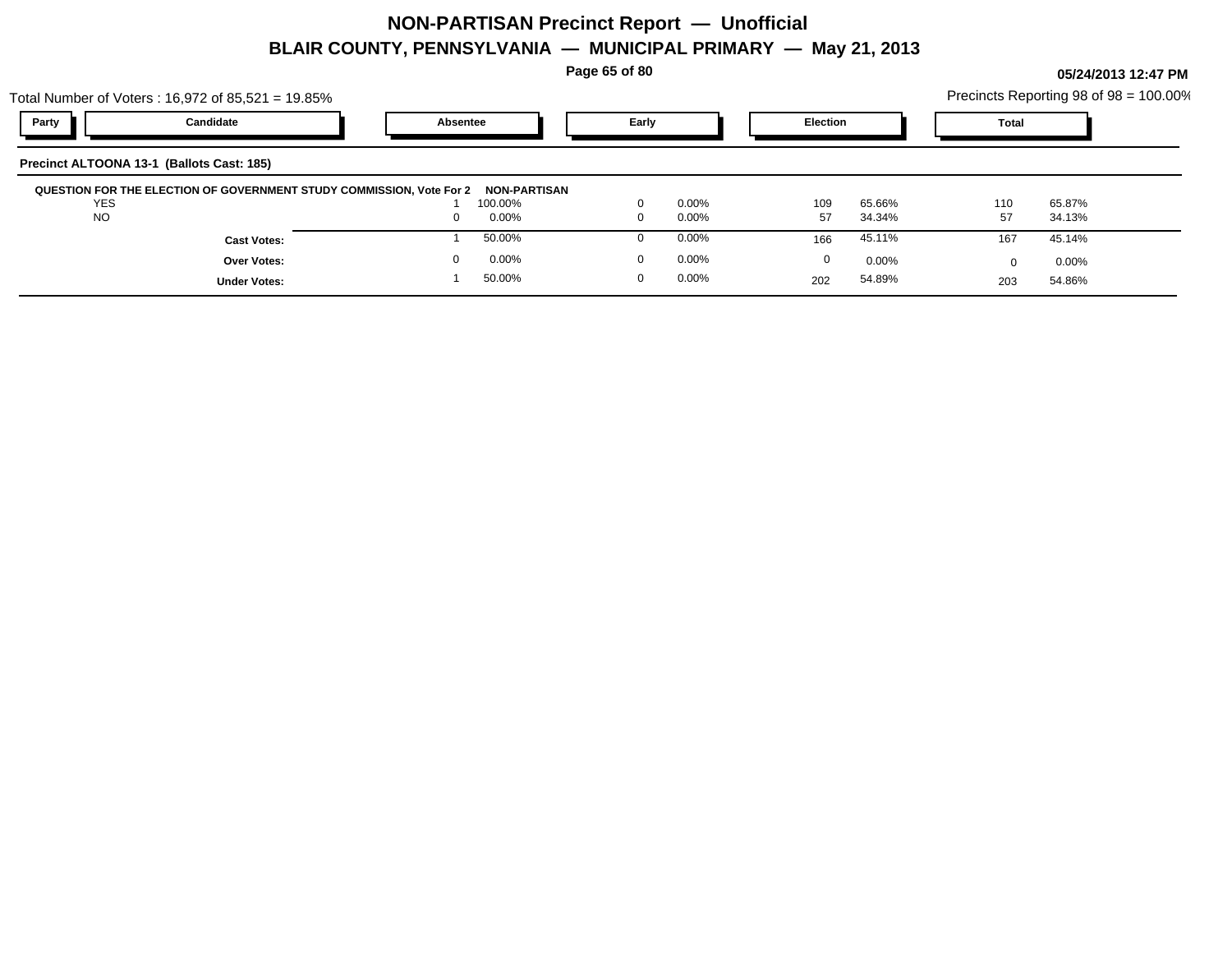# NON-PARTISAN Precinct Report — Unofficial

## BLAIR COUNTY, PENNSYLVANIA — MUNICIPAL PRIMARY — May 21, 2013

05/24/2013 12:47 PM

Total Number of Voters : 16,972 of 85,521 = 19.85%

Precincts Reporting 98 of 98 = 100.00%

### Precinct ALTOONA 13-1 (Ballots Cast: 185)

| Party | Candidate | Absentee | | Early | | Election | | Total | |
|---|---|---|---|---|---|---|---|---|---|
| **QUESTION FOR THE ELECTION OF GOVERNMENT STUDY COMMISSION, Vote For 2** | | **NON-PARTISAN** | | | | | | | |
| | YES | 1 | 100.00% | 0 | 0.00% | 109 | 65.66% | 110 | 65.87% |
| | NO | 0 | 0.00% | 0 | 0.00% | 57 | 34.34% | 57 | 34.13% |
| | **Cast Votes:** | 1 | 50.00% | 0 | 0.00% | 166 | 45.11% | 167 | 45.14% |
| | **Over Votes:** | 0 | 0.00% | 0 | 0.00% | 0 | 0.00% | 0 | 0.00% |
| | **Under Votes:** | 1 | 50.00% | 0 | 0.00% | 202 | 54.89% | 203 | 54.86% |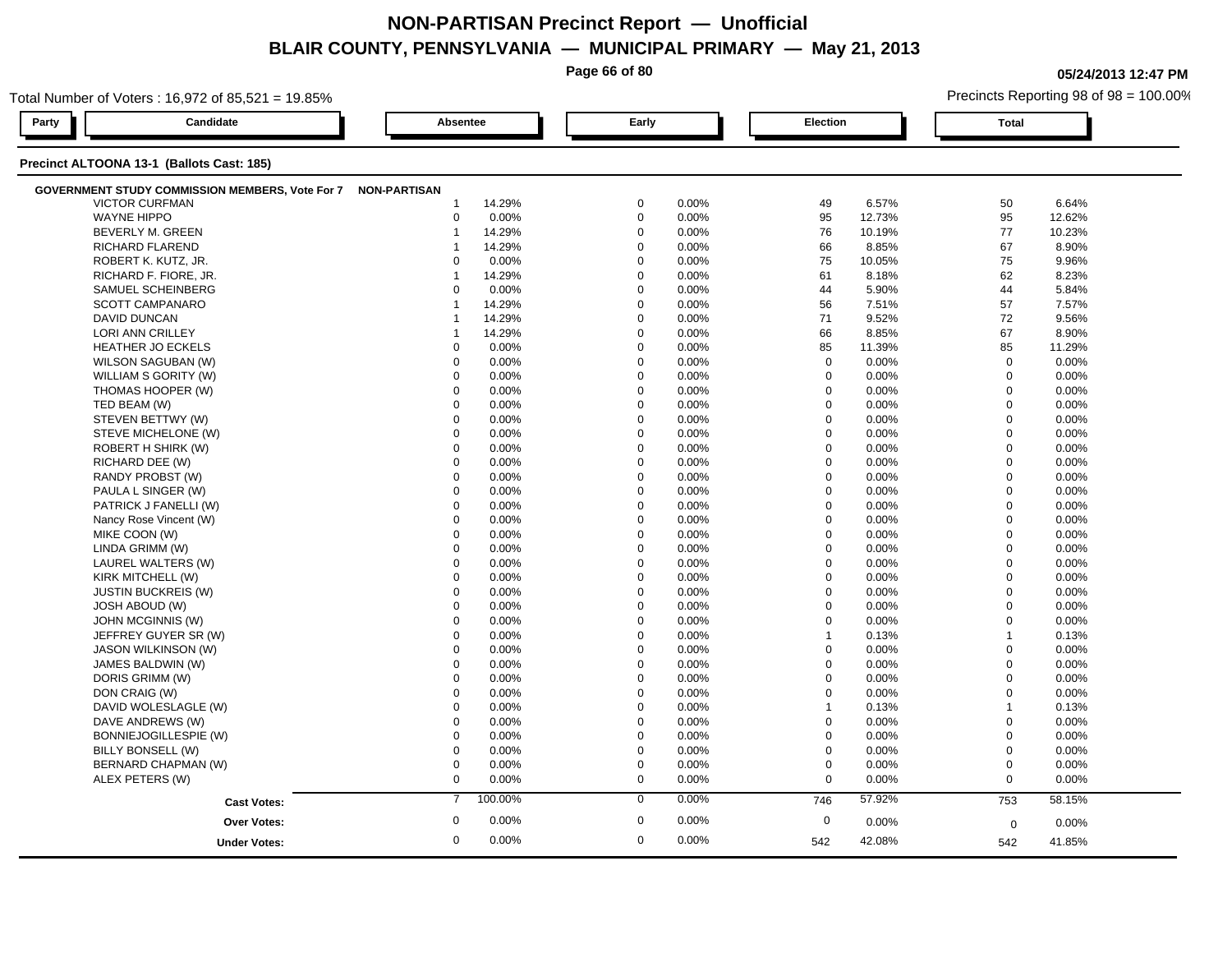# NON-PARTISAN Precinct Report — Unofficial

## BLAIR COUNTY, PENNSYLVANIA — MUNICIPAL PRIMARY — May 21, 2013

05/24/2013 12:47 PM

Total Number of Voters : 16,972 of 85,521 = 19.85%

Precincts Reporting 98 of 98 = 100.00%

### Precinct ALTOONA 13-1 (Ballots Cast: 185)

**GOVERNMENT STUDY COMMISSION MEMBERS, Vote For 7** — NON-PARTISAN

| Party | Candidate | Absentee | | Early | | Election | | Total | |
|---|---|---|---|---|---|---|---|---|---|
| | VICTOR CURFMAN | 1 | 14.29% | 0 | 0.00% | 49 | 6.57% | 50 | 6.64% |
| | WAYNE HIPPO | 0 | 0.00% | 0 | 0.00% | 95 | 12.73% | 95 | 12.62% |
| | BEVERLY M. GREEN | 1 | 14.29% | 0 | 0.00% | 76 | 10.19% | 77 | 10.23% |
| | RICHARD FLAREND | 1 | 14.29% | 0 | 0.00% | 66 | 8.85% | 67 | 8.90% |
| | ROBERT K. KUTZ, JR. | 0 | 0.00% | 0 | 0.00% | 75 | 10.05% | 75 | 9.96% |
| | RICHARD F. FIORE, JR. | 1 | 14.29% | 0 | 0.00% | 61 | 8.18% | 62 | 8.23% |
| | SAMUEL SCHEINBERG | 0 | 0.00% | 0 | 0.00% | 44 | 5.90% | 44 | 5.84% |
| | SCOTT CAMPANARO | 1 | 14.29% | 0 | 0.00% | 56 | 7.51% | 57 | 7.57% |
| | DAVID DUNCAN | 1 | 14.29% | 0 | 0.00% | 71 | 9.52% | 72 | 9.56% |
| | LORI ANN CRILLEY | 1 | 14.29% | 0 | 0.00% | 66 | 8.85% | 67 | 8.90% |
| | HEATHER JO ECKELS | 0 | 0.00% | 0 | 0.00% | 85 | 11.39% | 85 | 11.29% |
| | WILSON SAGUBAN (W) | 0 | 0.00% | 0 | 0.00% | 0 | 0.00% | 0 | 0.00% |
| | WILLIAM S GORITY (W) | 0 | 0.00% | 0 | 0.00% | 0 | 0.00% | 0 | 0.00% |
| | THOMAS HOOPER (W) | 0 | 0.00% | 0 | 0.00% | 0 | 0.00% | 0 | 0.00% |
| | TED BEAM (W) | 0 | 0.00% | 0 | 0.00% | 0 | 0.00% | 0 | 0.00% |
| | STEVEN BETTWY (W) | 0 | 0.00% | 0 | 0.00% | 0 | 0.00% | 0 | 0.00% |
| | STEVE MICHELONE (W) | 0 | 0.00% | 0 | 0.00% | 0 | 0.00% | 0 | 0.00% |
| | ROBERT H SHIRK (W) | 0 | 0.00% | 0 | 0.00% | 0 | 0.00% | 0 | 0.00% |
| | RICHARD DEE (W) | 0 | 0.00% | 0 | 0.00% | 0 | 0.00% | 0 | 0.00% |
| | RANDY PROBST (W) | 0 | 0.00% | 0 | 0.00% | 0 | 0.00% | 0 | 0.00% |
| | PAULA L SINGER (W) | 0 | 0.00% | 0 | 0.00% | 0 | 0.00% | 0 | 0.00% |
| | PATRICK J FANELLI (W) | 0 | 0.00% | 0 | 0.00% | 0 | 0.00% | 0 | 0.00% |
| | Nancy Rose Vincent (W) | 0 | 0.00% | 0 | 0.00% | 0 | 0.00% | 0 | 0.00% |
| | MIKE COON (W) | 0 | 0.00% | 0 | 0.00% | 0 | 0.00% | 0 | 0.00% |
| | LINDA GRIMM (W) | 0 | 0.00% | 0 | 0.00% | 0 | 0.00% | 0 | 0.00% |
| | LAUREL WALTERS (W) | 0 | 0.00% | 0 | 0.00% | 0 | 0.00% | 0 | 0.00% |
| | KIRK MITCHELL (W) | 0 | 0.00% | 0 | 0.00% | 0 | 0.00% | 0 | 0.00% |
| | JUSTIN BUCKREIS (W) | 0 | 0.00% | 0 | 0.00% | 0 | 0.00% | 0 | 0.00% |
| | JOSH ABOUD (W) | 0 | 0.00% | 0 | 0.00% | 0 | 0.00% | 0 | 0.00% |
| | JOHN MCGINNIS (W) | 0 | 0.00% | 0 | 0.00% | 0 | 0.00% | 0 | 0.00% |
| | JEFFREY GUYER SR (W) | 0 | 0.00% | 0 | 0.00% | 1 | 0.13% | 1 | 0.13% |
| | JASON WILKINSON (W) | 0 | 0.00% | 0 | 0.00% | 0 | 0.00% | 0 | 0.00% |
| | JAMES BALDWIN (W) | 0 | 0.00% | 0 | 0.00% | 0 | 0.00% | 0 | 0.00% |
| | DORIS GRIMM (W) | 0 | 0.00% | 0 | 0.00% | 0 | 0.00% | 0 | 0.00% |
| | DON CRAIG (W) | 0 | 0.00% | 0 | 0.00% | 0 | 0.00% | 0 | 0.00% |
| | DAVID WOLESLAGLE (W) | 0 | 0.00% | 0 | 0.00% | 1 | 0.13% | 1 | 0.13% |
| | DAVE ANDREWS (W) | 0 | 0.00% | 0 | 0.00% | 0 | 0.00% | 0 | 0.00% |
| | BONNIEJOGILLESPIE (W) | 0 | 0.00% | 0 | 0.00% | 0 | 0.00% | 0 | 0.00% |
| | BILLY BONSELL (W) | 0 | 0.00% | 0 | 0.00% | 0 | 0.00% | 0 | 0.00% |
| | BERNARD CHAPMAN (W) | 0 | 0.00% | 0 | 0.00% | 0 | 0.00% | 0 | 0.00% |
| | ALEX PETERS (W) | 0 | 0.00% | 0 | 0.00% | 0 | 0.00% | 0 | 0.00% |
| | **Cast Votes:** | 7 | 100.00% | 0 | 0.00% | 746 | 57.92% | 753 | 58.15% |
| | **Over Votes:** | 0 | 0.00% | 0 | 0.00% | 0 | 0.00% | 0 | 0.00% |
| | **Under Votes:** | 0 | 0.00% | 0 | 0.00% | 542 | 42.08% | 542 | 41.85% |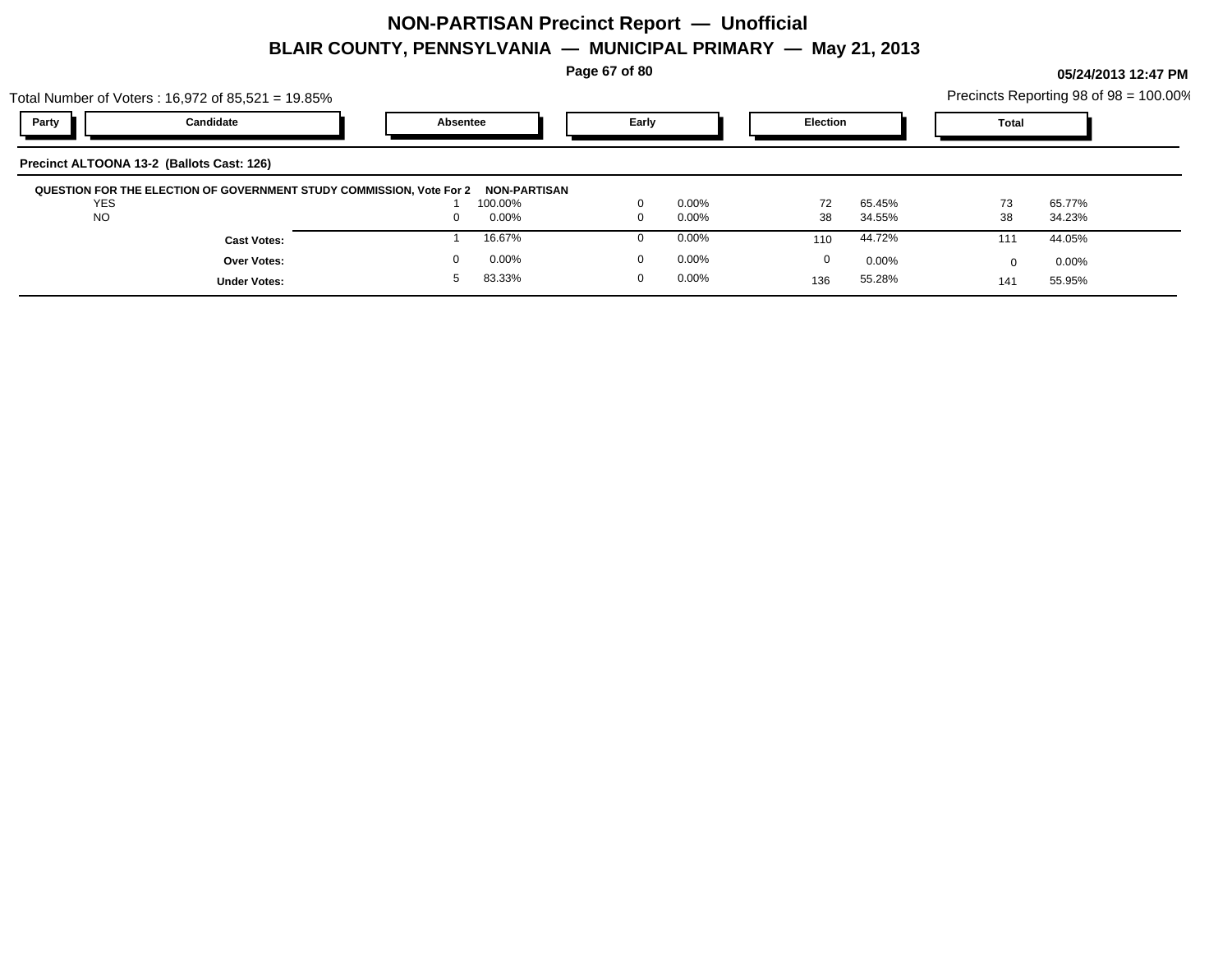# NON-PARTISAN Precinct Report — Unofficial

## BLAIR COUNTY, PENNSYLVANIA — MUNICIPAL PRIMARY — May 21, 2013

**05/24/2013 12:47 PM**

Total Number of Voters : 16,972 of 85,521 = 19.85%

Precincts Reporting 98 of 98 = 100.00%

### Precinct ALTOONA 13-2 (Ballots Cast: 126)

**QUESTION FOR THE ELECTION OF GOVERNMENT STUDY COMMISSION, Vote For 2** — **NON-PARTISAN**

| Party | Candidate | Absentee | | Early | | Election | | Total | |
|---|---|---|---|---|---|---|---|---|---|
| | YES | 1 | 100.00% | 0 | 0.00% | 72 | 65.45% | 73 | 65.77% |
| | NO | 0 | 0.00% | 0 | 0.00% | 38 | 34.55% | 38 | 34.23% |
| | **Cast Votes:** | 1 | 16.67% | 0 | 0.00% | 110 | 44.72% | 111 | 44.05% |
| | **Over Votes:** | 0 | 0.00% | 0 | 0.00% | 0 | 0.00% | 0 | 0.00% |
| | **Under Votes:** | 5 | 83.33% | 0 | 0.00% | 136 | 55.28% | 141 | 55.95% |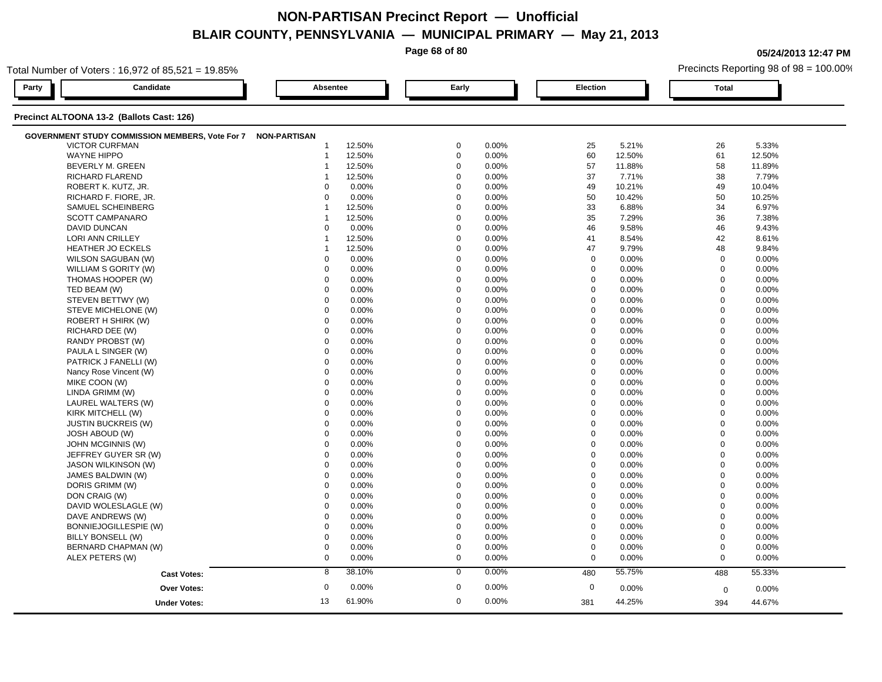# NON-PARTISAN Precinct Report — Unofficial

## BLAIR COUNTY, PENNSYLVANIA — MUNICIPAL PRIMARY — May 21, 2013

05/24/2013 12:47 PM

Total Number of Voters : 16,972 of 85,521 = 19.85%

Precincts Reporting 98 of 98 = 100.00%

### Precinct ALTOONA 13-2 (Ballots Cast: 126)

**GOVERNMENT STUDY COMMISSION MEMBERS, Vote For 7** — **NON-PARTISAN**

| Candidate | Absentee | | Early | | Election | | Total | |
|---|---|---|---|---|---|---|---|---|
| VICTOR CURFMAN | 1 | 12.50% | 0 | 0.00% | 25 | 5.21% | 26 | 5.33% |
| WAYNE HIPPO | 1 | 12.50% | 0 | 0.00% | 60 | 12.50% | 61 | 12.50% |
| BEVERLY M. GREEN | 1 | 12.50% | 0 | 0.00% | 57 | 11.88% | 58 | 11.89% |
| RICHARD FLAREND | 1 | 12.50% | 0 | 0.00% | 37 | 7.71% | 38 | 7.79% |
| ROBERT K. KUTZ, JR. | 0 | 0.00% | 0 | 0.00% | 49 | 10.21% | 49 | 10.04% |
| RICHARD F. FIORE, JR. | 0 | 0.00% | 0 | 0.00% | 50 | 10.42% | 50 | 10.25% |
| SAMUEL SCHEINBERG | 1 | 12.50% | 0 | 0.00% | 33 | 6.88% | 34 | 6.97% |
| SCOTT CAMPANARO | 1 | 12.50% | 0 | 0.00% | 35 | 7.29% | 36 | 7.38% |
| DAVID DUNCAN | 0 | 0.00% | 0 | 0.00% | 46 | 9.58% | 46 | 9.43% |
| LORI ANN CRILLEY | 1 | 12.50% | 0 | 0.00% | 41 | 8.54% | 42 | 8.61% |
| HEATHER JO ECKELS | 1 | 12.50% | 0 | 0.00% | 47 | 9.79% | 48 | 9.84% |
| WILSON SAGUBAN (W) | 0 | 0.00% | 0 | 0.00% | 0 | 0.00% | 0 | 0.00% |
| WILLIAM S GORITY (W) | 0 | 0.00% | 0 | 0.00% | 0 | 0.00% | 0 | 0.00% |
| THOMAS HOOPER (W) | 0 | 0.00% | 0 | 0.00% | 0 | 0.00% | 0 | 0.00% |
| TED BEAM (W) | 0 | 0.00% | 0 | 0.00% | 0 | 0.00% | 0 | 0.00% |
| STEVEN BETTWY (W) | 0 | 0.00% | 0 | 0.00% | 0 | 0.00% | 0 | 0.00% |
| STEVE MICHELONE (W) | 0 | 0.00% | 0 | 0.00% | 0 | 0.00% | 0 | 0.00% |
| ROBERT H SHIRK (W) | 0 | 0.00% | 0 | 0.00% | 0 | 0.00% | 0 | 0.00% |
| RICHARD DEE (W) | 0 | 0.00% | 0 | 0.00% | 0 | 0.00% | 0 | 0.00% |
| RANDY PROBST (W) | 0 | 0.00% | 0 | 0.00% | 0 | 0.00% | 0 | 0.00% |
| PAULA L SINGER (W) | 0 | 0.00% | 0 | 0.00% | 0 | 0.00% | 0 | 0.00% |
| PATRICK J FANELLI (W) | 0 | 0.00% | 0 | 0.00% | 0 | 0.00% | 0 | 0.00% |
| Nancy Rose Vincent (W) | 0 | 0.00% | 0 | 0.00% | 0 | 0.00% | 0 | 0.00% |
| MIKE COON (W) | 0 | 0.00% | 0 | 0.00% | 0 | 0.00% | 0 | 0.00% |
| LINDA GRIMM (W) | 0 | 0.00% | 0 | 0.00% | 0 | 0.00% | 0 | 0.00% |
| LAUREL WALTERS (W) | 0 | 0.00% | 0 | 0.00% | 0 | 0.00% | 0 | 0.00% |
| KIRK MITCHELL (W) | 0 | 0.00% | 0 | 0.00% | 0 | 0.00% | 0 | 0.00% |
| JUSTIN BUCKREIS (W) | 0 | 0.00% | 0 | 0.00% | 0 | 0.00% | 0 | 0.00% |
| JOSH ABOUD (W) | 0 | 0.00% | 0 | 0.00% | 0 | 0.00% | 0 | 0.00% |
| JOHN MCGINNIS (W) | 0 | 0.00% | 0 | 0.00% | 0 | 0.00% | 0 | 0.00% |
| JEFFREY GUYER SR (W) | 0 | 0.00% | 0 | 0.00% | 0 | 0.00% | 0 | 0.00% |
| JASON WILKINSON (W) | 0 | 0.00% | 0 | 0.00% | 0 | 0.00% | 0 | 0.00% |
| JAMES BALDWIN (W) | 0 | 0.00% | 0 | 0.00% | 0 | 0.00% | 0 | 0.00% |
| DORIS GRIMM (W) | 0 | 0.00% | 0 | 0.00% | 0 | 0.00% | 0 | 0.00% |
| DON CRAIG (W) | 0 | 0.00% | 0 | 0.00% | 0 | 0.00% | 0 | 0.00% |
| DAVID WOLESLAGLE (W) | 0 | 0.00% | 0 | 0.00% | 0 | 0.00% | 0 | 0.00% |
| DAVE ANDREWS (W) | 0 | 0.00% | 0 | 0.00% | 0 | 0.00% | 0 | 0.00% |
| BONNIEJOGILLESPIE (W) | 0 | 0.00% | 0 | 0.00% | 0 | 0.00% | 0 | 0.00% |
| BILLY BONSELL (W) | 0 | 0.00% | 0 | 0.00% | 0 | 0.00% | 0 | 0.00% |
| BERNARD CHAPMAN (W) | 0 | 0.00% | 0 | 0.00% | 0 | 0.00% | 0 | 0.00% |
| ALEX PETERS (W) | 0 | 0.00% | 0 | 0.00% | 0 | 0.00% | 0 | 0.00% |
| **Cast Votes:** | 8 | 38.10% | 0 | 0.00% | 480 | 55.75% | 488 | 55.33% |
| **Over Votes:** | 0 | 0.00% | 0 | 0.00% | 0 | 0.00% | 0 | 0.00% |
| **Under Votes:** | 13 | 61.90% | 0 | 0.00% | 381 | 44.25% | 394 | 44.67% |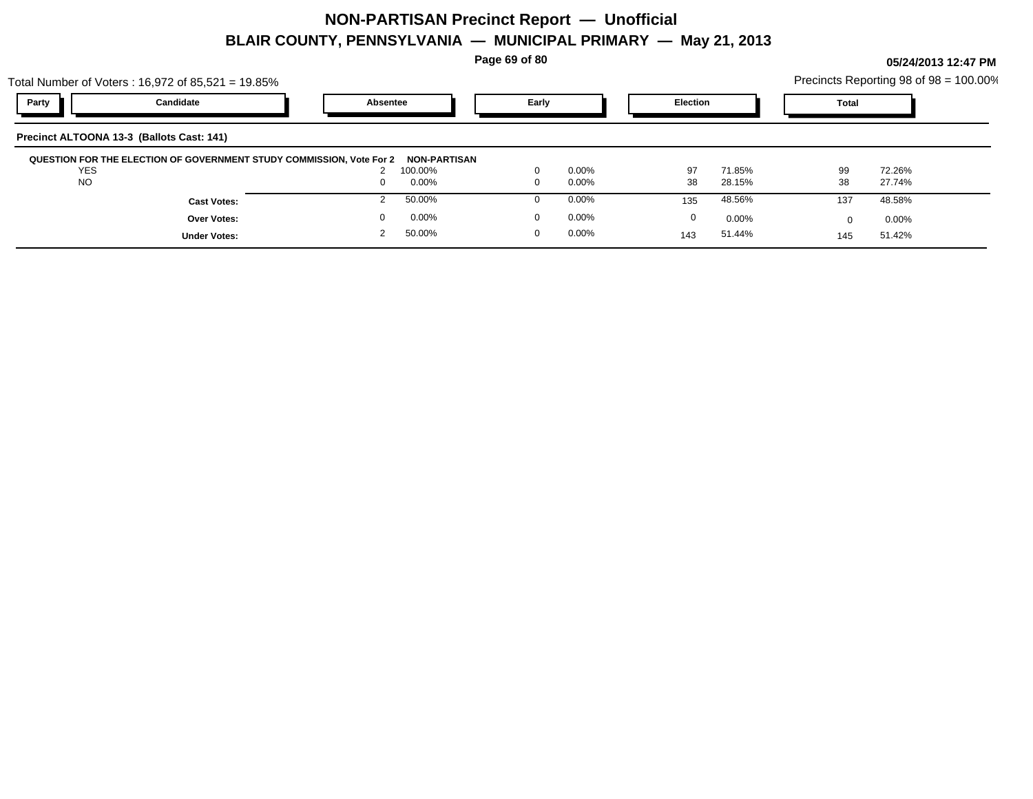# NON-PARTISAN Precinct Report — Unofficial

## BLAIR COUNTY, PENNSYLVANIA — MUNICIPAL PRIMARY — May 21, 2013

05/24/2013 12:47 PM

Total Number of Voters : 16,972 of 85,521 = 19.85%

Precincts Reporting 98 of 98 = 100.00%

| Party | Candidate | Absentee | | Early | | Election | | Total | |
|---|---|---|---|---|---|---|---|---|---|
| **Precinct ALTOONA 13-3 (Ballots Cast: 141)** | | | | | | | | | |
| **QUESTION FOR THE ELECTION OF GOVERNMENT STUDY COMMISSION, Vote For 2** | | **NON-PARTISAN** | | | | | | | |
| | YES | 2 | 100.00% | 0 | 0.00% | 97 | 71.85% | 99 | 72.26% |
| | NO | 0 | 0.00% | 0 | 0.00% | 38 | 28.15% | 38 | 27.74% |
| | **Cast Votes:** | 2 | 50.00% | 0 | 0.00% | 135 | 48.56% | 137 | 48.58% |
| | **Over Votes:** | 0 | 0.00% | 0 | 0.00% | 0 | 0.00% | 0 | 0.00% |
| | **Under Votes:** | 2 | 50.00% | 0 | 0.00% | 143 | 51.44% | 145 | 51.42% |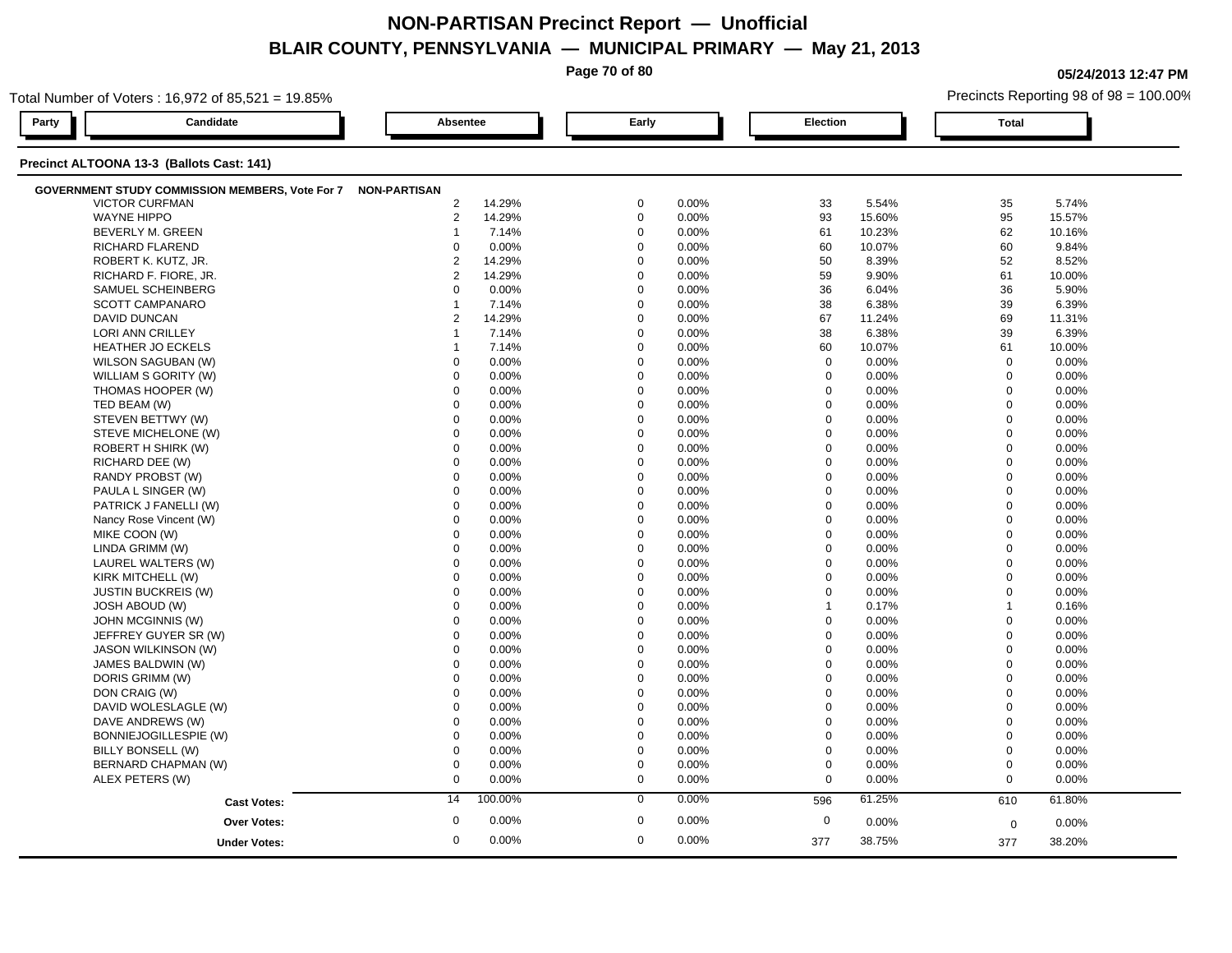# NON-PARTISAN Precinct Report — Unofficial

## BLAIR COUNTY, PENNSYLVANIA — MUNICIPAL PRIMARY — May 21, 2013

05/24/2013 12:47 PM

Total Number of Voters : 16,972 of 85,521 = 19.85%

Precincts Reporting 98 of 98 = 100.00%

### Precinct ALTOONA 13-3 (Ballots Cast: 141)

**GOVERNMENT STUDY COMMISSION MEMBERS, Vote For 7** — NON-PARTISAN

| Candidate | Absentee | Absentee % | Early | Early % | Election | Election % | Total | Total % |
|---|---|---|---|---|---|---|---|---|
| VICTOR CURFMAN | 2 | 14.29% | 0 | 0.00% | 33 | 5.54% | 35 | 5.74% |
| WAYNE HIPPO | 2 | 14.29% | 0 | 0.00% | 93 | 15.60% | 95 | 15.57% |
| BEVERLY M. GREEN | 1 | 7.14% | 0 | 0.00% | 61 | 10.23% | 62 | 10.16% |
| RICHARD FLAREND | 0 | 0.00% | 0 | 0.00% | 60 | 10.07% | 60 | 9.84% |
| ROBERT K. KUTZ, JR. | 2 | 14.29% | 0 | 0.00% | 50 | 8.39% | 52 | 8.52% |
| RICHARD F. FIORE, JR. | 2 | 14.29% | 0 | 0.00% | 59 | 9.90% | 61 | 10.00% |
| SAMUEL SCHEINBERG | 0 | 0.00% | 0 | 0.00% | 36 | 6.04% | 36 | 5.90% |
| SCOTT CAMPANARO | 1 | 7.14% | 0 | 0.00% | 38 | 6.38% | 39 | 6.39% |
| DAVID DUNCAN | 2 | 14.29% | 0 | 0.00% | 67 | 11.24% | 69 | 11.31% |
| LORI ANN CRILLEY | 1 | 7.14% | 0 | 0.00% | 38 | 6.38% | 39 | 6.39% |
| HEATHER JO ECKELS | 1 | 7.14% | 0 | 0.00% | 60 | 10.07% | 61 | 10.00% |
| WILSON SAGUBAN (W) | 0 | 0.00% | 0 | 0.00% | 0 | 0.00% | 0 | 0.00% |
| WILLIAM S GORITY (W) | 0 | 0.00% | 0 | 0.00% | 0 | 0.00% | 0 | 0.00% |
| THOMAS HOOPER (W) | 0 | 0.00% | 0 | 0.00% | 0 | 0.00% | 0 | 0.00% |
| TED BEAM (W) | 0 | 0.00% | 0 | 0.00% | 0 | 0.00% | 0 | 0.00% |
| STEVEN BETTWY (W) | 0 | 0.00% | 0 | 0.00% | 0 | 0.00% | 0 | 0.00% |
| STEVE MICHELONE (W) | 0 | 0.00% | 0 | 0.00% | 0 | 0.00% | 0 | 0.00% |
| ROBERT H SHIRK (W) | 0 | 0.00% | 0 | 0.00% | 0 | 0.00% | 0 | 0.00% |
| RICHARD DEE (W) | 0 | 0.00% | 0 | 0.00% | 0 | 0.00% | 0 | 0.00% |
| RANDY PROBST (W) | 0 | 0.00% | 0 | 0.00% | 0 | 0.00% | 0 | 0.00% |
| PAULA L SINGER (W) | 0 | 0.00% | 0 | 0.00% | 0 | 0.00% | 0 | 0.00% |
| PATRICK J FANELLI (W) | 0 | 0.00% | 0 | 0.00% | 0 | 0.00% | 0 | 0.00% |
| Nancy Rose Vincent (W) | 0 | 0.00% | 0 | 0.00% | 0 | 0.00% | 0 | 0.00% |
| MIKE COON (W) | 0 | 0.00% | 0 | 0.00% | 0 | 0.00% | 0 | 0.00% |
| LINDA GRIMM (W) | 0 | 0.00% | 0 | 0.00% | 0 | 0.00% | 0 | 0.00% |
| LAUREL WALTERS (W) | 0 | 0.00% | 0 | 0.00% | 0 | 0.00% | 0 | 0.00% |
| KIRK MITCHELL (W) | 0 | 0.00% | 0 | 0.00% | 0 | 0.00% | 0 | 0.00% |
| JUSTIN BUCKREIS (W) | 0 | 0.00% | 0 | 0.00% | 0 | 0.00% | 0 | 0.00% |
| JOSH ABOUD (W) | 0 | 0.00% | 0 | 0.00% | 1 | 0.17% | 1 | 0.16% |
| JOHN MCGINNIS (W) | 0 | 0.00% | 0 | 0.00% | 0 | 0.00% | 0 | 0.00% |
| JEFFREY GUYER SR (W) | 0 | 0.00% | 0 | 0.00% | 0 | 0.00% | 0 | 0.00% |
| JASON WILKINSON (W) | 0 | 0.00% | 0 | 0.00% | 0 | 0.00% | 0 | 0.00% |
| JAMES BALDWIN (W) | 0 | 0.00% | 0 | 0.00% | 0 | 0.00% | 0 | 0.00% |
| DORIS GRIMM (W) | 0 | 0.00% | 0 | 0.00% | 0 | 0.00% | 0 | 0.00% |
| DON CRAIG (W) | 0 | 0.00% | 0 | 0.00% | 0 | 0.00% | 0 | 0.00% |
| DAVID WOLESLAGLE (W) | 0 | 0.00% | 0 | 0.00% | 0 | 0.00% | 0 | 0.00% |
| DAVE ANDREWS (W) | 0 | 0.00% | 0 | 0.00% | 0 | 0.00% | 0 | 0.00% |
| BONNIEJOGILLESPIE (W) | 0 | 0.00% | 0 | 0.00% | 0 | 0.00% | 0 | 0.00% |
| BILLY BONSELL (W) | 0 | 0.00% | 0 | 0.00% | 0 | 0.00% | 0 | 0.00% |
| BERNARD CHAPMAN (W) | 0 | 0.00% | 0 | 0.00% | 0 | 0.00% | 0 | 0.00% |
| ALEX PETERS (W) | 0 | 0.00% | 0 | 0.00% | 0 | 0.00% | 0 | 0.00% |
| **Cast Votes:** | 14 | 100.00% | 0 | 0.00% | 596 | 61.25% | 610 | 61.80% |
| **Over Votes:** | 0 | 0.00% | 0 | 0.00% | 0 | 0.00% | 0 | 0.00% |
| **Under Votes:** | 0 | 0.00% | 0 | 0.00% | 377 | 38.75% | 377 | 38.20% |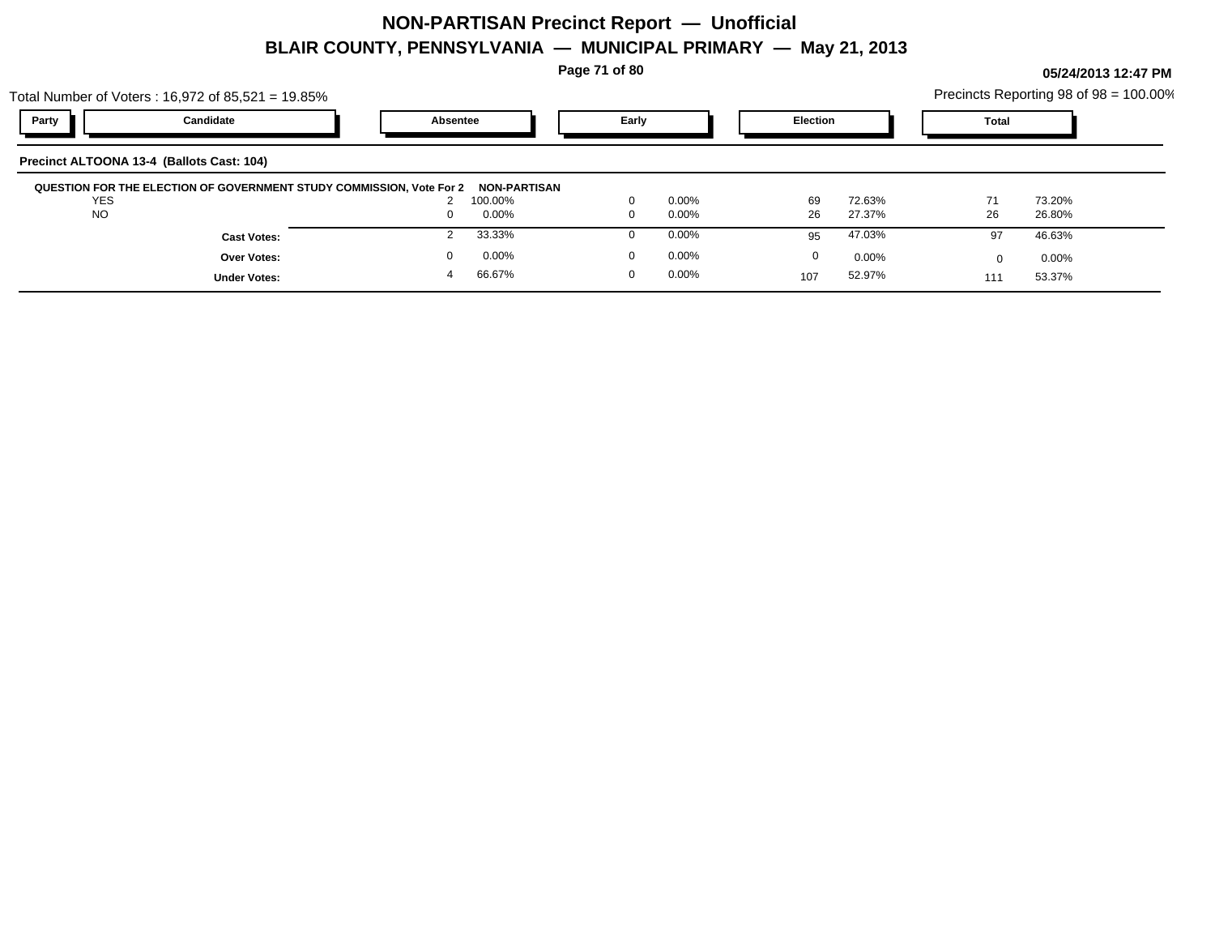# NON-PARTISAN Precinct Report — Unofficial

## BLAIR COUNTY, PENNSYLVANIA — MUNICIPAL PRIMARY — May 21, 2013

**05/24/2013 12:47 PM**

Total Number of Voters : 16,972 of 85,521 = 19.85%

Precincts Reporting 98 of 98 = 100.00%

| Party | Candidate | Absentee | | Early | | Election | | Total | |
|---|---|---|---|---|---|---|---|---|---|

**Precinct ALTOONA 13-4 (Ballots Cast: 104)**

**QUESTION FOR THE ELECTION OF GOVERNMENT STUDY COMMISSION, Vote For 2 NON-PARTISAN**

| Party | Candidate | Absentee | | Early | | Election | | Total | |
|---|---|---|---|---|---|---|---|---|---|
| | YES | 2 | 100.00% | 0 | 0.00% | 69 | 72.63% | 71 | 73.20% |
| | NO | 0 | 0.00% | 0 | 0.00% | 26 | 27.37% | 26 | 26.80% |
| | **Cast Votes:** | 2 | 33.33% | 0 | 0.00% | 95 | 47.03% | 97 | 46.63% |
| | **Over Votes:** | 0 | 0.00% | 0 | 0.00% | 0 | 0.00% | 0 | 0.00% |
| | **Under Votes:** | 4 | 66.67% | 0 | 0.00% | 107 | 52.97% | 111 | 53.37% |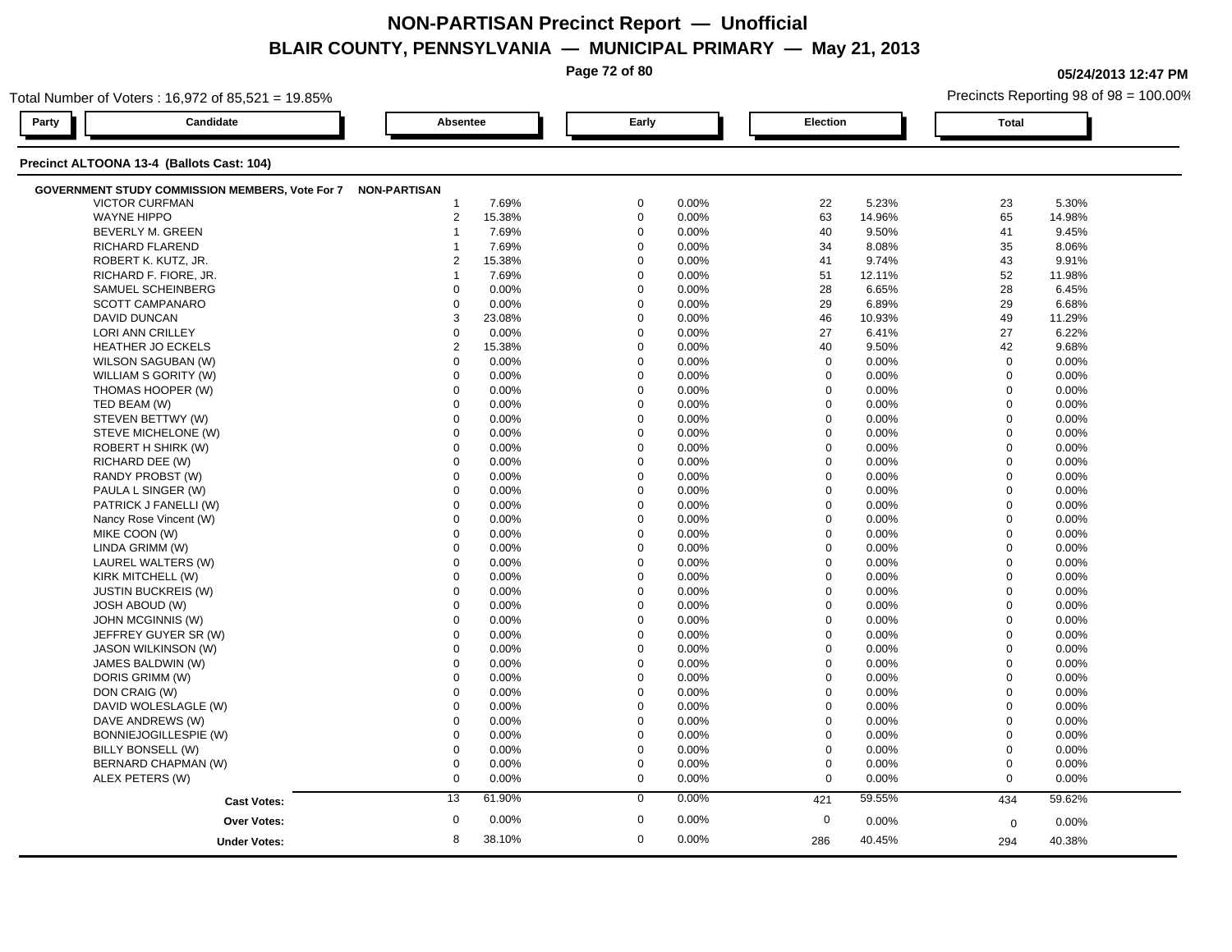# NON-PARTISAN Precinct Report — Unofficial

## BLAIR COUNTY, PENNSYLVANIA — MUNICIPAL PRIMARY — May 21, 2013

05/24/2013 12:47 PM

Total Number of Voters : 16,972 of 85,521 = 19.85%

Precincts Reporting 98 of 98 = 100.00%

### Precinct ALTOONA 13-4 (Ballots Cast: 104)

| Party | Candidate | Absentee | | Early | | Election | | Total | |
|---|---|---|---|---|---|---|---|---|---|
| **GOVERNMENT STUDY COMMISSION MEMBERS, Vote For 7** | | | | | | | | | |
| NON-PARTISAN | VICTOR CURFMAN | 1 | 7.69% | 0 | 0.00% | 22 | 5.23% | 23 | 5.30% |
| | WAYNE HIPPO | 2 | 15.38% | 0 | 0.00% | 63 | 14.96% | 65 | 14.98% |
| | BEVERLY M. GREEN | 1 | 7.69% | 0 | 0.00% | 40 | 9.50% | 41 | 9.45% |
| | RICHARD FLAREND | 1 | 7.69% | 0 | 0.00% | 34 | 8.08% | 35 | 8.06% |
| | ROBERT K. KUTZ, JR. | 2 | 15.38% | 0 | 0.00% | 41 | 9.74% | 43 | 9.91% |
| | RICHARD F. FIORE, JR. | 1 | 7.69% | 0 | 0.00% | 51 | 12.11% | 52 | 11.98% |
| | SAMUEL SCHEINBERG | 0 | 0.00% | 0 | 0.00% | 28 | 6.65% | 28 | 6.45% |
| | SCOTT CAMPANARO | 0 | 0.00% | 0 | 0.00% | 29 | 6.89% | 29 | 6.68% |
| | DAVID DUNCAN | 3 | 23.08% | 0 | 0.00% | 46 | 10.93% | 49 | 11.29% |
| | LORI ANN CRILLEY | 0 | 0.00% | 0 | 0.00% | 27 | 6.41% | 27 | 6.22% |
| | HEATHER JO ECKELS | 2 | 15.38% | 0 | 0.00% | 40 | 9.50% | 42 | 9.68% |
| | WILSON SAGUBAN (W) | 0 | 0.00% | 0 | 0.00% | 0 | 0.00% | 0 | 0.00% |
| | WILLIAM S GORITY (W) | 0 | 0.00% | 0 | 0.00% | 0 | 0.00% | 0 | 0.00% |
| | THOMAS HOOPER (W) | 0 | 0.00% | 0 | 0.00% | 0 | 0.00% | 0 | 0.00% |
| | TED BEAM (W) | 0 | 0.00% | 0 | 0.00% | 0 | 0.00% | 0 | 0.00% |
| | STEVEN BETTWY (W) | 0 | 0.00% | 0 | 0.00% | 0 | 0.00% | 0 | 0.00% |
| | STEVE MICHELONE (W) | 0 | 0.00% | 0 | 0.00% | 0 | 0.00% | 0 | 0.00% |
| | ROBERT H SHIRK (W) | 0 | 0.00% | 0 | 0.00% | 0 | 0.00% | 0 | 0.00% |
| | RICHARD DEE (W) | 0 | 0.00% | 0 | 0.00% | 0 | 0.00% | 0 | 0.00% |
| | RANDY PROBST (W) | 0 | 0.00% | 0 | 0.00% | 0 | 0.00% | 0 | 0.00% |
| | PAULA L SINGER (W) | 0 | 0.00% | 0 | 0.00% | 0 | 0.00% | 0 | 0.00% |
| | PATRICK J FANELLI (W) | 0 | 0.00% | 0 | 0.00% | 0 | 0.00% | 0 | 0.00% |
| | Nancy Rose Vincent (W) | 0 | 0.00% | 0 | 0.00% | 0 | 0.00% | 0 | 0.00% |
| | MIKE COON (W) | 0 | 0.00% | 0 | 0.00% | 0 | 0.00% | 0 | 0.00% |
| | LINDA GRIMM (W) | 0 | 0.00% | 0 | 0.00% | 0 | 0.00% | 0 | 0.00% |
| | LAUREL WALTERS (W) | 0 | 0.00% | 0 | 0.00% | 0 | 0.00% | 0 | 0.00% |
| | KIRK MITCHELL (W) | 0 | 0.00% | 0 | 0.00% | 0 | 0.00% | 0 | 0.00% |
| | JUSTIN BUCKREIS (W) | 0 | 0.00% | 0 | 0.00% | 0 | 0.00% | 0 | 0.00% |
| | JOSH ABOUD (W) | 0 | 0.00% | 0 | 0.00% | 0 | 0.00% | 0 | 0.00% |
| | JOHN MCGINNIS (W) | 0 | 0.00% | 0 | 0.00% | 0 | 0.00% | 0 | 0.00% |
| | JEFFREY GUYER SR (W) | 0 | 0.00% | 0 | 0.00% | 0 | 0.00% | 0 | 0.00% |
| | JASON WILKINSON (W) | 0 | 0.00% | 0 | 0.00% | 0 | 0.00% | 0 | 0.00% |
| | JAMES BALDWIN (W) | 0 | 0.00% | 0 | 0.00% | 0 | 0.00% | 0 | 0.00% |
| | DORIS GRIMM (W) | 0 | 0.00% | 0 | 0.00% | 0 | 0.00% | 0 | 0.00% |
| | DON CRAIG (W) | 0 | 0.00% | 0 | 0.00% | 0 | 0.00% | 0 | 0.00% |
| | DAVID WOLESLAGLE (W) | 0 | 0.00% | 0 | 0.00% | 0 | 0.00% | 0 | 0.00% |
| | DAVE ANDREWS (W) | 0 | 0.00% | 0 | 0.00% | 0 | 0.00% | 0 | 0.00% |
| | BONNIEJOGILLESPIE (W) | 0 | 0.00% | 0 | 0.00% | 0 | 0.00% | 0 | 0.00% |
| | BILLY BONSELL (W) | 0 | 0.00% | 0 | 0.00% | 0 | 0.00% | 0 | 0.00% |
| | BERNARD CHAPMAN (W) | 0 | 0.00% | 0 | 0.00% | 0 | 0.00% | 0 | 0.00% |
| | ALEX PETERS (W) | 0 | 0.00% | 0 | 0.00% | 0 | 0.00% | 0 | 0.00% |
| | **Cast Votes:** | 13 | 61.90% | 0 | 0.00% | 421 | 59.55% | 434 | 59.62% |
| | **Over Votes:** | 0 | 0.00% | 0 | 0.00% | 0 | 0.00% | 0 | 0.00% |
| | **Under Votes:** | 8 | 38.10% | 0 | 0.00% | 286 | 40.45% | 294 | 40.38% |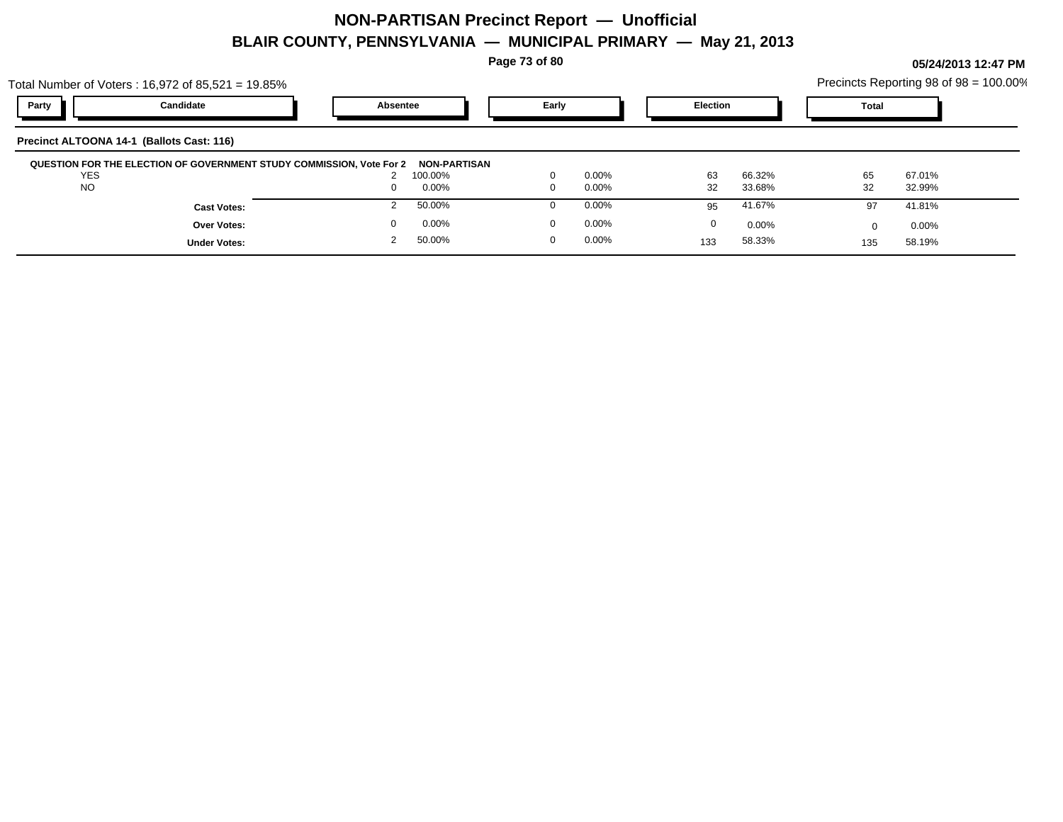# NON-PARTISAN Precinct Report — Unofficial

## BLAIR COUNTY, PENNSYLVANIA — MUNICIPAL PRIMARY — May 21, 2013

**05/24/2013 12:47 PM**

Total Number of Voters : 16,972 of 85,521 = 19.85%

Precincts Reporting 98 of 98 = 100.00%

| Party | Candidate | Absentee | | Early | | Election | | Total | |
|---|---|---|---|---|---|---|---|---|---|
| **Precinct ALTOONA 14-1 (Ballots Cast: 116)** | | | | | | | | | |
| **QUESTION FOR THE ELECTION OF GOVERNMENT STUDY COMMISSION, Vote For 2** | | **NON-PARTISAN** | | | | | | | |
| | YES | 2 | 100.00% | 0 | 0.00% | 63 | 66.32% | 65 | 67.01% |
| | NO | 0 | 0.00% | 0 | 0.00% | 32 | 33.68% | 32 | 32.99% |
| | **Cast Votes:** | 2 | 50.00% | 0 | 0.00% | 95 | 41.67% | 97 | 41.81% |
| | **Over Votes:** | 0 | 0.00% | 0 | 0.00% | 0 | 0.00% | 0 | 0.00% |
| | **Under Votes:** | 2 | 50.00% | 0 | 0.00% | 133 | 58.33% | 135 | 58.19% |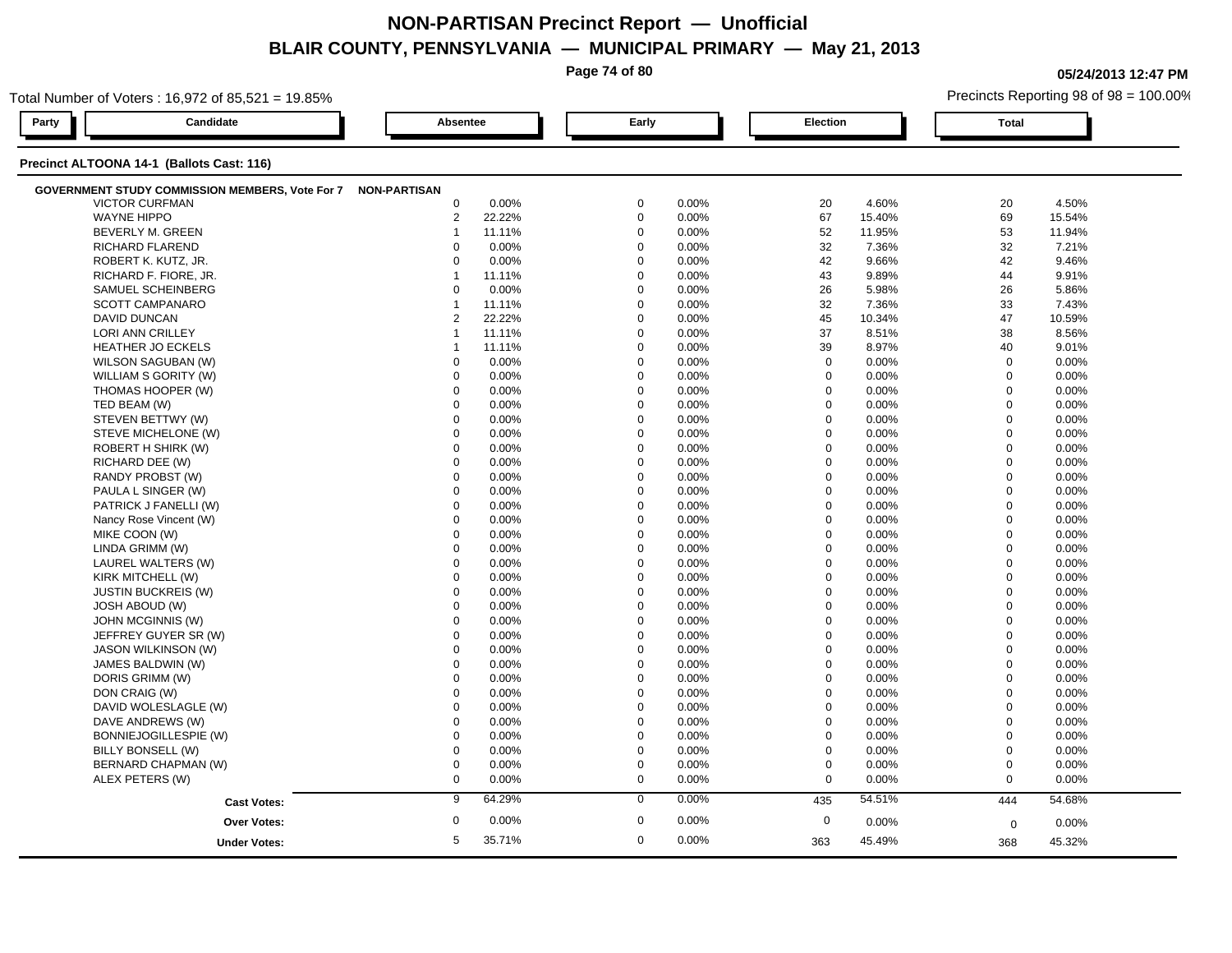# NON-PARTISAN Precinct Report — Unofficial

## BLAIR COUNTY, PENNSYLVANIA — MUNICIPAL PRIMARY — May 21, 2013

05/24/2013 12:47 PM

Total Number of Voters : 16,972 of 85,521 = 19.85%

Precincts Reporting 98 of 98 = 100.00%

### Precinct ALTOONA 14-1 (Ballots Cast: 116)

| Party | Candidate | Absentee | | Early | | Election | | Total | |
|---|---|---|---|---|---|---|---|---|---|
| **GOVERNMENT STUDY COMMISSION MEMBERS, Vote For 7** | **NON-PARTISAN** | | | | | | | | |
| | VICTOR CURFMAN | 0 | 0.00% | 0 | 0.00% | 20 | 4.60% | 20 | 4.50% |
| | WAYNE HIPPO | 2 | 22.22% | 0 | 0.00% | 67 | 15.40% | 69 | 15.54% |
| | BEVERLY M. GREEN | 1 | 11.11% | 0 | 0.00% | 52 | 11.95% | 53 | 11.94% |
| | RICHARD FLAREND | 0 | 0.00% | 0 | 0.00% | 32 | 7.36% | 32 | 7.21% |
| | ROBERT K. KUTZ, JR. | 0 | 0.00% | 0 | 0.00% | 42 | 9.66% | 42 | 9.46% |
| | RICHARD F. FIORE, JR. | 1 | 11.11% | 0 | 0.00% | 43 | 9.89% | 44 | 9.91% |
| | SAMUEL SCHEINBERG | 0 | 0.00% | 0 | 0.00% | 26 | 5.98% | 26 | 5.86% |
| | SCOTT CAMPANARO | 1 | 11.11% | 0 | 0.00% | 32 | 7.36% | 33 | 7.43% |
| | DAVID DUNCAN | 2 | 22.22% | 0 | 0.00% | 45 | 10.34% | 47 | 10.59% |
| | LORI ANN CRILLEY | 1 | 11.11% | 0 | 0.00% | 37 | 8.51% | 38 | 8.56% |
| | HEATHER JO ECKELS | 1 | 11.11% | 0 | 0.00% | 39 | 8.97% | 40 | 9.01% |
| | WILSON SAGUBAN (W) | 0 | 0.00% | 0 | 0.00% | 0 | 0.00% | 0 | 0.00% |
| | WILLIAM S GORITY (W) | 0 | 0.00% | 0 | 0.00% | 0 | 0.00% | 0 | 0.00% |
| | THOMAS HOOPER (W) | 0 | 0.00% | 0 | 0.00% | 0 | 0.00% | 0 | 0.00% |
| | TED BEAM (W) | 0 | 0.00% | 0 | 0.00% | 0 | 0.00% | 0 | 0.00% |
| | STEVEN BETTWY (W) | 0 | 0.00% | 0 | 0.00% | 0 | 0.00% | 0 | 0.00% |
| | STEVE MICHELONE (W) | 0 | 0.00% | 0 | 0.00% | 0 | 0.00% | 0 | 0.00% |
| | ROBERT H SHIRK (W) | 0 | 0.00% | 0 | 0.00% | 0 | 0.00% | 0 | 0.00% |
| | RICHARD DEE (W) | 0 | 0.00% | 0 | 0.00% | 0 | 0.00% | 0 | 0.00% |
| | RANDY PROBST (W) | 0 | 0.00% | 0 | 0.00% | 0 | 0.00% | 0 | 0.00% |
| | PAULA L SINGER (W) | 0 | 0.00% | 0 | 0.00% | 0 | 0.00% | 0 | 0.00% |
| | PATRICK J FANELLI (W) | 0 | 0.00% | 0 | 0.00% | 0 | 0.00% | 0 | 0.00% |
| | Nancy Rose Vincent (W) | 0 | 0.00% | 0 | 0.00% | 0 | 0.00% | 0 | 0.00% |
| | MIKE COON (W) | 0 | 0.00% | 0 | 0.00% | 0 | 0.00% | 0 | 0.00% |
| | LINDA GRIMM (W) | 0 | 0.00% | 0 | 0.00% | 0 | 0.00% | 0 | 0.00% |
| | LAUREL WALTERS (W) | 0 | 0.00% | 0 | 0.00% | 0 | 0.00% | 0 | 0.00% |
| | KIRK MITCHELL (W) | 0 | 0.00% | 0 | 0.00% | 0 | 0.00% | 0 | 0.00% |
| | JUSTIN BUCKREIS (W) | 0 | 0.00% | 0 | 0.00% | 0 | 0.00% | 0 | 0.00% |
| | JOSH ABOUD (W) | 0 | 0.00% | 0 | 0.00% | 0 | 0.00% | 0 | 0.00% |
| | JOHN MCGINNIS (W) | 0 | 0.00% | 0 | 0.00% | 0 | 0.00% | 0 | 0.00% |
| | JEFFREY GUYER SR (W) | 0 | 0.00% | 0 | 0.00% | 0 | 0.00% | 0 | 0.00% |
| | JASON WILKINSON (W) | 0 | 0.00% | 0 | 0.00% | 0 | 0.00% | 0 | 0.00% |
| | JAMES BALDWIN (W) | 0 | 0.00% | 0 | 0.00% | 0 | 0.00% | 0 | 0.00% |
| | DORIS GRIMM (W) | 0 | 0.00% | 0 | 0.00% | 0 | 0.00% | 0 | 0.00% |
| | DON CRAIG (W) | 0 | 0.00% | 0 | 0.00% | 0 | 0.00% | 0 | 0.00% |
| | DAVID WOLESLAGLE (W) | 0 | 0.00% | 0 | 0.00% | 0 | 0.00% | 0 | 0.00% |
| | DAVE ANDREWS (W) | 0 | 0.00% | 0 | 0.00% | 0 | 0.00% | 0 | 0.00% |
| | BONNIEJOGILLESPIE (W) | 0 | 0.00% | 0 | 0.00% | 0 | 0.00% | 0 | 0.00% |
| | BILLY BONSELL (W) | 0 | 0.00% | 0 | 0.00% | 0 | 0.00% | 0 | 0.00% |
| | BERNARD CHAPMAN (W) | 0 | 0.00% | 0 | 0.00% | 0 | 0.00% | 0 | 0.00% |
| | ALEX PETERS (W) | 0 | 0.00% | 0 | 0.00% | 0 | 0.00% | 0 | 0.00% |
| | **Cast Votes:** | 9 | 64.29% | 0 | 0.00% | 435 | 54.51% | 444 | 54.68% |
| | **Over Votes:** | 0 | 0.00% | 0 | 0.00% | 0 | 0.00% | 0 | 0.00% |
| | **Under Votes:** | 5 | 35.71% | 0 | 0.00% | 363 | 45.49% | 368 | 45.32% |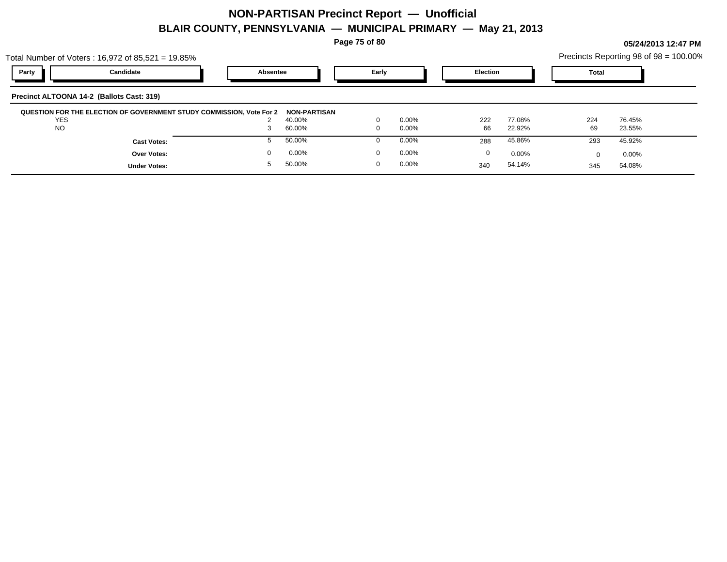# NON-PARTISAN Precinct Report — Unofficial

## BLAIR COUNTY, PENNSYLVANIA — MUNICIPAL PRIMARY — May 21, 2013

05/24/2013 12:47 PM

Total Number of Voters : 16,972 of 85,521 = 19.85%

Precincts Reporting 98 of 98 = 100.00%

### Precinct ALTOONA 14-2 (Ballots Cast: 319)

**QUESTION FOR THE ELECTION OF GOVERNMENT STUDY COMMISSION, Vote For 2** — **NON-PARTISAN**

| Party | Candidate | Absentee | | Early | | Election | | Total | |
|---|---|---|---|---|---|---|---|---|---|
| | YES | 2 | 40.00% | 0 | 0.00% | 222 | 77.08% | 224 | 76.45% |
| | NO | 3 | 60.00% | 0 | 0.00% | 66 | 22.92% | 69 | 23.55% |
| | **Cast Votes:** | 5 | 50.00% | 0 | 0.00% | 288 | 45.86% | 293 | 45.92% |
| | **Over Votes:** | 0 | 0.00% | 0 | 0.00% | 0 | 0.00% | 0 | 0.00% |
| | **Under Votes:** | 5 | 50.00% | 0 | 0.00% | 340 | 54.14% | 345 | 54.08% |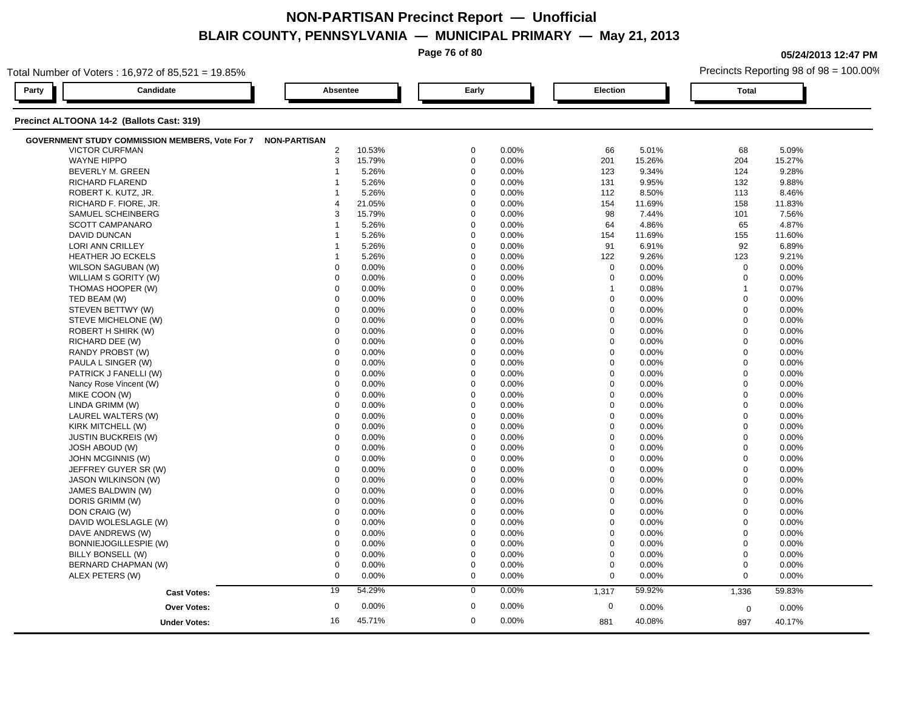# NON-PARTISAN Precinct Report — Unofficial

## BLAIR COUNTY, PENNSYLVANIA — MUNICIPAL PRIMARY — May 21, 2013

05/24/2013 12:47 PM

Total Number of Voters : 16,972 of 85,521 = 19.85%

Precincts Reporting 98 of 98 = 100.00%

### Precinct ALTOONA 14-2 (Ballots Cast: 319)

**GOVERNMENT STUDY COMMISSION MEMBERS, Vote For 7** — NON-PARTISAN

| Candidate | Absentee | Absentee % | Early | Early % | Election | Election % | Total | Total % |
|---|---|---|---|---|---|---|---|---|
| VICTOR CURFMAN | 2 | 10.53% | 0 | 0.00% | 66 | 5.01% | 68 | 5.09% |
| WAYNE HIPPO | 3 | 15.79% | 0 | 0.00% | 201 | 15.26% | 204 | 15.27% |
| BEVERLY M. GREEN | 1 | 5.26% | 0 | 0.00% | 123 | 9.34% | 124 | 9.28% |
| RICHARD FLAREND | 1 | 5.26% | 0 | 0.00% | 131 | 9.95% | 132 | 9.88% |
| ROBERT K. KUTZ, JR. | 1 | 5.26% | 0 | 0.00% | 112 | 8.50% | 113 | 8.46% |
| RICHARD F. FIORE, JR. | 4 | 21.05% | 0 | 0.00% | 154 | 11.69% | 158 | 11.83% |
| SAMUEL SCHEINBERG | 3 | 15.79% | 0 | 0.00% | 98 | 7.44% | 101 | 7.56% |
| SCOTT CAMPANARO | 1 | 5.26% | 0 | 0.00% | 64 | 4.86% | 65 | 4.87% |
| DAVID DUNCAN | 1 | 5.26% | 0 | 0.00% | 154 | 11.69% | 155 | 11.60% |
| LORI ANN CRILLEY | 1 | 5.26% | 0 | 0.00% | 91 | 6.91% | 92 | 6.89% |
| HEATHER JO ECKELS | 1 | 5.26% | 0 | 0.00% | 122 | 9.26% | 123 | 9.21% |
| WILSON SAGUBAN (W) | 0 | 0.00% | 0 | 0.00% | 0 | 0.00% | 0 | 0.00% |
| WILLIAM S GORITY (W) | 0 | 0.00% | 0 | 0.00% | 0 | 0.00% | 0 | 0.00% |
| THOMAS HOOPER (W) | 0 | 0.00% | 0 | 0.00% | 1 | 0.08% | 1 | 0.07% |
| TED BEAM (W) | 0 | 0.00% | 0 | 0.00% | 0 | 0.00% | 0 | 0.00% |
| STEVEN BETTWY (W) | 0 | 0.00% | 0 | 0.00% | 0 | 0.00% | 0 | 0.00% |
| STEVE MICHELONE (W) | 0 | 0.00% | 0 | 0.00% | 0 | 0.00% | 0 | 0.00% |
| ROBERT H SHIRK (W) | 0 | 0.00% | 0 | 0.00% | 0 | 0.00% | 0 | 0.00% |
| RICHARD DEE (W) | 0 | 0.00% | 0 | 0.00% | 0 | 0.00% | 0 | 0.00% |
| RANDY PROBST (W) | 0 | 0.00% | 0 | 0.00% | 0 | 0.00% | 0 | 0.00% |
| PAULA L SINGER (W) | 0 | 0.00% | 0 | 0.00% | 0 | 0.00% | 0 | 0.00% |
| PATRICK J FANELLI (W) | 0 | 0.00% | 0 | 0.00% | 0 | 0.00% | 0 | 0.00% |
| Nancy Rose Vincent (W) | 0 | 0.00% | 0 | 0.00% | 0 | 0.00% | 0 | 0.00% |
| MIKE COON (W) | 0 | 0.00% | 0 | 0.00% | 0 | 0.00% | 0 | 0.00% |
| LINDA GRIMM (W) | 0 | 0.00% | 0 | 0.00% | 0 | 0.00% | 0 | 0.00% |
| LAUREL WALTERS (W) | 0 | 0.00% | 0 | 0.00% | 0 | 0.00% | 0 | 0.00% |
| KIRK MITCHELL (W) | 0 | 0.00% | 0 | 0.00% | 0 | 0.00% | 0 | 0.00% |
| JUSTIN BUCKREIS (W) | 0 | 0.00% | 0 | 0.00% | 0 | 0.00% | 0 | 0.00% |
| JOSH ABOUD (W) | 0 | 0.00% | 0 | 0.00% | 0 | 0.00% | 0 | 0.00% |
| JOHN MCGINNIS (W) | 0 | 0.00% | 0 | 0.00% | 0 | 0.00% | 0 | 0.00% |
| JEFFREY GUYER SR (W) | 0 | 0.00% | 0 | 0.00% | 0 | 0.00% | 0 | 0.00% |
| JASON WILKINSON (W) | 0 | 0.00% | 0 | 0.00% | 0 | 0.00% | 0 | 0.00% |
| JAMES BALDWIN (W) | 0 | 0.00% | 0 | 0.00% | 0 | 0.00% | 0 | 0.00% |
| DORIS GRIMM (W) | 0 | 0.00% | 0 | 0.00% | 0 | 0.00% | 0 | 0.00% |
| DON CRAIG (W) | 0 | 0.00% | 0 | 0.00% | 0 | 0.00% | 0 | 0.00% |
| DAVID WOLESLAGLE (W) | 0 | 0.00% | 0 | 0.00% | 0 | 0.00% | 0 | 0.00% |
| DAVE ANDREWS (W) | 0 | 0.00% | 0 | 0.00% | 0 | 0.00% | 0 | 0.00% |
| BONNIEJOGILLESPIE (W) | 0 | 0.00% | 0 | 0.00% | 0 | 0.00% | 0 | 0.00% |
| BILLY BONSELL (W) | 0 | 0.00% | 0 | 0.00% | 0 | 0.00% | 0 | 0.00% |
| BERNARD CHAPMAN (W) | 0 | 0.00% | 0 | 0.00% | 0 | 0.00% | 0 | 0.00% |
| ALEX PETERS (W) | 0 | 0.00% | 0 | 0.00% | 0 | 0.00% | 0 | 0.00% |
| **Cast Votes:** | 19 | 54.29% | 0 | 0.00% | 1,317 | 59.92% | 1,336 | 59.83% |
| **Over Votes:** | 0 | 0.00% | 0 | 0.00% | 0 | 0.00% | 0 | 0.00% |
| **Under Votes:** | 16 | 45.71% | 0 | 0.00% | 881 | 40.08% | 897 | 40.17% |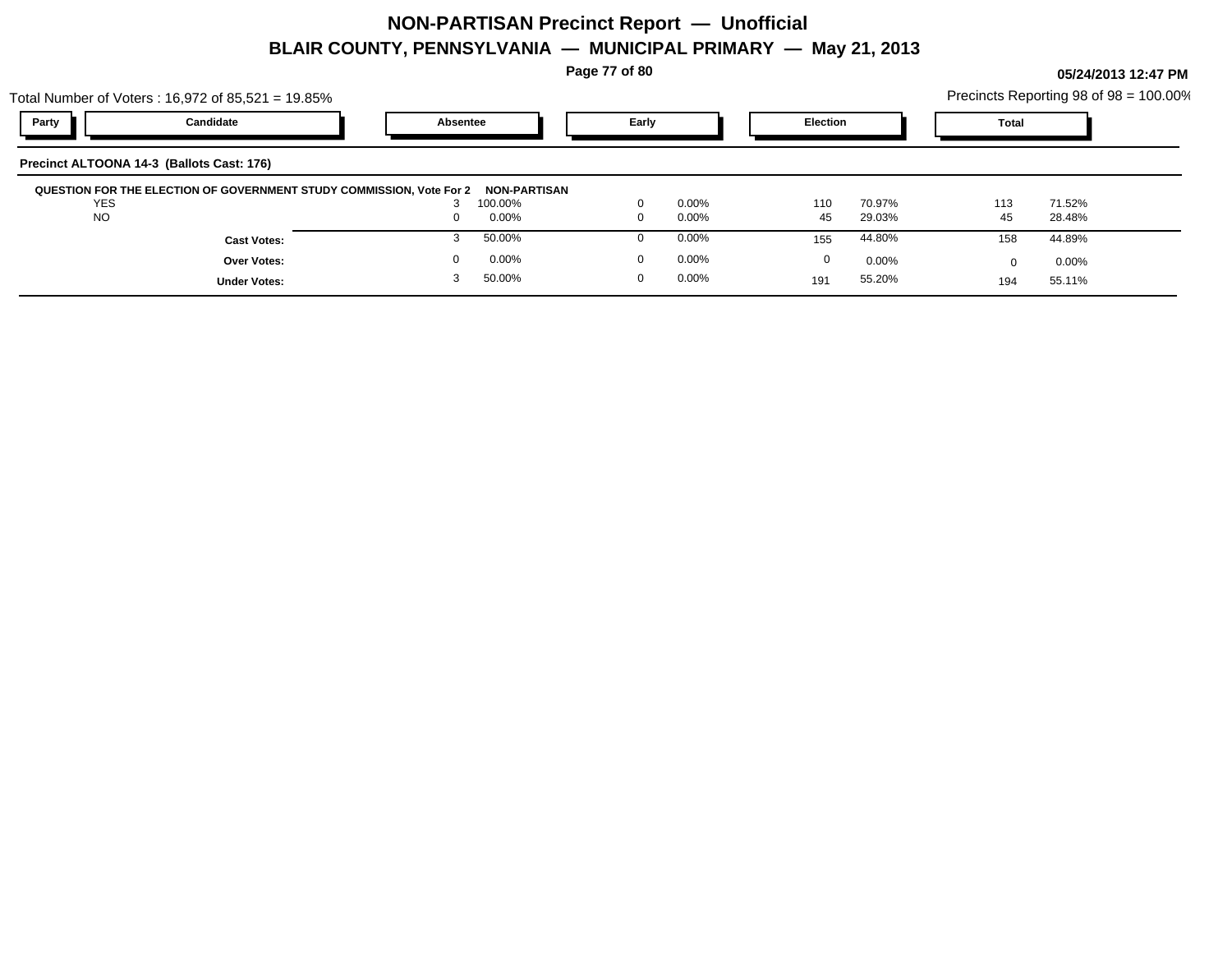# NON-PARTISAN Precinct Report — Unofficial

## BLAIR COUNTY, PENNSYLVANIA — MUNICIPAL PRIMARY — May 21, 2013

**05/24/2013 12:47 PM**

Total Number of Voters : 16,972 of 85,521 = 19.85%

Precincts Reporting 98 of 98 = 100.00%

**Precinct ALTOONA 14-3 (Ballots Cast: 176)**

**QUESTION FOR THE ELECTION OF GOVERNMENT STUDY COMMISSION, Vote For 2 NON-PARTISAN**

| Party | Candidate | Absentee | | Early | | Election | | Total | |
|---|---|---|---|---|---|---|---|---|---|
| | YES | 3 | 100.00% | 0 | 0.00% | 110 | 70.97% | 113 | 71.52% |
| | NO | 0 | 0.00% | 0 | 0.00% | 45 | 29.03% | 45 | 28.48% |
| | **Cast Votes:** | 3 | 50.00% | 0 | 0.00% | 155 | 44.80% | 158 | 44.89% |
| | **Over Votes:** | 0 | 0.00% | 0 | 0.00% | 0 | 0.00% | 0 | 0.00% |
| | **Under Votes:** | 3 | 50.00% | 0 | 0.00% | 191 | 55.20% | 194 | 55.11% |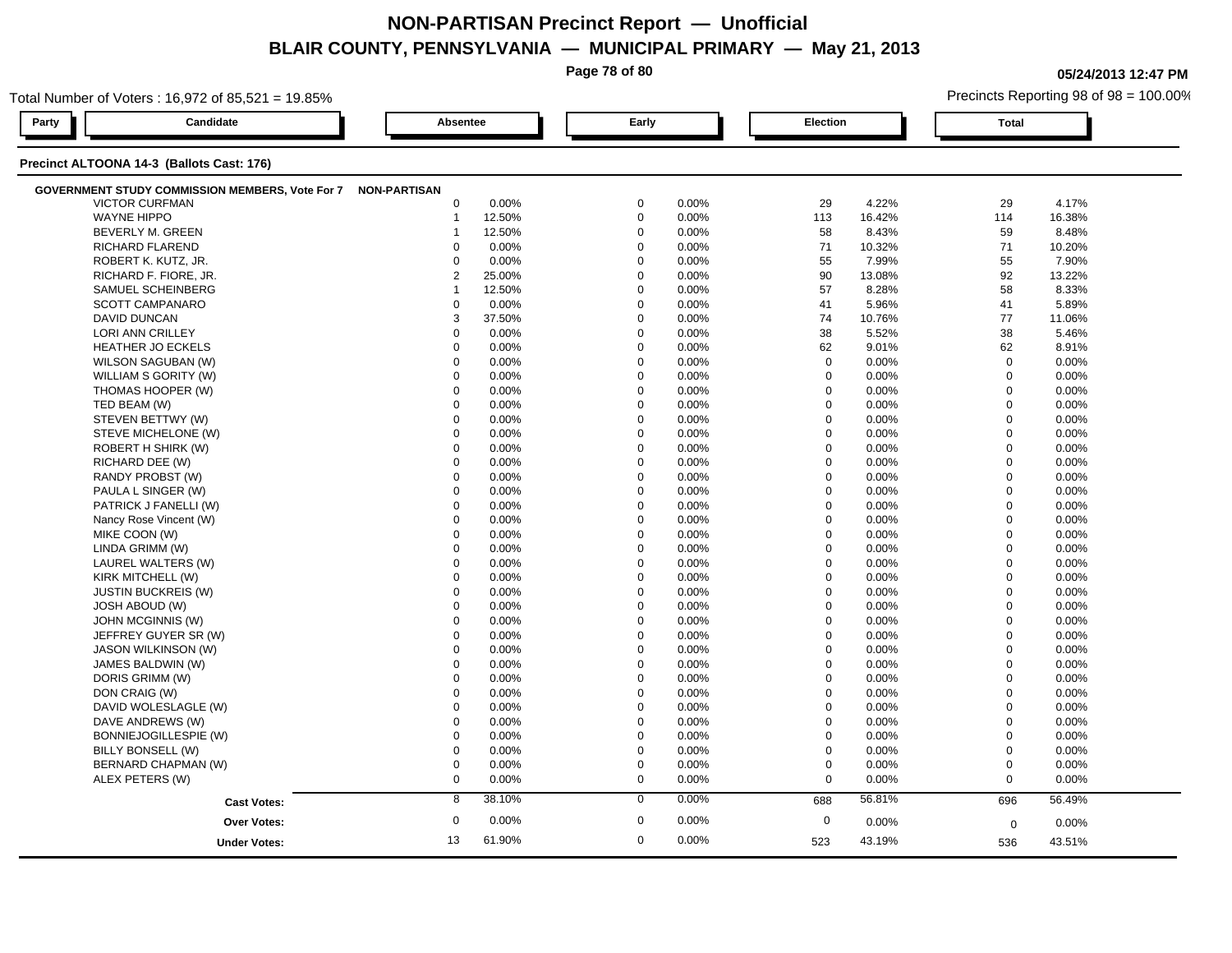# NON-PARTISAN Precinct Report — Unofficial

## BLAIR COUNTY, PENNSYLVANIA — MUNICIPAL PRIMARY — May 21, 2013

05/24/2013 12:47 PM

Total Number of Voters : 16,972 of 85,521 = 19.85%

Precincts Reporting 98 of 98 = 100.00%

### Precinct ALTOONA 14-3 (Ballots Cast: 176)

| Party | Candidate | Absentee | | Early | | Election | | Total | |
|---|---|---|---|---|---|---|---|---|---|
| **GOVERNMENT STUDY COMMISSION MEMBERS, Vote For 7** | | **NON-PARTISAN** | | | | | | | |
| | VICTOR CURFMAN | 0 | 0.00% | 0 | 0.00% | 29 | 4.22% | 29 | 4.17% |
| | WAYNE HIPPO | 1 | 12.50% | 0 | 0.00% | 113 | 16.42% | 114 | 16.38% |
| | BEVERLY M. GREEN | 1 | 12.50% | 0 | 0.00% | 58 | 8.43% | 59 | 8.48% |
| | RICHARD FLAREND | 0 | 0.00% | 0 | 0.00% | 71 | 10.32% | 71 | 10.20% |
| | ROBERT K. KUTZ, JR. | 0 | 0.00% | 0 | 0.00% | 55 | 7.99% | 55 | 7.90% |
| | RICHARD F. FIORE, JR. | 2 | 25.00% | 0 | 0.00% | 90 | 13.08% | 92 | 13.22% |
| | SAMUEL SCHEINBERG | 1 | 12.50% | 0 | 0.00% | 57 | 8.28% | 58 | 8.33% |
| | SCOTT CAMPANARO | 0 | 0.00% | 0 | 0.00% | 41 | 5.96% | 41 | 5.89% |
| | DAVID DUNCAN | 3 | 37.50% | 0 | 0.00% | 74 | 10.76% | 77 | 11.06% |
| | LORI ANN CRILLEY | 0 | 0.00% | 0 | 0.00% | 38 | 5.52% | 38 | 5.46% |
| | HEATHER JO ECKELS | 0 | 0.00% | 0 | 0.00% | 62 | 9.01% | 62 | 8.91% |
| | WILSON SAGUBAN (W) | 0 | 0.00% | 0 | 0.00% | 0 | 0.00% | 0 | 0.00% |
| | WILLIAM S GORITY (W) | 0 | 0.00% | 0 | 0.00% | 0 | 0.00% | 0 | 0.00% |
| | THOMAS HOOPER (W) | 0 | 0.00% | 0 | 0.00% | 0 | 0.00% | 0 | 0.00% |
| | TED BEAM (W) | 0 | 0.00% | 0 | 0.00% | 0 | 0.00% | 0 | 0.00% |
| | STEVEN BETTWY (W) | 0 | 0.00% | 0 | 0.00% | 0 | 0.00% | 0 | 0.00% |
| | STEVE MICHELONE (W) | 0 | 0.00% | 0 | 0.00% | 0 | 0.00% | 0 | 0.00% |
| | ROBERT H SHIRK (W) | 0 | 0.00% | 0 | 0.00% | 0 | 0.00% | 0 | 0.00% |
| | RICHARD DEE (W) | 0 | 0.00% | 0 | 0.00% | 0 | 0.00% | 0 | 0.00% |
| | RANDY PROBST (W) | 0 | 0.00% | 0 | 0.00% | 0 | 0.00% | 0 | 0.00% |
| | PAULA L SINGER (W) | 0 | 0.00% | 0 | 0.00% | 0 | 0.00% | 0 | 0.00% |
| | PATRICK J FANELLI (W) | 0 | 0.00% | 0 | 0.00% | 0 | 0.00% | 0 | 0.00% |
| | Nancy Rose Vincent (W) | 0 | 0.00% | 0 | 0.00% | 0 | 0.00% | 0 | 0.00% |
| | MIKE COON (W) | 0 | 0.00% | 0 | 0.00% | 0 | 0.00% | 0 | 0.00% |
| | LINDA GRIMM (W) | 0 | 0.00% | 0 | 0.00% | 0 | 0.00% | 0 | 0.00% |
| | LAUREL WALTERS (W) | 0 | 0.00% | 0 | 0.00% | 0 | 0.00% | 0 | 0.00% |
| | KIRK MITCHELL (W) | 0 | 0.00% | 0 | 0.00% | 0 | 0.00% | 0 | 0.00% |
| | JUSTIN BUCKREIS (W) | 0 | 0.00% | 0 | 0.00% | 0 | 0.00% | 0 | 0.00% |
| | JOSH ABOUD (W) | 0 | 0.00% | 0 | 0.00% | 0 | 0.00% | 0 | 0.00% |
| | JOHN MCGINNIS (W) | 0 | 0.00% | 0 | 0.00% | 0 | 0.00% | 0 | 0.00% |
| | JEFFREY GUYER SR (W) | 0 | 0.00% | 0 | 0.00% | 0 | 0.00% | 0 | 0.00% |
| | JASON WILKINSON (W) | 0 | 0.00% | 0 | 0.00% | 0 | 0.00% | 0 | 0.00% |
| | JAMES BALDWIN (W) | 0 | 0.00% | 0 | 0.00% | 0 | 0.00% | 0 | 0.00% |
| | DORIS GRIMM (W) | 0 | 0.00% | 0 | 0.00% | 0 | 0.00% | 0 | 0.00% |
| | DON CRAIG (W) | 0 | 0.00% | 0 | 0.00% | 0 | 0.00% | 0 | 0.00% |
| | DAVID WOLESLAGLE (W) | 0 | 0.00% | 0 | 0.00% | 0 | 0.00% | 0 | 0.00% |
| | DAVE ANDREWS (W) | 0 | 0.00% | 0 | 0.00% | 0 | 0.00% | 0 | 0.00% |
| | BONNIEJOGILLESPIE (W) | 0 | 0.00% | 0 | 0.00% | 0 | 0.00% | 0 | 0.00% |
| | BILLY BONSELL (W) | 0 | 0.00% | 0 | 0.00% | 0 | 0.00% | 0 | 0.00% |
| | BERNARD CHAPMAN (W) | 0 | 0.00% | 0 | 0.00% | 0 | 0.00% | 0 | 0.00% |
| | ALEX PETERS (W) | 0 | 0.00% | 0 | 0.00% | 0 | 0.00% | 0 | 0.00% |
| | **Cast Votes:** | 8 | 38.10% | 0 | 0.00% | 688 | 56.81% | 696 | 56.49% |
| | **Over Votes:** | 0 | 0.00% | 0 | 0.00% | 0 | 0.00% | 0 | 0.00% |
| | **Under Votes:** | 13 | 61.90% | 0 | 0.00% | 523 | 43.19% | 536 | 43.51% |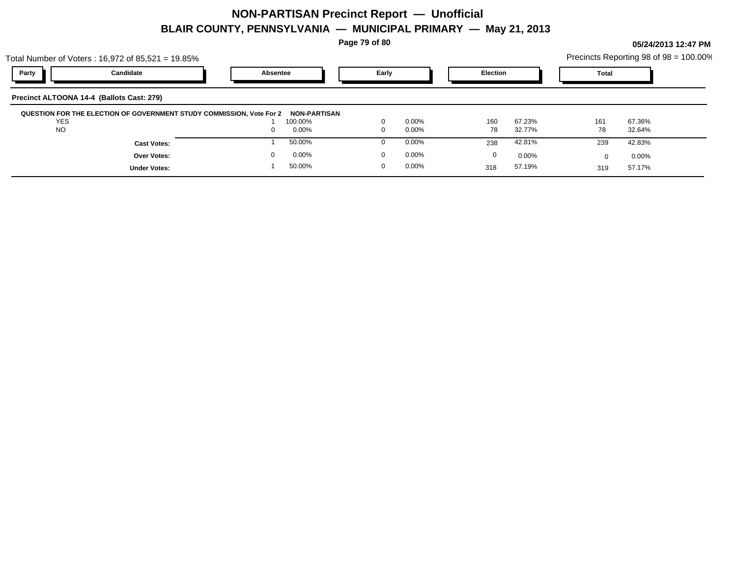# NON-PARTISAN Precinct Report — Unofficial

## BLAIR COUNTY, PENNSYLVANIA — MUNICIPAL PRIMARY — May 21, 2013

05/24/2013 12:47 PM

Total Number of Voters : 16,972 of 85,521 = 19.85%

Precincts Reporting 98 of 98 = 100.00%

### Precinct ALTOONA 14-4 (Ballots Cast: 279)

**QUESTION FOR THE ELECTION OF GOVERNMENT STUDY COMMISSION, Vote For 2** **NON-PARTISAN**

| Party | Candidate | Absentee | | Early | | Election | | Total | |
|---|---|---|---|---|---|---|---|---|---|
| | YES | 1 | 100.00% | 0 | 0.00% | 160 | 67.23% | 161 | 67.36% |
| | NO | 0 | 0.00% | 0 | 0.00% | 78 | 32.77% | 78 | 32.64% |
| | **Cast Votes:** | 1 | 50.00% | 0 | 0.00% | 238 | 42.81% | 239 | 42.83% |
| | **Over Votes:** | 0 | 0.00% | 0 | 0.00% | 0 | 0.00% | 0 | 0.00% |
| | **Under Votes:** | 1 | 50.00% | 0 | 0.00% | 318 | 57.19% | 319 | 57.17% |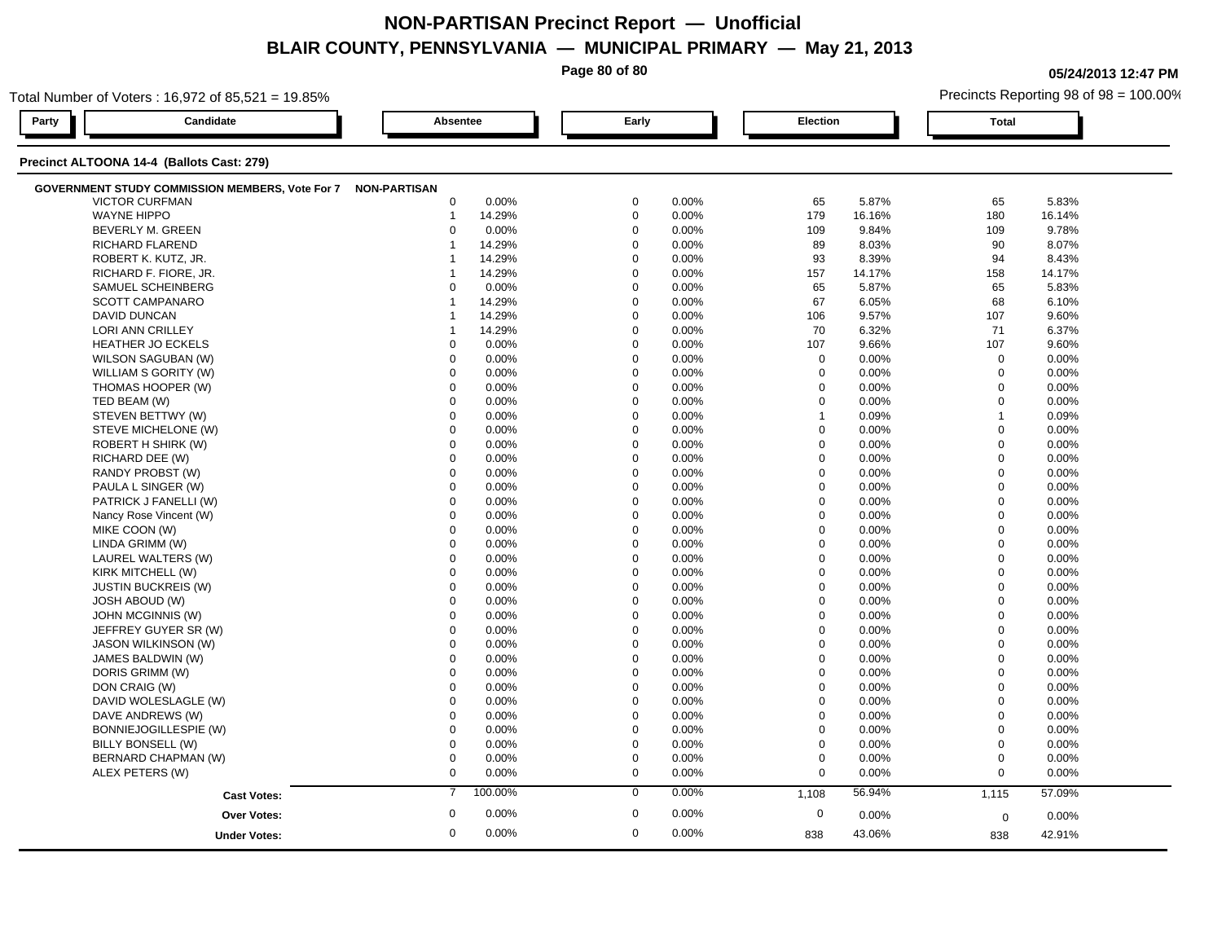# NON-PARTISAN Precinct Report — Unofficial

## BLAIR COUNTY, PENNSYLVANIA — MUNICIPAL PRIMARY — May 21, 2013

05/24/2013 12:47 PM

Total Number of Voters : 16,972 of 85,521 = 19.85%

Precincts Reporting 98 of 98 = 100.00%

### Precinct ALTOONA 14-4 (Ballots Cast: 279)

**GOVERNMENT STUDY COMMISSION MEMBERS, Vote For 7 — NON-PARTISAN**

| Party | Candidate | Absentee | | Early | | Election | | Total | |
|---|---|---|---|---|---|---|---|---|---|
| | VICTOR CURFMAN | 0 | 0.00% | 0 | 0.00% | 65 | 5.87% | 65 | 5.83% |
| | WAYNE HIPPO | 1 | 14.29% | 0 | 0.00% | 179 | 16.16% | 180 | 16.14% |
| | BEVERLY M. GREEN | 0 | 0.00% | 0 | 0.00% | 109 | 9.84% | 109 | 9.78% |
| | RICHARD FLAREND | 1 | 14.29% | 0 | 0.00% | 89 | 8.03% | 90 | 8.07% |
| | ROBERT K. KUTZ, JR. | 1 | 14.29% | 0 | 0.00% | 93 | 8.39% | 94 | 8.43% |
| | RICHARD F. FIORE, JR. | 1 | 14.29% | 0 | 0.00% | 157 | 14.17% | 158 | 14.17% |
| | SAMUEL SCHEINBERG | 0 | 0.00% | 0 | 0.00% | 65 | 5.87% | 65 | 5.83% |
| | SCOTT CAMPANARO | 1 | 14.29% | 0 | 0.00% | 67 | 6.05% | 68 | 6.10% |
| | DAVID DUNCAN | 1 | 14.29% | 0 | 0.00% | 106 | 9.57% | 107 | 9.60% |
| | LORI ANN CRILLEY | 1 | 14.29% | 0 | 0.00% | 70 | 6.32% | 71 | 6.37% |
| | HEATHER JO ECKELS | 0 | 0.00% | 0 | 0.00% | 107 | 9.66% | 107 | 9.60% |
| | WILSON SAGUBAN (W) | 0 | 0.00% | 0 | 0.00% | 0 | 0.00% | 0 | 0.00% |
| | WILLIAM S GORITY (W) | 0 | 0.00% | 0 | 0.00% | 0 | 0.00% | 0 | 0.00% |
| | THOMAS HOOPER (W) | 0 | 0.00% | 0 | 0.00% | 0 | 0.00% | 0 | 0.00% |
| | TED BEAM (W) | 0 | 0.00% | 0 | 0.00% | 0 | 0.00% | 0 | 0.00% |
| | STEVEN BETTWY (W) | 0 | 0.00% | 0 | 0.00% | 1 | 0.09% | 1 | 0.09% |
| | STEVE MICHELONE (W) | 0 | 0.00% | 0 | 0.00% | 0 | 0.00% | 0 | 0.00% |
| | ROBERT H SHIRK (W) | 0 | 0.00% | 0 | 0.00% | 0 | 0.00% | 0 | 0.00% |
| | RICHARD DEE (W) | 0 | 0.00% | 0 | 0.00% | 0 | 0.00% | 0 | 0.00% |
| | RANDY PROBST (W) | 0 | 0.00% | 0 | 0.00% | 0 | 0.00% | 0 | 0.00% |
| | PAULA L SINGER (W) | 0 | 0.00% | 0 | 0.00% | 0 | 0.00% | 0 | 0.00% |
| | PATRICK J FANELLI (W) | 0 | 0.00% | 0 | 0.00% | 0 | 0.00% | 0 | 0.00% |
| | Nancy Rose Vincent (W) | 0 | 0.00% | 0 | 0.00% | 0 | 0.00% | 0 | 0.00% |
| | MIKE COON (W) | 0 | 0.00% | 0 | 0.00% | 0 | 0.00% | 0 | 0.00% |
| | LINDA GRIMM (W) | 0 | 0.00% | 0 | 0.00% | 0 | 0.00% | 0 | 0.00% |
| | LAUREL WALTERS (W) | 0 | 0.00% | 0 | 0.00% | 0 | 0.00% | 0 | 0.00% |
| | KIRK MITCHELL (W) | 0 | 0.00% | 0 | 0.00% | 0 | 0.00% | 0 | 0.00% |
| | JUSTIN BUCKREIS (W) | 0 | 0.00% | 0 | 0.00% | 0 | 0.00% | 0 | 0.00% |
| | JOSH ABOUD (W) | 0 | 0.00% | 0 | 0.00% | 0 | 0.00% | 0 | 0.00% |
| | JOHN MCGINNIS (W) | 0 | 0.00% | 0 | 0.00% | 0 | 0.00% | 0 | 0.00% |
| | JEFFREY GUYER SR (W) | 0 | 0.00% | 0 | 0.00% | 0 | 0.00% | 0 | 0.00% |
| | JASON WILKINSON (W) | 0 | 0.00% | 0 | 0.00% | 0 | 0.00% | 0 | 0.00% |
| | JAMES BALDWIN (W) | 0 | 0.00% | 0 | 0.00% | 0 | 0.00% | 0 | 0.00% |
| | DORIS GRIMM (W) | 0 | 0.00% | 0 | 0.00% | 0 | 0.00% | 0 | 0.00% |
| | DON CRAIG (W) | 0 | 0.00% | 0 | 0.00% | 0 | 0.00% | 0 | 0.00% |
| | DAVID WOLESLAGLE (W) | 0 | 0.00% | 0 | 0.00% | 0 | 0.00% | 0 | 0.00% |
| | DAVE ANDREWS (W) | 0 | 0.00% | 0 | 0.00% | 0 | 0.00% | 0 | 0.00% |
| | BONNIEJOGILLESPIE (W) | 0 | 0.00% | 0 | 0.00% | 0 | 0.00% | 0 | 0.00% |
| | BILLY BONSELL (W) | 0 | 0.00% | 0 | 0.00% | 0 | 0.00% | 0 | 0.00% |
| | BERNARD CHAPMAN (W) | 0 | 0.00% | 0 | 0.00% | 0 | 0.00% | 0 | 0.00% |
| | ALEX PETERS (W) | 0 | 0.00% | 0 | 0.00% | 0 | 0.00% | 0 | 0.00% |
| | **Cast Votes:** | 7 | 100.00% | 0 | 0.00% | 1,108 | 56.94% | 1,115 | 57.09% |
| | **Over Votes:** | 0 | 0.00% | 0 | 0.00% | 0 | 0.00% | 0 | 0.00% |
| | **Under Votes:** | 0 | 0.00% | 0 | 0.00% | 838 | 43.06% | 838 | 42.91% |